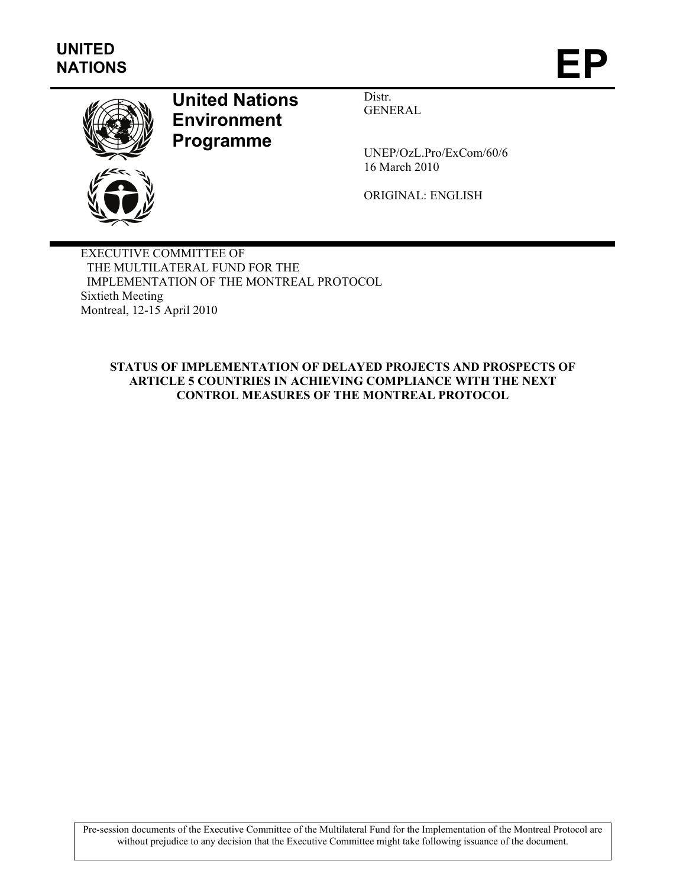UNITED NATIONS

# EP

**United Nations Environment Programme**

Distr.
GENERAL

UNEP/OzL.Pro/ExCom/60/6
16 March 2010

ORIGINAL: ENGLISH

EXECUTIVE COMMITTEE OF
THE MULTILATERAL FUND FOR THE
IMPLEMENTATION OF THE MONTREAL PROTOCOL
Sixtieth Meeting
Montreal, 12-15 April 2010

## STATUS OF IMPLEMENTATION OF DELAYED PROJECTS AND PROSPECTS OF ARTICLE 5 COUNTRIES IN ACHIEVING COMPLIANCE WITH THE NEXT CONTROL MEASURES OF THE MONTREAL PROTOCOL

Pre-session documents of the Executive Committee of the Multilateral Fund for the Implementation of the Montreal Protocol are without prejudice to any decision that the Executive Committee might take following issuance of the document.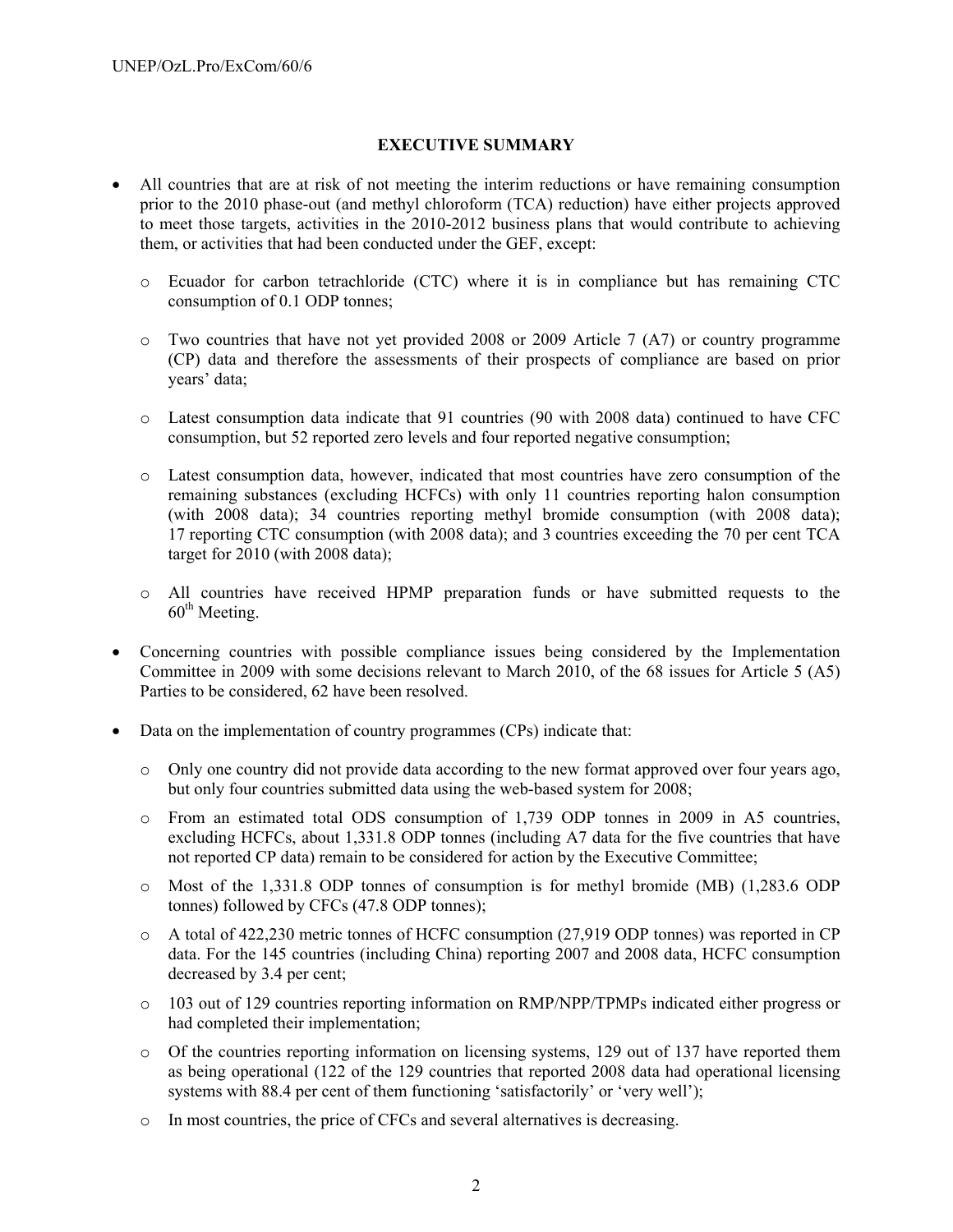## EXECUTIVE SUMMARY

- All countries that are at risk of not meeting the interim reductions or have remaining consumption prior to the 2010 phase-out (and methyl chloroform (TCA) reduction) have either projects approved to meet those targets, activities in the 2010-2012 business plans that would contribute to achieving them, or activities that had been conducted under the GEF, except:
  - Ecuador for carbon tetrachloride (CTC) where it is in compliance but has remaining CTC consumption of 0.1 ODP tonnes;
  - Two countries that have not yet provided 2008 or 2009 Article 7 (A7) or country programme (CP) data and therefore the assessments of their prospects of compliance are based on prior years' data;
  - Latest consumption data indicate that 91 countries (90 with 2008 data) continued to have CFC consumption, but 52 reported zero levels and four reported negative consumption;
  - Latest consumption data, however, indicated that most countries have zero consumption of the remaining substances (excluding HCFCs) with only 11 countries reporting halon consumption (with 2008 data); 34 countries reporting methyl bromide consumption (with 2008 data); 17 reporting CTC consumption (with 2008 data); and 3 countries exceeding the 70 per cent TCA target for 2010 (with 2008 data);
  - All countries have received HPMP preparation funds or have submitted requests to the 60th Meeting.
- Concerning countries with possible compliance issues being considered by the Implementation Committee in 2009 with some decisions relevant to March 2010, of the 68 issues for Article 5 (A5) Parties to be considered, 62 have been resolved.
- Data on the implementation of country programmes (CPs) indicate that:
  - Only one country did not provide data according to the new format approved over four years ago, but only four countries submitted data using the web-based system for 2008;
  - From an estimated total ODS consumption of 1,739 ODP tonnes in 2009 in A5 countries, excluding HCFCs, about 1,331.8 ODP tonnes (including A7 data for the five countries that have not reported CP data) remain to be considered for action by the Executive Committee;
  - Most of the 1,331.8 ODP tonnes of consumption is for methyl bromide (MB) (1,283.6 ODP tonnes) followed by CFCs (47.8 ODP tonnes);
  - A total of 422,230 metric tonnes of HCFC consumption (27,919 ODP tonnes) was reported in CP data. For the 145 countries (including China) reporting 2007 and 2008 data, HCFC consumption decreased by 3.4 per cent;
  - 103 out of 129 countries reporting information on RMP/NPP/TPMPs indicated either progress or had completed their implementation;
  - Of the countries reporting information on licensing systems, 129 out of 137 have reported them as being operational (122 of the 129 countries that reported 2008 data had operational licensing systems with 88.4 per cent of them functioning 'satisfactorily' or 'very well');
  - In most countries, the price of CFCs and several alternatives is decreasing.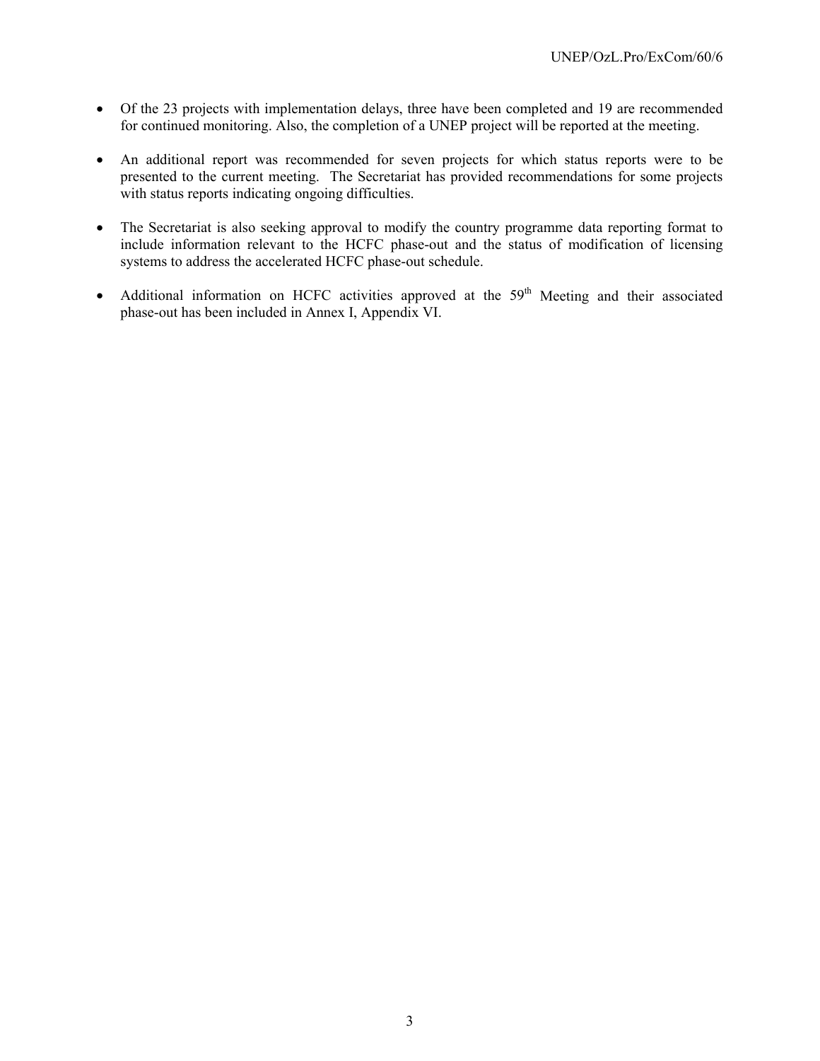- Of the 23 projects with implementation delays, three have been completed and 19 are recommended for continued monitoring. Also, the completion of a UNEP project will be reported at the meeting.

- An additional report was recommended for seven projects for which status reports were to be presented to the current meeting. The Secretariat has provided recommendations for some projects with status reports indicating ongoing difficulties.

- The Secretariat is also seeking approval to modify the country programme data reporting format to include information relevant to the HCFC phase-out and the status of modification of licensing systems to address the accelerated HCFC phase-out schedule.

- Additional information on HCFC activities approved at the 59th Meeting and their associated phase-out has been included in Annex I, Appendix VI.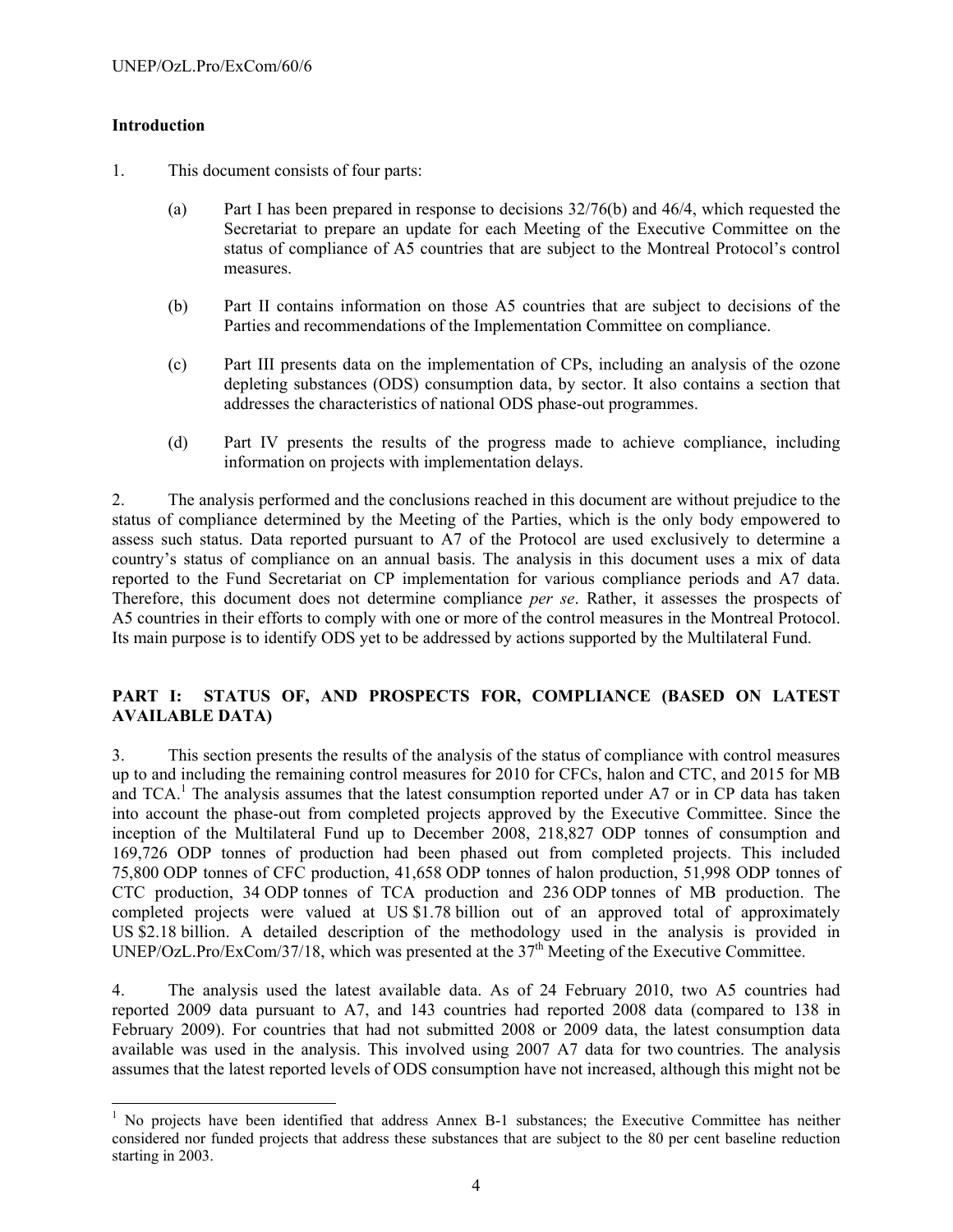## Introduction

1. This document consists of four parts:

   (a) Part I has been prepared in response to decisions 32/76(b) and 46/4, which requested the Secretariat to prepare an update for each Meeting of the Executive Committee on the status of compliance of A5 countries that are subject to the Montreal Protocol's control measures.

   (b) Part II contains information on those A5 countries that are subject to decisions of the Parties and recommendations of the Implementation Committee on compliance.

   (c) Part III presents data on the implementation of CPs, including an analysis of the ozone depleting substances (ODS) consumption data, by sector. It also contains a section that addresses the characteristics of national ODS phase-out programmes.

   (d) Part IV presents the results of the progress made to achieve compliance, including information on projects with implementation delays.

2. The analysis performed and the conclusions reached in this document are without prejudice to the status of compliance determined by the Meeting of the Parties, which is the only body empowered to assess such status. Data reported pursuant to A7 of the Protocol are used exclusively to determine a country's status of compliance on an annual basis. The analysis in this document uses a mix of data reported to the Fund Secretariat on CP implementation for various compliance periods and A7 data. Therefore, this document does not determine compliance *per se*. Rather, it assesses the prospects of A5 countries in their efforts to comply with one or more of the control measures in the Montreal Protocol. Its main purpose is to identify ODS yet to be addressed by actions supported by the Multilateral Fund.

## PART I: STATUS OF, AND PROSPECTS FOR, COMPLIANCE (BASED ON LATEST AVAILABLE DATA)

3. This section presents the results of the analysis of the status of compliance with control measures up to and including the remaining control measures for 2010 for CFCs, halon and CTC, and 2015 for MB and TCA.[1] The analysis assumes that the latest consumption reported under A7 or in CP data has taken into account the phase-out from completed projects approved by the Executive Committee. Since the inception of the Multilateral Fund up to December 2008, 218,827 ODP tonnes of consumption and 169,726 ODP tonnes of production had been phased out from completed projects. This included 75,800 ODP tonnes of CFC production, 41,658 ODP tonnes of halon production, 51,998 ODP tonnes of CTC production, 34 ODP tonnes of TCA production and 236 ODP tonnes of MB production. The completed projects were valued at US $1.78 billion out of an approved total of approximately US $2.18 billion. A detailed description of the methodology used in the analysis is provided in UNEP/OzL.Pro/ExCom/37/18, which was presented at the 37th Meeting of the Executive Committee.

4. The analysis used the latest available data. As of 24 February 2010, two A5 countries had reported 2009 data pursuant to A7, and 143 countries had reported 2008 data (compared to 138 in February 2009). For countries that had not submitted 2008 or 2009 data, the latest consumption data available was used in the analysis. This involved using 2007 A7 data for two countries. The analysis assumes that the latest reported levels of ODS consumption have not increased, although this might not be

[1] No projects have been identified that address Annex B-1 substances; the Executive Committee has neither considered nor funded projects that address these substances that are subject to the 80 per cent baseline reduction starting in 2003.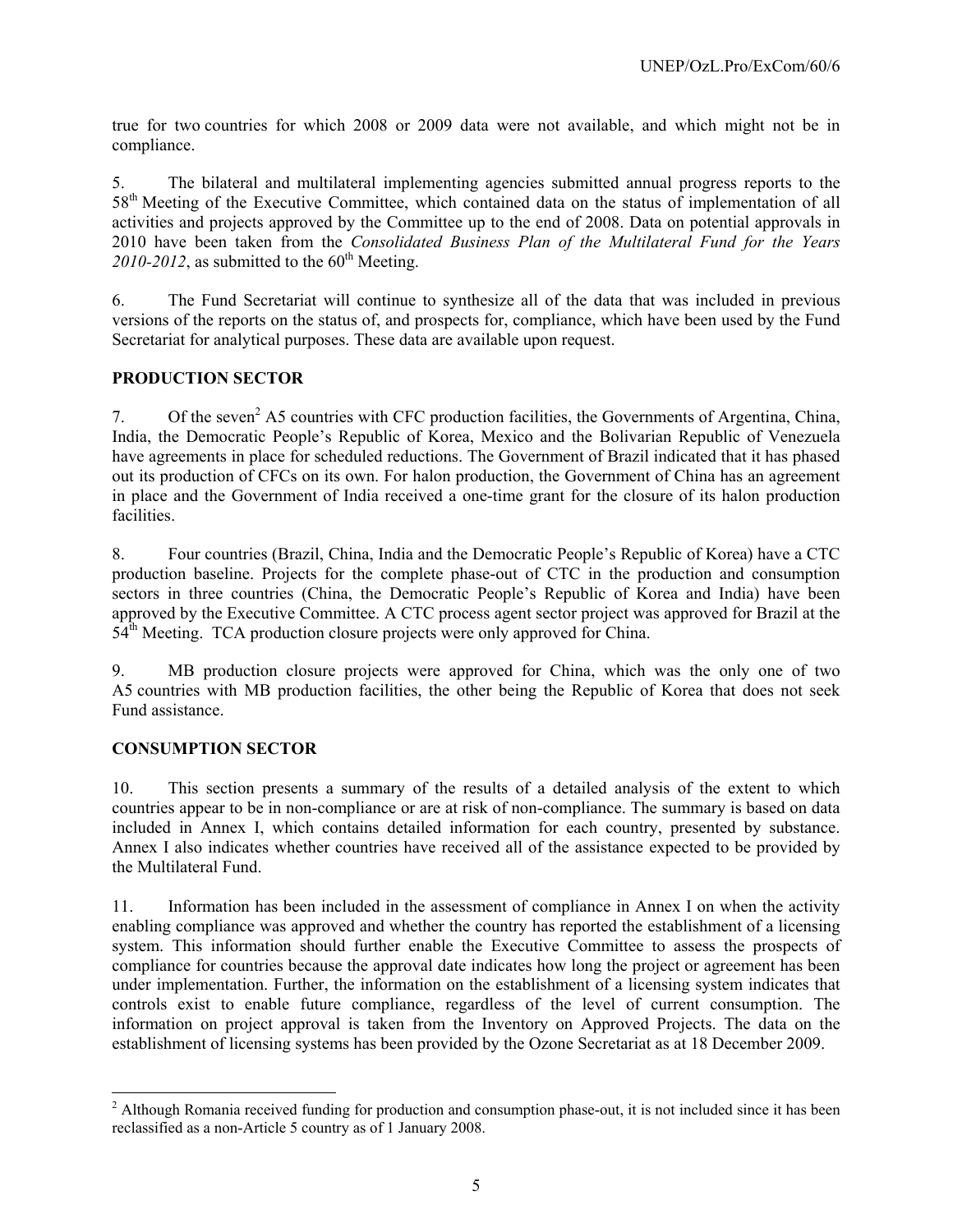true for two countries for which 2008 or 2009 data were not available, and which might not be in compliance.

5. The bilateral and multilateral implementing agencies submitted annual progress reports to the 58th Meeting of the Executive Committee, which contained data on the status of implementation of all activities and projects approved by the Committee up to the end of 2008. Data on potential approvals in 2010 have been taken from the *Consolidated Business Plan of the Multilateral Fund for the Years 2010-2012*, as submitted to the 60th Meeting.

6. The Fund Secretariat will continue to synthesize all of the data that was included in previous versions of the reports on the status of, and prospects for, compliance, which have been used by the Fund Secretariat for analytical purposes. These data are available upon request.

## PRODUCTION SECTOR

7. Of the seven[2] A5 countries with CFC production facilities, the Governments of Argentina, China, India, the Democratic People's Republic of Korea, Mexico and the Bolivarian Republic of Venezuela have agreements in place for scheduled reductions. The Government of Brazil indicated that it has phased out its production of CFCs on its own. For halon production, the Government of China has an agreement in place and the Government of India received a one-time grant for the closure of its halon production facilities.

8. Four countries (Brazil, China, India and the Democratic People's Republic of Korea) have a CTC production baseline. Projects for the complete phase-out of CTC in the production and consumption sectors in three countries (China, the Democratic People's Republic of Korea and India) have been approved by the Executive Committee. A CTC process agent sector project was approved for Brazil at the 54th Meeting. TCA production closure projects were only approved for China.

9. MB production closure projects were approved for China, which was the only one of two A5 countries with MB production facilities, the other being the Republic of Korea that does not seek Fund assistance.

## CONSUMPTION SECTOR

10. This section presents a summary of the results of a detailed analysis of the extent to which countries appear to be in non-compliance or are at risk of non-compliance. The summary is based on data included in Annex I, which contains detailed information for each country, presented by substance. Annex I also indicates whether countries have received all of the assistance expected to be provided by the Multilateral Fund.

11. Information has been included in the assessment of compliance in Annex I on when the activity enabling compliance was approved and whether the country has reported the establishment of a licensing system. This information should further enable the Executive Committee to assess the prospects of compliance for countries because the approval date indicates how long the project or agreement has been under implementation. Further, the information on the establishment of a licensing system indicates that controls exist to enable future compliance, regardless of the level of current consumption. The information on project approval is taken from the Inventory on Approved Projects. The data on the establishment of licensing systems has been provided by the Ozone Secretariat as at 18 December 2009.

---

[2] Although Romania received funding for production and consumption phase-out, it is not included since it has been reclassified as a non-Article 5 country as of 1 January 2008.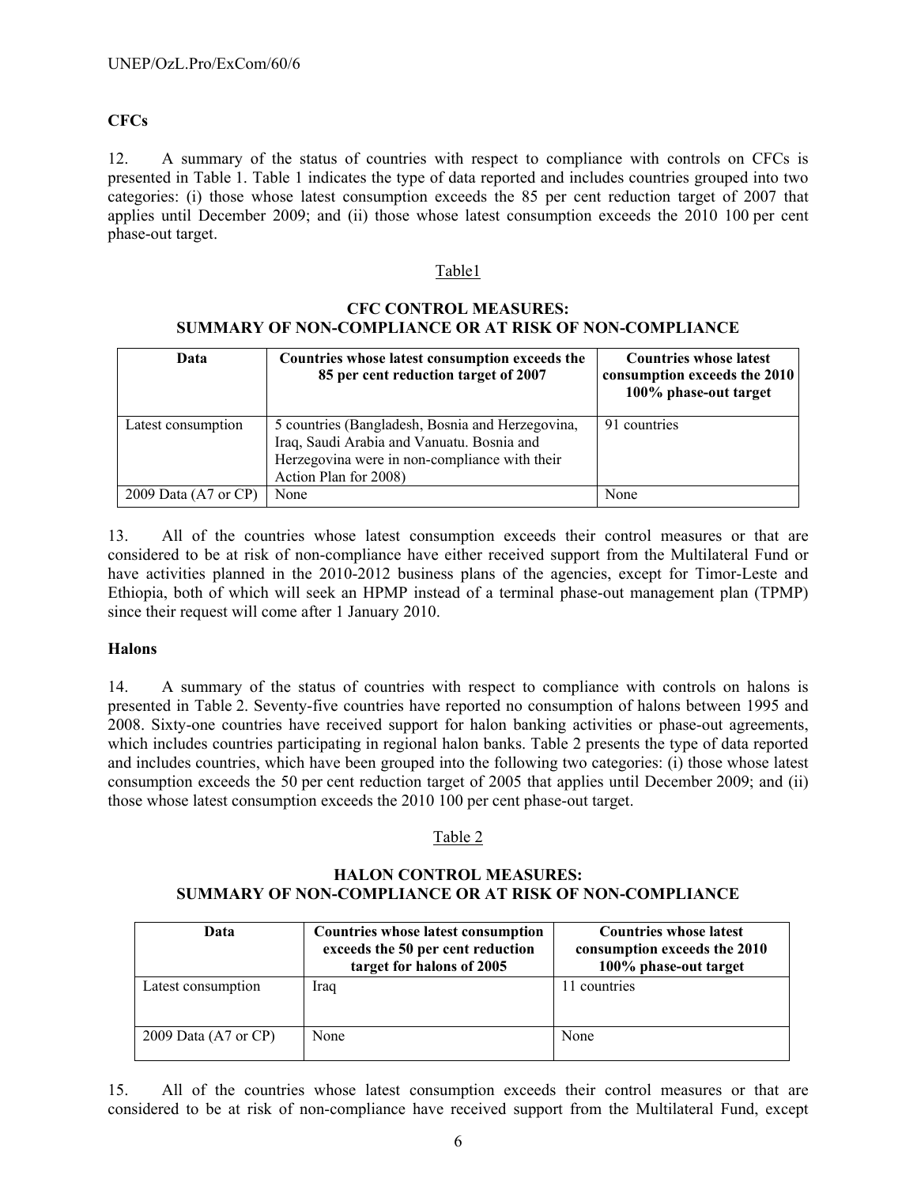**CFCs**

12. A summary of the status of countries with respect to compliance with controls on CFCs is presented in Table 1. Table 1 indicates the type of data reported and includes countries grouped into two categories: (i) those whose latest consumption exceeds the 85 per cent reduction target of 2007 that applies until December 2009; and (ii) those whose latest consumption exceeds the 2010 100 per cent phase-out target.

Table1

**CFC CONTROL MEASURES:**
**SUMMARY OF NON-COMPLIANCE OR AT RISK OF NON-COMPLIANCE**

| Data | Countries whose latest consumption exceeds the 85 per cent reduction target of 2007 | Countries whose latest consumption exceeds the 2010 100% phase-out target |
|---|---|---|
| Latest consumption | 5 countries (Bangladesh, Bosnia and Herzegovina, Iraq, Saudi Arabia and Vanuatu. Bosnia and Herzegovina were in non-compliance with their Action Plan for 2008) | 91 countries |
| 2009 Data (A7 or CP) | None | None |

13. All of the countries whose latest consumption exceeds their control measures or that are considered to be at risk of non-compliance have either received support from the Multilateral Fund or have activities planned in the 2010-2012 business plans of the agencies, except for Timor-Leste and Ethiopia, both of which will seek an HPMP instead of a terminal phase-out management plan (TPMP) since their request will come after 1 January 2010.

**Halons**

14. A summary of the status of countries with respect to compliance with controls on halons is presented in Table 2. Seventy-five countries have reported no consumption of halons between 1995 and 2008. Sixty-one countries have received support for halon banking activities or phase-out agreements, which includes countries participating in regional halon banks. Table 2 presents the type of data reported and includes countries, which have been grouped into the following two categories: (i) those whose latest consumption exceeds the 50 per cent reduction target of 2005 that applies until December 2009; and (ii) those whose latest consumption exceeds the 2010 100 per cent phase-out target.

Table 2

**HALON CONTROL MEASURES:**
**SUMMARY OF NON-COMPLIANCE OR AT RISK OF NON-COMPLIANCE**

| Data | Countries whose latest consumption exceeds the 50 per cent reduction target for halons of 2005 | Countries whose latest consumption exceeds the 2010 100% phase-out target |
|---|---|---|
| Latest consumption | Iraq | 11 countries |
| 2009 Data (A7 or CP) | None | None |

15. All of the countries whose latest consumption exceeds their control measures or that are considered to be at risk of non-compliance have received support from the Multilateral Fund, except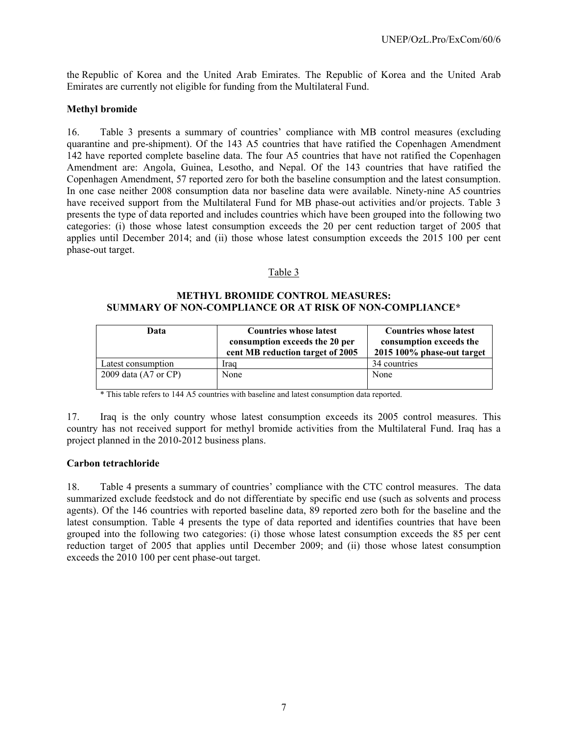the Republic of Korea and the United Arab Emirates. The Republic of Korea and the United Arab Emirates are currently not eligible for funding from the Multilateral Fund.

**Methyl bromide**

16. Table 3 presents a summary of countries' compliance with MB control measures (excluding quarantine and pre-shipment). Of the 143 A5 countries that have ratified the Copenhagen Amendment 142 have reported complete baseline data. The four A5 countries that have not ratified the Copenhagen Amendment are: Angola, Guinea, Lesotho, and Nepal. Of the 143 countries that have ratified the Copenhagen Amendment, 57 reported zero for both the baseline consumption and the latest consumption. In one case neither 2008 consumption data nor baseline data were available. Ninety-nine A5 countries have received support from the Multilateral Fund for MB phase-out activities and/or projects. Table 3 presents the type of data reported and includes countries which have been grouped into the following two categories: (i) those whose latest consumption exceeds the 20 per cent reduction target of 2005 that applies until December 2014; and (ii) those whose latest consumption exceeds the 2015 100 per cent phase-out target.

Table 3

**METHYL BROMIDE CONTROL MEASURES: SUMMARY OF NON-COMPLIANCE OR AT RISK OF NON-COMPLIANCE***

| Data | Countries whose latest consumption exceeds the 20 per cent MB reduction target of 2005 | Countries whose latest consumption exceeds the 2015 100% phase-out target |
|---|---|---|
| Latest consumption | Iraq | 34 countries |
| 2009 data (A7 or CP) | None | None |

* This table refers to 144 A5 countries with baseline and latest consumption data reported.

17. Iraq is the only country whose latest consumption exceeds its 2005 control measures. This country has not received support for methyl bromide activities from the Multilateral Fund. Iraq has a project planned in the 2010-2012 business plans.

**Carbon tetrachloride**

18. Table 4 presents a summary of countries' compliance with the CTC control measures. The data summarized exclude feedstock and do not differentiate by specific end use (such as solvents and process agents). Of the 146 countries with reported baseline data, 89 reported zero both for the baseline and the latest consumption. Table 4 presents the type of data reported and identifies countries that have been grouped into the following two categories: (i) those whose latest consumption exceeds the 85 per cent reduction target of 2005 that applies until December 2009; and (ii) those whose latest consumption exceeds the 2010 100 per cent phase-out target.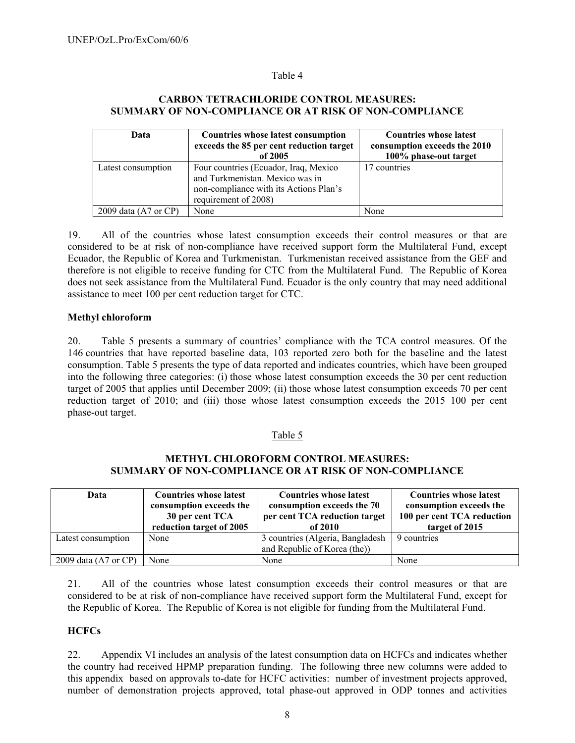Table 4

**CARBON TETRACHLORIDE CONTROL MEASURES: SUMMARY OF NON-COMPLIANCE OR AT RISK OF NON-COMPLIANCE**

| Data | Countries whose latest consumption exceeds the 85 per cent reduction target of 2005 | Countries whose latest consumption exceeds the 2010 100% phase-out target |
|---|---|---|
| Latest consumption | Four countries (Ecuador, Iraq, Mexico and Turkmenistan. Mexico was in non-compliance with its Actions Plan's requirement of 2008) | 17 countries |
| 2009 data (A7 or CP) | None | None |

19. All of the countries whose latest consumption exceeds their control measures or that are considered to be at risk of non-compliance have received support form the Multilateral Fund, except Ecuador, the Republic of Korea and Turkmenistan. Turkmenistan received assistance from the GEF and therefore is not eligible to receive funding for CTC from the Multilateral Fund. The Republic of Korea does not seek assistance from the Multilateral Fund. Ecuador is the only country that may need additional assistance to meet 100 per cent reduction target for CTC.

**Methyl chloroform**

20. Table 5 presents a summary of countries' compliance with the TCA control measures. Of the 146 countries that have reported baseline data, 103 reported zero both for the baseline and the latest consumption. Table 5 presents the type of data reported and indicates countries, which have been grouped into the following three categories: (i) those whose latest consumption exceeds the 30 per cent reduction target of 2005 that applies until December 2009; (ii) those whose latest consumption exceeds 70 per cent reduction target of 2010; and (iii) those whose latest consumption exceeds the 2015 100 per cent phase-out target.

Table 5

**METHYL CHLOROFORM CONTROL MEASURES: SUMMARY OF NON-COMPLIANCE OR AT RISK OF NON-COMPLIANCE**

| Data | Countries whose latest consumption exceeds the 30 per cent TCA reduction target of 2005 | Countries whose latest consumption exceeds the 70 per cent TCA reduction target of 2010 | Countries whose latest consumption exceeds the 100 per cent TCA reduction target of 2015 |
|---|---|---|---|
| Latest consumption | None | 3 countries (Algeria, Bangladesh and Republic of Korea (the)) | 9 countries |
| 2009 data (A7 or CP) | None | None | None |

21. All of the countries whose latest consumption exceeds their control measures or that are considered to be at risk of non-compliance have received support form the Multilateral Fund, except for the Republic of Korea. The Republic of Korea is not eligible for funding from the Multilateral Fund.

**HCFCs**

22. Appendix VI includes an analysis of the latest consumption data on HCFCs and indicates whether the country had received HPMP preparation funding. The following three new columns were added to this appendix based on approvals to-date for HCFC activities: number of investment projects approved, number of demonstration projects approved, total phase-out approved in ODP tonnes and activities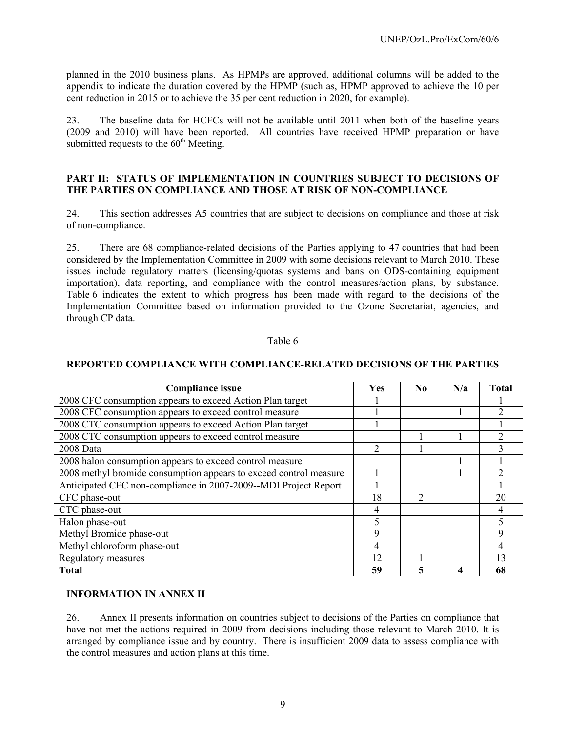planned in the 2010 business plans. As HPMPs are approved, additional columns will be added to the appendix to indicate the duration covered by the HPMP (such as, HPMP approved to achieve the 10 per cent reduction in 2015 or to achieve the 35 per cent reduction in 2020, for example).

23. The baseline data for HCFCs will not be available until 2011 when both of the baseline years (2009 and 2010) will have been reported. All countries have received HPMP preparation or have submitted requests to the 60th Meeting.

## PART II: STATUS OF IMPLEMENTATION IN COUNTRIES SUBJECT TO DECISIONS OF THE PARTIES ON COMPLIANCE AND THOSE AT RISK OF NON-COMPLIANCE

24. This section addresses A5 countries that are subject to decisions on compliance and those at risk of non-compliance.

25. There are 68 compliance-related decisions of the Parties applying to 47 countries that had been considered by the Implementation Committee in 2009 with some decisions relevant to March 2010. These issues include regulatory matters (licensing/quotas systems and bans on ODS-containing equipment importation), data reporting, and compliance with the control measures/action plans, by substance. Table 6 indicates the extent to which progress has been made with regard to the decisions of the Implementation Committee based on information provided to the Ozone Secretariat, agencies, and through CP data.

Table 6

**REPORTED COMPLIANCE WITH COMPLIANCE-RELATED DECISIONS OF THE PARTIES**

| Compliance issue | Yes | No | N/a | Total |
|---|---|---|---|---|
| 2008 CFC consumption appears to exceed Action Plan target | 1 | | | 1 |
| 2008 CFC consumption appears to exceed control measure | 1 | | 1 | 2 |
| 2008 CTC consumption appears to exceed Action Plan target | 1 | | | 1 |
| 2008 CTC consumption appears to exceed control measure | | 1 | 1 | 2 |
| 2008 Data | 2 | 1 | | 3 |
| 2008 halon consumption appears to exceed control measure | | | 1 | 1 |
| 2008 methyl bromide consumption appears to exceed control measure | 1 | | 1 | 2 |
| Anticipated CFC non-compliance in 2007-2009--MDI Project Report | 1 | | | 1 |
| CFC phase-out | 18 | 2 | | 20 |
| CTC phase-out | 4 | | | 4 |
| Halon phase-out | 5 | | | 5 |
| Methyl Bromide phase-out | 9 | | | 9 |
| Methyl chloroform phase-out | 4 | | | 4 |
| Regulatory measures | 12 | 1 | | 13 |
| **Total** | **59** | **5** | **4** | **68** |

### INFORMATION IN ANNEX II

26. Annex II presents information on countries subject to decisions of the Parties on compliance that have not met the actions required in 2009 from decisions including those relevant to March 2010. It is arranged by compliance issue and by country. There is insufficient 2009 data to assess compliance with the control measures and action plans at this time.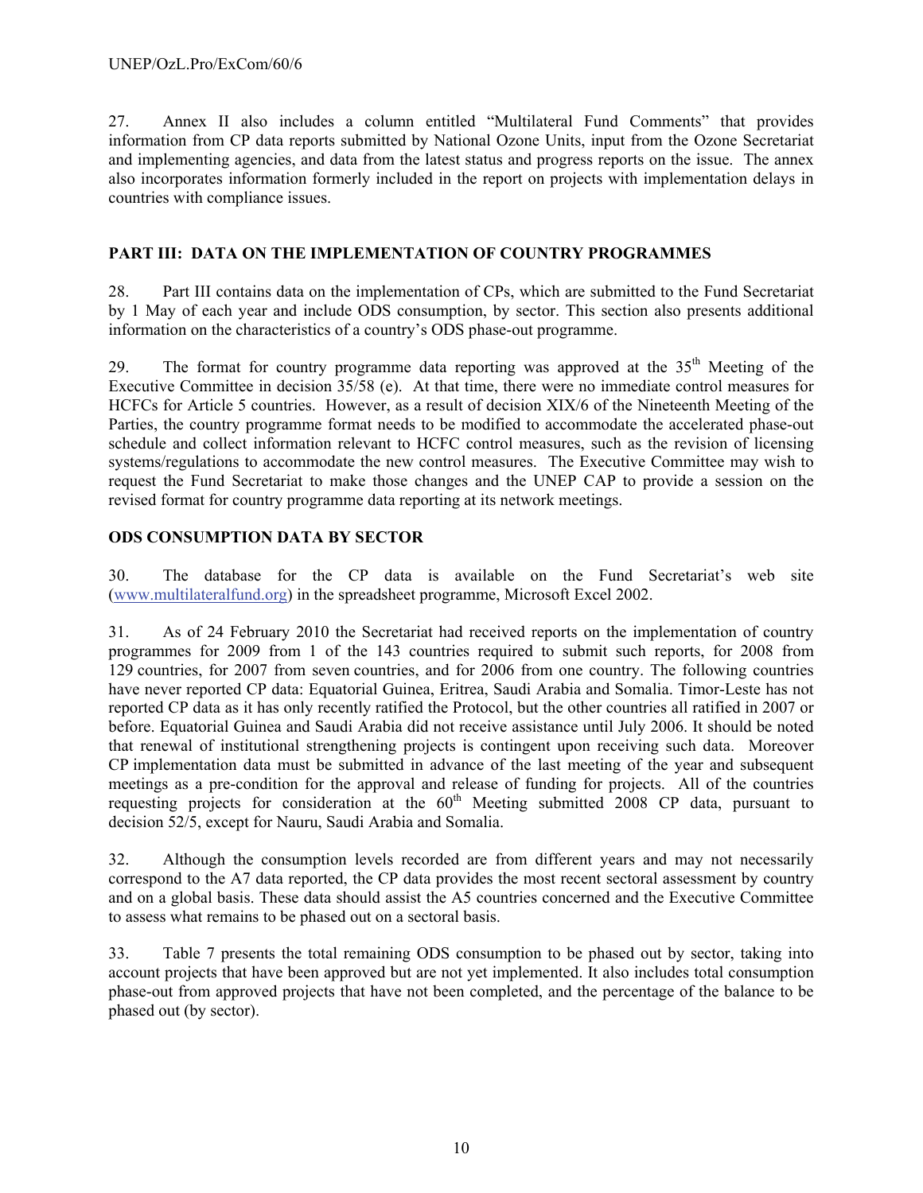27. Annex II also includes a column entitled "Multilateral Fund Comments" that provides information from CP data reports submitted by National Ozone Units, input from the Ozone Secretariat and implementing agencies, and data from the latest status and progress reports on the issue. The annex also incorporates information formerly included in the report on projects with implementation delays in countries with compliance issues.

## PART III: DATA ON THE IMPLEMENTATION OF COUNTRY PROGRAMMES

28. Part III contains data on the implementation of CPs, which are submitted to the Fund Secretariat by 1 May of each year and include ODS consumption, by sector. This section also presents additional information on the characteristics of a country's ODS phase-out programme.

29. The format for country programme data reporting was approved at the 35th Meeting of the Executive Committee in decision 35/58 (e). At that time, there were no immediate control measures for HCFCs for Article 5 countries. However, as a result of decision XIX/6 of the Nineteenth Meeting of the Parties, the country programme format needs to be modified to accommodate the accelerated phase-out schedule and collect information relevant to HCFC control measures, such as the revision of licensing systems/regulations to accommodate the new control measures. The Executive Committee may wish to request the Fund Secretariat to make those changes and the UNEP CAP to provide a session on the revised format for country programme data reporting at its network meetings.

## ODS CONSUMPTION DATA BY SECTOR

30. The database for the CP data is available on the Fund Secretariat's web site (www.multilateralfund.org) in the spreadsheet programme, Microsoft Excel 2002.

31. As of 24 February 2010 the Secretariat had received reports on the implementation of country programmes for 2009 from 1 of the 143 countries required to submit such reports, for 2008 from 129 countries, for 2007 from seven countries, and for 2006 from one country. The following countries have never reported CP data: Equatorial Guinea, Eritrea, Saudi Arabia and Somalia. Timor-Leste has not reported CP data as it has only recently ratified the Protocol, but the other countries all ratified in 2007 or before. Equatorial Guinea and Saudi Arabia did not receive assistance until July 2006. It should be noted that renewal of institutional strengthening projects is contingent upon receiving such data. Moreover CP implementation data must be submitted in advance of the last meeting of the year and subsequent meetings as a pre-condition for the approval and release of funding for projects. All of the countries requesting projects for consideration at the 60th Meeting submitted 2008 CP data, pursuant to decision 52/5, except for Nauru, Saudi Arabia and Somalia.

32. Although the consumption levels recorded are from different years and may not necessarily correspond to the A7 data reported, the CP data provides the most recent sectoral assessment by country and on a global basis. These data should assist the A5 countries concerned and the Executive Committee to assess what remains to be phased out on a sectoral basis.

33. Table 7 presents the total remaining ODS consumption to be phased out by sector, taking into account projects that have been approved but are not yet implemented. It also includes total consumption phase-out from approved projects that have not been completed, and the percentage of the balance to be phased out (by sector).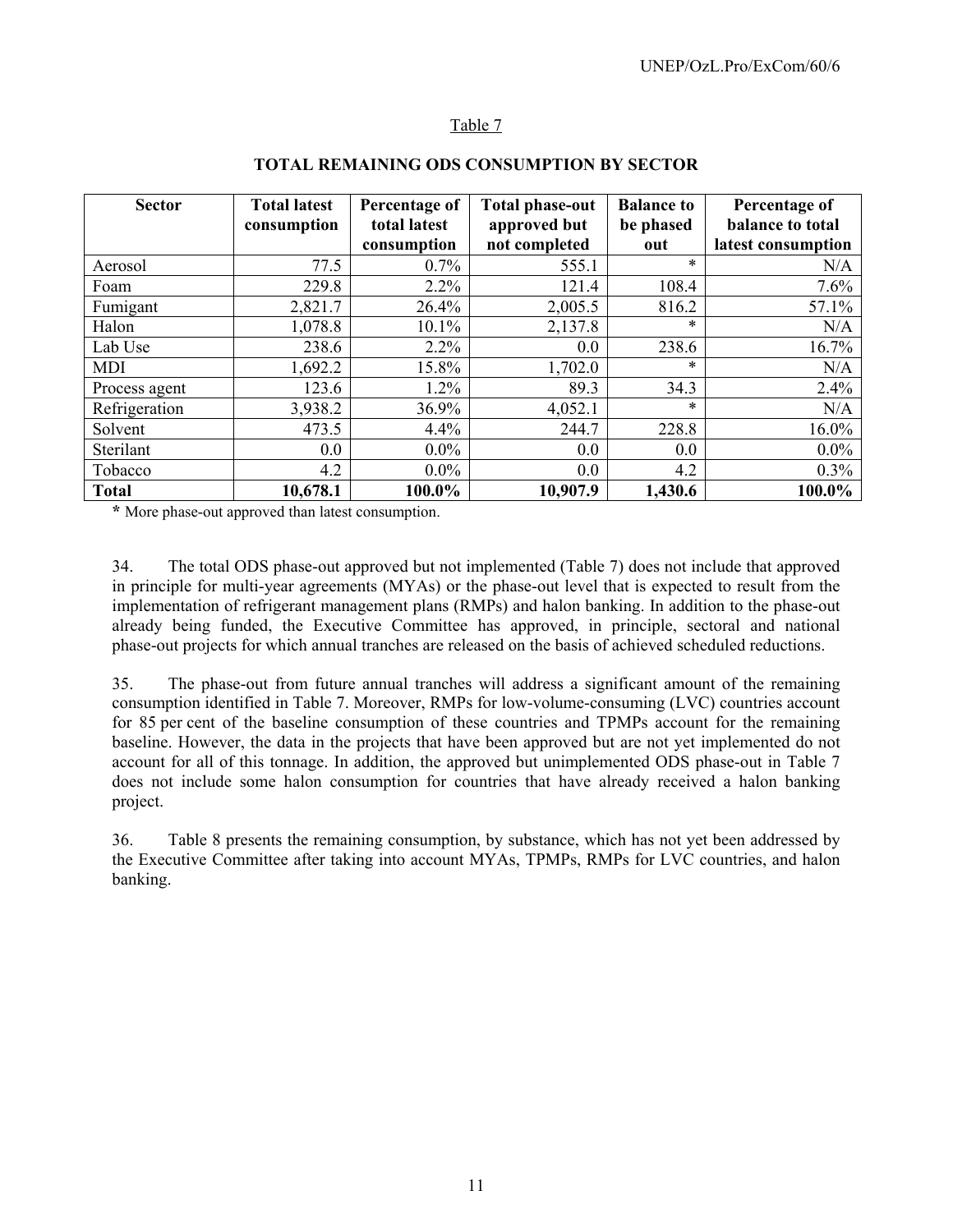Table 7

**TOTAL REMAINING ODS CONSUMPTION BY SECTOR**

| Sector | Total latest consumption | Percentage of total latest consumption | Total phase-out approved but not completed | Balance to be phased out | Percentage of balance to total latest consumption |
|---|---|---|---|---|---|
| Aerosol | 77.5 | 0.7% | 555.1 | * | N/A |
| Foam | 229.8 | 2.2% | 121.4 | 108.4 | 7.6% |
| Fumigant | 2,821.7 | 26.4% | 2,005.5 | 816.2 | 57.1% |
| Halon | 1,078.8 | 10.1% | 2,137.8 | * | N/A |
| Lab Use | 238.6 | 2.2% | 0.0 | 238.6 | 16.7% |
| MDI | 1,692.2 | 15.8% | 1,702.0 | * | N/A |
| Process agent | 123.6 | 1.2% | 89.3 | 34.3 | 2.4% |
| Refrigeration | 3,938.2 | 36.9% | 4,052.1 | * | N/A |
| Solvent | 473.5 | 4.4% | 244.7 | 228.8 | 16.0% |
| Sterilant | 0.0 | 0.0% | 0.0 | 0.0 | 0.0% |
| Tobacco | 4.2 | 0.0% | 0.0 | 4.2 | 0.3% |
| **Total** | **10,678.1** | **100.0%** | **10,907.9** | **1,430.6** | **100.0%** |

**\*** More phase-out approved than latest consumption.

34. The total ODS phase-out approved but not implemented (Table 7) does not include that approved in principle for multi-year agreements (MYAs) or the phase-out level that is expected to result from the implementation of refrigerant management plans (RMPs) and halon banking. In addition to the phase-out already being funded, the Executive Committee has approved, in principle, sectoral and national phase-out projects for which annual tranches are released on the basis of achieved scheduled reductions.

35. The phase-out from future annual tranches will address a significant amount of the remaining consumption identified in Table 7. Moreover, RMPs for low-volume-consuming (LVC) countries account for 85 per cent of the baseline consumption of these countries and TPMPs account for the remaining baseline. However, the data in the projects that have been approved but are not yet implemented do not account for all of this tonnage. In addition, the approved but unimplemented ODS phase-out in Table 7 does not include some halon consumption for countries that have already received a halon banking project.

36. Table 8 presents the remaining consumption, by substance, which has not yet been addressed by the Executive Committee after taking into account MYAs, TPMPs, RMPs for LVC countries, and halon banking.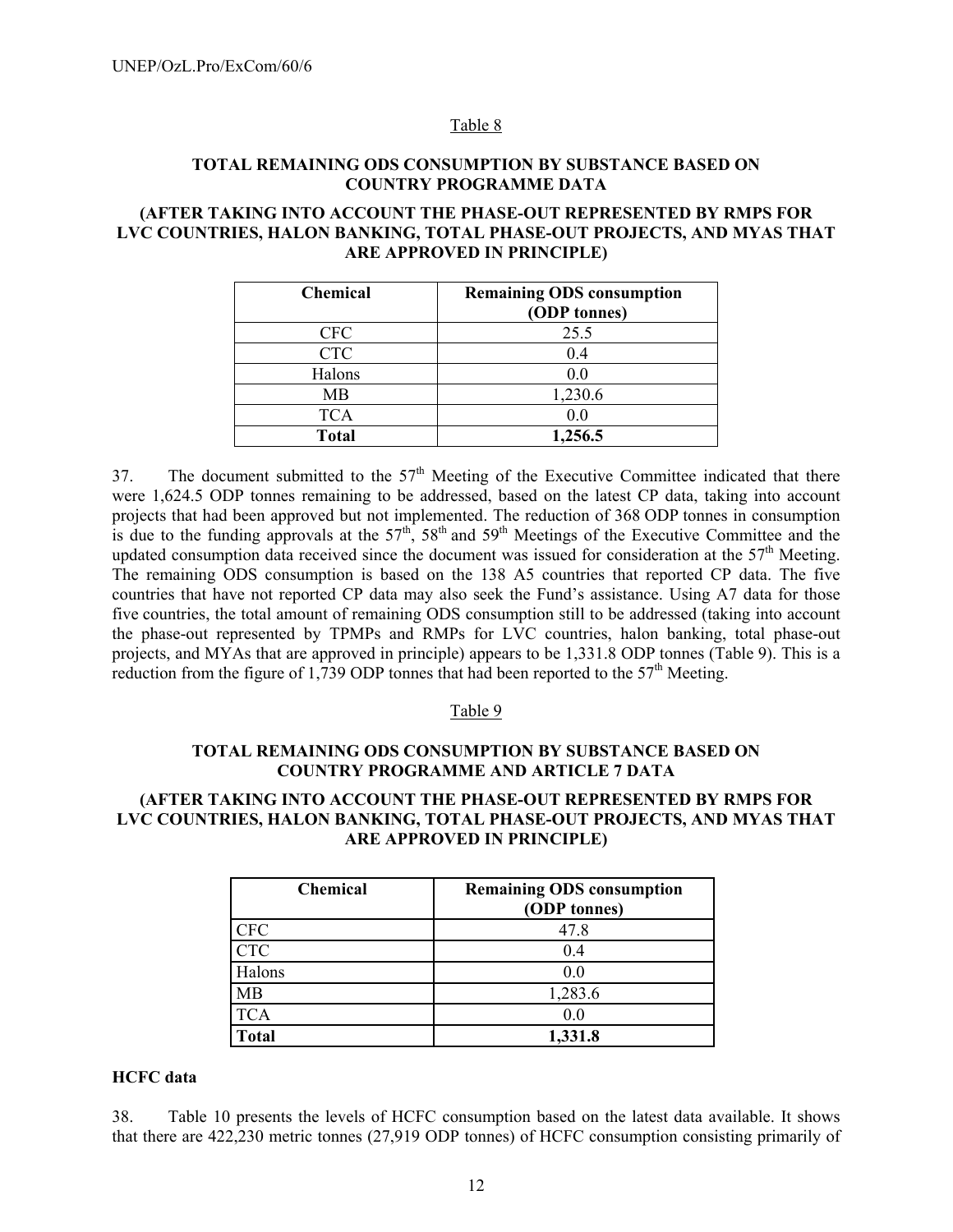Table 8

**TOTAL REMAINING ODS CONSUMPTION BY SUBSTANCE BASED ON COUNTRY PROGRAMME DATA**

**(AFTER TAKING INTO ACCOUNT THE PHASE-OUT REPRESENTED BY RMPS FOR LVC COUNTRIES, HALON BANKING, TOTAL PHASE-OUT PROJECTS, AND MYAS THAT ARE APPROVED IN PRINCIPLE)**

| Chemical | Remaining ODS consumption (ODP tonnes) |
|---|---|
| CFC | 25.5 |
| CTC | 0.4 |
| Halons | 0.0 |
| MB | 1,230.6 |
| TCA | 0.0 |
| **Total** | **1,256.5** |

37. The document submitted to the 57th Meeting of the Executive Committee indicated that there were 1,624.5 ODP tonnes remaining to be addressed, based on the latest CP data, taking into account projects that had been approved but not implemented. The reduction of 368 ODP tonnes in consumption is due to the funding approvals at the 57th, 58th and 59th Meetings of the Executive Committee and the updated consumption data received since the document was issued for consideration at the 57th Meeting. The remaining ODS consumption is based on the 138 A5 countries that reported CP data. The five countries that have not reported CP data may also seek the Fund's assistance. Using A7 data for those five countries, the total amount of remaining ODS consumption still to be addressed (taking into account the phase-out represented by TPMPs and RMPs for LVC countries, halon banking, total phase-out projects, and MYAs that are approved in principle) appears to be 1,331.8 ODP tonnes (Table 9). This is a reduction from the figure of 1,739 ODP tonnes that had been reported to the 57th Meeting.

Table 9

**TOTAL REMAINING ODS CONSUMPTION BY SUBSTANCE BASED ON COUNTRY PROGRAMME AND ARTICLE 7 DATA**

**(AFTER TAKING INTO ACCOUNT THE PHASE-OUT REPRESENTED BY RMPS FOR LVC COUNTRIES, HALON BANKING, TOTAL PHASE-OUT PROJECTS, AND MYAS THAT ARE APPROVED IN PRINCIPLE)**

| Chemical | Remaining ODS consumption (ODP tonnes) |
|---|---|
| CFC | 47.8 |
| CTC | 0.4 |
| Halons | 0.0 |
| MB | 1,283.6 |
| TCA | 0.0 |
| **Total** | **1,331.8** |

**HCFC data**

38. Table 10 presents the levels of HCFC consumption based on the latest data available. It shows that there are 422,230 metric tonnes (27,919 ODP tonnes) of HCFC consumption consisting primarily of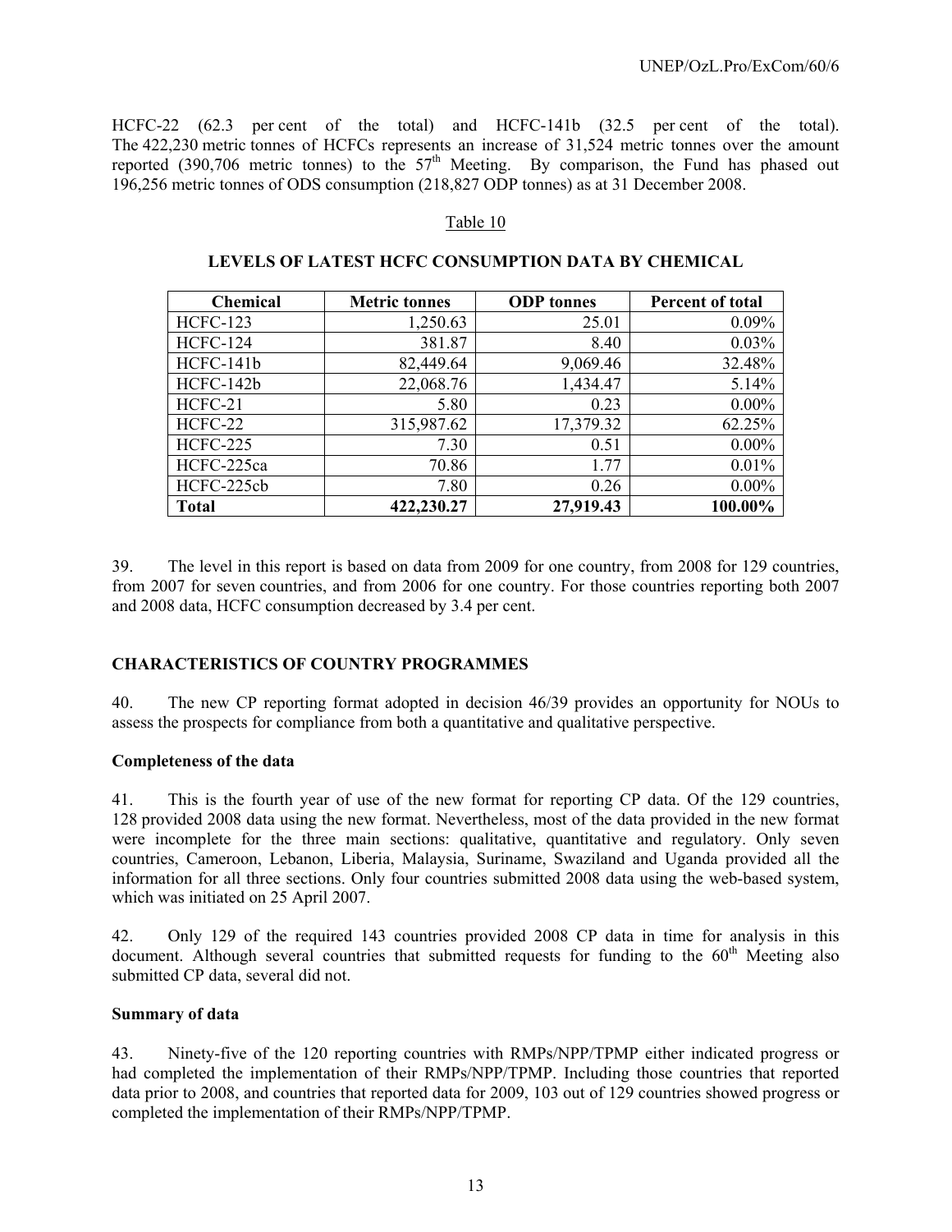HCFC-22 (62.3 per cent of the total) and HCFC-141b (32.5 per cent of the total). The 422,230 metric tonnes of HCFCs represents an increase of 31,524 metric tonnes over the amount reported (390,706 metric tonnes) to the 57th Meeting. By comparison, the Fund has phased out 196,256 metric tonnes of ODS consumption (218,827 ODP tonnes) as at 31 December 2008.

Table 10

**LEVELS OF LATEST HCFC CONSUMPTION DATA BY CHEMICAL**

| Chemical | Metric tonnes | ODP tonnes | Percent of total |
|---|---|---|---|
| HCFC-123 | 1,250.63 | 25.01 | 0.09% |
| HCFC-124 | 381.87 | 8.40 | 0.03% |
| HCFC-141b | 82,449.64 | 9,069.46 | 32.48% |
| HCFC-142b | 22,068.76 | 1,434.47 | 5.14% |
| HCFC-21 | 5.80 | 0.23 | 0.00% |
| HCFC-22 | 315,987.62 | 17,379.32 | 62.25% |
| HCFC-225 | 7.30 | 0.51 | 0.00% |
| HCFC-225ca | 70.86 | 1.77 | 0.01% |
| HCFC-225cb | 7.80 | 0.26 | 0.00% |
| **Total** | **422,230.27** | **27,919.43** | **100.00%** |

39. The level in this report is based on data from 2009 for one country, from 2008 for 129 countries, from 2007 for seven countries, and from 2006 for one country. For those countries reporting both 2007 and 2008 data, HCFC consumption decreased by 3.4 per cent.

**CHARACTERISTICS OF COUNTRY PROGRAMMES**

40. The new CP reporting format adopted in decision 46/39 provides an opportunity for NOUs to assess the prospects for compliance from both a quantitative and qualitative perspective.

**Completeness of the data**

41. This is the fourth year of use of the new format for reporting CP data. Of the 129 countries, 128 provided 2008 data using the new format. Nevertheless, most of the data provided in the new format were incomplete for the three main sections: qualitative, quantitative and regulatory. Only seven countries, Cameroon, Lebanon, Liberia, Malaysia, Suriname, Swaziland and Uganda provided all the information for all three sections. Only four countries submitted 2008 data using the web-based system, which was initiated on 25 April 2007.

42. Only 129 of the required 143 countries provided 2008 CP data in time for analysis in this document. Although several countries that submitted requests for funding to the 60th Meeting also submitted CP data, several did not.

**Summary of data**

43. Ninety-five of the 120 reporting countries with RMPs/NPP/TPMP either indicated progress or had completed the implementation of their RMPs/NPP/TPMP. Including those countries that reported data prior to 2008, and countries that reported data for 2009, 103 out of 129 countries showed progress or completed the implementation of their RMPs/NPP/TPMP.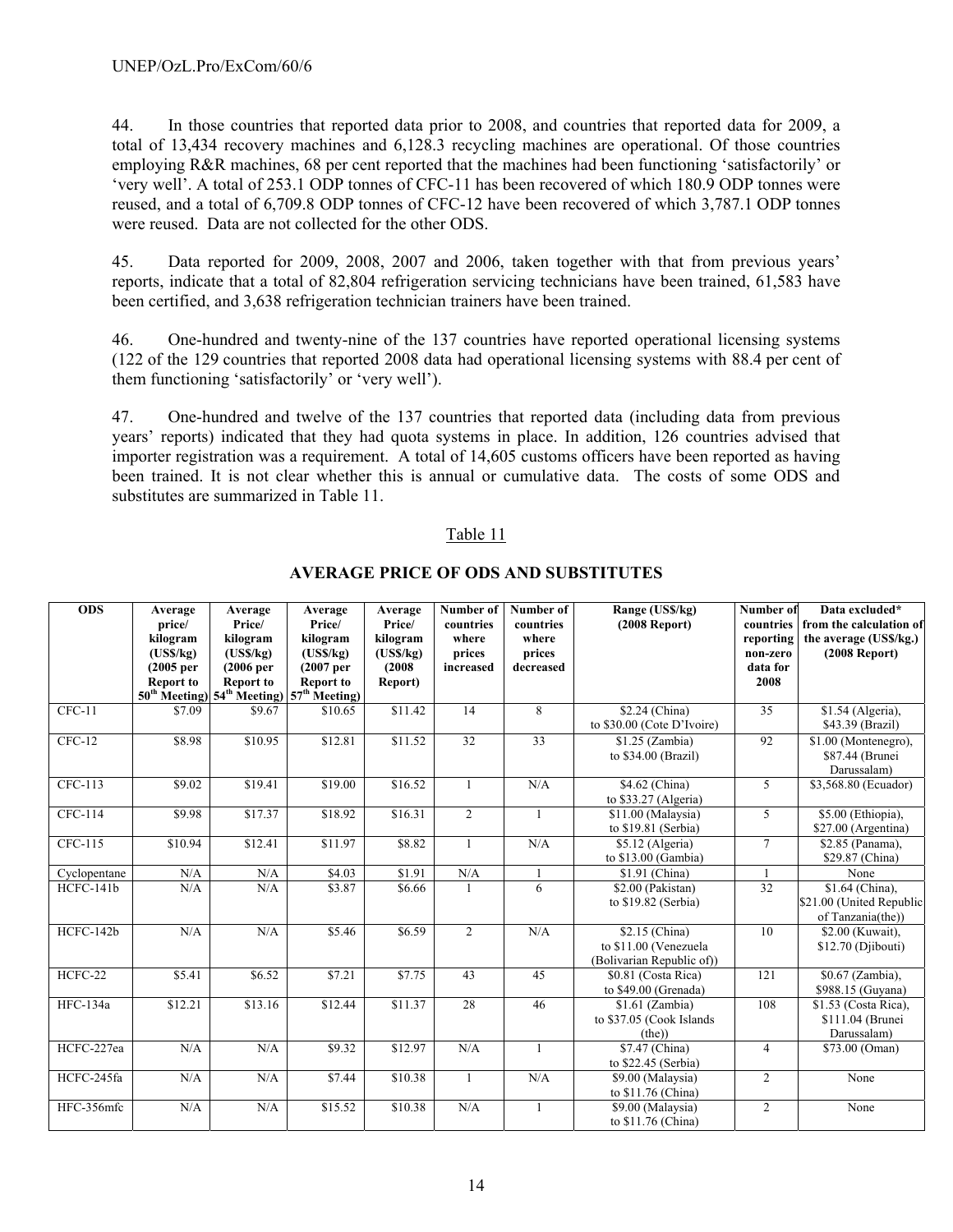44. In those countries that reported data prior to 2008, and countries that reported data for 2009, a total of 13,434 recovery machines and 6,128.3 recycling machines are operational. Of those countries employing R&R machines, 68 per cent reported that the machines had been functioning 'satisfactorily' or 'very well'. A total of 253.1 ODP tonnes of CFC-11 has been recovered of which 180.9 ODP tonnes were reused, and a total of 6,709.8 ODP tonnes of CFC-12 have been recovered of which 3,787.1 ODP tonnes were reused. Data are not collected for the other ODS.

45. Data reported for 2009, 2008, 2007 and 2006, taken together with that from previous years' reports, indicate that a total of 82,804 refrigeration servicing technicians have been trained, 61,583 have been certified, and 3,638 refrigeration technician trainers have been trained.

46. One-hundred and twenty-nine of the 137 countries have reported operational licensing systems (122 of the 129 countries that reported 2008 data had operational licensing systems with 88.4 per cent of them functioning 'satisfactorily' or 'very well').

47. One-hundred and twelve of the 137 countries that reported data (including data from previous years' reports) indicated that they had quota systems in place. In addition, 126 countries advised that importer registration was a requirement. A total of 14,605 customs officers have been reported as having been trained. It is not clear whether this is annual or cumulative data. The costs of some ODS and substitutes are summarized in Table 11.

Table 11

**AVERAGE PRICE OF ODS AND SUBSTITUTES**

| ODS | Average price/ kilogram (US$/kg) (2005 per Report to 50th Meeting) | Average Price/ kilogram (US$/kg) (2006 per Report to 54th Meeting) | Average Price/ kilogram (US$/kg) (2007 per Report to 57th Meeting) | Average Price/ kilogram (US$/kg) (2008 Report) | Number of countries where prices increased | Number of countries where prices decreased | Range (US$/kg) (2008 Report) | Number of countries reporting non-zero data for 2008 | Data excluded* from the calculation of the average (US$/kg.) (2008 Report) |
|---|---|---|---|---|---|---|---|---|---|
| CFC-11 | $7.09 | $9.67 | $10.65 | $11.42 | 14 | 8 | $2.24 (China) to $30.00 (Cote D'Ivoire) | 35 | $1.54 (Algeria), $43.39 (Brazil) |
| CFC-12 | $8.98 | $10.95 | $12.81 | $11.52 | 32 | 33 | $1.25 (Zambia) to $34.00 (Brazil) | 92 | $1.00 (Montenegro), $87.44 (Brunei Darussalam) |
| CFC-113 | $9.02 | $19.41 | $19.00 | $16.52 | 1 | N/A | $4.62 (China) to $33.27 (Algeria) | 5 | $3,568.80 (Ecuador) |
| CFC-114 | $9.98 | $17.37 | $18.92 | $16.31 | 2 | 1 | $11.00 (Malaysia) to $19.81 (Serbia) | 5 | $5.00 (Ethiopia), $27.00 (Argentina) |
| CFC-115 | $10.94 | $12.41 | $11.97 | $8.82 | 1 | N/A | $5.12 (Algeria) to $13.00 (Gambia) | 7 | $2.85 (Panama), $29.87 (China) |
| Cyclopentane | N/A | N/A | $4.03 | $1.91 | N/A | 1 | $1.91 (China) | 1 | None |
| HCFC-141b | N/A | N/A | $3.87 | $6.66 | 1 | 6 | $2.00 (Pakistan) to $19.82 (Serbia) | 32 | $1.64 (China), $21.00 (United Republic of Tanzania(the)) |
| HCFC-142b | N/A | N/A | $5.46 | $6.59 | 2 | N/A | $2.15 (China) to $11.00 (Venezuela (Bolivarian Republic of)) | 10 | $2.00 (Kuwait), $12.70 (Djibouti) |
| HCFC-22 | $5.41 | $6.52 | $7.21 | $7.75 | 43 | 45 | $0.81 (Costa Rica) to $49.00 (Grenada) | 121 | $0.67 (Zambia), $988.15 (Guyana) |
| HFC-134a | $12.21 | $13.16 | $12.44 | $11.37 | 28 | 46 | $1.61 (Zambia) to $37.05 (Cook Islands (the)) | 108 | $1.53 (Costa Rica), $111.04 (Brunei Darussalam) |
| HCFC-227ea | N/A | N/A | $9.32 | $12.97 | N/A | 1 | $7.47 (China) to $22.45 (Serbia) | 4 | $73.00 (Oman) |
| HCFC-245fa | N/A | N/A | $7.44 | $10.38 | 1 | N/A | $9.00 (Malaysia) to $11.76 (China) | 2 | None |
| HFC-356mfc | N/A | N/A | $15.52 | $10.38 | N/A | 1 | $9.00 (Malaysia) to $11.76 (China) | 2 | None |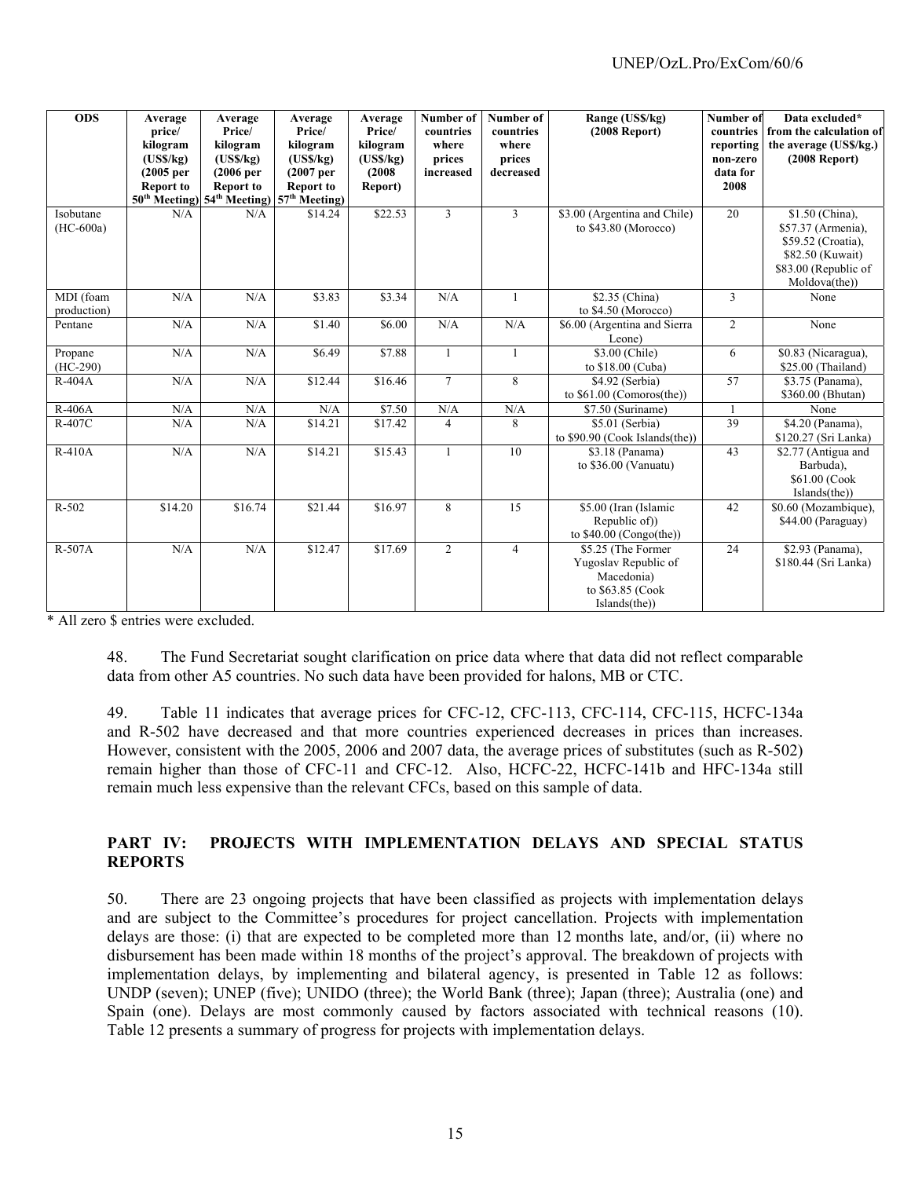| ODS | Average price/ kilogram (US$/kg) (2005 per Report to 50th Meeting) | Average Price/ kilogram (US$/kg) (2006 per Report to 54th Meeting) | Average Price/ kilogram (US$/kg) (2007 per Report to 57th Meeting) | Average Price/ kilogram (US$/kg) (2008 Report) | Number of countries where prices increased | Number of countries where prices decreased | Range (US$/kg) (2008 Report) | Number of countries reporting non-zero data for 2008 | Data excluded* from the calculation of the average (US$/kg.) (2008 Report) |
|---|---|---|---|---|---|---|---|---|---|
| Isobutane (HC-600a) | N/A | N/A | $14.24 | $22.53 | 3 | 3 | $3.00 (Argentina and Chile) to $43.80 (Morocco) | 20 | $1.50 (China), $57.37 (Armenia), $59.52 (Croatia), $82.50 (Kuwait) $83.00 (Republic of Moldova(the)) |
| MDI (foam production) | N/A | N/A | $3.83 | $3.34 | N/A | 1 | $2.35 (China) to $4.50 (Morocco) | 3 | None |
| Pentane | N/A | N/A | $1.40 | $6.00 | N/A | N/A | $6.00 (Argentina and Sierra Leone) | 2 | None |
| Propane (HC-290) | N/A | N/A | $6.49 | $7.88 | 1 | 1 | $3.00 (Chile) to $18.00 (Cuba) | 6 | $0.83 (Nicaragua), $25.00 (Thailand) |
| R-404A | N/A | N/A | $12.44 | $16.46 | 7 | 8 | $4.92 (Serbia) to $61.00 (Comoros(the)) | 57 | $3.75 (Panama), $360.00 (Bhutan) |
| R-406A | N/A | N/A | N/A | $7.50 | N/A | N/A | $7.50 (Suriname) | 1 | None |
| R-407C | N/A | N/A | $14.21 | $17.42 | 4 | 8 | $5.01 (Serbia) to $90.90 (Cook Islands(the)) | 39 | $4.20 (Panama), $120.27 (Sri Lanka) |
| R-410A | N/A | N/A | $14.21 | $15.43 | 1 | 10 | $3.18 (Panama) to $36.00 (Vanuatu) | 43 | $2.77 (Antigua and Barbuda), $61.00 (Cook Islands(the)) |
| R-502 | $14.20 | $16.74 | $21.44 | $16.97 | 8 | 15 | $5.00 (Iran (Islamic Republic of)) to $40.00 (Congo(the)) | 42 | $0.60 (Mozambique), $44.00 (Paraguay) |
| R-507A | N/A | N/A | $12.47 | $17.69 | 2 | 4 | $5.25 (The Former Yugoslav Republic of Macedonia) to $63.85 (Cook Islands(the)) | 24 | $2.93 (Panama), $180.44 (Sri Lanka) |

\* All zero $ entries were excluded.

48. The Fund Secretariat sought clarification on price data where that data did not reflect comparable data from other A5 countries. No such data have been provided for halons, MB or CTC.

49. Table 11 indicates that average prices for CFC-12, CFC-113, CFC-114, CFC-115, HCFC-134a and R-502 have decreased and that more countries experienced decreases in prices than increases. However, consistent with the 2005, 2006 and 2007 data, the average prices of substitutes (such as R-502) remain higher than those of CFC-11 and CFC-12. Also, HCFC-22, HCFC-141b and HFC-134a still remain much less expensive than the relevant CFCs, based on this sample of data.

## PART IV: PROJECTS WITH IMPLEMENTATION DELAYS AND SPECIAL STATUS REPORTS

50. There are 23 ongoing projects that have been classified as projects with implementation delays and are subject to the Committee's procedures for project cancellation. Projects with implementation delays are those: (i) that are expected to be completed more than 12 months late, and/or, (ii) where no disbursement has been made within 18 months of the project's approval. The breakdown of projects with implementation delays, by implementing and bilateral agency, is presented in Table 12 as follows: UNDP (seven); UNEP (five); UNIDO (three); the World Bank (three); Japan (three); Australia (one) and Spain (one). Delays are most commonly caused by factors associated with technical reasons (10). Table 12 presents a summary of progress for projects with implementation delays.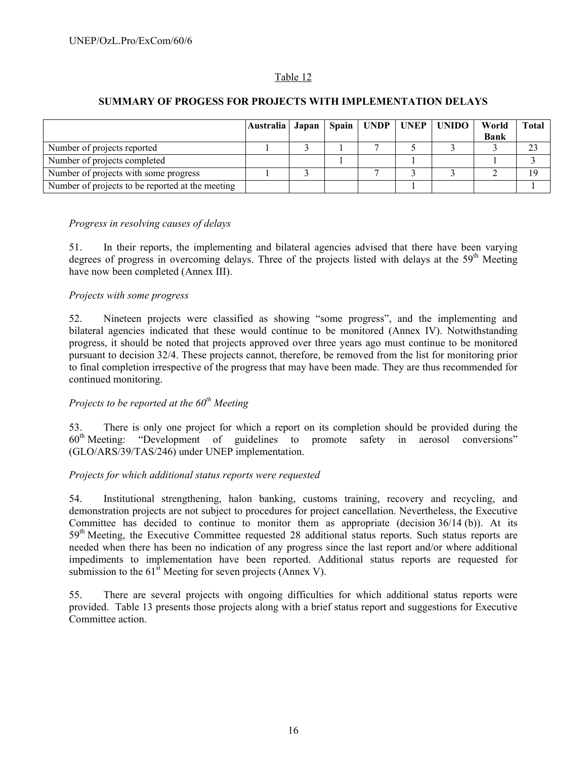Table 12

**SUMMARY OF PROGESS FOR PROJECTS WITH IMPLEMENTATION DELAYS**

| | Australia | Japan | Spain | UNDP | UNEP | UNIDO | World Bank | Total |
|---|---|---|---|---|---|---|---|---|
| Number of projects reported | 1 | 3 | 1 | 7 | 5 | 3 | 3 | 23 |
| Number of projects completed | | | 1 | | 1 | | 1 | 3 |
| Number of projects with some progress | 1 | 3 | | 7 | 3 | 3 | 2 | 19 |
| Number of projects to be reported at the meeting | | | | | 1 | | | 1 |

*Progress in resolving causes of delays*

51. In their reports, the implementing and bilateral agencies advised that there have been varying degrees of progress in overcoming delays. Three of the projects listed with delays at the 59th Meeting have now been completed (Annex III).

*Projects with some progress*

52. Nineteen projects were classified as showing "some progress", and the implementing and bilateral agencies indicated that these would continue to be monitored (Annex IV). Notwithstanding progress, it should be noted that projects approved over three years ago must continue to be monitored pursuant to decision 32/4. These projects cannot, therefore, be removed from the list for monitoring prior to final completion irrespective of the progress that may have been made. They are thus recommended for continued monitoring.

*Projects to be reported at the 60th Meeting*

53. There is only one project for which a report on its completion should be provided during the 60th Meeting: "Development of guidelines to promote safety in aerosol conversions" (GLO/ARS/39/TAS/246) under UNEP implementation.

*Projects for which additional status reports were requested*

54. Institutional strengthening, halon banking, customs training, recovery and recycling, and demonstration projects are not subject to procedures for project cancellation. Nevertheless, the Executive Committee has decided to continue to monitor them as appropriate (decision 36/14 (b)). At its 59th Meeting, the Executive Committee requested 28 additional status reports. Such status reports are needed when there has been no indication of any progress since the last report and/or where additional impediments to implementation have been reported. Additional status reports are requested for submission to the 61st Meeting for seven projects (Annex V).

55. There are several projects with ongoing difficulties for which additional status reports were provided. Table 13 presents those projects along with a brief status report and suggestions for Executive Committee action.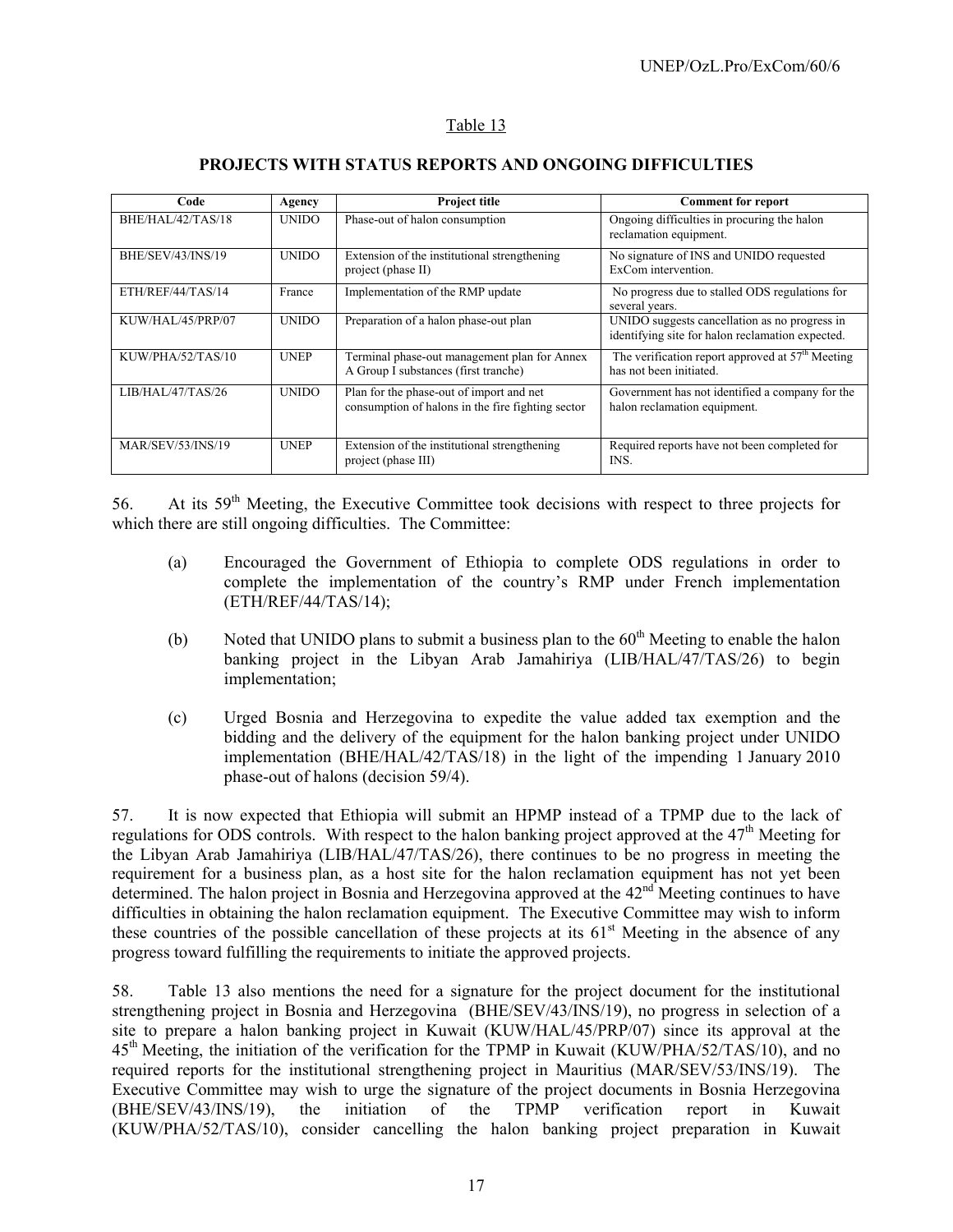Table 13

**PROJECTS WITH STATUS REPORTS AND ONGOING DIFFICULTIES**

| Code | Agency | Project title | Comment for report |
|---|---|---|---|
| BHE/HAL/42/TAS/18 | UNIDO | Phase-out of halon consumption | Ongoing difficulties in procuring the halon reclamation equipment. |
| BHE/SEV/43/INS/19 | UNIDO | Extension of the institutional strengthening project (phase II) | No signature of INS and UNIDO requested ExCom intervention. |
| ETH/REF/44/TAS/14 | France | Implementation of the RMP update | No progress due to stalled ODS regulations for several years. |
| KUW/HAL/45/PRP/07 | UNIDO | Preparation of a halon phase-out plan | UNIDO suggests cancellation as no progress in identifying site for halon reclamation expected. |
| KUW/PHA/52/TAS/10 | UNEP | Terminal phase-out management plan for Annex A Group I substances (first tranche) | The verification report approved at 57th Meeting has not been initiated. |
| LIB/HAL/47/TAS/26 | UNIDO | Plan for the phase-out of import and net consumption of halons in the fire fighting sector | Government has not identified a company for the halon reclamation equipment. |
| MAR/SEV/53/INS/19 | UNEP | Extension of the institutional strengthening project (phase III) | Required reports have not been completed for INS. |

56. At its 59th Meeting, the Executive Committee took decisions with respect to three projects for which there are still ongoing difficulties. The Committee:

(a) Encouraged the Government of Ethiopia to complete ODS regulations in order to complete the implementation of the country's RMP under French implementation (ETH/REF/44/TAS/14);

(b) Noted that UNIDO plans to submit a business plan to the 60th Meeting to enable the halon banking project in the Libyan Arab Jamahiriya (LIB/HAL/47/TAS/26) to begin implementation;

(c) Urged Bosnia and Herzegovina to expedite the value added tax exemption and the bidding and the delivery of the equipment for the halon banking project under UNIDO implementation (BHE/HAL/42/TAS/18) in the light of the impending 1 January 2010 phase-out of halons (decision 59/4).

57. It is now expected that Ethiopia will submit an HPMP instead of a TPMP due to the lack of regulations for ODS controls. With respect to the halon banking project approved at the 47th Meeting for the Libyan Arab Jamahiriya (LIB/HAL/47/TAS/26), there continues to be no progress in meeting the requirement for a business plan, as a host site for the halon reclamation equipment has not yet been determined. The halon project in Bosnia and Herzegovina approved at the 42nd Meeting continues to have difficulties in obtaining the halon reclamation equipment. The Executive Committee may wish to inform these countries of the possible cancellation of these projects at its 61st Meeting in the absence of any progress toward fulfilling the requirements to initiate the approved projects.

58. Table 13 also mentions the need for a signature for the project document for the institutional strengthening project in Bosnia and Herzegovina (BHE/SEV/43/INS/19), no progress in selection of a site to prepare a halon banking project in Kuwait (KUW/HAL/45/PRP/07) since its approval at the 45th Meeting, the initiation of the verification for the TPMP in Kuwait (KUW/PHA/52/TAS/10), and no required reports for the institutional strengthening project in Mauritius (MAR/SEV/53/INS/19). The Executive Committee may wish to urge the signature of the project documents in Bosnia Herzegovina (BHE/SEV/43/INS/19), the initiation of the TPMP verification report in Kuwait (KUW/PHA/52/TAS/10), consider cancelling the halon banking project preparation in Kuwait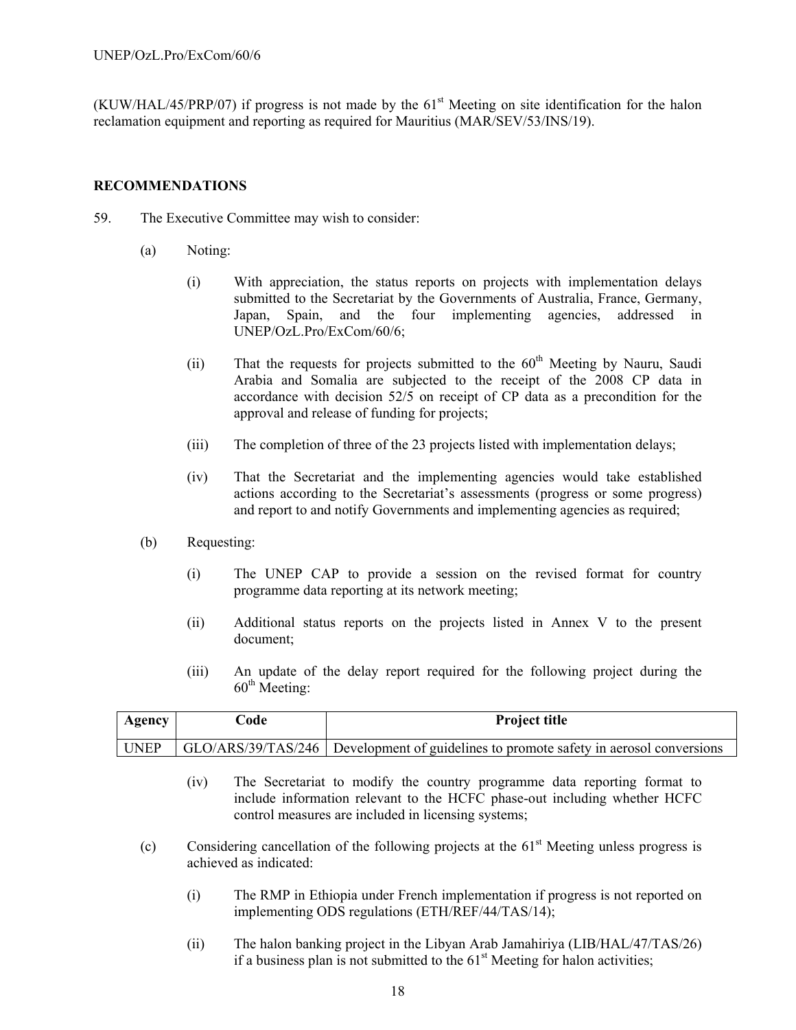(KUW/HAL/45/PRP/07) if progress is not made by the 61st Meeting on site identification for the halon reclamation equipment and reporting as required for Mauritius (MAR/SEV/53/INS/19).

## RECOMMENDATIONS

59. The Executive Committee may wish to consider:

(a) Noting:

(i) With appreciation, the status reports on projects with implementation delays submitted to the Secretariat by the Governments of Australia, France, Germany, Japan, Spain, and the four implementing agencies, addressed in UNEP/OzL.Pro/ExCom/60/6;

(ii) That the requests for projects submitted to the 60th Meeting by Nauru, Saudi Arabia and Somalia are subjected to the receipt of the 2008 CP data in accordance with decision 52/5 on receipt of CP data as a precondition for the approval and release of funding for projects;

(iii) The completion of three of the 23 projects listed with implementation delays;

(iv) That the Secretariat and the implementing agencies would take established actions according to the Secretariat's assessments (progress or some progress) and report to and notify Governments and implementing agencies as required;

(b) Requesting:

(i) The UNEP CAP to provide a session on the revised format for country programme data reporting at its network meeting;

(ii) Additional status reports on the projects listed in Annex V to the present document;

(iii) An update of the delay report required for the following project during the 60th Meeting:

| Agency | Code | Project title |
|---|---|---|
| UNEP | GLO/ARS/39/TAS/246 | Development of guidelines to promote safety in aerosol conversions |

(iv) The Secretariat to modify the country programme data reporting format to include information relevant to the HCFC phase-out including whether HCFC control measures are included in licensing systems;

(c) Considering cancellation of the following projects at the 61st Meeting unless progress is achieved as indicated:

(i) The RMP in Ethiopia under French implementation if progress is not reported on implementing ODS regulations (ETH/REF/44/TAS/14);

(ii) The halon banking project in the Libyan Arab Jamahiriya (LIB/HAL/47/TAS/26) if a business plan is not submitted to the 61st Meeting for halon activities;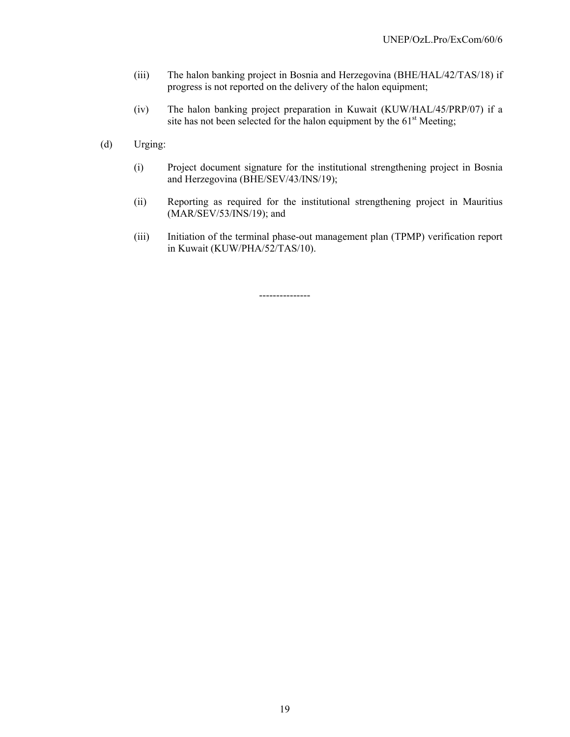(iii) The halon banking project in Bosnia and Herzegovina (BHE/HAL/42/TAS/18) if progress is not reported on the delivery of the halon equipment;

(iv) The halon banking project preparation in Kuwait (KUW/HAL/45/PRP/07) if a site has not been selected for the halon equipment by the 61st Meeting;

(d) Urging:

(i) Project document signature for the institutional strengthening project in Bosnia and Herzegovina (BHE/SEV/43/INS/19);

(ii) Reporting as required for the institutional strengthening project in Mauritius (MAR/SEV/53/INS/19); and

(iii) Initiation of the terminal phase-out management plan (TPMP) verification report in Kuwait (KUW/PHA/52/TAS/10).

---------------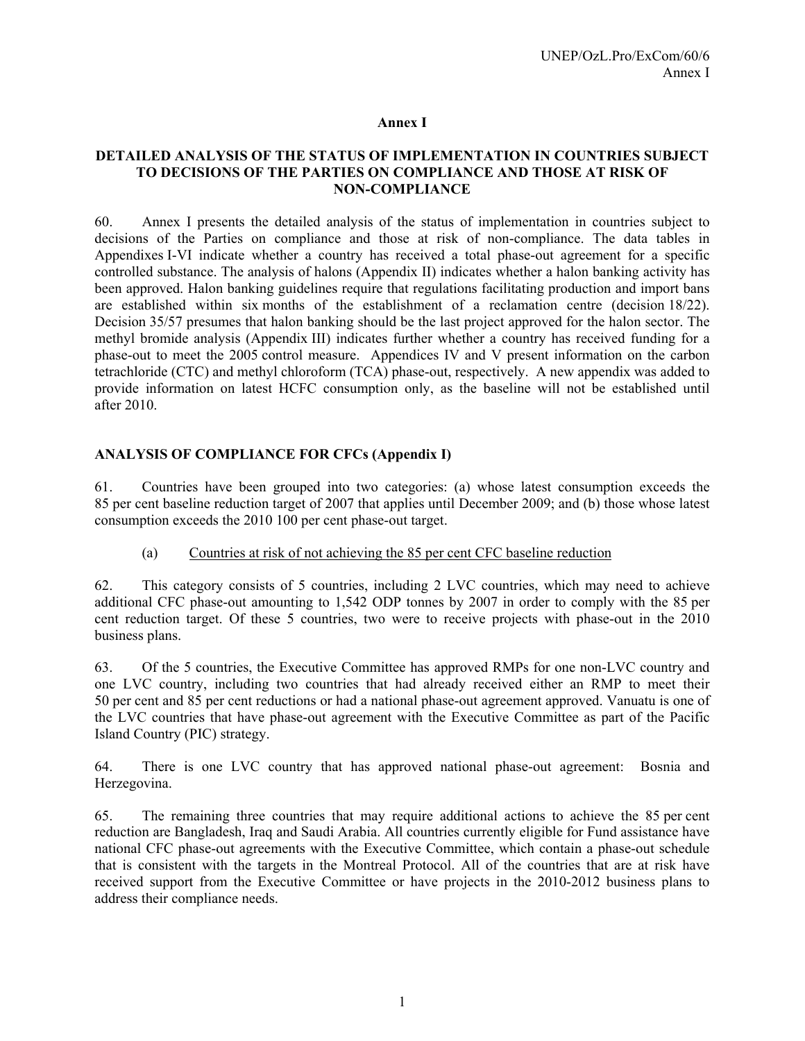# Annex I

## DETAILED ANALYSIS OF THE STATUS OF IMPLEMENTATION IN COUNTRIES SUBJECT TO DECISIONS OF THE PARTIES ON COMPLIANCE AND THOSE AT RISK OF NON-COMPLIANCE

60. Annex I presents the detailed analysis of the status of implementation in countries subject to decisions of the Parties on compliance and those at risk of non-compliance. The data tables in Appendixes I-VI indicate whether a country has received a total phase-out agreement for a specific controlled substance. The analysis of halons (Appendix II) indicates whether a halon banking activity has been approved. Halon banking guidelines require that regulations facilitating production and import bans are established within six months of the establishment of a reclamation centre (decision 18/22). Decision 35/57 presumes that halon banking should be the last project approved for the halon sector. The methyl bromide analysis (Appendix III) indicates further whether a country has received funding for a phase-out to meet the 2005 control measure. Appendices IV and V present information on the carbon tetrachloride (CTC) and methyl chloroform (TCA) phase-out, respectively. A new appendix was added to provide information on latest HCFC consumption only, as the baseline will not be established until after 2010.

## ANALYSIS OF COMPLIANCE FOR CFCs (Appendix I)

61. Countries have been grouped into two categories: (a) whose latest consumption exceeds the 85 per cent baseline reduction target of 2007 that applies until December 2009; and (b) those whose latest consumption exceeds the 2010 100 per cent phase-out target.

(a) Countries at risk of not achieving the 85 per cent CFC baseline reduction

62. This category consists of 5 countries, including 2 LVC countries, which may need to achieve additional CFC phase-out amounting to 1,542 ODP tonnes by 2007 in order to comply with the 85 per cent reduction target. Of these 5 countries, two were to receive projects with phase-out in the 2010 business plans.

63. Of the 5 countries, the Executive Committee has approved RMPs for one non-LVC country and one LVC country, including two countries that had already received either an RMP to meet their 50 per cent and 85 per cent reductions or had a national phase-out agreement approved. Vanuatu is one of the LVC countries that have phase-out agreement with the Executive Committee as part of the Pacific Island Country (PIC) strategy.

64. There is one LVC country that has approved national phase-out agreement: Bosnia and Herzegovina.

65. The remaining three countries that may require additional actions to achieve the 85 per cent reduction are Bangladesh, Iraq and Saudi Arabia. All countries currently eligible for Fund assistance have national CFC phase-out agreements with the Executive Committee, which contain a phase-out schedule that is consistent with the targets in the Montreal Protocol. All of the countries that are at risk have received support from the Executive Committee or have projects in the 2010-2012 business plans to address their compliance needs.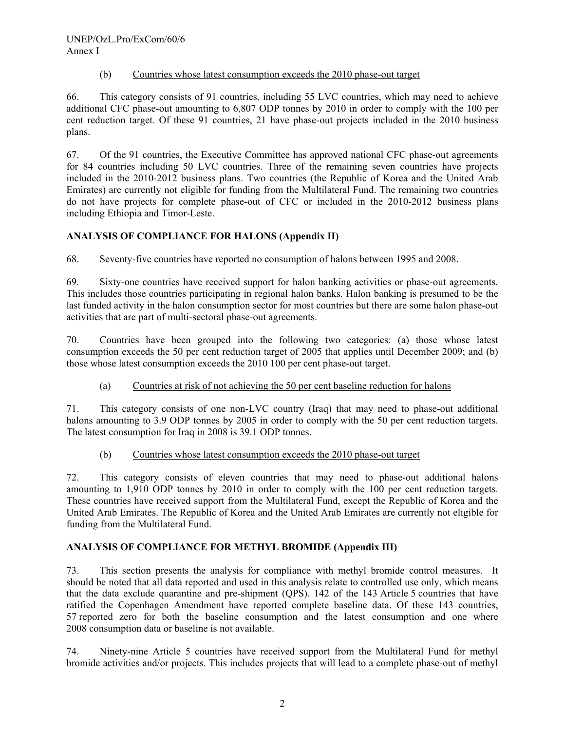(b) Countries whose latest consumption exceeds the 2010 phase-out target

66. This category consists of 91 countries, including 55 LVC countries, which may need to achieve additional CFC phase-out amounting to 6,807 ODP tonnes by 2010 in order to comply with the 100 per cent reduction target. Of these 91 countries, 21 have phase-out projects included in the 2010 business plans.

67. Of the 91 countries, the Executive Committee has approved national CFC phase-out agreements for 84 countries including 50 LVC countries. Three of the remaining seven countries have projects included in the 2010-2012 business plans. Two countries (the Republic of Korea and the United Arab Emirates) are currently not eligible for funding from the Multilateral Fund. The remaining two countries do not have projects for complete phase-out of CFC or included in the 2010-2012 business plans including Ethiopia and Timor-Leste.

## ANALYSIS OF COMPLIANCE FOR HALONS (Appendix II)

68. Seventy-five countries have reported no consumption of halons between 1995 and 2008.

69. Sixty-one countries have received support for halon banking activities or phase-out agreements. This includes those countries participating in regional halon banks. Halon banking is presumed to be the last funded activity in the halon consumption sector for most countries but there are some halon phase-out activities that are part of multi-sectoral phase-out agreements.

70. Countries have been grouped into the following two categories: (a) those whose latest consumption exceeds the 50 per cent reduction target of 2005 that applies until December 2009; and (b) those whose latest consumption exceeds the 2010 100 per cent phase-out target.

(a) Countries at risk of not achieving the 50 per cent baseline reduction for halons

71. This category consists of one non-LVC country (Iraq) that may need to phase-out additional halons amounting to 3.9 ODP tonnes by 2005 in order to comply with the 50 per cent reduction targets. The latest consumption for Iraq in 2008 is 39.1 ODP tonnes.

(b) Countries whose latest consumption exceeds the 2010 phase-out target

72. This category consists of eleven countries that may need to phase-out additional halons amounting to 1,910 ODP tonnes by 2010 in order to comply with the 100 per cent reduction targets. These countries have received support from the Multilateral Fund, except the Republic of Korea and the United Arab Emirates. The Republic of Korea and the United Arab Emirates are currently not eligible for funding from the Multilateral Fund.

## ANALYSIS OF COMPLIANCE FOR METHYL BROMIDE (Appendix III)

73. This section presents the analysis for compliance with methyl bromide control measures. It should be noted that all data reported and used in this analysis relate to controlled use only, which means that the data exclude quarantine and pre-shipment (QPS). 142 of the 143 Article 5 countries that have ratified the Copenhagen Amendment have reported complete baseline data. Of these 143 countries, 57 reported zero for both the baseline consumption and the latest consumption and one where 2008 consumption data or baseline is not available.

74. Ninety-nine Article 5 countries have received support from the Multilateral Fund for methyl bromide activities and/or projects. This includes projects that will lead to a complete phase-out of methyl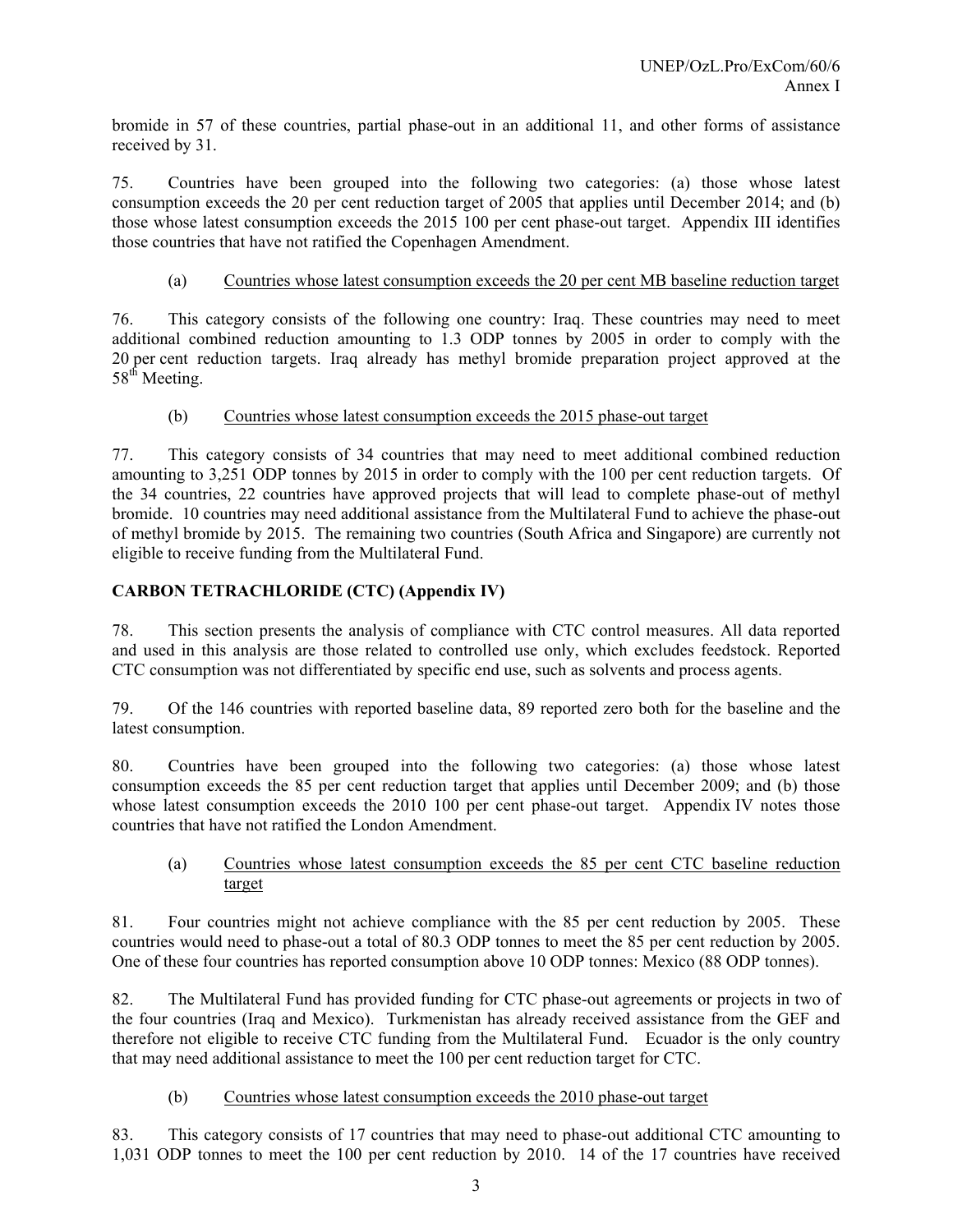bromide in 57 of these countries, partial phase-out in an additional 11, and other forms of assistance received by 31.

75. Countries have been grouped into the following two categories: (a) those whose latest consumption exceeds the 20 per cent reduction target of 2005 that applies until December 2014; and (b) those whose latest consumption exceeds the 2015 100 per cent phase-out target. Appendix III identifies those countries that have not ratified the Copenhagen Amendment.

(a) Countries whose latest consumption exceeds the 20 per cent MB baseline reduction target

76. This category consists of the following one country: Iraq. These countries may need to meet additional combined reduction amounting to 1.3 ODP tonnes by 2005 in order to comply with the 20 per cent reduction targets. Iraq already has methyl bromide preparation project approved at the 58th Meeting.

(b) Countries whose latest consumption exceeds the 2015 phase-out target

77. This category consists of 34 countries that may need to meet additional combined reduction amounting to 3,251 ODP tonnes by 2015 in order to comply with the 100 per cent reduction targets. Of the 34 countries, 22 countries have approved projects that will lead to complete phase-out of methyl bromide. 10 countries may need additional assistance from the Multilateral Fund to achieve the phase-out of methyl bromide by 2015. The remaining two countries (South Africa and Singapore) are currently not eligible to receive funding from the Multilateral Fund.

**CARBON TETRACHLORIDE (CTC) (Appendix IV)**

78. This section presents the analysis of compliance with CTC control measures. All data reported and used in this analysis are those related to controlled use only, which excludes feedstock. Reported CTC consumption was not differentiated by specific end use, such as solvents and process agents.

79. Of the 146 countries with reported baseline data, 89 reported zero both for the baseline and the latest consumption.

80. Countries have been grouped into the following two categories: (a) those whose latest consumption exceeds the 85 per cent reduction target that applies until December 2009; and (b) those whose latest consumption exceeds the 2010 100 per cent phase-out target. Appendix IV notes those countries that have not ratified the London Amendment.

(a) Countries whose latest consumption exceeds the 85 per cent CTC baseline reduction target

81. Four countries might not achieve compliance with the 85 per cent reduction by 2005. These countries would need to phase-out a total of 80.3 ODP tonnes to meet the 85 per cent reduction by 2005. One of these four countries has reported consumption above 10 ODP tonnes: Mexico (88 ODP tonnes).

82. The Multilateral Fund has provided funding for CTC phase-out agreements or projects in two of the four countries (Iraq and Mexico). Turkmenistan has already received assistance from the GEF and therefore not eligible to receive CTC funding from the Multilateral Fund. Ecuador is the only country that may need additional assistance to meet the 100 per cent reduction target for CTC.

(b) Countries whose latest consumption exceeds the 2010 phase-out target

83. This category consists of 17 countries that may need to phase-out additional CTC amounting to 1,031 ODP tonnes to meet the 100 per cent reduction by 2010. 14 of the 17 countries have received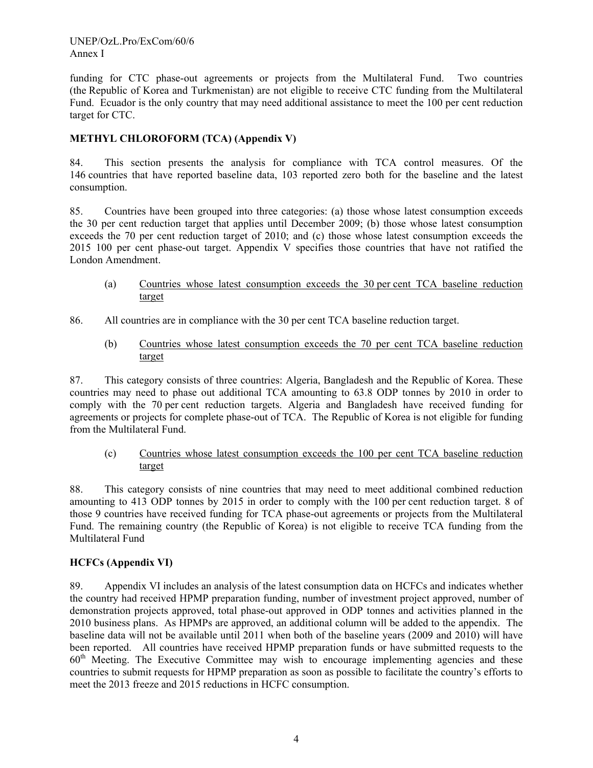funding for CTC phase-out agreements or projects from the Multilateral Fund. Two countries (the Republic of Korea and Turkmenistan) are not eligible to receive CTC funding from the Multilateral Fund. Ecuador is the only country that may need additional assistance to meet the 100 per cent reduction target for CTC.

**METHYL CHLOROFORM (TCA) (Appendix V)**

84. This section presents the analysis for compliance with TCA control measures. Of the 146 countries that have reported baseline data, 103 reported zero both for the baseline and the latest consumption.

85. Countries have been grouped into three categories: (a) those whose latest consumption exceeds the 30 per cent reduction target that applies until December 2009; (b) those whose latest consumption exceeds the 70 per cent reduction target of 2010; and (c) those whose latest consumption exceeds the 2015 100 per cent phase-out target. Appendix V specifies those countries that have not ratified the London Amendment.

(a) Countries whose latest consumption exceeds the 30 per cent TCA baseline reduction target

86. All countries are in compliance with the 30 per cent TCA baseline reduction target.

(b) Countries whose latest consumption exceeds the 70 per cent TCA baseline reduction target

87. This category consists of three countries: Algeria, Bangladesh and the Republic of Korea. These countries may need to phase out additional TCA amounting to 63.8 ODP tonnes by 2010 in order to comply with the 70 per cent reduction targets. Algeria and Bangladesh have received funding for agreements or projects for complete phase-out of TCA. The Republic of Korea is not eligible for funding from the Multilateral Fund.

(c) Countries whose latest consumption exceeds the 100 per cent TCA baseline reduction target

88. This category consists of nine countries that may need to meet additional combined reduction amounting to 413 ODP tonnes by 2015 in order to comply with the 100 per cent reduction target. 8 of those 9 countries have received funding for TCA phase-out agreements or projects from the Multilateral Fund. The remaining country (the Republic of Korea) is not eligible to receive TCA funding from the Multilateral Fund

**HCFCs (Appendix VI)**

89. Appendix VI includes an analysis of the latest consumption data on HCFCs and indicates whether the country had received HPMP preparation funding, number of investment project approved, number of demonstration projects approved, total phase-out approved in ODP tonnes and activities planned in the 2010 business plans. As HPMPs are approved, an additional column will be added to the appendix. The baseline data will not be available until 2011 when both of the baseline years (2009 and 2010) will have been reported. All countries have received HPMP preparation funds or have submitted requests to the 60th Meeting. The Executive Committee may wish to encourage implementing agencies and these countries to submit requests for HPMP preparation as soon as possible to facilitate the country's efforts to meet the 2013 freeze and 2015 reductions in HCFC consumption.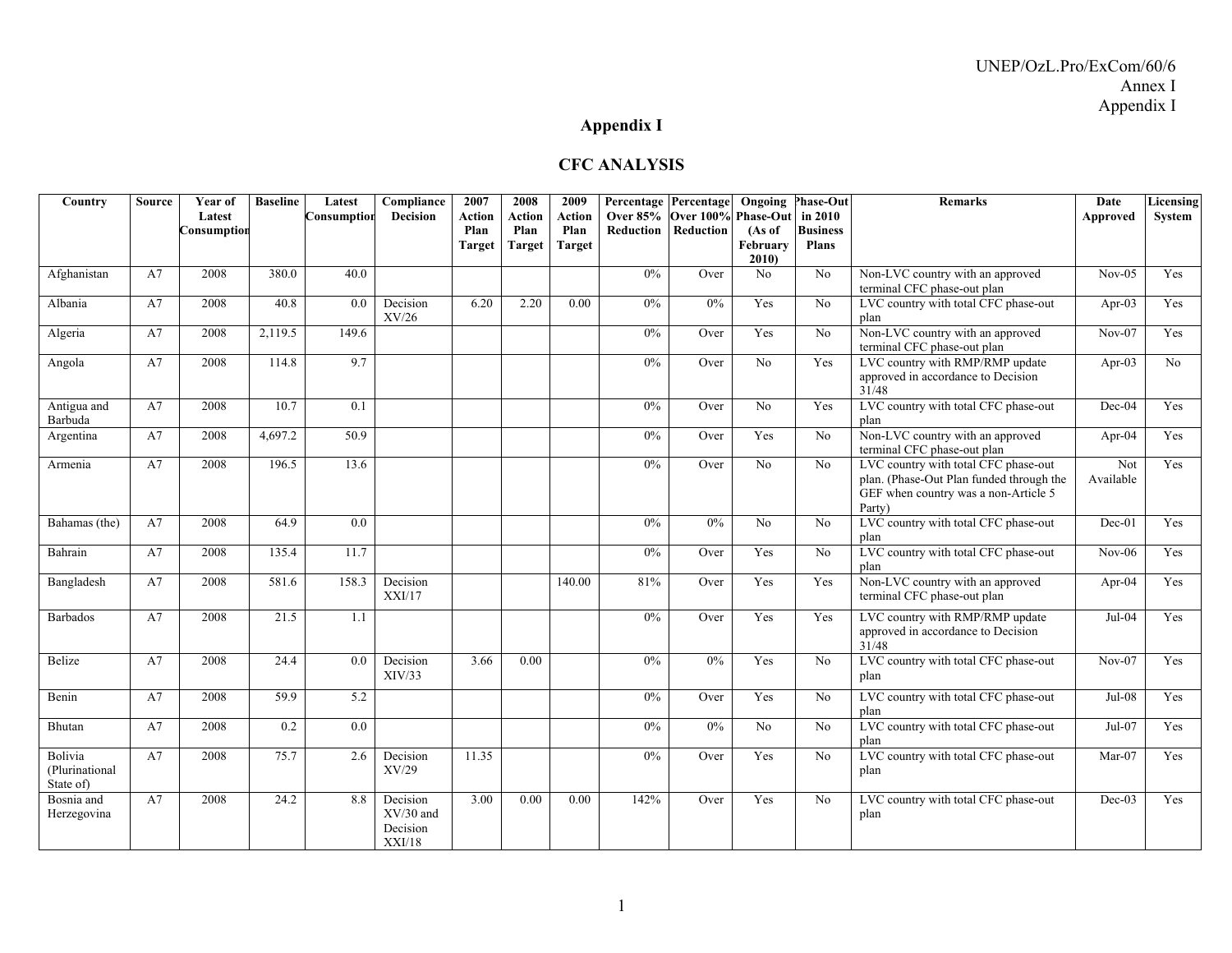UNEP/OzL.Pro/ExCom/60/6
Annex I
Appendix I

## Appendix I

## CFC ANALYSIS

| Country | Source | Year of Latest Consumption | Baseline | Latest Consumption | Compliance Decision | 2007 Action Plan Target | 2008 Action Plan Target | 2009 Action Plan Target | Percentage Over 85% Reduction | Percentage Over 100% Reduction | Ongoing Phase-Out (As of February 2010) | Phase-Out in 2010 Business Plans | Remarks | Date Approved | Licensing System |
|---|---|---|---|---|---|---|---|---|---|---|---|---|---|---|---|
| Afghanistan | A7 | 2008 | 380.0 | 40.0 | | | | | 0% | Over | No | No | Non-LVC country with an approved terminal CFC phase-out plan | Nov-05 | Yes |
| Albania | A7 | 2008 | 40.8 | 0.0 | Decision XV/26 | 6.20 | 2.20 | 0.00 | 0% | 0% | Yes | No | LVC country with total CFC phase-out plan | Apr-03 | Yes |
| Algeria | A7 | 2008 | 2,119.5 | 149.6 | | | | | 0% | Over | Yes | No | Non-LVC country with an approved terminal CFC phase-out plan | Nov-07 | Yes |
| Angola | A7 | 2008 | 114.8 | 9.7 | | | | | 0% | Over | No | Yes | LVC country with RMP/RMP update approved in accordance to Decision 31/48 | Apr-03 | No |
| Antigua and Barbuda | A7 | 2008 | 10.7 | 0.1 | | | | | 0% | Over | No | Yes | LVC country with total CFC phase-out plan | Dec-04 | Yes |
| Argentina | A7 | 2008 | 4,697.2 | 50.9 | | | | | 0% | Over | Yes | No | Non-LVC country with an approved terminal CFC phase-out plan | Apr-04 | Yes |
| Armenia | A7 | 2008 | 196.5 | 13.6 | | | | | 0% | Over | No | No | LVC country with total CFC phase-out plan. (Phase-Out Plan funded through the GEF when country was a non-Article 5 Party) | Not Available | Yes |
| Bahamas (the) | A7 | 2008 | 64.9 | 0.0 | | | | | 0% | 0% | No | No | LVC country with total CFC phase-out plan | Dec-01 | Yes |
| Bahrain | A7 | 2008 | 135.4 | 11.7 | | | | | 0% | Over | Yes | No | LVC country with total CFC phase-out plan | Nov-06 | Yes |
| Bangladesh | A7 | 2008 | 581.6 | 158.3 | Decision XXI/17 | | | 140.00 | 81% | Over | Yes | Yes | Non-LVC country with an approved terminal CFC phase-out plan | Apr-04 | Yes |
| Barbados | A7 | 2008 | 21.5 | 1.1 | | | | | 0% | Over | Yes | Yes | LVC country with RMP/RMP update approved in accordance to Decision 31/48 | Jul-04 | Yes |
| Belize | A7 | 2008 | 24.4 | 0.0 | Decision XIV/33 | 3.66 | 0.00 | | 0% | 0% | Yes | No | LVC country with total CFC phase-out plan | Nov-07 | Yes |
| Benin | A7 | 2008 | 59.9 | 5.2 | | | | | 0% | Over | Yes | No | LVC country with total CFC phase-out plan | Jul-08 | Yes |
| Bhutan | A7 | 2008 | 0.2 | 0.0 | | | | | 0% | 0% | No | No | LVC country with total CFC phase-out plan | Jul-07 | Yes |
| Bolivia (Plurinational State of) | A7 | 2008 | 75.7 | 2.6 | Decision XV/29 | 11.35 | | | 0% | Over | Yes | No | LVC country with total CFC phase-out plan | Mar-07 | Yes |
| Bosnia and Herzegovina | A7 | 2008 | 24.2 | 8.8 | Decision XV/30 and Decision XXI/18 | 3.00 | 0.00 | 0.00 | 142% | Over | Yes | No | LVC country with total CFC phase-out plan | Dec-03 | Yes |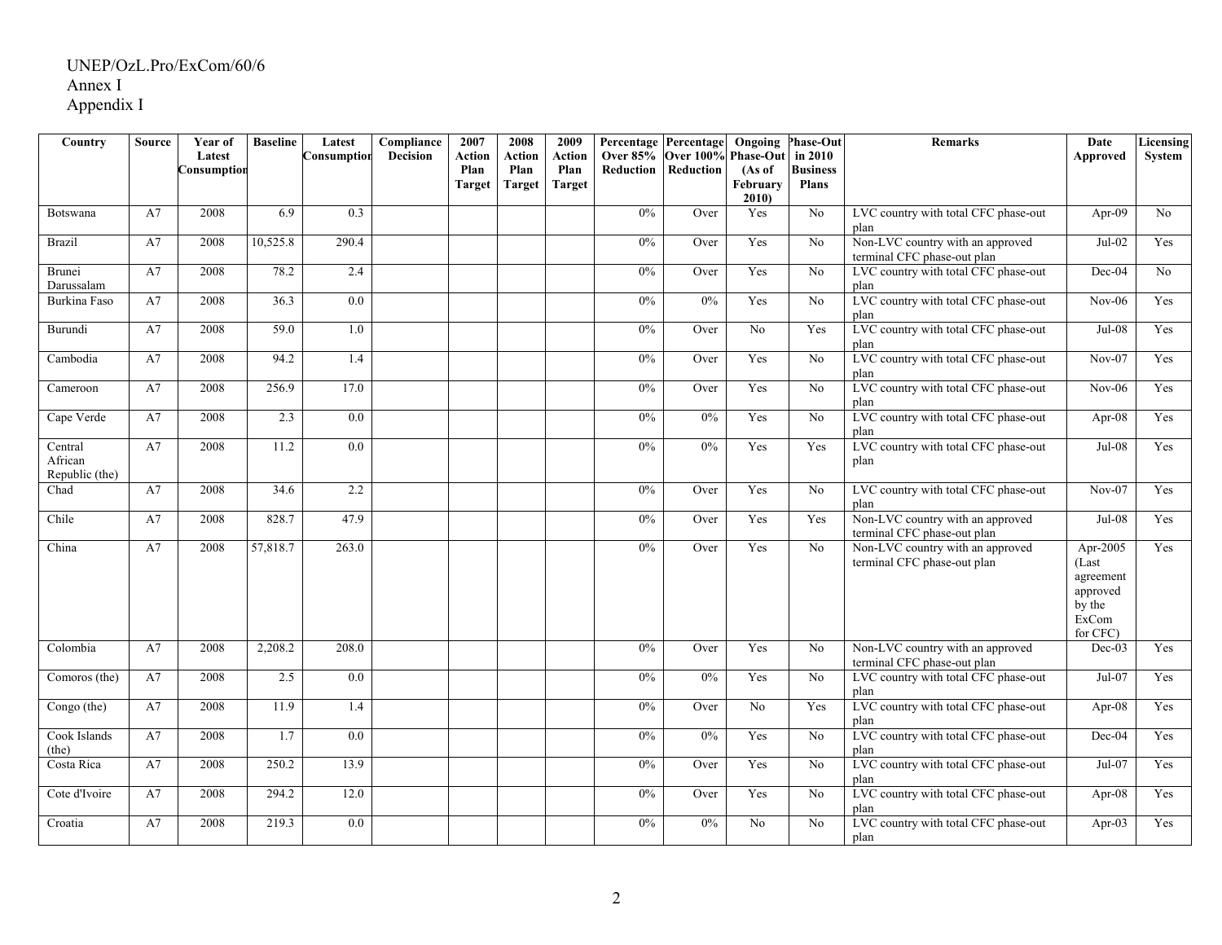UNEP/OzL.Pro/ExCom/60/6
Annex I
Appendix I

| Country | Source | Year of Latest Consumption | Baseline | Latest Consumption | Compliance Decision | 2007 Action Plan Target | 2008 Action Plan Target | 2009 Action Plan Target | Percentage Over 85% Reduction | Percentage Over 100% Reduction | Ongoing Phase-Out (As of February 2010) | Phase-Out in 2010 Business Plans | Remarks | Date Approved | Licensing System |
|---|---|---|---|---|---|---|---|---|---|---|---|---|---|---|---|
| Botswana | A7 | 2008 | 6.9 | 0.3 | | | | | 0% | Over | Yes | No | LVC country with total CFC phase-out plan | Apr-09 | No |
| Brazil | A7 | 2008 | 10,525.8 | 290.4 | | | | | 0% | Over | Yes | No | Non-LVC country with an approved terminal CFC phase-out plan | Jul-02 | Yes |
| Brunei Darussalam | A7 | 2008 | 78.2 | 2.4 | | | | | 0% | Over | Yes | No | LVC country with total CFC phase-out plan | Dec-04 | No |
| Burkina Faso | A7 | 2008 | 36.3 | 0.0 | | | | | 0% | 0% | Yes | No | LVC country with total CFC phase-out plan | Nov-06 | Yes |
| Burundi | A7 | 2008 | 59.0 | 1.0 | | | | | 0% | Over | No | Yes | LVC country with total CFC phase-out plan | Jul-08 | Yes |
| Cambodia | A7 | 2008 | 94.2 | 1.4 | | | | | 0% | Over | Yes | No | LVC country with total CFC phase-out plan | Nov-07 | Yes |
| Cameroon | A7 | 2008 | 256.9 | 17.0 | | | | | 0% | Over | Yes | No | LVC country with total CFC phase-out plan | Nov-06 | Yes |
| Cape Verde | A7 | 2008 | 2.3 | 0.0 | | | | | 0% | 0% | Yes | No | LVC country with total CFC phase-out plan | Apr-08 | Yes |
| Central African Republic (the) | A7 | 2008 | 11.2 | 0.0 | | | | | 0% | 0% | Yes | Yes | LVC country with total CFC phase-out plan | Jul-08 | Yes |
| Chad | A7 | 2008 | 34.6 | 2.2 | | | | | 0% | Over | Yes | No | LVC country with total CFC phase-out plan | Nov-07 | Yes |
| Chile | A7 | 2008 | 828.7 | 47.9 | | | | | 0% | Over | Yes | Yes | Non-LVC country with an approved terminal CFC phase-out plan | Jul-08 | Yes |
| China | A7 | 2008 | 57,818.7 | 263.0 | | | | | 0% | Over | Yes | No | Non-LVC country with an approved terminal CFC phase-out plan | Apr-2005 (Last agreement approved by the ExCom for CFC) | Yes |
| Colombia | A7 | 2008 | 2,208.2 | 208.0 | | | | | 0% | Over | Yes | No | Non-LVC country with an approved terminal CFC phase-out plan | Dec-03 | Yes |
| Comoros (the) | A7 | 2008 | 2.5 | 0.0 | | | | | 0% | 0% | Yes | No | LVC country with total CFC phase-out plan | Jul-07 | Yes |
| Congo (the) | A7 | 2008 | 11.9 | 1.4 | | | | | 0% | Over | No | Yes | LVC country with total CFC phase-out plan | Apr-08 | Yes |
| Cook Islands (the) | A7 | 2008 | 1.7 | 0.0 | | | | | 0% | 0% | Yes | No | LVC country with total CFC phase-out plan | Dec-04 | Yes |
| Costa Rica | A7 | 2008 | 250.2 | 13.9 | | | | | 0% | Over | Yes | No | LVC country with total CFC phase-out plan | Jul-07 | Yes |
| Cote d'Ivoire | A7 | 2008 | 294.2 | 12.0 | | | | | 0% | Over | Yes | No | LVC country with total CFC phase-out plan | Apr-08 | Yes |
| Croatia | A7 | 2008 | 219.3 | 0.0 | | | | | 0% | 0% | No | No | LVC country with total CFC phase-out plan | Apr-03 | Yes |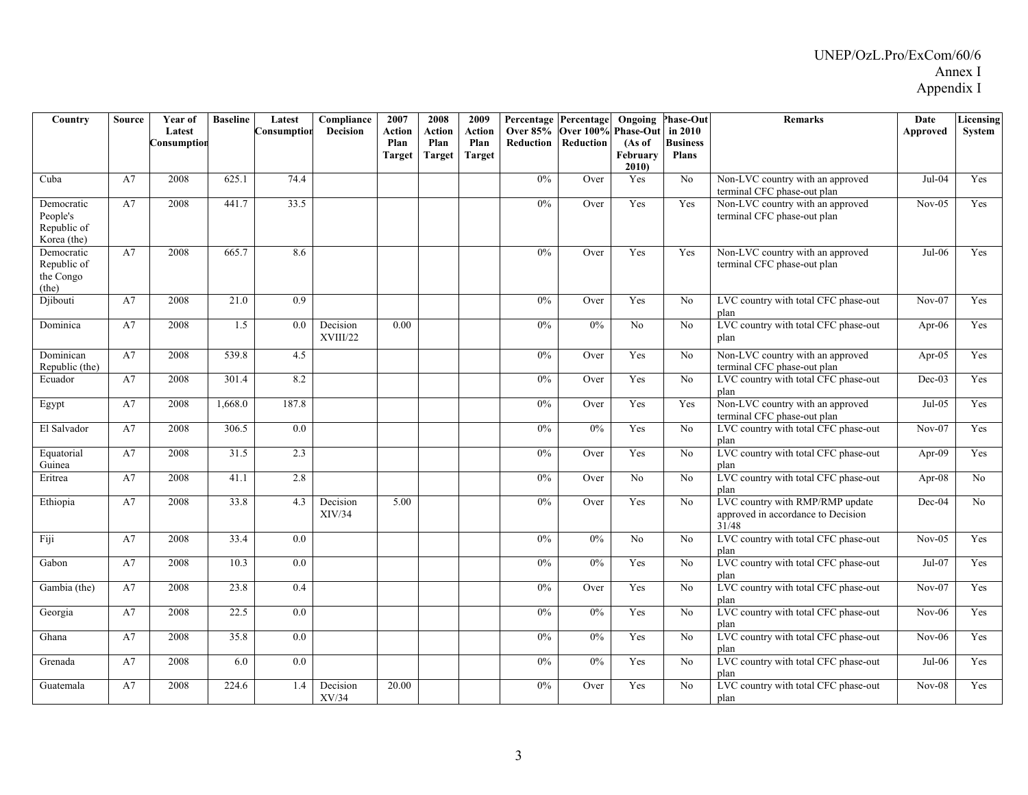| Country | Source | Year of Latest Consumption | Baseline | Latest Consumption | Compliance Decision | 2007 Action Plan Target | 2008 Action Plan Target | 2009 Action Plan Target | Percentage Over 85% Reduction | Percentage Over 100% Reduction | Ongoing Phase-Out (As of February 2010) | Phase-Out in 2010 Business Plans | Remarks | Date Approved | Licensing System |
|---|---|---|---|---|---|---|---|---|---|---|---|---|---|---|---|
| Cuba | A7 | 2008 | 625.1 | 74.4 | | | | | 0% | Over | Yes | No | Non-LVC country with an approved terminal CFC phase-out plan | Jul-04 | Yes |
| Democratic People's Republic of Korea (the) | A7 | 2008 | 441.7 | 33.5 | | | | | 0% | Over | Yes | Yes | Non-LVC country with an approved terminal CFC phase-out plan | Nov-05 | Yes |
| Democratic Republic of the Congo (the) | A7 | 2008 | 665.7 | 8.6 | | | | | 0% | Over | Yes | Yes | Non-LVC country with an approved terminal CFC phase-out plan | Jul-06 | Yes |
| Djibouti | A7 | 2008 | 21.0 | 0.9 | | | | | 0% | Over | Yes | No | LVC country with total CFC phase-out plan | Nov-07 | Yes |
| Dominica | A7 | 2008 | 1.5 | 0.0 | Decision XVIII/22 | 0.00 | | | 0% | 0% | No | No | LVC country with total CFC phase-out plan | Apr-06 | Yes |
| Dominican Republic (the) | A7 | 2008 | 539.8 | 4.5 | | | | | 0% | Over | Yes | No | Non-LVC country with an approved terminal CFC phase-out plan | Apr-05 | Yes |
| Ecuador | A7 | 2008 | 301.4 | 8.2 | | | | | 0% | Over | Yes | No | LVC country with total CFC phase-out plan | Dec-03 | Yes |
| Egypt | A7 | 2008 | 1,668.0 | 187.8 | | | | | 0% | Over | Yes | Yes | Non-LVC country with an approved terminal CFC phase-out plan | Jul-05 | Yes |
| El Salvador | A7 | 2008 | 306.5 | 0.0 | | | | | 0% | 0% | Yes | No | LVC country with total CFC phase-out plan | Nov-07 | Yes |
| Equatorial Guinea | A7 | 2008 | 31.5 | 2.3 | | | | | 0% | Over | Yes | No | LVC country with total CFC phase-out plan | Apr-09 | Yes |
| Eritrea | A7 | 2008 | 41.1 | 2.8 | | | | | 0% | Over | No | No | LVC country with total CFC phase-out plan | Apr-08 | No |
| Ethiopia | A7 | 2008 | 33.8 | 4.3 | Decision XIV/34 | 5.00 | | | 0% | Over | Yes | No | LVC country with RMP/RMP update approved in accordance to Decision 31/48 | Dec-04 | No |
| Fiji | A7 | 2008 | 33.4 | 0.0 | | | | | 0% | 0% | No | No | LVC country with total CFC phase-out plan | Nov-05 | Yes |
| Gabon | A7 | 2008 | 10.3 | 0.0 | | | | | 0% | 0% | Yes | No | LVC country with total CFC phase-out plan | Jul-07 | Yes |
| Gambia (the) | A7 | 2008 | 23.8 | 0.4 | | | | | 0% | Over | Yes | No | LVC country with total CFC phase-out plan | Nov-07 | Yes |
| Georgia | A7 | 2008 | 22.5 | 0.0 | | | | | 0% | 0% | Yes | No | LVC country with total CFC phase-out plan | Nov-06 | Yes |
| Ghana | A7 | 2008 | 35.8 | 0.0 | | | | | 0% | 0% | Yes | No | LVC country with total CFC phase-out plan | Nov-06 | Yes |
| Grenada | A7 | 2008 | 6.0 | 0.0 | | | | | 0% | 0% | Yes | No | LVC country with total CFC phase-out plan | Jul-06 | Yes |
| Guatemala | A7 | 2008 | 224.6 | 1.4 | Decision XV/34 | 20.00 | | | 0% | Over | Yes | No | LVC country with total CFC phase-out plan | Nov-08 | Yes |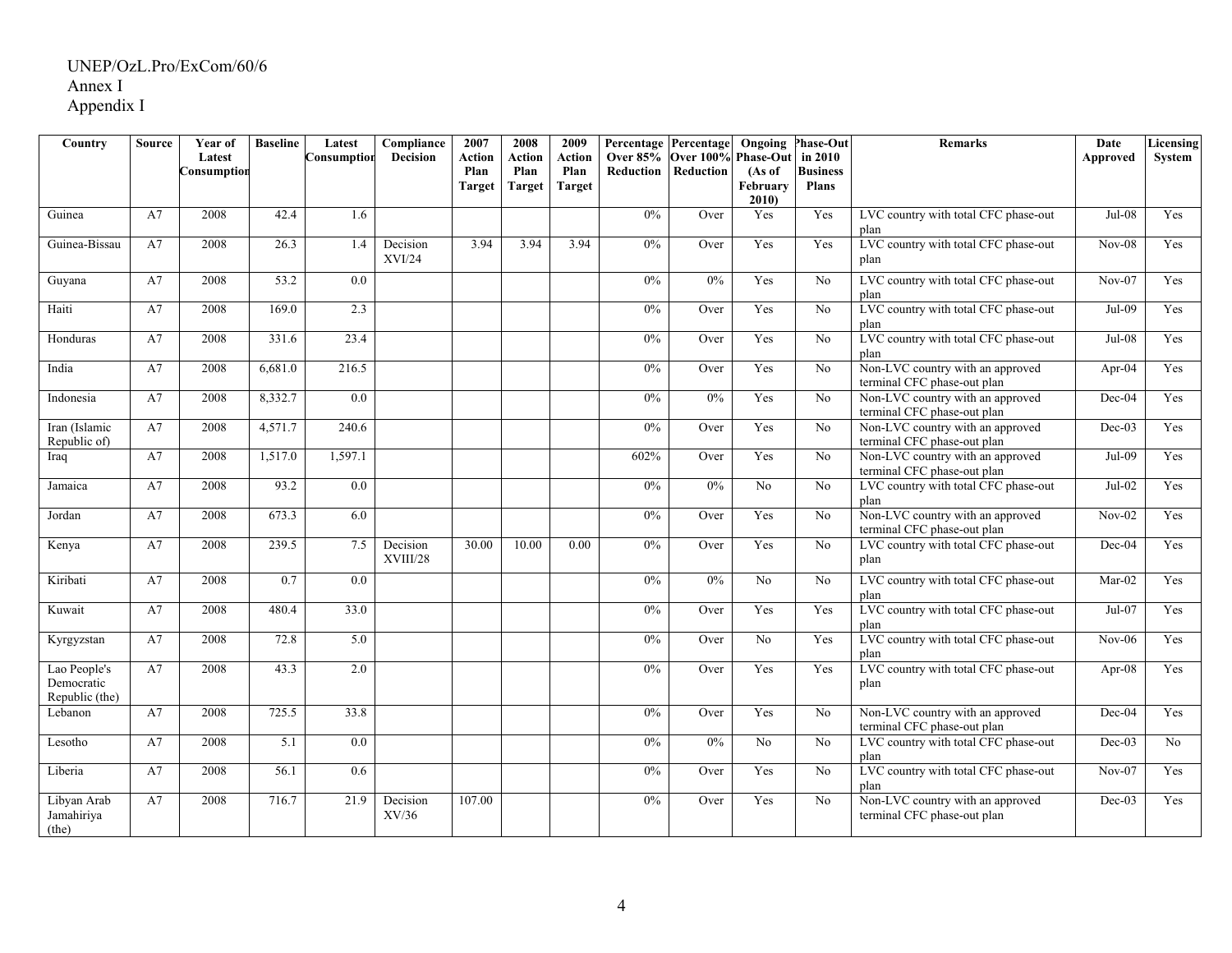UNEP/OzL.Pro/ExCom/60/6
Annex I
Appendix I

| Country | Source | Year of Latest Consumption | Baseline | Latest Consumption | Compliance Decision | 2007 Action Plan Target | 2008 Action Plan Target | 2009 Action Plan Target | Percentage Over 85% Reduction | Percentage Over 100% Reduction | Ongoing Phase-Out (As of February 2010) | Phase-Out in 2010 Business Plans | Remarks | Date Approved | Licensing System |
|---|---|---|---|---|---|---|---|---|---|---|---|---|---|---|---|
| Guinea | A7 | 2008 | 42.4 | 1.6 | | | | | 0% | Over | Yes | Yes | LVC country with total CFC phase-out plan | Jul-08 | Yes |
| Guinea-Bissau | A7 | 2008 | 26.3 | 1.4 | Decision XVI/24 | 3.94 | 3.94 | 3.94 | 0% | Over | Yes | Yes | LVC country with total CFC phase-out plan | Nov-08 | Yes |
| Guyana | A7 | 2008 | 53.2 | 0.0 | | | | | 0% | 0% | Yes | No | LVC country with total CFC phase-out plan | Nov-07 | Yes |
| Haiti | A7 | 2008 | 169.0 | 2.3 | | | | | 0% | Over | Yes | No | LVC country with total CFC phase-out plan | Jul-09 | Yes |
| Honduras | A7 | 2008 | 331.6 | 23.4 | | | | | 0% | Over | Yes | No | LVC country with total CFC phase-out plan | Jul-08 | Yes |
| India | A7 | 2008 | 6,681.0 | 216.5 | | | | | 0% | Over | Yes | No | Non-LVC country with an approved terminal CFC phase-out plan | Apr-04 | Yes |
| Indonesia | A7 | 2008 | 8,332.7 | 0.0 | | | | | 0% | 0% | Yes | No | Non-LVC country with an approved terminal CFC phase-out plan | Dec-04 | Yes |
| Iran (Islamic Republic of) | A7 | 2008 | 4,571.7 | 240.6 | | | | | 0% | Over | Yes | No | Non-LVC country with an approved terminal CFC phase-out plan | Dec-03 | Yes |
| Iraq | A7 | 2008 | 1,517.0 | 1,597.1 | | | | | 602% | Over | Yes | No | Non-LVC country with an approved terminal CFC phase-out plan | Jul-09 | Yes |
| Jamaica | A7 | 2008 | 93.2 | 0.0 | | | | | 0% | 0% | No | No | LVC country with total CFC phase-out plan | Jul-02 | Yes |
| Jordan | A7 | 2008 | 673.3 | 6.0 | | | | | 0% | Over | Yes | No | Non-LVC country with an approved terminal CFC phase-out plan | Nov-02 | Yes |
| Kenya | A7 | 2008 | 239.5 | 7.5 | Decision XVIII/28 | 30.00 | 10.00 | 0.00 | 0% | Over | Yes | No | LVC country with total CFC phase-out plan | Dec-04 | Yes |
| Kiribati | A7 | 2008 | 0.7 | 0.0 | | | | | 0% | 0% | No | No | LVC country with total CFC phase-out plan | Mar-02 | Yes |
| Kuwait | A7 | 2008 | 480.4 | 33.0 | | | | | 0% | Over | Yes | Yes | LVC country with total CFC phase-out plan | Jul-07 | Yes |
| Kyrgyzstan | A7 | 2008 | 72.8 | 5.0 | | | | | 0% | Over | No | Yes | LVC country with total CFC phase-out plan | Nov-06 | Yes |
| Lao People's Democratic Republic (the) | A7 | 2008 | 43.3 | 2.0 | | | | | 0% | Over | Yes | Yes | LVC country with total CFC phase-out plan | Apr-08 | Yes |
| Lebanon | A7 | 2008 | 725.5 | 33.8 | | | | | 0% | Over | Yes | No | Non-LVC country with an approved terminal CFC phase-out plan | Dec-04 | Yes |
| Lesotho | A7 | 2008 | 5.1 | 0.0 | | | | | 0% | 0% | No | No | LVC country with total CFC phase-out plan | Dec-03 | No |
| Liberia | A7 | 2008 | 56.1 | 0.6 | | | | | 0% | Over | Yes | No | LVC country with total CFC phase-out plan | Nov-07 | Yes |
| Libyan Arab Jamahiriya (the) | A7 | 2008 | 716.7 | 21.9 | Decision XV/36 | 107.00 | | | 0% | Over | Yes | No | Non-LVC country with an approved terminal CFC phase-out plan | Dec-03 | Yes |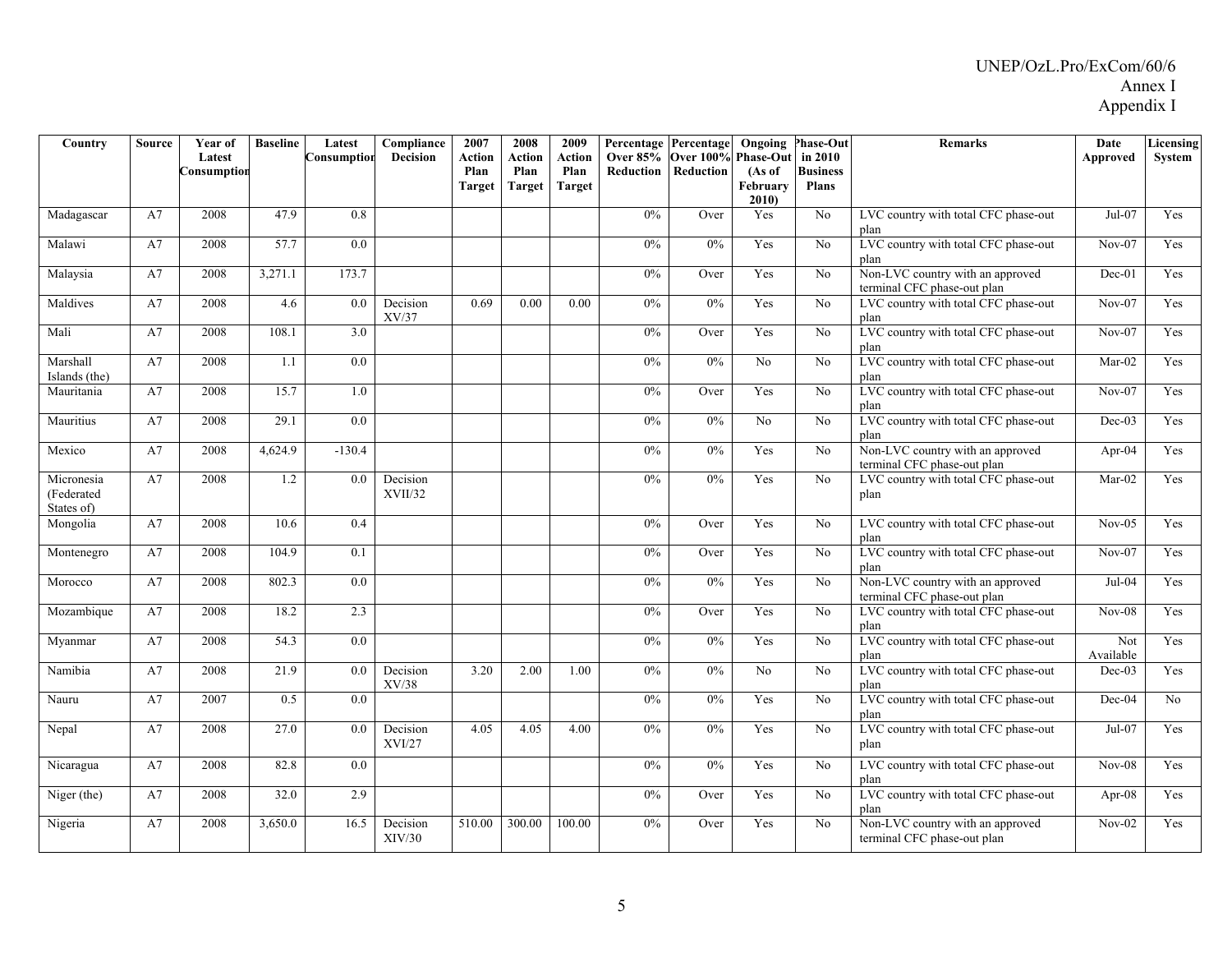| Country | Source | Year of Latest Consumption | Baseline | Latest Consumption | Compliance Decision | 2007 Action Plan Target | 2008 Action Plan Target | 2009 Action Plan Target | Percentage Over 85% Reduction | Percentage Over 100% Reduction | Ongoing Phase-Out (As of February 2010) | Phase-Out in 2010 Business Plans | Remarks | Date Approved | Licensing System |
|---|---|---|---|---|---|---|---|---|---|---|---|---|---|---|---|
| Madagascar | A7 | 2008 | 47.9 | 0.8 | | | | | 0% | Over | Yes | No | LVC country with total CFC phase-out plan | Jul-07 | Yes |
| Malawi | A7 | 2008 | 57.7 | 0.0 | | | | | 0% | 0% | Yes | No | LVC country with total CFC phase-out plan | Nov-07 | Yes |
| Malaysia | A7 | 2008 | 3,271.1 | 173.7 | | | | | 0% | Over | Yes | No | Non-LVC country with an approved terminal CFC phase-out plan | Dec-01 | Yes |
| Maldives | A7 | 2008 | 4.6 | 0.0 | Decision XV/37 | 0.69 | 0.00 | 0.00 | 0% | 0% | Yes | No | LVC country with total CFC phase-out plan | Nov-07 | Yes |
| Mali | A7 | 2008 | 108.1 | 3.0 | | | | | 0% | Over | Yes | No | LVC country with total CFC phase-out plan | Nov-07 | Yes |
| Marshall Islands (the) | A7 | 2008 | 1.1 | 0.0 | | | | | 0% | 0% | No | No | LVC country with total CFC phase-out plan | Mar-02 | Yes |
| Mauritania | A7 | 2008 | 15.7 | 1.0 | | | | | 0% | Over | Yes | No | LVC country with total CFC phase-out plan | Nov-07 | Yes |
| Mauritius | A7 | 2008 | 29.1 | 0.0 | | | | | 0% | 0% | No | No | LVC country with total CFC phase-out plan | Dec-03 | Yes |
| Mexico | A7 | 2008 | 4,624.9 | -130.4 | | | | | 0% | 0% | Yes | No | Non-LVC country with an approved terminal CFC phase-out plan | Apr-04 | Yes |
| Micronesia (Federated States of) | A7 | 2008 | 1.2 | 0.0 | Decision XVII/32 | | | | 0% | 0% | Yes | No | LVC country with total CFC phase-out plan | Mar-02 | Yes |
| Mongolia | A7 | 2008 | 10.6 | 0.4 | | | | | 0% | Over | Yes | No | LVC country with total CFC phase-out plan | Nov-05 | Yes |
| Montenegro | A7 | 2008 | 104.9 | 0.1 | | | | | 0% | Over | Yes | No | LVC country with total CFC phase-out plan | Nov-07 | Yes |
| Morocco | A7 | 2008 | 802.3 | 0.0 | | | | | 0% | 0% | Yes | No | Non-LVC country with an approved terminal CFC phase-out plan | Jul-04 | Yes |
| Mozambique | A7 | 2008 | 18.2 | 2.3 | | | | | 0% | Over | Yes | No | LVC country with total CFC phase-out plan | Nov-08 | Yes |
| Myanmar | A7 | 2008 | 54.3 | 0.0 | | | | | 0% | 0% | Yes | No | LVC country with total CFC phase-out plan | Not Available | Yes |
| Namibia | A7 | 2008 | 21.9 | 0.0 | Decision XV/38 | 3.20 | 2.00 | 1.00 | 0% | 0% | No | No | LVC country with total CFC phase-out plan | Dec-03 | Yes |
| Nauru | A7 | 2007 | 0.5 | 0.0 | | | | | 0% | 0% | Yes | No | LVC country with total CFC phase-out plan | Dec-04 | No |
| Nepal | A7 | 2008 | 27.0 | 0.0 | Decision XVI/27 | 4.05 | 4.05 | 4.00 | 0% | 0% | Yes | No | LVC country with total CFC phase-out plan | Jul-07 | Yes |
| Nicaragua | A7 | 2008 | 82.8 | 0.0 | | | | | 0% | 0% | Yes | No | LVC country with total CFC phase-out plan | Nov-08 | Yes |
| Niger (the) | A7 | 2008 | 32.0 | 2.9 | | | | | 0% | Over | Yes | No | LVC country with total CFC phase-out plan | Apr-08 | Yes |
| Nigeria | A7 | 2008 | 3,650.0 | 16.5 | Decision XIV/30 | 510.00 | 300.00 | 100.00 | 0% | Over | Yes | No | Non-LVC country with an approved terminal CFC phase-out plan | Nov-02 | Yes |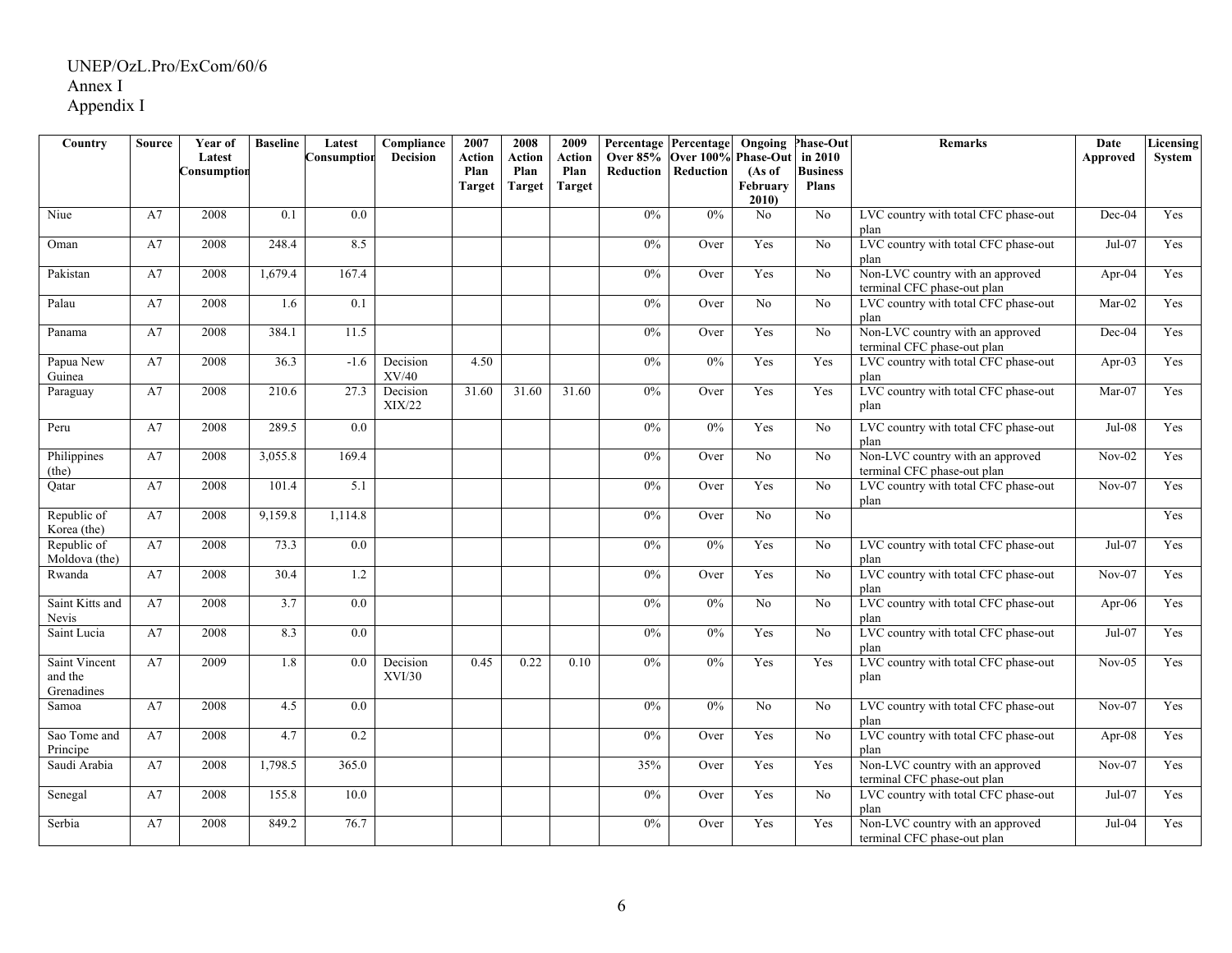UNEP/OzL.Pro/ExCom/60/6
Annex I
Appendix I

| Country | Source | Year of Latest Consumption | Baseline | Latest Consumption | Compliance Decision | 2007 Action Plan Target | 2008 Action Plan Target | 2009 Action Plan Target | Percentage Over 85% Reduction | Percentage Over 100% Reduction | Ongoing Phase-Out (As of February 2010) | Phase-Out in 2010 Business Plans | Remarks | Date Approved | Licensing System |
|---|---|---|---|---|---|---|---|---|---|---|---|---|---|---|---|
| Niue | A7 | 2008 | 0.1 | 0.0 | | | | | 0% | 0% | No | No | LVC country with total CFC phase-out plan | Dec-04 | Yes |
| Oman | A7 | 2008 | 248.4 | 8.5 | | | | | 0% | Over | Yes | No | LVC country with total CFC phase-out plan | Jul-07 | Yes |
| Pakistan | A7 | 2008 | 1,679.4 | 167.4 | | | | | 0% | Over | Yes | No | Non-LVC country with an approved terminal CFC phase-out plan | Apr-04 | Yes |
| Palau | A7 | 2008 | 1.6 | 0.1 | | | | | 0% | Over | No | No | LVC country with total CFC phase-out plan | Mar-02 | Yes |
| Panama | A7 | 2008 | 384.1 | 11.5 | | | | | 0% | Over | Yes | No | Non-LVC country with an approved terminal CFC phase-out plan | Dec-04 | Yes |
| Papua New Guinea | A7 | 2008 | 36.3 | -1.6 | Decision XV/40 | 4.50 | | | 0% | 0% | Yes | Yes | LVC country with total CFC phase-out plan | Apr-03 | Yes |
| Paraguay | A7 | 2008 | 210.6 | 27.3 | Decision XIX/22 | 31.60 | 31.60 | 31.60 | 0% | Over | Yes | Yes | LVC country with total CFC phase-out plan | Mar-07 | Yes |
| Peru | A7 | 2008 | 289.5 | 0.0 | | | | | 0% | 0% | Yes | No | LVC country with total CFC phase-out plan | Jul-08 | Yes |
| Philippines (the) | A7 | 2008 | 3,055.8 | 169.4 | | | | | 0% | Over | No | No | Non-LVC country with an approved terminal CFC phase-out plan | Nov-02 | Yes |
| Qatar | A7 | 2008 | 101.4 | 5.1 | | | | | 0% | Over | Yes | No | LVC country with total CFC phase-out plan | Nov-07 | Yes |
| Republic of Korea (the) | A7 | 2008 | 9,159.8 | 1,114.8 | | | | | 0% | Over | No | No | | | Yes |
| Republic of Moldova (the) | A7 | 2008 | 73.3 | 0.0 | | | | | 0% | 0% | Yes | No | LVC country with total CFC phase-out plan | Jul-07 | Yes |
| Rwanda | A7 | 2008 | 30.4 | 1.2 | | | | | 0% | Over | Yes | No | LVC country with total CFC phase-out plan | Nov-07 | Yes |
| Saint Kitts and Nevis | A7 | 2008 | 3.7 | 0.0 | | | | | 0% | 0% | No | No | LVC country with total CFC phase-out plan | Apr-06 | Yes |
| Saint Lucia | A7 | 2008 | 8.3 | 0.0 | | | | | 0% | 0% | Yes | No | LVC country with total CFC phase-out plan | Jul-07 | Yes |
| Saint Vincent and the Grenadines | A7 | 2009 | 1.8 | 0.0 | Decision XVI/30 | 0.45 | 0.22 | 0.10 | 0% | 0% | Yes | Yes | LVC country with total CFC phase-out plan | Nov-05 | Yes |
| Samoa | A7 | 2008 | 4.5 | 0.0 | | | | | 0% | 0% | No | No | LVC country with total CFC phase-out plan | Nov-07 | Yes |
| Sao Tome and Principe | A7 | 2008 | 4.7 | 0.2 | | | | | 0% | Over | Yes | No | LVC country with total CFC phase-out plan | Apr-08 | Yes |
| Saudi Arabia | A7 | 2008 | 1,798.5 | 365.0 | | | | | 35% | Over | Yes | Yes | Non-LVC country with an approved terminal CFC phase-out plan | Nov-07 | Yes |
| Senegal | A7 | 2008 | 155.8 | 10.0 | | | | | 0% | Over | Yes | No | LVC country with total CFC phase-out plan | Jul-07 | Yes |
| Serbia | A7 | 2008 | 849.2 | 76.7 | | | | | 0% | Over | Yes | Yes | Non-LVC country with an approved terminal CFC phase-out plan | Jul-04 | Yes |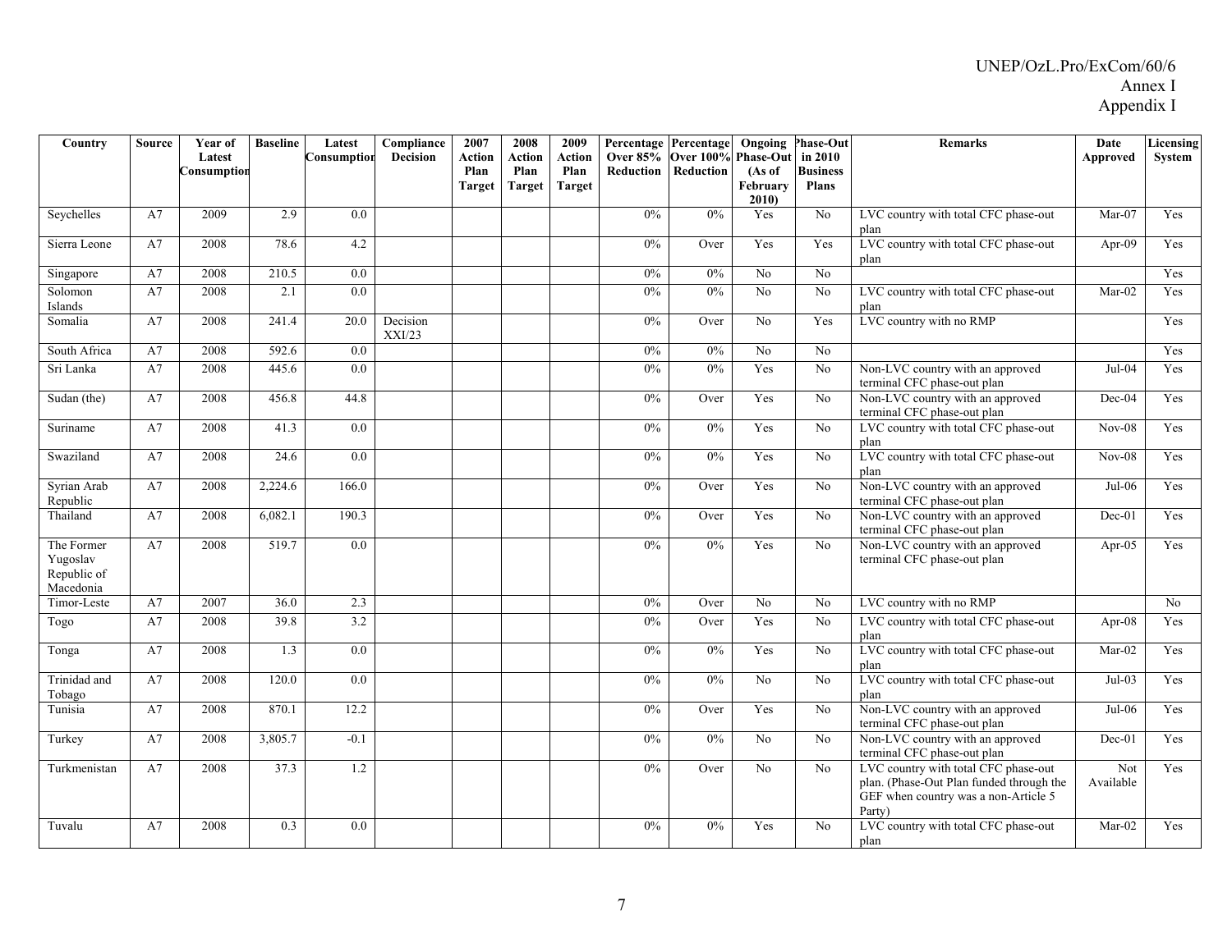| Country | Source | Year of Latest Consumption | Baseline | Latest Consumption | Compliance Decision | 2007 Action Plan Target | 2008 Action Plan Target | 2009 Action Plan Target | Percentage Over 85% Reduction | Percentage Over 100% Reduction | Ongoing Phase-Out (As of February 2010) | Phase-Out in 2010 Business Plans | Remarks | Date Approved | Licensing System |
|---|---|---|---|---|---|---|---|---|---|---|---|---|---|---|---|
| Seychelles | A7 | 2009 | 2.9 | 0.0 | | | | | 0% | 0% | Yes | No | LVC country with total CFC phase-out plan | Mar-07 | Yes |
| Sierra Leone | A7 | 2008 | 78.6 | 4.2 | | | | | 0% | Over | Yes | Yes | LVC country with total CFC phase-out plan | Apr-09 | Yes |
| Singapore | A7 | 2008 | 210.5 | 0.0 | | | | | 0% | 0% | No | No | | | Yes |
| Solomon Islands | A7 | 2008 | 2.1 | 0.0 | | | | | 0% | 0% | No | No | LVC country with total CFC phase-out plan | Mar-02 | Yes |
| Somalia | A7 | 2008 | 241.4 | 20.0 | Decision XXI/23 | | | | 0% | Over | No | Yes | LVC country with no RMP | | Yes |
| South Africa | A7 | 2008 | 592.6 | 0.0 | | | | | 0% | 0% | No | No | | | Yes |
| Sri Lanka | A7 | 2008 | 445.6 | 0.0 | | | | | 0% | 0% | Yes | No | Non-LVC country with an approved terminal CFC phase-out plan | Jul-04 | Yes |
| Sudan (the) | A7 | 2008 | 456.8 | 44.8 | | | | | 0% | Over | Yes | No | Non-LVC country with an approved terminal CFC phase-out plan | Dec-04 | Yes |
| Suriname | A7 | 2008 | 41.3 | 0.0 | | | | | 0% | 0% | Yes | No | LVC country with total CFC phase-out plan | Nov-08 | Yes |
| Swaziland | A7 | 2008 | 24.6 | 0.0 | | | | | 0% | 0% | Yes | No | LVC country with total CFC phase-out plan | Nov-08 | Yes |
| Syrian Arab Republic | A7 | 2008 | 2,224.6 | 166.0 | | | | | 0% | Over | Yes | No | Non-LVC country with an approved terminal CFC phase-out plan | Jul-06 | Yes |
| Thailand | A7 | 2008 | 6,082.1 | 190.3 | | | | | 0% | Over | Yes | No | Non-LVC country with an approved terminal CFC phase-out plan | Dec-01 | Yes |
| The Former Yugoslav Republic of Macedonia | A7 | 2008 | 519.7 | 0.0 | | | | | 0% | 0% | Yes | No | Non-LVC country with an approved terminal CFC phase-out plan | Apr-05 | Yes |
| Timor-Leste | A7 | 2007 | 36.0 | 2.3 | | | | | 0% | Over | No | No | LVC country with no RMP | | No |
| Togo | A7 | 2008 | 39.8 | 3.2 | | | | | 0% | Over | Yes | No | LVC country with total CFC phase-out plan | Apr-08 | Yes |
| Tonga | A7 | 2008 | 1.3 | 0.0 | | | | | 0% | 0% | Yes | No | LVC country with total CFC phase-out plan | Mar-02 | Yes |
| Trinidad and Tobago | A7 | 2008 | 120.0 | 0.0 | | | | | 0% | 0% | No | No | LVC country with total CFC phase-out plan | Jul-03 | Yes |
| Tunisia | A7 | 2008 | 870.1 | 12.2 | | | | | 0% | Over | Yes | No | Non-LVC country with an approved terminal CFC phase-out plan | Jul-06 | Yes |
| Turkey | A7 | 2008 | 3,805.7 | -0.1 | | | | | 0% | 0% | No | No | Non-LVC country with an approved terminal CFC phase-out plan | Dec-01 | Yes |
| Turkmenistan | A7 | 2008 | 37.3 | 1.2 | | | | | 0% | Over | No | No | LVC country with total CFC phase-out plan. (Phase-Out Plan funded through the GEF when country was a non-Article 5 Party) | Not Available | Yes |
| Tuvalu | A7 | 2008 | 0.3 | 0.0 | | | | | 0% | 0% | Yes | No | LVC country with total CFC phase-out plan | Mar-02 | Yes |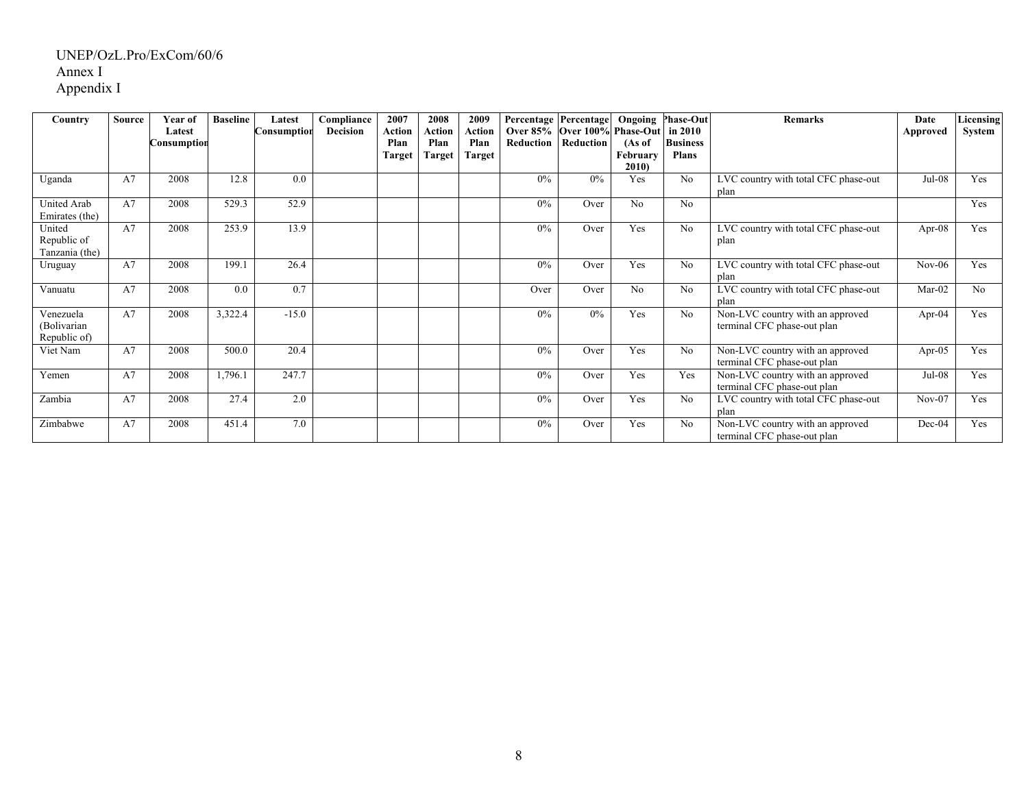UNEP/OzL.Pro/ExCom/60/6
Annex I
Appendix I

| Country | Source | Year of Latest Consumption | Baseline | Latest Consumption | Compliance Decision | 2007 Action Plan Target | 2008 Action Plan Target | 2009 Action Plan Target | Percentage Over 85% Reduction | Percentage Over 100% Reduction | Ongoing Phase-Out (As of February 2010) | Phase-Out in 2010 Business Plans | Remarks | Date Approved | Licensing System |
|---|---|---|---|---|---|---|---|---|---|---|---|---|---|---|---|
| Uganda | A7 | 2008 | 12.8 | 0.0 | | | | | 0% | 0% | Yes | No | LVC country with total CFC phase-out plan | Jul-08 | Yes |
| United Arab Emirates (the) | A7 | 2008 | 529.3 | 52.9 | | | | | 0% | Over | No | No | | | Yes |
| United Republic of Tanzania (the) | A7 | 2008 | 253.9 | 13.9 | | | | | 0% | Over | Yes | No | LVC country with total CFC phase-out plan | Apr-08 | Yes |
| Uruguay | A7 | 2008 | 199.1 | 26.4 | | | | | 0% | Over | Yes | No | LVC country with total CFC phase-out plan | Nov-06 | Yes |
| Vanuatu | A7 | 2008 | 0.0 | 0.7 | | | | | Over | Over | No | No | LVC country with total CFC phase-out plan | Mar-02 | No |
| Venezuela (Bolivarian Republic of) | A7 | 2008 | 3,322.4 | -15.0 | | | | | 0% | 0% | Yes | No | Non-LVC country with an approved terminal CFC phase-out plan | Apr-04 | Yes |
| Viet Nam | A7 | 2008 | 500.0 | 20.4 | | | | | 0% | Over | Yes | No | Non-LVC country with an approved terminal CFC phase-out plan | Apr-05 | Yes |
| Yemen | A7 | 2008 | 1,796.1 | 247.7 | | | | | 0% | Over | Yes | Yes | Non-LVC country with an approved terminal CFC phase-out plan | Jul-08 | Yes |
| Zambia | A7 | 2008 | 27.4 | 2.0 | | | | | 0% | Over | Yes | No | LVC country with total CFC phase-out plan | Nov-07 | Yes |
| Zimbabwe | A7 | 2008 | 451.4 | 7.0 | | | | | 0% | Over | Yes | No | Non-LVC country with an approved terminal CFC phase-out plan | Dec-04 | Yes |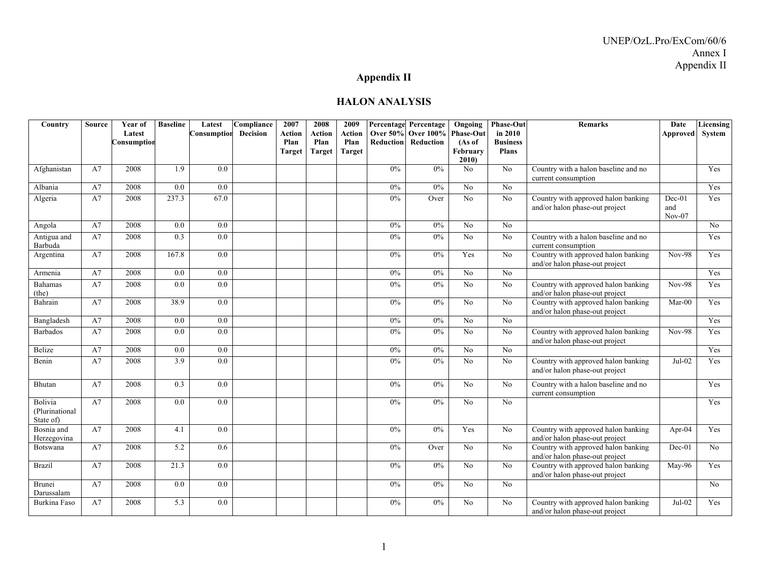UNEP/OzL.Pro/ExCom/60/6
Annex I
Appendix II

## Appendix II

## HALON ANALYSIS

| Country | Source | Year of Latest Consumption | Baseline | Latest Consumption | Compliance Decision | 2007 Action Plan Target | 2008 Action Plan Target | 2009 Action Plan Target | Percentage Over 50% Reduction | Percentage Over 100% Reduction | Ongoing Phase-Out (As of February 2010) | Phase-Out in 2010 Business Plans | Remarks | Date Approved | Licensing System |
|---|---|---|---|---|---|---|---|---|---|---|---|---|---|---|---|
| Afghanistan | A7 | 2008 | 1.9 | 0.0 | | | | | 0% | 0% | No | No | Country with a halon baseline and no current consumption | | Yes |
| Albania | A7 | 2008 | 0.0 | 0.0 | | | | | 0% | 0% | No | No | | | Yes |
| Algeria | A7 | 2008 | 237.3 | 67.0 | | | | | 0% | Over | No | No | Country with approved halon banking and/or halon phase-out project | Dec-01 and Nov-07 | Yes |
| Angola | A7 | 2008 | 0.0 | 0.0 | | | | | 0% | 0% | No | No | | | No |
| Antigua and Barbuda | A7 | 2008 | 0.3 | 0.0 | | | | | 0% | 0% | No | No | Country with a halon baseline and no current consumption | | Yes |
| Argentina | A7 | 2008 | 167.8 | 0.0 | | | | | 0% | 0% | Yes | No | Country with approved halon banking and/or halon phase-out project | Nov-98 | Yes |
| Armenia | A7 | 2008 | 0.0 | 0.0 | | | | | 0% | 0% | No | No | | | Yes |
| Bahamas (the) | A7 | 2008 | 0.0 | 0.0 | | | | | 0% | 0% | No | No | Country with approved halon banking and/or halon phase-out project | Nov-98 | Yes |
| Bahrain | A7 | 2008 | 38.9 | 0.0 | | | | | 0% | 0% | No | No | Country with approved halon banking and/or halon phase-out project | Mar-00 | Yes |
| Bangladesh | A7 | 2008 | 0.0 | 0.0 | | | | | 0% | 0% | No | No | | | Yes |
| Barbados | A7 | 2008 | 0.0 | 0.0 | | | | | 0% | 0% | No | No | Country with approved halon banking and/or halon phase-out project | Nov-98 | Yes |
| Belize | A7 | 2008 | 0.0 | 0.0 | | | | | 0% | 0% | No | No | | | Yes |
| Benin | A7 | 2008 | 3.9 | 0.0 | | | | | 0% | 0% | No | No | Country with approved halon banking and/or halon phase-out project | Jul-02 | Yes |
| Bhutan | A7 | 2008 | 0.3 | 0.0 | | | | | 0% | 0% | No | No | Country with a halon baseline and no current consumption | | Yes |
| Bolivia (Plurinational State of) | A7 | 2008 | 0.0 | 0.0 | | | | | 0% | 0% | No | No | | | Yes |
| Bosnia and Herzegovina | A7 | 2008 | 4.1 | 0.0 | | | | | 0% | 0% | Yes | No | Country with approved halon banking and/or halon phase-out project | Apr-04 | Yes |
| Botswana | A7 | 2008 | 5.2 | 0.6 | | | | | 0% | Over | No | No | Country with approved halon banking and/or halon phase-out project | Dec-01 | No |
| Brazil | A7 | 2008 | 21.3 | 0.0 | | | | | 0% | 0% | No | No | Country with approved halon banking and/or halon phase-out project | May-96 | Yes |
| Brunei Darussalam | A7 | 2008 | 0.0 | 0.0 | | | | | 0% | 0% | No | No | | | No |
| Burkina Faso | A7 | 2008 | 5.3 | 0.0 | | | | | 0% | 0% | No | No | Country with approved halon banking and/or halon phase-out project | Jul-02 | Yes |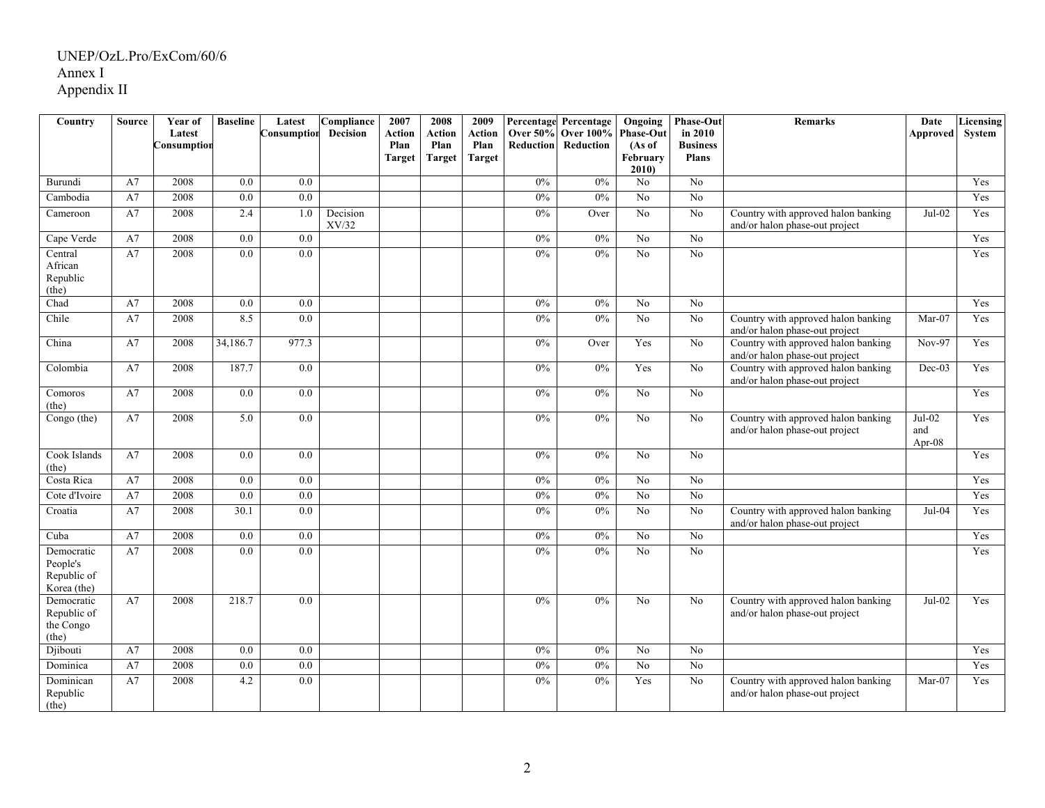UNEP/OzL.Pro/ExCom/60/6
Annex I
Appendix II

| Country | Source | Year of Latest Consumption | Baseline | Latest Consumption | Compliance Decision | 2007 Action Plan Target | 2008 Action Plan Target | 2009 Action Plan Target | Percentage Over 50% Reduction | Percentage Over 100% Reduction | Ongoing Phase-Out (As of February 2010) | Phase-Out in 2010 Business Plans | Remarks | Date Approved | Licensing System |
|---|---|---|---|---|---|---|---|---|---|---|---|---|---|---|---|
| Burundi | A7 | 2008 | 0.0 | 0.0 | | | | | 0% | 0% | No | No | | | Yes |
| Cambodia | A7 | 2008 | 0.0 | 0.0 | | | | | 0% | 0% | No | No | | | Yes |
| Cameroon | A7 | 2008 | 2.4 | 1.0 | Decision XV/32 | | | | 0% | Over | No | No | Country with approved halon banking and/or halon phase-out project | Jul-02 | Yes |
| Cape Verde | A7 | 2008 | 0.0 | 0.0 | | | | | 0% | 0% | No | No | | | Yes |
| Central African Republic (the) | A7 | 2008 | 0.0 | 0.0 | | | | | 0% | 0% | No | No | | | Yes |
| Chad | A7 | 2008 | 0.0 | 0.0 | | | | | 0% | 0% | No | No | | | Yes |
| Chile | A7 | 2008 | 8.5 | 0.0 | | | | | 0% | 0% | No | No | Country with approved halon banking and/or halon phase-out project | Mar-07 | Yes |
| China | A7 | 2008 | 34,186.7 | 977.3 | | | | | 0% | Over | Yes | No | Country with approved halon banking and/or halon phase-out project | Nov-97 | Yes |
| Colombia | A7 | 2008 | 187.7 | 0.0 | | | | | 0% | 0% | Yes | No | Country with approved halon banking and/or halon phase-out project | Dec-03 | Yes |
| Comoros (the) | A7 | 2008 | 0.0 | 0.0 | | | | | 0% | 0% | No | No | | | Yes |
| Congo (the) | A7 | 2008 | 5.0 | 0.0 | | | | | 0% | 0% | No | No | Country with approved halon banking and/or halon phase-out project | Jul-02 and Apr-08 | Yes |
| Cook Islands (the) | A7 | 2008 | 0.0 | 0.0 | | | | | 0% | 0% | No | No | | | Yes |
| Costa Rica | A7 | 2008 | 0.0 | 0.0 | | | | | 0% | 0% | No | No | | | Yes |
| Cote d'Ivoire | A7 | 2008 | 0.0 | 0.0 | | | | | 0% | 0% | No | No | | | Yes |
| Croatia | A7 | 2008 | 30.1 | 0.0 | | | | | 0% | 0% | No | No | Country with approved halon banking and/or halon phase-out project | Jul-04 | Yes |
| Cuba | A7 | 2008 | 0.0 | 0.0 | | | | | 0% | 0% | No | No | | | Yes |
| Democratic People's Republic of Korea (the) | A7 | 2008 | 0.0 | 0.0 | | | | | 0% | 0% | No | No | | | Yes |
| Democratic Republic of the Congo (the) | A7 | 2008 | 218.7 | 0.0 | | | | | 0% | 0% | No | No | Country with approved halon banking and/or halon phase-out project | Jul-02 | Yes |
| Djibouti | A7 | 2008 | 0.0 | 0.0 | | | | | 0% | 0% | No | No | | | Yes |
| Dominica | A7 | 2008 | 0.0 | 0.0 | | | | | 0% | 0% | No | No | | | Yes |
| Dominican Republic (the) | A7 | 2008 | 4.2 | 0.0 | | | | | 0% | 0% | Yes | No | Country with approved halon banking and/or halon phase-out project | Mar-07 | Yes |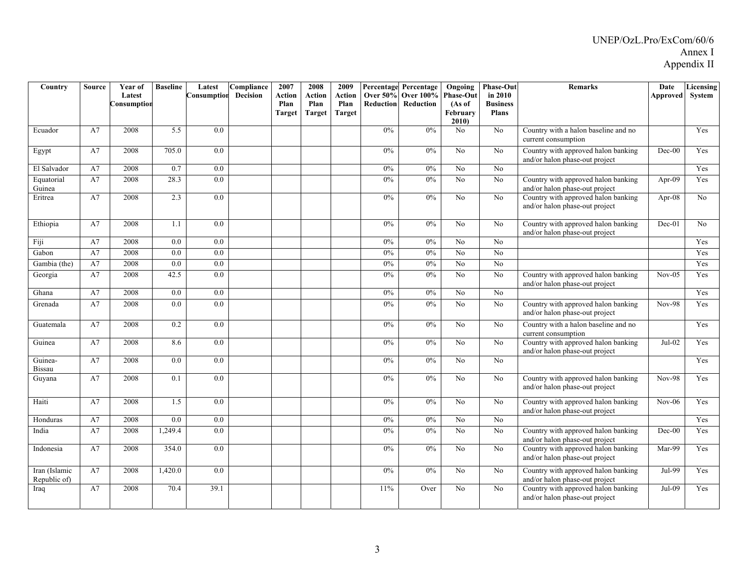| Country | Source | Year of Latest Consumption | Baseline | Latest Consumption | Compliance Decision | 2007 Action Plan Target | 2008 Action Plan Target | 2009 Action Plan Target | Percentage Over 50% Reduction | Percentage Over 100% Reduction | Ongoing Phase-Out (As of February 2010) | Phase-Out in 2010 Business Plans | Remarks | Date Approved | Licensing System |
|---|---|---|---|---|---|---|---|---|---|---|---|---|---|---|---|
| Ecuador | A7 | 2008 | 5.5 | 0.0 | | | | | 0% | 0% | No | No | Country with a halon baseline and no current consumption | | Yes |
| Egypt | A7 | 2008 | 705.0 | 0.0 | | | | | 0% | 0% | No | No | Country with approved halon banking and/or halon phase-out project | Dec-00 | Yes |
| El Salvador | A7 | 2008 | 0.7 | 0.0 | | | | | 0% | 0% | No | No | | | Yes |
| Equatorial Guinea | A7 | 2008 | 28.3 | 0.0 | | | | | 0% | 0% | No | No | Country with approved halon banking and/or halon phase-out project | Apr-09 | Yes |
| Eritrea | A7 | 2008 | 2.3 | 0.0 | | | | | 0% | 0% | No | No | Country with approved halon banking and/or halon phase-out project | Apr-08 | No |
| Ethiopia | A7 | 2008 | 1.1 | 0.0 | | | | | 0% | 0% | No | No | Country with approved halon banking and/or halon phase-out project | Dec-01 | No |
| Fiji | A7 | 2008 | 0.0 | 0.0 | | | | | 0% | 0% | No | No | | | Yes |
| Gabon | A7 | 2008 | 0.0 | 0.0 | | | | | 0% | 0% | No | No | | | Yes |
| Gambia (the) | A7 | 2008 | 0.0 | 0.0 | | | | | 0% | 0% | No | No | | | Yes |
| Georgia | A7 | 2008 | 42.5 | 0.0 | | | | | 0% | 0% | No | No | Country with approved halon banking and/or halon phase-out project | Nov-05 | Yes |
| Ghana | A7 | 2008 | 0.0 | 0.0 | | | | | 0% | 0% | No | No | | | Yes |
| Grenada | A7 | 2008 | 0.0 | 0.0 | | | | | 0% | 0% | No | No | Country with approved halon banking and/or halon phase-out project | Nov-98 | Yes |
| Guatemala | A7 | 2008 | 0.2 | 0.0 | | | | | 0% | 0% | No | No | Country with a halon baseline and no current consumption | | Yes |
| Guinea | A7 | 2008 | 8.6 | 0.0 | | | | | 0% | 0% | No | No | Country with approved halon banking and/or halon phase-out project | Jul-02 | Yes |
| Guinea-Bissau | A7 | 2008 | 0.0 | 0.0 | | | | | 0% | 0% | No | No | | | Yes |
| Guyana | A7 | 2008 | 0.1 | 0.0 | | | | | 0% | 0% | No | No | Country with approved halon banking and/or halon phase-out project | Nov-98 | Yes |
| Haiti | A7 | 2008 | 1.5 | 0.0 | | | | | 0% | 0% | No | No | Country with approved halon banking and/or halon phase-out project | Nov-06 | Yes |
| Honduras | A7 | 2008 | 0.0 | 0.0 | | | | | 0% | 0% | No | No | | | Yes |
| India | A7 | 2008 | 1,249.4 | 0.0 | | | | | 0% | 0% | No | No | Country with approved halon banking and/or halon phase-out project | Dec-00 | Yes |
| Indonesia | A7 | 2008 | 354.0 | 0.0 | | | | | 0% | 0% | No | No | Country with approved halon banking and/or halon phase-out project | Mar-99 | Yes |
| Iran (Islamic Republic of) | A7 | 2008 | 1,420.0 | 0.0 | | | | | 0% | 0% | No | No | Country with approved halon banking and/or halon phase-out project | Jul-99 | Yes |
| Iraq | A7 | 2008 | 70.4 | 39.1 | | | | | 11% | Over | No | No | Country with approved halon banking and/or halon phase-out project | Jul-09 | Yes |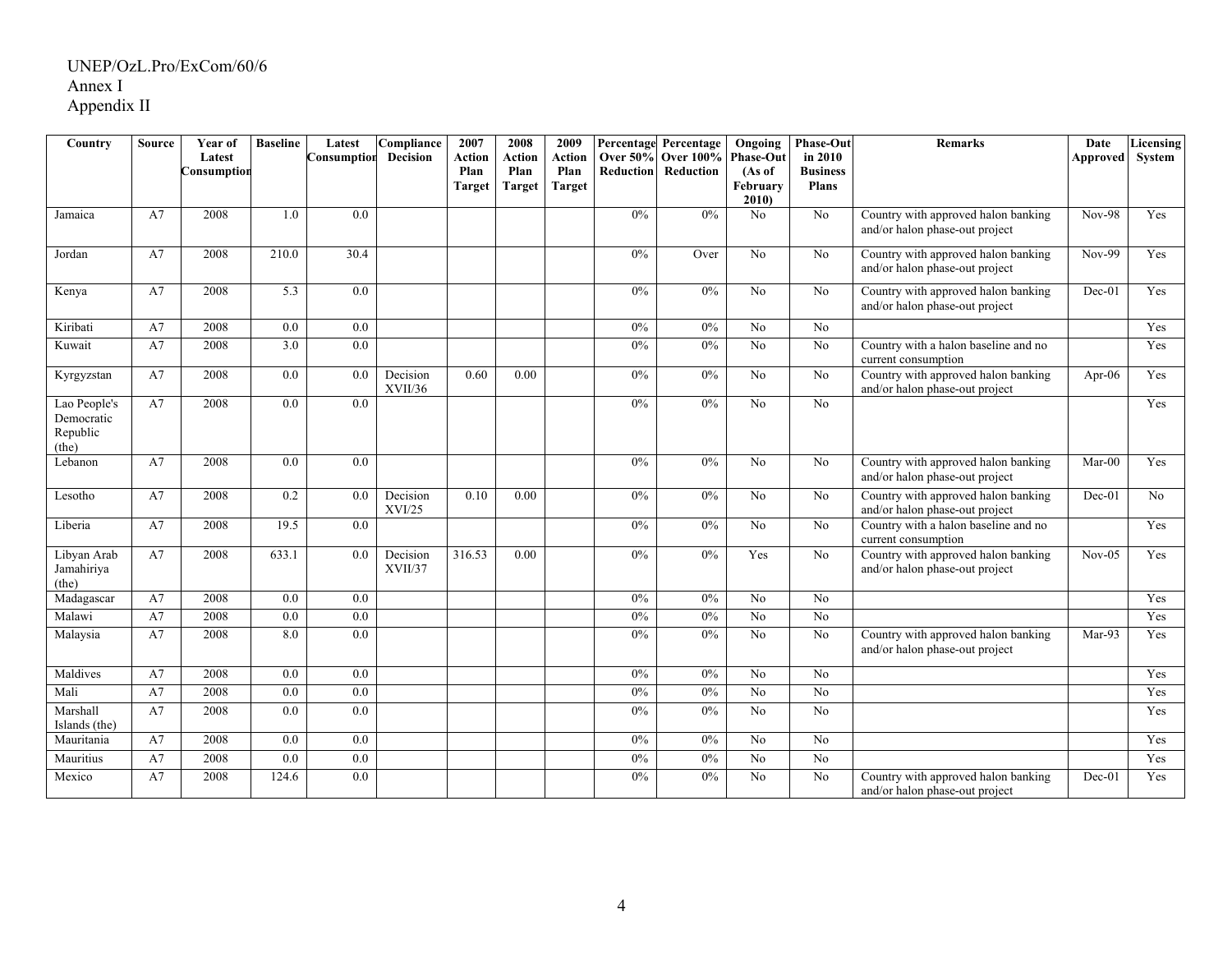UNEP/OzL.Pro/ExCom/60/6
Annex I
Appendix II

| Country | Source | Year of Latest Consumption | Baseline | Latest Consumption | Compliance Decision | 2007 Action Plan Target | 2008 Action Plan Target | 2009 Action Plan Target | Percentage Over 50% Reduction | Percentage Over 100% Reduction | Ongoing Phase-Out (As of February 2010) | Phase-Out in 2010 Business Plans | Remarks | Date Approved | Licensing System |
|---|---|---|---|---|---|---|---|---|---|---|---|---|---|---|---|
| Jamaica | A7 | 2008 | 1.0 | 0.0 | | | | | 0% | 0% | No | No | Country with approved halon banking and/or halon phase-out project | Nov-98 | Yes |
| Jordan | A7 | 2008 | 210.0 | 30.4 | | | | | 0% | Over | No | No | Country with approved halon banking and/or halon phase-out project | Nov-99 | Yes |
| Kenya | A7 | 2008 | 5.3 | 0.0 | | | | | 0% | 0% | No | No | Country with approved halon banking and/or halon phase-out project | Dec-01 | Yes |
| Kiribati | A7 | 2008 | 0.0 | 0.0 | | | | | 0% | 0% | No | No | | | Yes |
| Kuwait | A7 | 2008 | 3.0 | 0.0 | | | | | 0% | 0% | No | No | Country with a halon baseline and no current consumption | | Yes |
| Kyrgyzstan | A7 | 2008 | 0.0 | 0.0 | Decision XVII/36 | 0.60 | 0.00 | | 0% | 0% | No | No | Country with approved halon banking and/or halon phase-out project | Apr-06 | Yes |
| Lao People's Democratic Republic (the) | A7 | 2008 | 0.0 | 0.0 | | | | | 0% | 0% | No | No | | | Yes |
| Lebanon | A7 | 2008 | 0.0 | 0.0 | | | | | 0% | 0% | No | No | Country with approved halon banking and/or halon phase-out project | Mar-00 | Yes |
| Lesotho | A7 | 2008 | 0.2 | 0.0 | Decision XVI/25 | 0.10 | 0.00 | | 0% | 0% | No | No | Country with approved halon banking and/or halon phase-out project | Dec-01 | No |
| Liberia | A7 | 2008 | 19.5 | 0.0 | | | | | 0% | 0% | No | No | Country with a halon baseline and no current consumption | | Yes |
| Libyan Arab Jamahiriya (the) | A7 | 2008 | 633.1 | 0.0 | Decision XVII/37 | 316.53 | 0.00 | | 0% | 0% | Yes | No | Country with approved halon banking and/or halon phase-out project | Nov-05 | Yes |
| Madagascar | A7 | 2008 | 0.0 | 0.0 | | | | | 0% | 0% | No | No | | | Yes |
| Malawi | A7 | 2008 | 0.0 | 0.0 | | | | | 0% | 0% | No | No | | | Yes |
| Malaysia | A7 | 2008 | 8.0 | 0.0 | | | | | 0% | 0% | No | No | Country with approved halon banking and/or halon phase-out project | Mar-93 | Yes |
| Maldives | A7 | 2008 | 0.0 | 0.0 | | | | | 0% | 0% | No | No | | | Yes |
| Mali | A7 | 2008 | 0.0 | 0.0 | | | | | 0% | 0% | No | No | | | Yes |
| Marshall Islands (the) | A7 | 2008 | 0.0 | 0.0 | | | | | 0% | 0% | No | No | | | Yes |
| Mauritania | A7 | 2008 | 0.0 | 0.0 | | | | | 0% | 0% | No | No | | | Yes |
| Mauritius | A7 | 2008 | 0.0 | 0.0 | | | | | 0% | 0% | No | No | | | Yes |
| Mexico | A7 | 2008 | 124.6 | 0.0 | | | | | 0% | 0% | No | No | Country with approved halon banking and/or halon phase-out project | Dec-01 | Yes |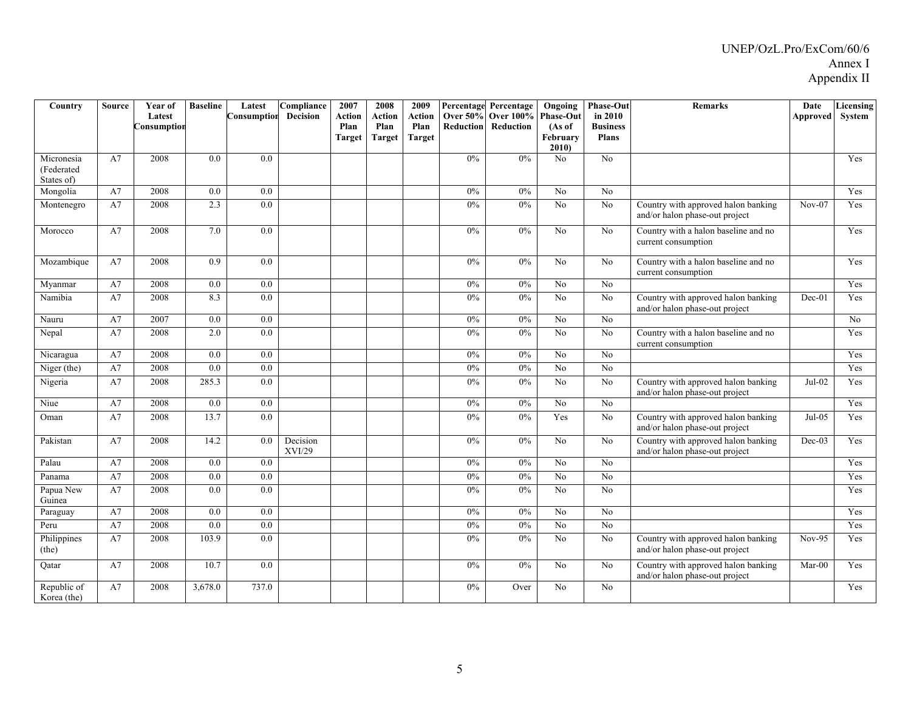| Country | Source | Year of Latest Consumption | Baseline | Latest Consumption | Compliance Decision | 2007 Action Plan Target | 2008 Action Plan Target | 2009 Action Plan Target | Percentage Over 50% Reduction | Percentage Over 100% Reduction | Ongoing Phase-Out (As of February 2010) | Phase-Out in 2010 Business Plans | Remarks | Date Approved | Licensing System |
|---|---|---|---|---|---|---|---|---|---|---|---|---|---|---|---|
| Micronesia (Federated States of) | A7 | 2008 | 0.0 | 0.0 | | | | | 0% | 0% | No | No | | | Yes |
| Mongolia | A7 | 2008 | 0.0 | 0.0 | | | | | 0% | 0% | No | No | | | Yes |
| Montenegro | A7 | 2008 | 2.3 | 0.0 | | | | | 0% | 0% | No | No | Country with approved halon banking and/or halon phase-out project | Nov-07 | Yes |
| Morocco | A7 | 2008 | 7.0 | 0.0 | | | | | 0% | 0% | No | No | Country with a halon baseline and no current consumption | | Yes |
| Mozambique | A7 | 2008 | 0.9 | 0.0 | | | | | 0% | 0% | No | No | Country with a halon baseline and no current consumption | | Yes |
| Myanmar | A7 | 2008 | 0.0 | 0.0 | | | | | 0% | 0% | No | No | | | Yes |
| Namibia | A7 | 2008 | 8.3 | 0.0 | | | | | 0% | 0% | No | No | Country with approved halon banking and/or halon phase-out project | Dec-01 | Yes |
| Nauru | A7 | 2007 | 0.0 | 0.0 | | | | | 0% | 0% | No | No | | | No |
| Nepal | A7 | 2008 | 2.0 | 0.0 | | | | | 0% | 0% | No | No | Country with a halon baseline and no current consumption | | Yes |
| Nicaragua | A7 | 2008 | 0.0 | 0.0 | | | | | 0% | 0% | No | No | | | Yes |
| Niger (the) | A7 | 2008 | 0.0 | 0.0 | | | | | 0% | 0% | No | No | | | Yes |
| Nigeria | A7 | 2008 | 285.3 | 0.0 | | | | | 0% | 0% | No | No | Country with approved halon banking and/or halon phase-out project | Jul-02 | Yes |
| Niue | A7 | 2008 | 0.0 | 0.0 | | | | | 0% | 0% | No | No | | | Yes |
| Oman | A7 | 2008 | 13.7 | 0.0 | | | | | 0% | 0% | Yes | No | Country with approved halon banking and/or halon phase-out project | Jul-05 | Yes |
| Pakistan | A7 | 2008 | 14.2 | 0.0 | Decision XVI/29 | | | | 0% | 0% | No | No | Country with approved halon banking and/or halon phase-out project | Dec-03 | Yes |
| Palau | A7 | 2008 | 0.0 | 0.0 | | | | | 0% | 0% | No | No | | | Yes |
| Panama | A7 | 2008 | 0.0 | 0.0 | | | | | 0% | 0% | No | No | | | Yes |
| Papua New Guinea | A7 | 2008 | 0.0 | 0.0 | | | | | 0% | 0% | No | No | | | Yes |
| Paraguay | A7 | 2008 | 0.0 | 0.0 | | | | | 0% | 0% | No | No | | | Yes |
| Peru | A7 | 2008 | 0.0 | 0.0 | | | | | 0% | 0% | No | No | | | Yes |
| Philippines (the) | A7 | 2008 | 103.9 | 0.0 | | | | | 0% | 0% | No | No | Country with approved halon banking and/or halon phase-out project | Nov-95 | Yes |
| Qatar | A7 | 2008 | 10.7 | 0.0 | | | | | 0% | 0% | No | No | Country with approved halon banking and/or halon phase-out project | Mar-00 | Yes |
| Republic of Korea (the) | A7 | 2008 | 3,678.0 | 737.0 | | | | | 0% | Over | No | No | | | Yes |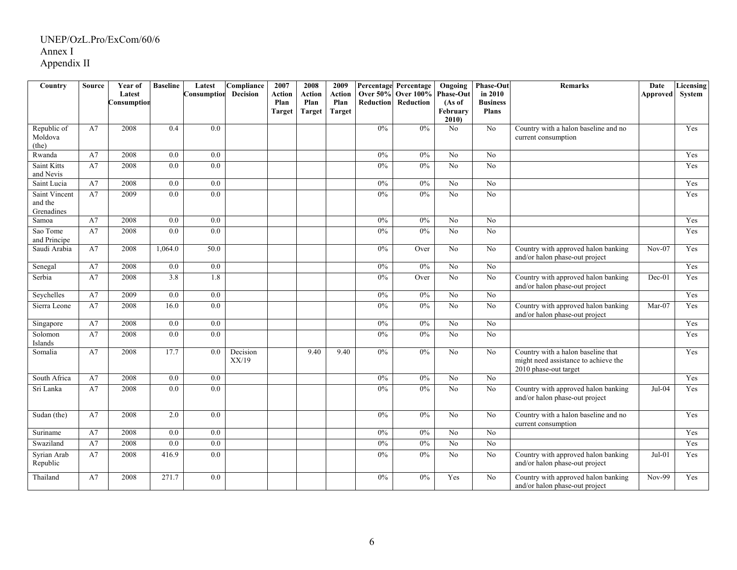UNEP/OzL.Pro/ExCom/60/6
Annex I
Appendix II

| Country | Source | Year of Latest Consumption | Baseline | Latest Consumption | Compliance Decision | 2007 Action Plan Target | 2008 Action Plan Target | 2009 Action Plan Target | Percentage Over 50% Reduction | Percentage Over 100% Reduction | Ongoing Phase-Out (As of February 2010) | Phase-Out in 2010 Business Plans | Remarks | Date Approved | Licensing System |
|---|---|---|---|---|---|---|---|---|---|---|---|---|---|---|---|
| Republic of Moldova (the) | A7 | 2008 | 0.4 | 0.0 | | | | | 0% | 0% | No | No | Country with a halon baseline and no current consumption | | Yes |
| Rwanda | A7 | 2008 | 0.0 | 0.0 | | | | | 0% | 0% | No | No | | | Yes |
| Saint Kitts and Nevis | A7 | 2008 | 0.0 | 0.0 | | | | | 0% | 0% | No | No | | | Yes |
| Saint Lucia | A7 | 2008 | 0.0 | 0.0 | | | | | 0% | 0% | No | No | | | Yes |
| Saint Vincent and the Grenadines | A7 | 2009 | 0.0 | 0.0 | | | | | 0% | 0% | No | No | | | Yes |
| Samoa | A7 | 2008 | 0.0 | 0.0 | | | | | 0% | 0% | No | No | | | Yes |
| Sao Tome and Principe | A7 | 2008 | 0.0 | 0.0 | | | | | 0% | 0% | No | No | | | Yes |
| Saudi Arabia | A7 | 2008 | 1,064.0 | 50.0 | | | | | 0% | Over | No | No | Country with approved halon banking and/or halon phase-out project | Nov-07 | Yes |
| Senegal | A7 | 2008 | 0.0 | 0.0 | | | | | 0% | 0% | No | No | | | Yes |
| Serbia | A7 | 2008 | 3.8 | 1.8 | | | | | 0% | Over | No | No | Country with approved halon banking and/or halon phase-out project | Dec-01 | Yes |
| Seychelles | A7 | 2009 | 0.0 | 0.0 | | | | | 0% | 0% | No | No | | | Yes |
| Sierra Leone | A7 | 2008 | 16.0 | 0.0 | | | | | 0% | 0% | No | No | Country with approved halon banking and/or halon phase-out project | Mar-07 | Yes |
| Singapore | A7 | 2008 | 0.0 | 0.0 | | | | | 0% | 0% | No | No | | | Yes |
| Solomon Islands | A7 | 2008 | 0.0 | 0.0 | | | | | 0% | 0% | No | No | | | Yes |
| Somalia | A7 | 2008 | 17.7 | 0.0 | Decision XX/19 | | 9.40 | 9.40 | 0% | 0% | No | No | Country with a halon baseline that might need assistance to achieve the 2010 phase-out target | | Yes |
| South Africa | A7 | 2008 | 0.0 | 0.0 | | | | | 0% | 0% | No | No | | | Yes |
| Sri Lanka | A7 | 2008 | 0.0 | 0.0 | | | | | 0% | 0% | No | No | Country with approved halon banking and/or halon phase-out project | Jul-04 | Yes |
| Sudan (the) | A7 | 2008 | 2.0 | 0.0 | | | | | 0% | 0% | No | No | Country with a halon baseline and no current consumption | | Yes |
| Suriname | A7 | 2008 | 0.0 | 0.0 | | | | | 0% | 0% | No | No | | | Yes |
| Swaziland | A7 | 2008 | 0.0 | 0.0 | | | | | 0% | 0% | No | No | | | Yes |
| Syrian Arab Republic | A7 | 2008 | 416.9 | 0.0 | | | | | 0% | 0% | No | No | Country with approved halon banking and/or halon phase-out project | Jul-01 | Yes |
| Thailand | A7 | 2008 | 271.7 | 0.0 | | | | | 0% | 0% | Yes | No | Country with approved halon banking and/or halon phase-out project | Nov-99 | Yes |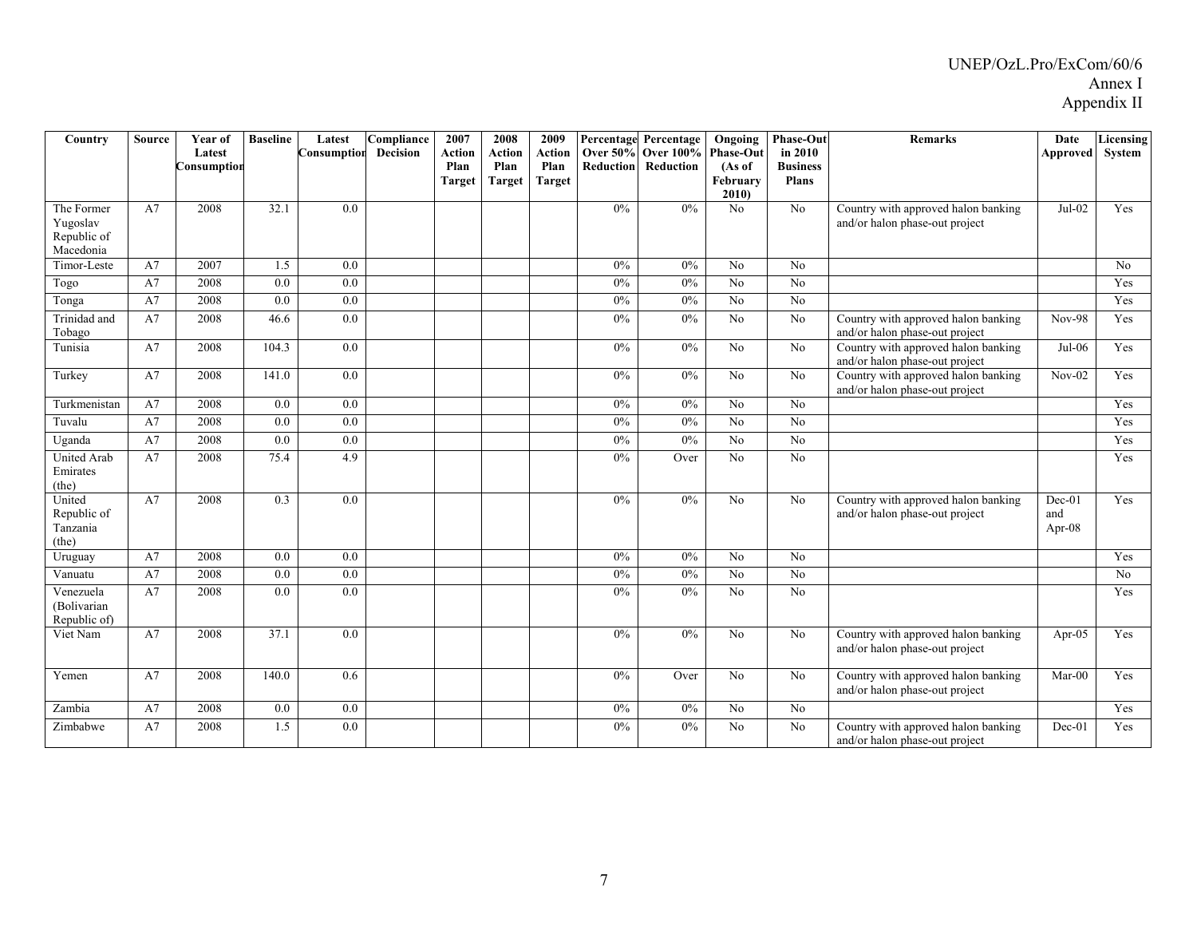| Country | Source | Year of Latest Consumption | Baseline | Latest Consumption | Compliance Decision | 2007 Action Plan Target | 2008 Action Plan Target | 2009 Action Plan Target | Percentage Over 50% Reduction | Percentage Over 100% Reduction | Ongoing Phase-Out (As of February 2010) | Phase-Out in 2010 Business Plans | Remarks | Date Approved | Licensing System |
|---|---|---|---|---|---|---|---|---|---|---|---|---|---|---|---|
| The Former Yugoslav Republic of Macedonia | A7 | 2008 | 32.1 | 0.0 | | | | | 0% | 0% | No | No | Country with approved halon banking and/or halon phase-out project | Jul-02 | Yes |
| Timor-Leste | A7 | 2007 | 1.5 | 0.0 | | | | | 0% | 0% | No | No | | | No |
| Togo | A7 | 2008 | 0.0 | 0.0 | | | | | 0% | 0% | No | No | | | Yes |
| Tonga | A7 | 2008 | 0.0 | 0.0 | | | | | 0% | 0% | No | No | | | Yes |
| Trinidad and Tobago | A7 | 2008 | 46.6 | 0.0 | | | | | 0% | 0% | No | No | Country with approved halon banking and/or halon phase-out project | Nov-98 | Yes |
| Tunisia | A7 | 2008 | 104.3 | 0.0 | | | | | 0% | 0% | No | No | Country with approved halon banking and/or halon phase-out project | Jul-06 | Yes |
| Turkey | A7 | 2008 | 141.0 | 0.0 | | | | | 0% | 0% | No | No | Country with approved halon banking and/or halon phase-out project | Nov-02 | Yes |
| Turkmenistan | A7 | 2008 | 0.0 | 0.0 | | | | | 0% | 0% | No | No | | | Yes |
| Tuvalu | A7 | 2008 | 0.0 | 0.0 | | | | | 0% | 0% | No | No | | | Yes |
| Uganda | A7 | 2008 | 0.0 | 0.0 | | | | | 0% | 0% | No | No | | | Yes |
| United Arab Emirates (the) | A7 | 2008 | 75.4 | 4.9 | | | | | 0% | Over | No | No | | | Yes |
| United Republic of Tanzania (the) | A7 | 2008 | 0.3 | 0.0 | | | | | 0% | 0% | No | No | Country with approved halon banking and/or halon phase-out project | Dec-01 and Apr-08 | Yes |
| Uruguay | A7 | 2008 | 0.0 | 0.0 | | | | | 0% | 0% | No | No | | | Yes |
| Vanuatu | A7 | 2008 | 0.0 | 0.0 | | | | | 0% | 0% | No | No | | | No |
| Venezuela (Bolivarian Republic of) | A7 | 2008 | 0.0 | 0.0 | | | | | 0% | 0% | No | No | | | Yes |
| Viet Nam | A7 | 2008 | 37.1 | 0.0 | | | | | 0% | 0% | No | No | Country with approved halon banking and/or halon phase-out project | Apr-05 | Yes |
| Yemen | A7 | 2008 | 140.0 | 0.6 | | | | | 0% | Over | No | No | Country with approved halon banking and/or halon phase-out project | Mar-00 | Yes |
| Zambia | A7 | 2008 | 0.0 | 0.0 | | | | | 0% | 0% | No | No | | | Yes |
| Zimbabwe | A7 | 2008 | 1.5 | 0.0 | | | | | 0% | 0% | No | No | Country with approved halon banking and/or halon phase-out project | Dec-01 | Yes |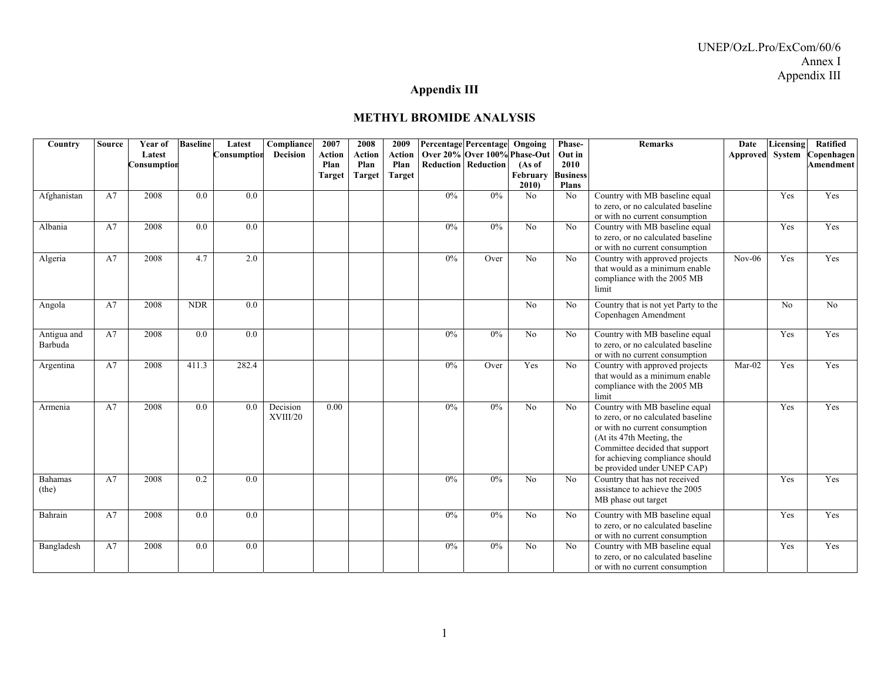## Appendix III

## METHYL BROMIDE ANALYSIS

| Country | Source | Year of Latest Consumption | Baseline | Latest Consumption | Compliance Decision | 2007 Action Plan Target | 2008 Action Plan Target | 2009 Action Plan Target | Percentage Over 20% Reduction | Percentage Over 100% Reduction | Ongoing Phase-Out (As of February 2010) | Phase-Out in 2010 Business Plans | Remarks | Date Approved | Licensing System | Ratified Copenhagen Amendment |
|---|---|---|---|---|---|---|---|---|---|---|---|---|---|---|---|---|
| Afghanistan | A7 | 2008 | 0.0 | 0.0 | | | | | 0% | 0% | No | No | Country with MB baseline equal to zero, or no calculated baseline or with no current consumption | | Yes | Yes |
| Albania | A7 | 2008 | 0.0 | 0.0 | | | | | 0% | 0% | No | No | Country with MB baseline equal to zero, or no calculated baseline or with no current consumption | | Yes | Yes |
| Algeria | A7 | 2008 | 4.7 | 2.0 | | | | | 0% | Over | No | No | Country with approved projects that would as a minimum enable compliance with the 2005 MB limit | Nov-06 | Yes | Yes |
| Angola | A7 | 2008 | NDR | 0.0 | | | | | | | No | No | Country that is not yet Party to the Copenhagen Amendment | | No | No |
| Antigua and Barbuda | A7 | 2008 | 0.0 | 0.0 | | | | | 0% | 0% | No | No | Country with MB baseline equal to zero, or no calculated baseline or with no current consumption | | Yes | Yes |
| Argentina | A7 | 2008 | 411.3 | 282.4 | | | | | 0% | Over | Yes | No | Country with approved projects that would as a minimum enable compliance with the 2005 MB limit | Mar-02 | Yes | Yes |
| Armenia | A7 | 2008 | 0.0 | 0.0 | Decision XVIII/20 | 0.00 | | | 0% | 0% | No | No | Country with MB baseline equal to zero, or no calculated baseline or with no current consumption (At its 47th Meeting, the Committee decided that support for achieving compliance should be provided under UNEP CAP) | | Yes | Yes |
| Bahamas (the) | A7 | 2008 | 0.2 | 0.0 | | | | | 0% | 0% | No | No | Country that has not received assistance to achieve the 2005 MB phase out target | | Yes | Yes |
| Bahrain | A7 | 2008 | 0.0 | 0.0 | | | | | 0% | 0% | No | No | Country with MB baseline equal to zero, or no calculated baseline or with no current consumption | | Yes | Yes |
| Bangladesh | A7 | 2008 | 0.0 | 0.0 | | | | | 0% | 0% | No | No | Country with MB baseline equal to zero, or no calculated baseline or with no current consumption | | Yes | Yes |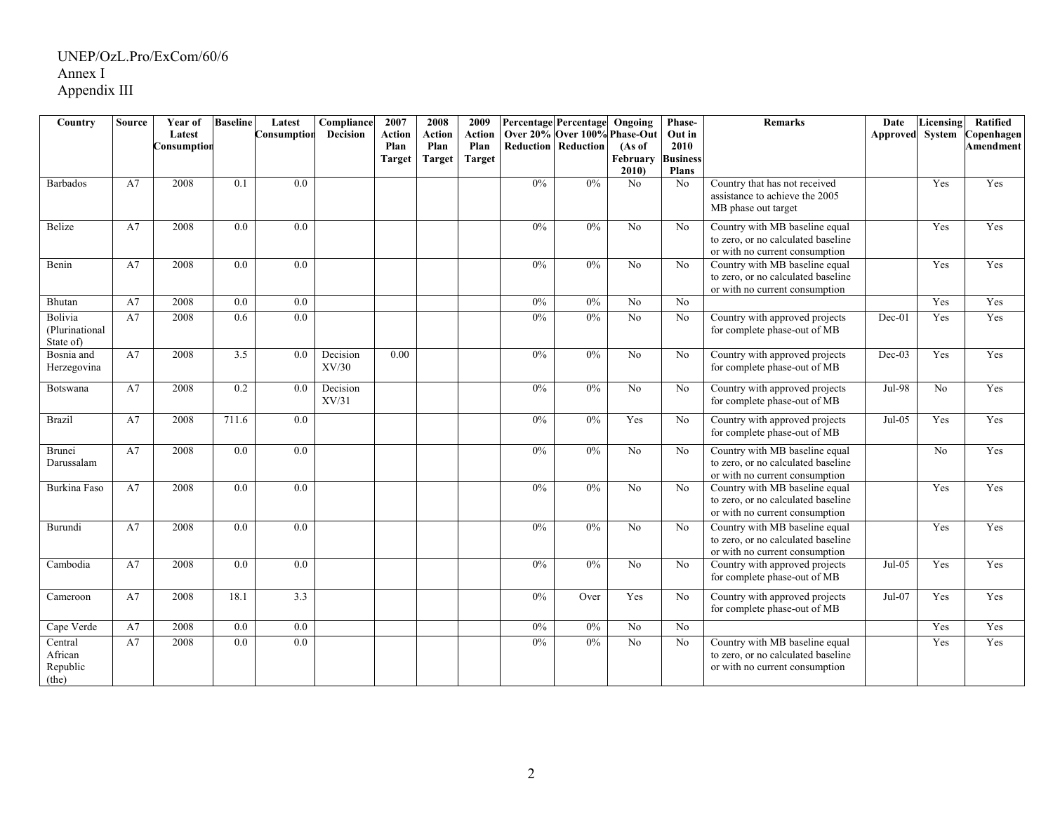UNEP/OzL.Pro/ExCom/60/6
Annex I
Appendix III

| Country | Source | Year of Latest Consumption | Baseline | Latest Consumption | Compliance Decision | 2007 Action Plan Target | 2008 Action Plan Target | 2009 Action Plan Target | Percentage Over 20% Reduction | Percentage Over 100% Reduction | Ongoing Phase-Out (As of February 2010) | Phase-Out in 2010 Business Plans | Remarks | Date Approved | Licensing System | Ratified Copenhagen Amendment |
|---|---|---|---|---|---|---|---|---|---|---|---|---|---|---|---|---|
| Barbados | A7 | 2008 | 0.1 | 0.0 | | | | | 0% | 0% | No | No | Country that has not received assistance to achieve the 2005 MB phase out target | | Yes | Yes |
| Belize | A7 | 2008 | 0.0 | 0.0 | | | | | 0% | 0% | No | No | Country with MB baseline equal to zero, or no calculated baseline or with no current consumption | | Yes | Yes |
| Benin | A7 | 2008 | 0.0 | 0.0 | | | | | 0% | 0% | No | No | Country with MB baseline equal to zero, or no calculated baseline or with no current consumption | | Yes | Yes |
| Bhutan | A7 | 2008 | 0.0 | 0.0 | | | | | 0% | 0% | No | No | | | Yes | Yes |
| Bolivia (Plurinational State of) | A7 | 2008 | 0.6 | 0.0 | | | | | 0% | 0% | No | No | Country with approved projects for complete phase-out of MB | Dec-01 | Yes | Yes |
| Bosnia and Herzegovina | A7 | 2008 | 3.5 | 0.0 | Decision XV/30 | 0.00 | | | 0% | 0% | No | No | Country with approved projects for complete phase-out of MB | Dec-03 | Yes | Yes |
| Botswana | A7 | 2008 | 0.2 | 0.0 | Decision XV/31 | | | | 0% | 0% | No | No | Country with approved projects for complete phase-out of MB | Jul-98 | No | Yes |
| Brazil | A7 | 2008 | 711.6 | 0.0 | | | | | 0% | 0% | Yes | No | Country with approved projects for complete phase-out of MB | Jul-05 | Yes | Yes |
| Brunei Darussalam | A7 | 2008 | 0.0 | 0.0 | | | | | 0% | 0% | No | No | Country with MB baseline equal to zero, or no calculated baseline or with no current consumption | | No | Yes |
| Burkina Faso | A7 | 2008 | 0.0 | 0.0 | | | | | 0% | 0% | No | No | Country with MB baseline equal to zero, or no calculated baseline or with no current consumption | | Yes | Yes |
| Burundi | A7 | 2008 | 0.0 | 0.0 | | | | | 0% | 0% | No | No | Country with MB baseline equal to zero, or no calculated baseline or with no current consumption | | Yes | Yes |
| Cambodia | A7 | 2008 | 0.0 | 0.0 | | | | | 0% | 0% | No | No | Country with approved projects for complete phase-out of MB | Jul-05 | Yes | Yes |
| Cameroon | A7 | 2008 | 18.1 | 3.3 | | | | | 0% | Over | Yes | No | Country with approved projects for complete phase-out of MB | Jul-07 | Yes | Yes |
| Cape Verde | A7 | 2008 | 0.0 | 0.0 | | | | | 0% | 0% | No | No | | | Yes | Yes |
| Central African Republic (the) | A7 | 2008 | 0.0 | 0.0 | | | | | 0% | 0% | No | No | Country with MB baseline equal to zero, or no calculated baseline or with no current consumption | | Yes | Yes |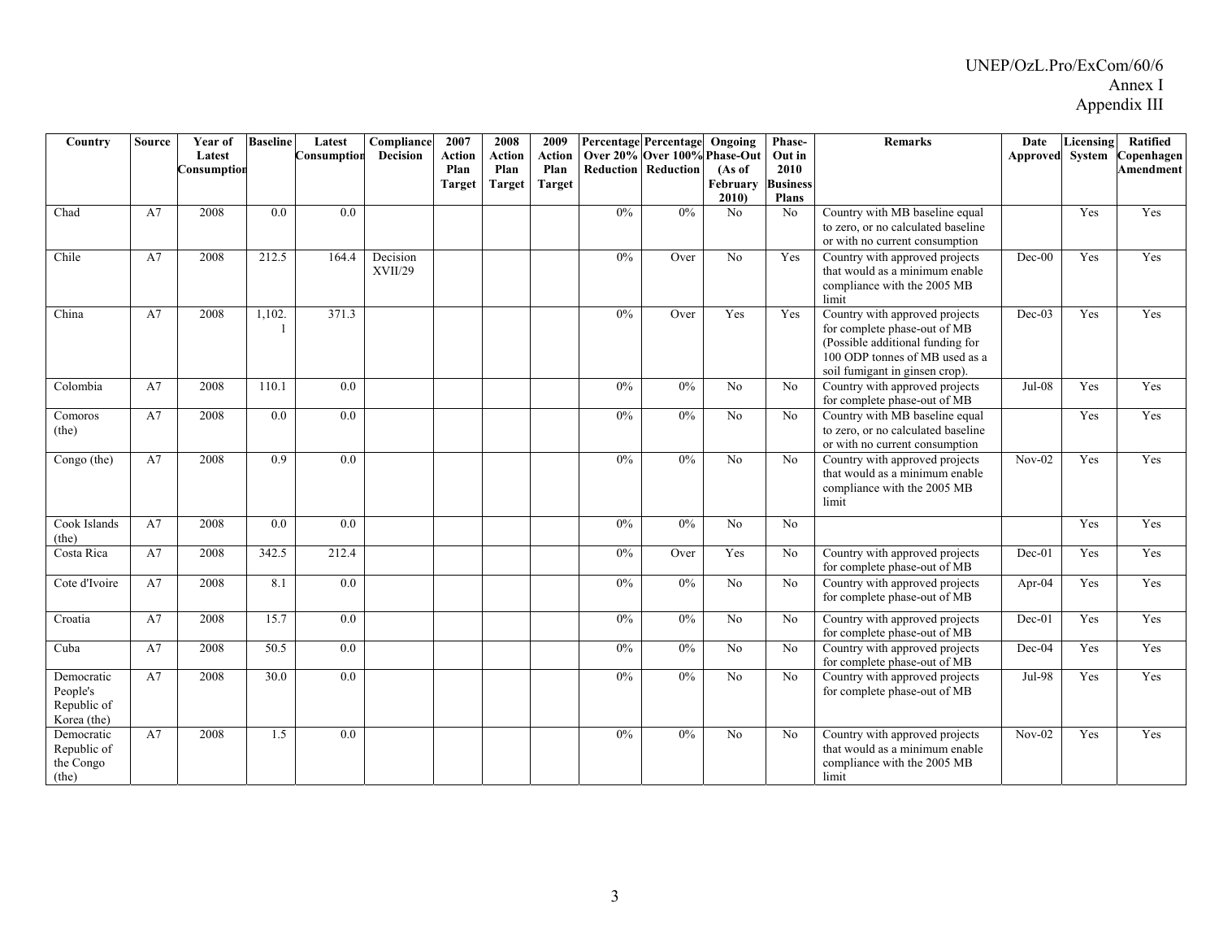| Country | Source | Year of Latest Consumption | Baseline | Latest Consumption | Compliance Decision | 2007 Action Plan Target | 2008 Action Plan Target | 2009 Action Plan Target | Percentage Over 20% Reduction | Percentage Over 100% Reduction | Ongoing Phase-Out (As of February 2010) | Phase-Out in 2010 Business Plans | Remarks | Date Approved | Licensing System | Ratified Copenhagen Amendment |
|---|---|---|---|---|---|---|---|---|---|---|---|---|---|---|---|---|
| Chad | A7 | 2008 | 0.0 | 0.0 | | | | | 0% | 0% | No | No | Country with MB baseline equal to zero, or no calculated baseline or with no current consumption | | Yes | Yes |
| Chile | A7 | 2008 | 212.5 | 164.4 | Decision XVII/29 | | | | 0% | Over | No | Yes | Country with approved projects that would as a minimum enable compliance with the 2005 MB limit | Dec-00 | Yes | Yes |
| China | A7 | 2008 | 1,102.1 | 371.3 | | | | | 0% | Over | Yes | Yes | Country with approved projects for complete phase-out of MB (Possible additional funding for 100 ODP tonnes of MB used as a soil fumigant in ginsen crop). | Dec-03 | Yes | Yes |
| Colombia | A7 | 2008 | 110.1 | 0.0 | | | | | 0% | 0% | No | No | Country with approved projects for complete phase-out of MB | Jul-08 | Yes | Yes |
| Comoros (the) | A7 | 2008 | 0.0 | 0.0 | | | | | 0% | 0% | No | No | Country with MB baseline equal to zero, or no calculated baseline or with no current consumption | | Yes | Yes |
| Congo (the) | A7 | 2008 | 0.9 | 0.0 | | | | | 0% | 0% | No | No | Country with approved projects that would as a minimum enable compliance with the 2005 MB limit | Nov-02 | Yes | Yes |
| Cook Islands (the) | A7 | 2008 | 0.0 | 0.0 | | | | | 0% | 0% | No | No | | | Yes | Yes |
| Costa Rica | A7 | 2008 | 342.5 | 212.4 | | | | | 0% | Over | Yes | No | Country with approved projects for complete phase-out of MB | Dec-01 | Yes | Yes |
| Cote d'Ivoire | A7 | 2008 | 8.1 | 0.0 | | | | | 0% | 0% | No | No | Country with approved projects for complete phase-out of MB | Apr-04 | Yes | Yes |
| Croatia | A7 | 2008 | 15.7 | 0.0 | | | | | 0% | 0% | No | No | Country with approved projects for complete phase-out of MB | Dec-01 | Yes | Yes |
| Cuba | A7 | 2008 | 50.5 | 0.0 | | | | | 0% | 0% | No | No | Country with approved projects for complete phase-out of MB | Dec-04 | Yes | Yes |
| Democratic People's Republic of Korea (the) | A7 | 2008 | 30.0 | 0.0 | | | | | 0% | 0% | No | No | Country with approved projects for complete phase-out of MB | Jul-98 | Yes | Yes |
| Democratic Republic of the Congo (the) | A7 | 2008 | 1.5 | 0.0 | | | | | 0% | 0% | No | No | Country with approved projects that would as a minimum enable compliance with the 2005 MB limit | Nov-02 | Yes | Yes |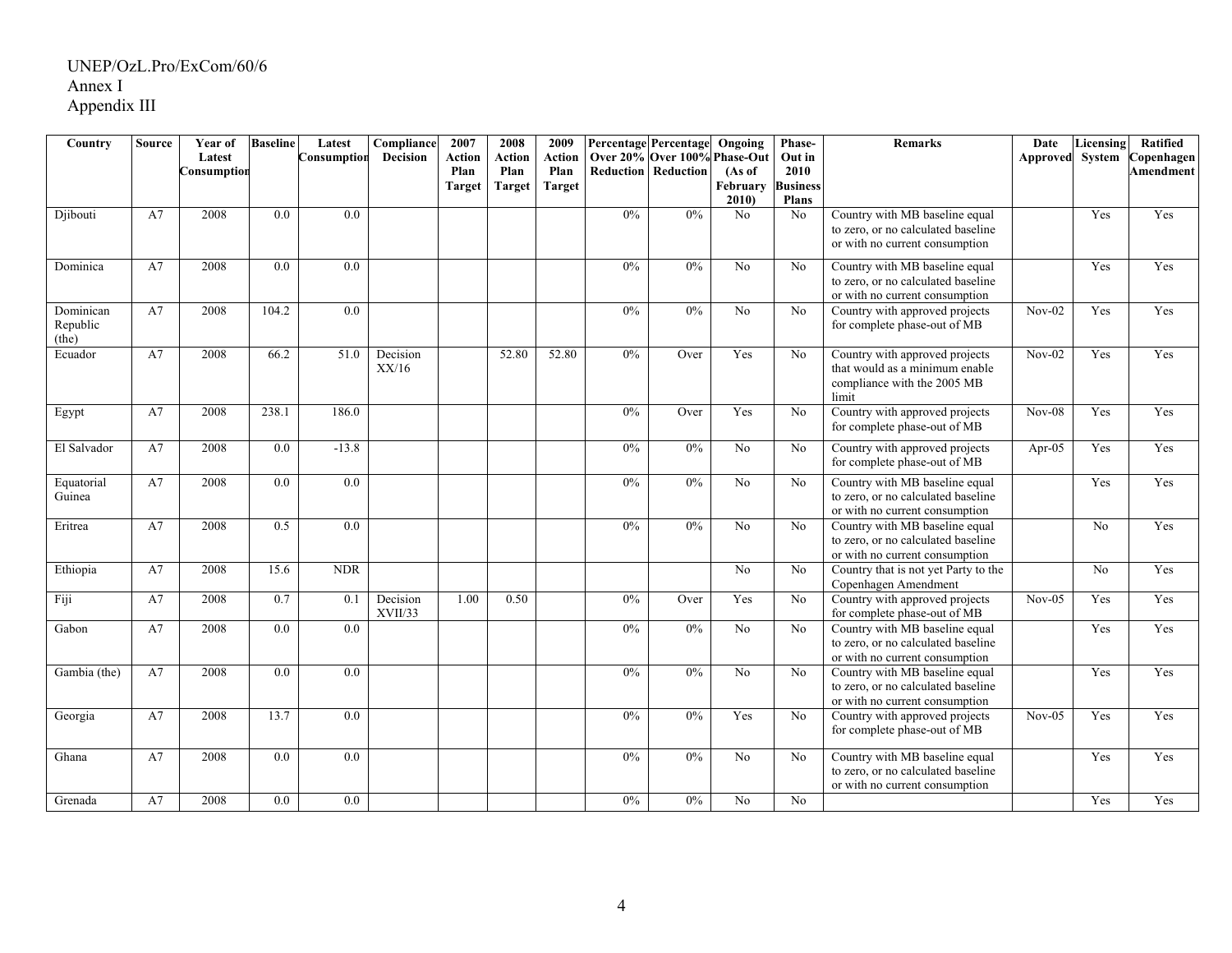UNEP/OzL.Pro/ExCom/60/6
Annex I
Appendix III

| Country | Source | Year of Latest Consumption | Baseline | Latest Consumption | Compliance Decision | 2007 Action Plan Target | 2008 Action Plan Target | 2009 Action Plan Target | Percentage Over 20% Reduction | Percentage Over 100% Reduction | Ongoing Phase-Out (As of February 2010) | Phase-Out in 2010 Business Plans | Remarks | Date Approved | Licensing System | Ratified Copenhagen Amendment |
|---|---|---|---|---|---|---|---|---|---|---|---|---|---|---|---|---|
| Djibouti | A7 | 2008 | 0.0 | 0.0 | | | | | 0% | 0% | No | No | Country with MB baseline equal to zero, or no calculated baseline or with no current consumption | | Yes | Yes |
| Dominica | A7 | 2008 | 0.0 | 0.0 | | | | | 0% | 0% | No | No | Country with MB baseline equal to zero, or no calculated baseline or with no current consumption | | Yes | Yes |
| Dominican Republic (the) | A7 | 2008 | 104.2 | 0.0 | | | | | 0% | 0% | No | No | Country with approved projects for complete phase-out of MB | Nov-02 | Yes | Yes |
| Ecuador | A7 | 2008 | 66.2 | 51.0 | Decision XX/16 | | 52.80 | 52.80 | 0% | Over | Yes | No | Country with approved projects that would as a minimum enable compliance with the 2005 MB limit | Nov-02 | Yes | Yes |
| Egypt | A7 | 2008 | 238.1 | 186.0 | | | | | 0% | Over | Yes | No | Country with approved projects for complete phase-out of MB | Nov-08 | Yes | Yes |
| El Salvador | A7 | 2008 | 0.0 | -13.8 | | | | | 0% | 0% | No | No | Country with approved projects for complete phase-out of MB | Apr-05 | Yes | Yes |
| Equatorial Guinea | A7 | 2008 | 0.0 | 0.0 | | | | | 0% | 0% | No | No | Country with MB baseline equal to zero, or no calculated baseline or with no current consumption | | Yes | Yes |
| Eritrea | A7 | 2008 | 0.5 | 0.0 | | | | | 0% | 0% | No | No | Country with MB baseline equal to zero, or no calculated baseline or with no current consumption | | No | Yes |
| Ethiopia | A7 | 2008 | 15.6 | NDR | | | | | | | No | No | Country that is not yet Party to the Copenhagen Amendment | | No | Yes |
| Fiji | A7 | 2008 | 0.7 | 0.1 | Decision XVII/33 | 1.00 | 0.50 | | 0% | Over | Yes | No | Country with approved projects for complete phase-out of MB | Nov-05 | Yes | Yes |
| Gabon | A7 | 2008 | 0.0 | 0.0 | | | | | 0% | 0% | No | No | Country with MB baseline equal to zero, or no calculated baseline or with no current consumption | | Yes | Yes |
| Gambia (the) | A7 | 2008 | 0.0 | 0.0 | | | | | 0% | 0% | No | No | Country with MB baseline equal to zero, or no calculated baseline or with no current consumption | | Yes | Yes |
| Georgia | A7 | 2008 | 13.7 | 0.0 | | | | | 0% | 0% | Yes | No | Country with approved projects for complete phase-out of MB | Nov-05 | Yes | Yes |
| Ghana | A7 | 2008 | 0.0 | 0.0 | | | | | 0% | 0% | No | No | Country with MB baseline equal to zero, or no calculated baseline or with no current consumption | | Yes | Yes |
| Grenada | A7 | 2008 | 0.0 | 0.0 | | | | | 0% | 0% | No | No | | | Yes | Yes |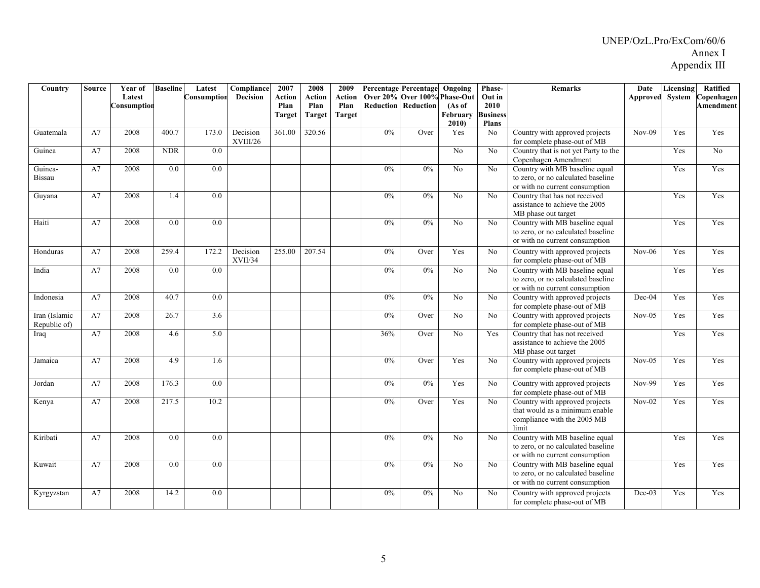| Country | Source | Year of Latest Consumption | Baseline | Latest Consumption | Compliance Decision | 2007 Action Plan Target | 2008 Action Plan Target | 2009 Action Plan Target | Percentage Over 20% Reduction | Percentage Over 100% Reduction | Ongoing Phase-Out (As of February 2010) | Phase-Out in 2010 Business Plans | Remarks | Date Approved | Licensing System | Ratified Copenhagen Amendment |
|---|---|---|---|---|---|---|---|---|---|---|---|---|---|---|---|---|
| Guatemala | A7 | 2008 | 400.7 | 173.0 | Decision XVIII/26 | 361.00 | 320.56 | | 0% | Over | Yes | No | Country with approved projects for complete phase-out of MB | Nov-09 | Yes | Yes |
| Guinea | A7 | 2008 | NDR | 0.0 | | | | | | | No | No | Country that is not yet Party to the Copenhagen Amendment | | Yes | No |
| Guinea-Bissau | A7 | 2008 | 0.0 | 0.0 | | | | | 0% | 0% | No | No | Country with MB baseline equal to zero, or no calculated baseline or with no current consumption | | Yes | Yes |
| Guyana | A7 | 2008 | 1.4 | 0.0 | | | | | 0% | 0% | No | No | Country that has not received assistance to achieve the 2005 MB phase out target | | Yes | Yes |
| Haiti | A7 | 2008 | 0.0 | 0.0 | | | | | 0% | 0% | No | No | Country with MB baseline equal to zero, or no calculated baseline or with no current consumption | | Yes | Yes |
| Honduras | A7 | 2008 | 259.4 | 172.2 | Decision XVII/34 | 255.00 | 207.54 | | 0% | Over | Yes | No | Country with approved projects for complete phase-out of MB | Nov-06 | Yes | Yes |
| India | A7 | 2008 | 0.0 | 0.0 | | | | | 0% | 0% | No | No | Country with MB baseline equal to zero, or no calculated baseline or with no current consumption | | Yes | Yes |
| Indonesia | A7 | 2008 | 40.7 | 0.0 | | | | | 0% | 0% | No | No | Country with approved projects for complete phase-out of MB | Dec-04 | Yes | Yes |
| Iran (Islamic Republic of) | A7 | 2008 | 26.7 | 3.6 | | | | | 0% | Over | No | No | Country with approved projects for complete phase-out of MB | Nov-05 | Yes | Yes |
| Iraq | A7 | 2008 | 4.6 | 5.0 | | | | | 36% | Over | No | Yes | Country that has not received assistance to achieve the 2005 MB phase out target | | Yes | Yes |
| Jamaica | A7 | 2008 | 4.9 | 1.6 | | | | | 0% | Over | Yes | No | Country with approved projects for complete phase-out of MB | Nov-05 | Yes | Yes |
| Jordan | A7 | 2008 | 176.3 | 0.0 | | | | | 0% | 0% | Yes | No | Country with approved projects for complete phase-out of MB | Nov-99 | Yes | Yes |
| Kenya | A7 | 2008 | 217.5 | 10.2 | | | | | 0% | Over | Yes | No | Country with approved projects that would as a minimum enable compliance with the 2005 MB limit | Nov-02 | Yes | Yes |
| Kiribati | A7 | 2008 | 0.0 | 0.0 | | | | | 0% | 0% | No | No | Country with MB baseline equal to zero, or no calculated baseline or with no current consumption | | Yes | Yes |
| Kuwait | A7 | 2008 | 0.0 | 0.0 | | | | | 0% | 0% | No | No | Country with MB baseline equal to zero, or no calculated baseline or with no current consumption | | Yes | Yes |
| Kyrgyzstan | A7 | 2008 | 14.2 | 0.0 | | | | | 0% | 0% | No | No | Country with approved projects for complete phase-out of MB | Dec-03 | Yes | Yes |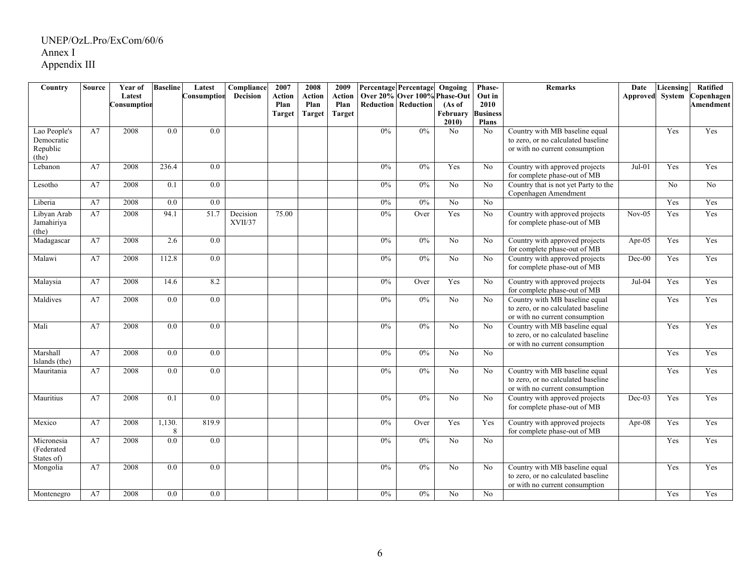UNEP/OzL.Pro/ExCom/60/6
Annex I
Appendix III

| Country | Source | Year of Latest Consumption | Baseline | Latest Consumption | Compliance Decision | 2007 Action Plan Target | 2008 Action Plan Target | 2009 Action Plan Target | Percentage Over 20% Reduction | Percentage Over 100% Reduction | Ongoing Phase-Out (As of February 2010) | Phase-Out in 2010 Business Plans | Remarks | Date Approved | Licensing System | Ratified Copenhagen Amendment |
|---|---|---|---|---|---|---|---|---|---|---|---|---|---|---|---|---|
| Lao People's Democratic Republic (the) | A7 | 2008 | 0.0 | 0.0 | | | | | 0% | 0% | No | No | Country with MB baseline equal to zero, or no calculated baseline or with no current consumption | | Yes | Yes |
| Lebanon | A7 | 2008 | 236.4 | 0.0 | | | | | 0% | 0% | Yes | No | Country with approved projects for complete phase-out of MB | Jul-01 | Yes | Yes |
| Lesotho | A7 | 2008 | 0.1 | 0.0 | | | | | 0% | 0% | No | No | Country that is not yet Party to the Copenhagen Amendment | | No | No |
| Liberia | A7 | 2008 | 0.0 | 0.0 | | | | | 0% | 0% | No | No | | | Yes | Yes |
| Libyan Arab Jamahiriya (the) | A7 | 2008 | 94.1 | 51.7 | Decision XVII/37 | 75.00 | | | 0% | Over | Yes | No | Country with approved projects for complete phase-out of MB | Nov-05 | Yes | Yes |
| Madagascar | A7 | 2008 | 2.6 | 0.0 | | | | | 0% | 0% | No | No | Country with approved projects for complete phase-out of MB | Apr-05 | Yes | Yes |
| Malawi | A7 | 2008 | 112.8 | 0.0 | | | | | 0% | 0% | No | No | Country with approved projects for complete phase-out of MB | Dec-00 | Yes | Yes |
| Malaysia | A7 | 2008 | 14.6 | 8.2 | | | | | 0% | Over | Yes | No | Country with approved projects for complete phase-out of MB | Jul-04 | Yes | Yes |
| Maldives | A7 | 2008 | 0.0 | 0.0 | | | | | 0% | 0% | No | No | Country with MB baseline equal to zero, or no calculated baseline or with no current consumption | | Yes | Yes |
| Mali | A7 | 2008 | 0.0 | 0.0 | | | | | 0% | 0% | No | No | Country with MB baseline equal to zero, or no calculated baseline or with no current consumption | | Yes | Yes |
| Marshall Islands (the) | A7 | 2008 | 0.0 | 0.0 | | | | | 0% | 0% | No | No | | | Yes | Yes |
| Mauritania | A7 | 2008 | 0.0 | 0.0 | | | | | 0% | 0% | No | No | Country with MB baseline equal to zero, or no calculated baseline or with no current consumption | | Yes | Yes |
| Mauritius | A7 | 2008 | 0.1 | 0.0 | | | | | 0% | 0% | No | No | Country with approved projects for complete phase-out of MB | Dec-03 | Yes | Yes |
| Mexico | A7 | 2008 | 1,130.8 | 819.9 | | | | | 0% | Over | Yes | Yes | Country with approved projects for complete phase-out of MB | Apr-08 | Yes | Yes |
| Micronesia (Federated States of) | A7 | 2008 | 0.0 | 0.0 | | | | | 0% | 0% | No | No | | | Yes | Yes |
| Mongolia | A7 | 2008 | 0.0 | 0.0 | | | | | 0% | 0% | No | No | Country with MB baseline equal to zero, or no calculated baseline or with no current consumption | | Yes | Yes |
| Montenegro | A7 | 2008 | 0.0 | 0.0 | | | | | 0% | 0% | No | No | | | Yes | Yes |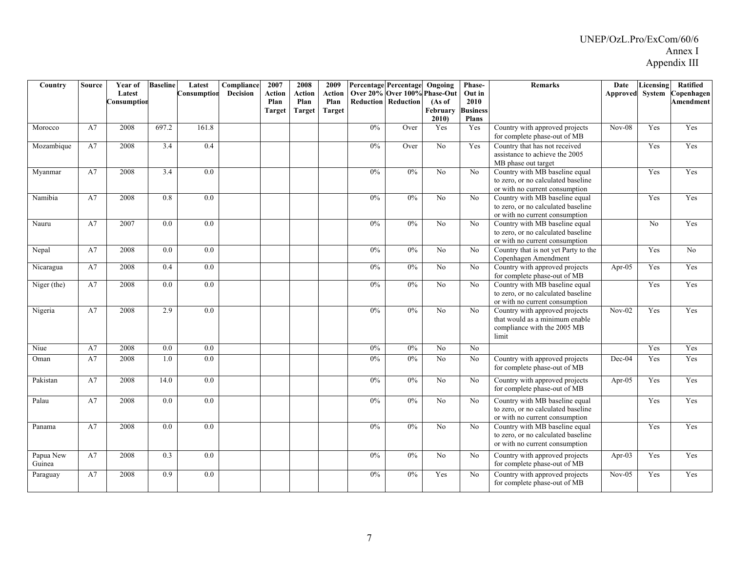UNEP/OzL.Pro/ExCom/60/6
Annex I
Appendix III

| Country | Source | Year of Latest Consumption | Baseline | Latest Consumption | Compliance Decision | 2007 Action Plan Target | 2008 Action Plan Target | 2009 Action Plan Target | Percentage Over 20% Reduction | Percentage Over 100% Reduction | Ongoing Phase-Out (As of February 2010) | Phase-Out in 2010 Business Plans | Remarks | Date Approved | Licensing System | Ratified Copenhagen Amendment |
|---|---|---|---|---|---|---|---|---|---|---|---|---|---|---|---|---|
| Morocco | A7 | 2008 | 697.2 | 161.8 | | | | | 0% | Over | Yes | Yes | Country with approved projects for complete phase-out of MB | Nov-08 | Yes | Yes |
| Mozambique | A7 | 2008 | 3.4 | 0.4 | | | | | 0% | Over | No | Yes | Country that has not received assistance to achieve the 2005 MB phase out target | | Yes | Yes |
| Myanmar | A7 | 2008 | 3.4 | 0.0 | | | | | 0% | 0% | No | No | Country with MB baseline equal to zero, or no calculated baseline or with no current consumption | | Yes | Yes |
| Namibia | A7 | 2008 | 0.8 | 0.0 | | | | | 0% | 0% | No | No | Country with MB baseline equal to zero, or no calculated baseline or with no current consumption | | Yes | Yes |
| Nauru | A7 | 2007 | 0.0 | 0.0 | | | | | 0% | 0% | No | No | Country with MB baseline equal to zero, or no calculated baseline or with no current consumption | | No | Yes |
| Nepal | A7 | 2008 | 0.0 | 0.0 | | | | | 0% | 0% | No | No | Country that is not yet Party to the Copenhagen Amendment | | Yes | No |
| Nicaragua | A7 | 2008 | 0.4 | 0.0 | | | | | 0% | 0% | No | No | Country with approved projects for complete phase-out of MB | Apr-05 | Yes | Yes |
| Niger (the) | A7 | 2008 | 0.0 | 0.0 | | | | | 0% | 0% | No | No | Country with MB baseline equal to zero, or no calculated baseline or with no current consumption | | Yes | Yes |
| Nigeria | A7 | 2008 | 2.9 | 0.0 | | | | | 0% | 0% | No | No | Country with approved projects that would as a minimum enable compliance with the 2005 MB limit | Nov-02 | Yes | Yes |
| Niue | A7 | 2008 | 0.0 | 0.0 | | | | | 0% | 0% | No | No | | | Yes | Yes |
| Oman | A7 | 2008 | 1.0 | 0.0 | | | | | 0% | 0% | No | No | Country with approved projects for complete phase-out of MB | Dec-04 | Yes | Yes |
| Pakistan | A7 | 2008 | 14.0 | 0.0 | | | | | 0% | 0% | No | No | Country with approved projects for complete phase-out of MB | Apr-05 | Yes | Yes |
| Palau | A7 | 2008 | 0.0 | 0.0 | | | | | 0% | 0% | No | No | Country with MB baseline equal to zero, or no calculated baseline or with no current consumption | | Yes | Yes |
| Panama | A7 | 2008 | 0.0 | 0.0 | | | | | 0% | 0% | No | No | Country with MB baseline equal to zero, or no calculated baseline or with no current consumption | | Yes | Yes |
| Papua New Guinea | A7 | 2008 | 0.3 | 0.0 | | | | | 0% | 0% | No | No | Country with approved projects for complete phase-out of MB | Apr-03 | Yes | Yes |
| Paraguay | A7 | 2008 | 0.9 | 0.0 | | | | | 0% | 0% | Yes | No | Country with approved projects for complete phase-out of MB | Nov-05 | Yes | Yes |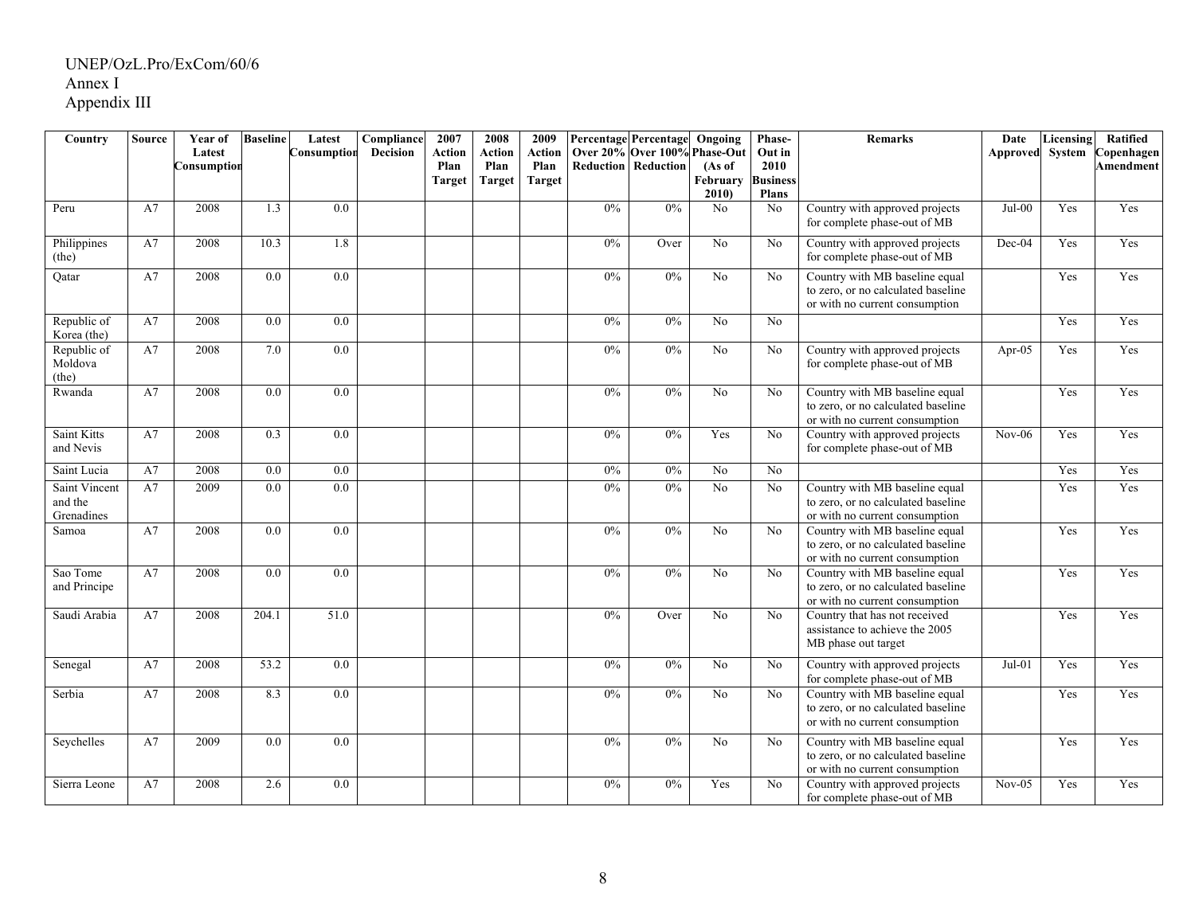UNEP/OzL.Pro/ExCom/60/6
Annex I
Appendix III

| Country | Source | Year of Latest Consumption | Baseline | Latest Consumption | Compliance Decision | 2007 Action Plan Target | 2008 Action Plan Target | 2009 Action Plan Target | Percentage Over 20% Reduction | Percentage Over 100% Reduction | Ongoing Phase-Out (As of February 2010) | Phase-Out in 2010 Business Plans | Remarks | Date Approved | Licensing System | Ratified Copenhagen Amendment |
|---|---|---|---|---|---|---|---|---|---|---|---|---|---|---|---|---|
| Peru | A7 | 2008 | 1.3 | 0.0 | | | | | 0% | 0% | No | No | Country with approved projects for complete phase-out of MB | Jul-00 | Yes | Yes |
| Philippines (the) | A7 | 2008 | 10.3 | 1.8 | | | | | 0% | Over | No | No | Country with approved projects for complete phase-out of MB | Dec-04 | Yes | Yes |
| Qatar | A7 | 2008 | 0.0 | 0.0 | | | | | 0% | 0% | No | No | Country with MB baseline equal to zero, or no calculated baseline or with no current consumption | | Yes | Yes |
| Republic of Korea (the) | A7 | 2008 | 0.0 | 0.0 | | | | | 0% | 0% | No | No | | | Yes | Yes |
| Republic of Moldova (the) | A7 | 2008 | 7.0 | 0.0 | | | | | 0% | 0% | No | No | Country with approved projects for complete phase-out of MB | Apr-05 | Yes | Yes |
| Rwanda | A7 | 2008 | 0.0 | 0.0 | | | | | 0% | 0% | No | No | Country with MB baseline equal to zero, or no calculated baseline or with no current consumption | | Yes | Yes |
| Saint Kitts and Nevis | A7 | 2008 | 0.3 | 0.0 | | | | | 0% | 0% | Yes | No | Country with approved projects for complete phase-out of MB | Nov-06 | Yes | Yes |
| Saint Lucia | A7 | 2008 | 0.0 | 0.0 | | | | | 0% | 0% | No | No | | | Yes | Yes |
| Saint Vincent and the Grenadines | A7 | 2009 | 0.0 | 0.0 | | | | | 0% | 0% | No | No | Country with MB baseline equal to zero, or no calculated baseline or with no current consumption | | Yes | Yes |
| Samoa | A7 | 2008 | 0.0 | 0.0 | | | | | 0% | 0% | No | No | Country with MB baseline equal to zero, or no calculated baseline or with no current consumption | | Yes | Yes |
| Sao Tome and Principe | A7 | 2008 | 0.0 | 0.0 | | | | | 0% | 0% | No | No | Country with MB baseline equal to zero, or no calculated baseline or with no current consumption | | Yes | Yes |
| Saudi Arabia | A7 | 2008 | 204.1 | 51.0 | | | | | 0% | Over | No | No | Country that has not received assistance to achieve the 2005 MB phase out target | | Yes | Yes |
| Senegal | A7 | 2008 | 53.2 | 0.0 | | | | | 0% | 0% | No | No | Country with approved projects for complete phase-out of MB | Jul-01 | Yes | Yes |
| Serbia | A7 | 2008 | 8.3 | 0.0 | | | | | 0% | 0% | No | No | Country with MB baseline equal to zero, or no calculated baseline or with no current consumption | | Yes | Yes |
| Seychelles | A7 | 2009 | 0.0 | 0.0 | | | | | 0% | 0% | No | No | Country with MB baseline equal to zero, or no calculated baseline or with no current consumption | | Yes | Yes |
| Sierra Leone | A7 | 2008 | 2.6 | 0.0 | | | | | 0% | 0% | Yes | No | Country with approved projects for complete phase-out of MB | Nov-05 | Yes | Yes |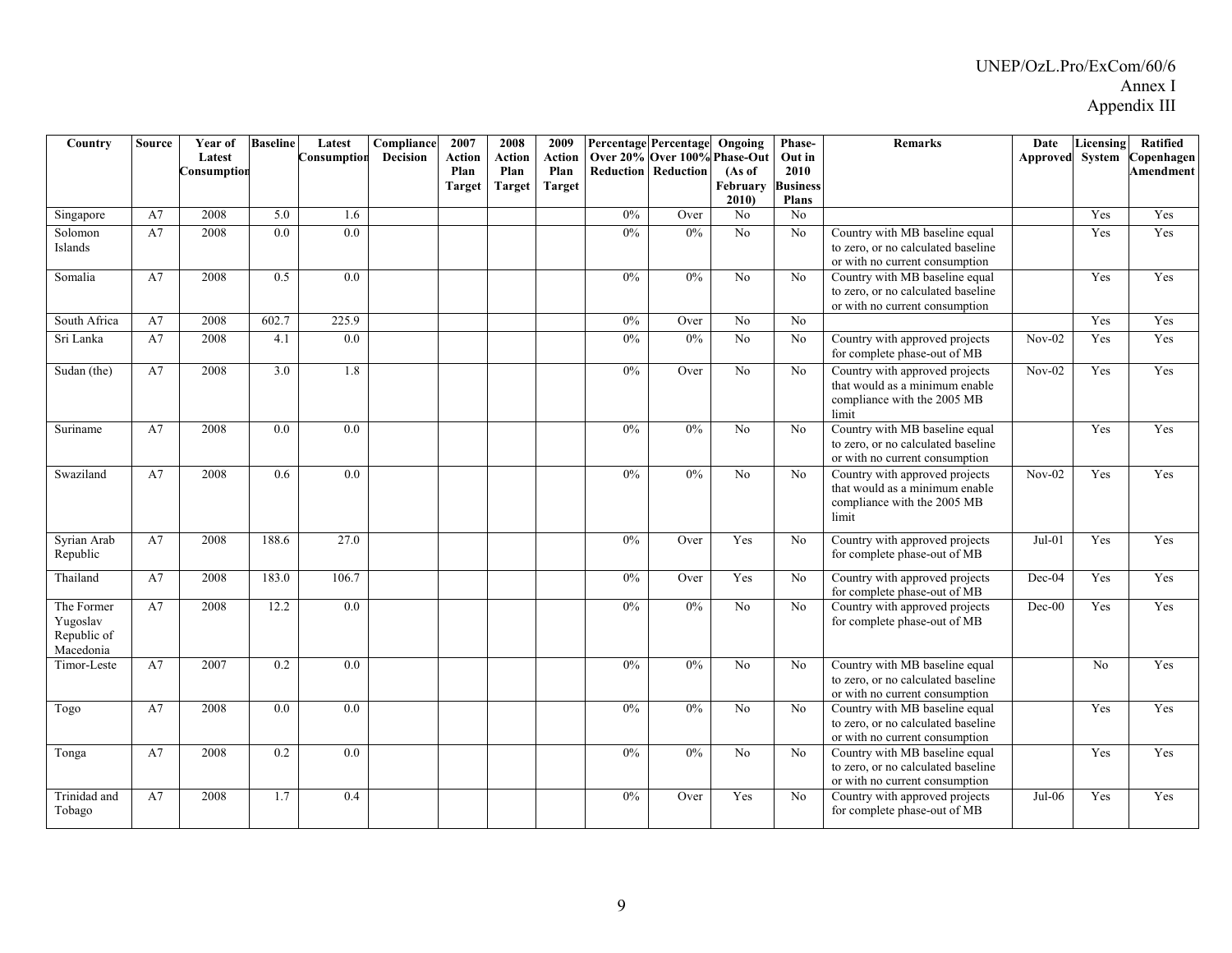| Country | Source | Year of Latest Consumption | Baseline | Latest Consumption | Compliance Decision | 2007 Action Plan Target | 2008 Action Plan Target | 2009 Action Plan Target | Percentage Over 20% Reduction | Percentage Over 100% Reduction | Ongoing Phase-Out (As of February 2010) | Phase-Out in 2010 Business Plans | Remarks | Date Approved | Licensing System | Ratified Copenhagen Amendment |
|---|---|---|---|---|---|---|---|---|---|---|---|---|---|---|---|---|
| Singapore | A7 | 2008 | 5.0 | 1.6 | | | | | 0% | Over | No | No | | | Yes | Yes |
| Solomon Islands | A7 | 2008 | 0.0 | 0.0 | | | | | 0% | 0% | No | No | Country with MB baseline equal to zero, or no calculated baseline or with no current consumption | | Yes | Yes |
| Somalia | A7 | 2008 | 0.5 | 0.0 | | | | | 0% | 0% | No | No | Country with MB baseline equal to zero, or no calculated baseline or with no current consumption | | Yes | Yes |
| South Africa | A7 | 2008 | 602.7 | 225.9 | | | | | 0% | Over | No | No | | | Yes | Yes |
| Sri Lanka | A7 | 2008 | 4.1 | 0.0 | | | | | 0% | 0% | No | No | Country with approved projects for complete phase-out of MB | Nov-02 | Yes | Yes |
| Sudan (the) | A7 | 2008 | 3.0 | 1.8 | | | | | 0% | Over | No | No | Country with approved projects that would as a minimum enable compliance with the 2005 MB limit | Nov-02 | Yes | Yes |
| Suriname | A7 | 2008 | 0.0 | 0.0 | | | | | 0% | 0% | No | No | Country with MB baseline equal to zero, or no calculated baseline or with no current consumption | | Yes | Yes |
| Swaziland | A7 | 2008 | 0.6 | 0.0 | | | | | 0% | 0% | No | No | Country with approved projects that would as a minimum enable compliance with the 2005 MB limit | Nov-02 | Yes | Yes |
| Syrian Arab Republic | A7 | 2008 | 188.6 | 27.0 | | | | | 0% | Over | Yes | No | Country with approved projects for complete phase-out of MB | Jul-01 | Yes | Yes |
| Thailand | A7 | 2008 | 183.0 | 106.7 | | | | | 0% | Over | Yes | No | Country with approved projects for complete phase-out of MB | Dec-04 | Yes | Yes |
| The Former Yugoslav Republic of Macedonia | A7 | 2008 | 12.2 | 0.0 | | | | | 0% | 0% | No | No | Country with approved projects for complete phase-out of MB | Dec-00 | Yes | Yes |
| Timor-Leste | A7 | 2007 | 0.2 | 0.0 | | | | | 0% | 0% | No | No | Country with MB baseline equal to zero, or no calculated baseline or with no current consumption | | No | Yes |
| Togo | A7 | 2008 | 0.0 | 0.0 | | | | | 0% | 0% | No | No | Country with MB baseline equal to zero, or no calculated baseline or with no current consumption | | Yes | Yes |
| Tonga | A7 | 2008 | 0.2 | 0.0 | | | | | 0% | 0% | No | No | Country with MB baseline equal to zero, or no calculated baseline or with no current consumption | | Yes | Yes |
| Trinidad and Tobago | A7 | 2008 | 1.7 | 0.4 | | | | | 0% | Over | Yes | No | Country with approved projects for complete phase-out of MB | Jul-06 | Yes | Yes |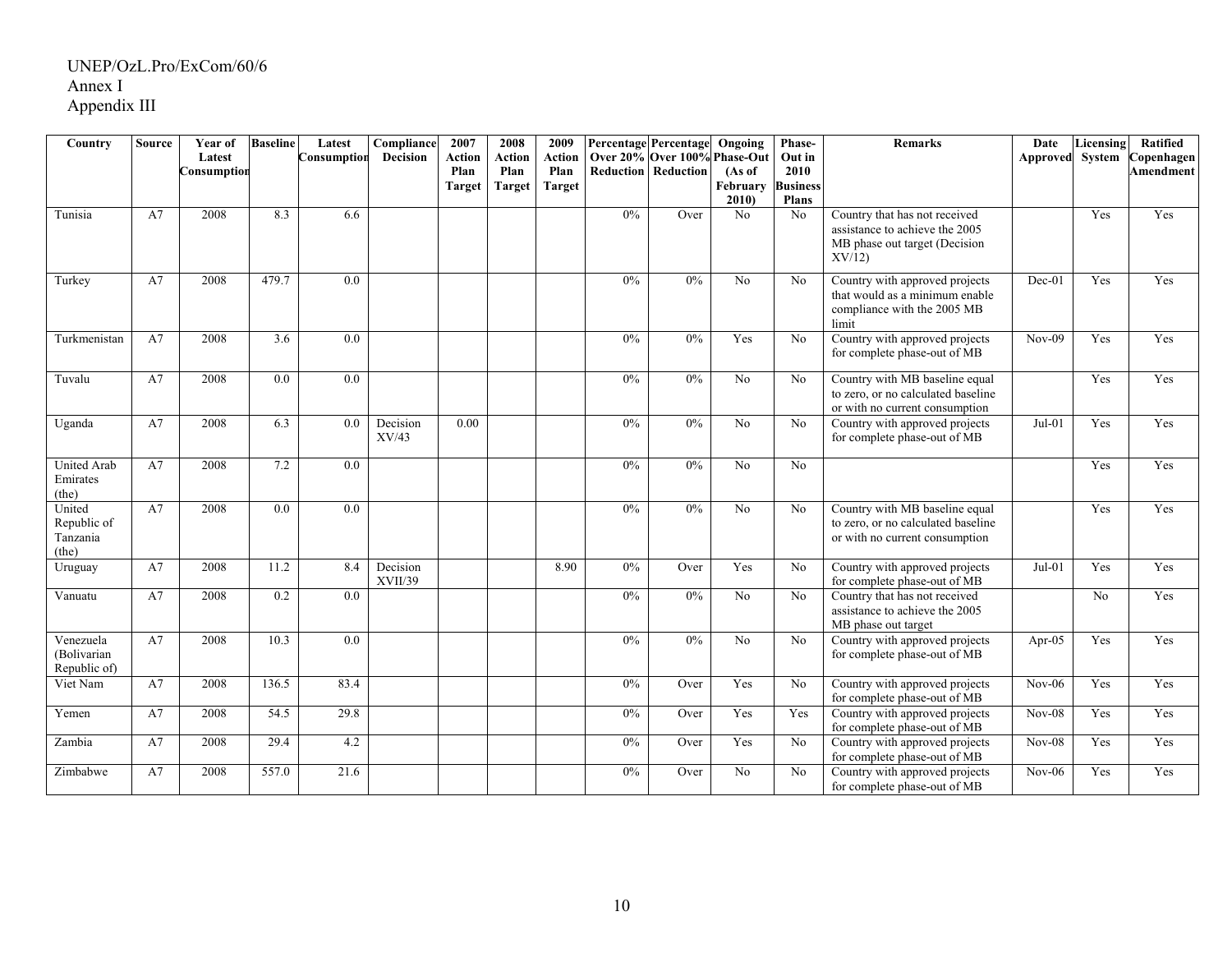UNEP/OzL.Pro/ExCom/60/6
Annex I
Appendix III

| Country | Source | Year of Latest Consumption | Baseline | Latest Consumption | Compliance Decision | 2007 Action Plan Target | 2008 Action Plan Target | 2009 Action Plan Target | Percentage Over 20% Reduction | Percentage Over 100% Reduction | Ongoing Phase-Out (As of February 2010) | Phase-Out in 2010 Business Plans | Remarks | Date Approved | Licensing System | Ratified Copenhagen Amendment |
|---|---|---|---|---|---|---|---|---|---|---|---|---|---|---|---|---|
| Tunisia | A7 | 2008 | 8.3 | 6.6 | | | | | 0% | Over | No | No | Country that has not received assistance to achieve the 2005 MB phase out target (Decision XV/12) | | Yes | Yes |
| Turkey | A7 | 2008 | 479.7 | 0.0 | | | | | 0% | 0% | No | No | Country with approved projects that would as a minimum enable compliance with the 2005 MB limit | Dec-01 | Yes | Yes |
| Turkmenistan | A7 | 2008 | 3.6 | 0.0 | | | | | 0% | 0% | Yes | No | Country with approved projects for complete phase-out of MB | Nov-09 | Yes | Yes |
| Tuvalu | A7 | 2008 | 0.0 | 0.0 | | | | | 0% | 0% | No | No | Country with MB baseline equal to zero, or no calculated baseline or with no current consumption | | Yes | Yes |
| Uganda | A7 | 2008 | 6.3 | 0.0 | Decision XV/43 | 0.00 | | | 0% | 0% | No | No | Country with approved projects for complete phase-out of MB | Jul-01 | Yes | Yes |
| United Arab Emirates (the) | A7 | 2008 | 7.2 | 0.0 | | | | | 0% | 0% | No | No | | | Yes | Yes |
| United Republic of Tanzania (the) | A7 | 2008 | 0.0 | 0.0 | | | | | 0% | 0% | No | No | Country with MB baseline equal to zero, or no calculated baseline or with no current consumption | | Yes | Yes |
| Uruguay | A7 | 2008 | 11.2 | 8.4 | Decision XVII/39 | | | 8.90 | 0% | Over | Yes | No | Country with approved projects for complete phase-out of MB | Jul-01 | Yes | Yes |
| Vanuatu | A7 | 2008 | 0.2 | 0.0 | | | | | 0% | 0% | No | No | Country that has not received assistance to achieve the 2005 MB phase out target | | No | Yes |
| Venezuela (Bolivarian Republic of) | A7 | 2008 | 10.3 | 0.0 | | | | | 0% | 0% | No | No | Country with approved projects for complete phase-out of MB | Apr-05 | Yes | Yes |
| Viet Nam | A7 | 2008 | 136.5 | 83.4 | | | | | 0% | Over | Yes | No | Country with approved projects for complete phase-out of MB | Nov-06 | Yes | Yes |
| Yemen | A7 | 2008 | 54.5 | 29.8 | | | | | 0% | Over | Yes | Yes | Country with approved projects for complete phase-out of MB | Nov-08 | Yes | Yes |
| Zambia | A7 | 2008 | 29.4 | 4.2 | | | | | 0% | Over | Yes | No | Country with approved projects for complete phase-out of MB | Nov-08 | Yes | Yes |
| Zimbabwe | A7 | 2008 | 557.0 | 21.6 | | | | | 0% | Over | No | No | Country with approved projects for complete phase-out of MB | Nov-06 | Yes | Yes |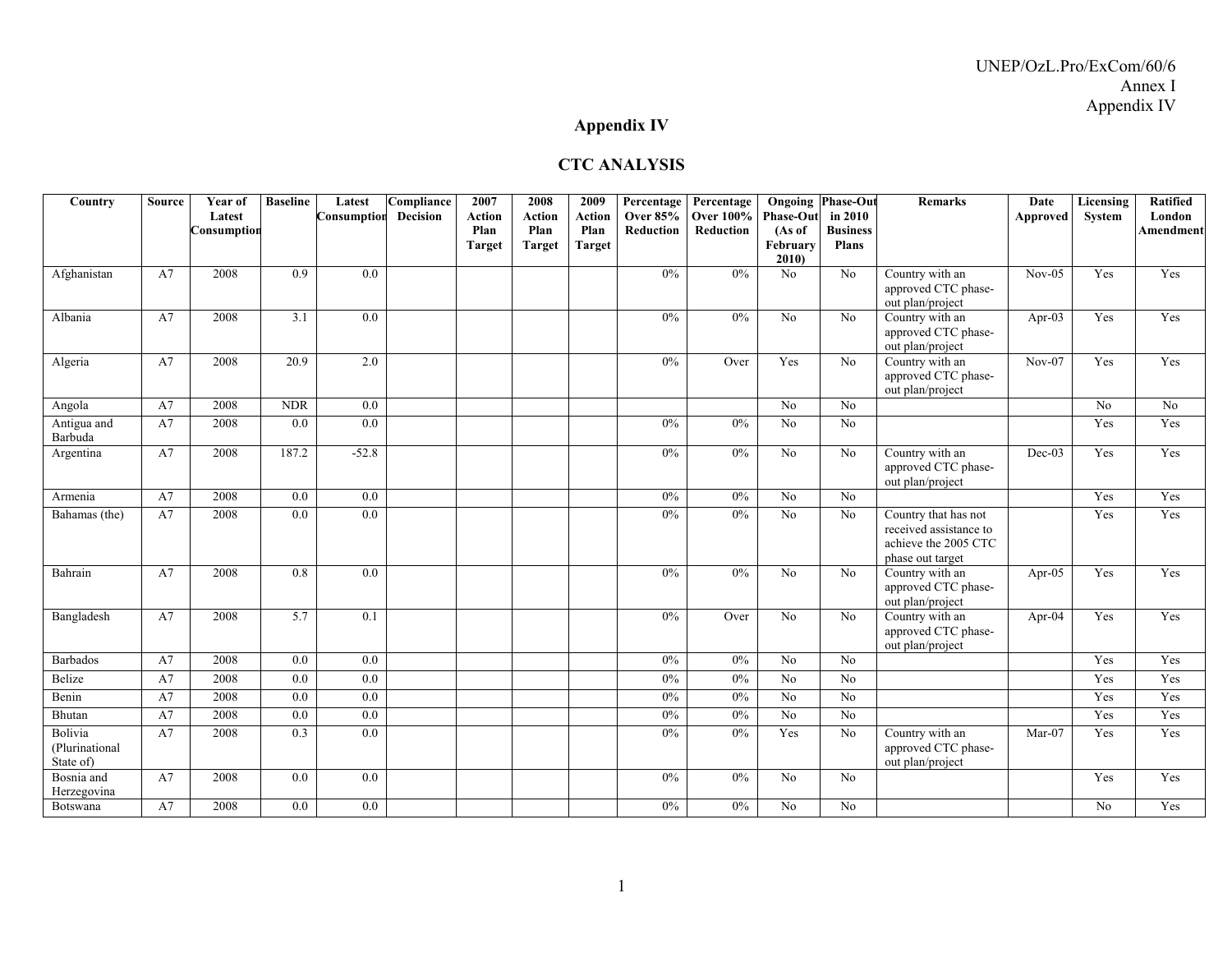## Appendix IV

## CTC ANALYSIS

| Country | Source | Year of Latest Consumption | Baseline | Latest Consumption | Compliance Decision | 2007 Action Plan Target | 2008 Action Plan Target | 2009 Action Plan Target | Percentage Over 85% Reduction | Percentage Over 100% Reduction | Ongoing Phase-Out (As of February 2010) | Phase-Out in 2010 Business Plans | Remarks | Date Approved | Licensing System | Ratified London Amendment |
|---|---|---|---|---|---|---|---|---|---|---|---|---|---|---|---|---|
| Afghanistan | A7 | 2008 | 0.9 | 0.0 | | | | | 0% | 0% | No | No | Country with an approved CTC phase-out plan/project | Nov-05 | Yes | Yes |
| Albania | A7 | 2008 | 3.1 | 0.0 | | | | | 0% | 0% | No | No | Country with an approved CTC phase-out plan/project | Apr-03 | Yes | Yes |
| Algeria | A7 | 2008 | 20.9 | 2.0 | | | | | 0% | Over | Yes | No | Country with an approved CTC phase-out plan/project | Nov-07 | Yes | Yes |
| Angola | A7 | 2008 | NDR | 0.0 | | | | | | | No | No | | | No | No |
| Antigua and Barbuda | A7 | 2008 | 0.0 | 0.0 | | | | | 0% | 0% | No | No | | | Yes | Yes |
| Argentina | A7 | 2008 | 187.2 | -52.8 | | | | | 0% | 0% | No | No | Country with an approved CTC phase-out plan/project | Dec-03 | Yes | Yes |
| Armenia | A7 | 2008 | 0.0 | 0.0 | | | | | 0% | 0% | No | No | | | Yes | Yes |
| Bahamas (the) | A7 | 2008 | 0.0 | 0.0 | | | | | 0% | 0% | No | No | Country that has not received assistance to achieve the 2005 CTC phase out target | | Yes | Yes |
| Bahrain | A7 | 2008 | 0.8 | 0.0 | | | | | 0% | 0% | No | No | Country with an approved CTC phase-out plan/project | Apr-05 | Yes | Yes |
| Bangladesh | A7 | 2008 | 5.7 | 0.1 | | | | | 0% | Over | No | No | Country with an approved CTC phase-out plan/project | Apr-04 | Yes | Yes |
| Barbados | A7 | 2008 | 0.0 | 0.0 | | | | | 0% | 0% | No | No | | | Yes | Yes |
| Belize | A7 | 2008 | 0.0 | 0.0 | | | | | 0% | 0% | No | No | | | Yes | Yes |
| Benin | A7 | 2008 | 0.0 | 0.0 | | | | | 0% | 0% | No | No | | | Yes | Yes |
| Bhutan | A7 | 2008 | 0.0 | 0.0 | | | | | 0% | 0% | No | No | | | Yes | Yes |
| Bolivia (Plurinational State of) | A7 | 2008 | 0.3 | 0.0 | | | | | 0% | 0% | Yes | No | Country with an approved CTC phase-out plan/project | Mar-07 | Yes | Yes |
| Bosnia and Herzegovina | A7 | 2008 | 0.0 | 0.0 | | | | | 0% | 0% | No | No | | | Yes | Yes |
| Botswana | A7 | 2008 | 0.0 | 0.0 | | | | | 0% | 0% | No | No | | | No | Yes |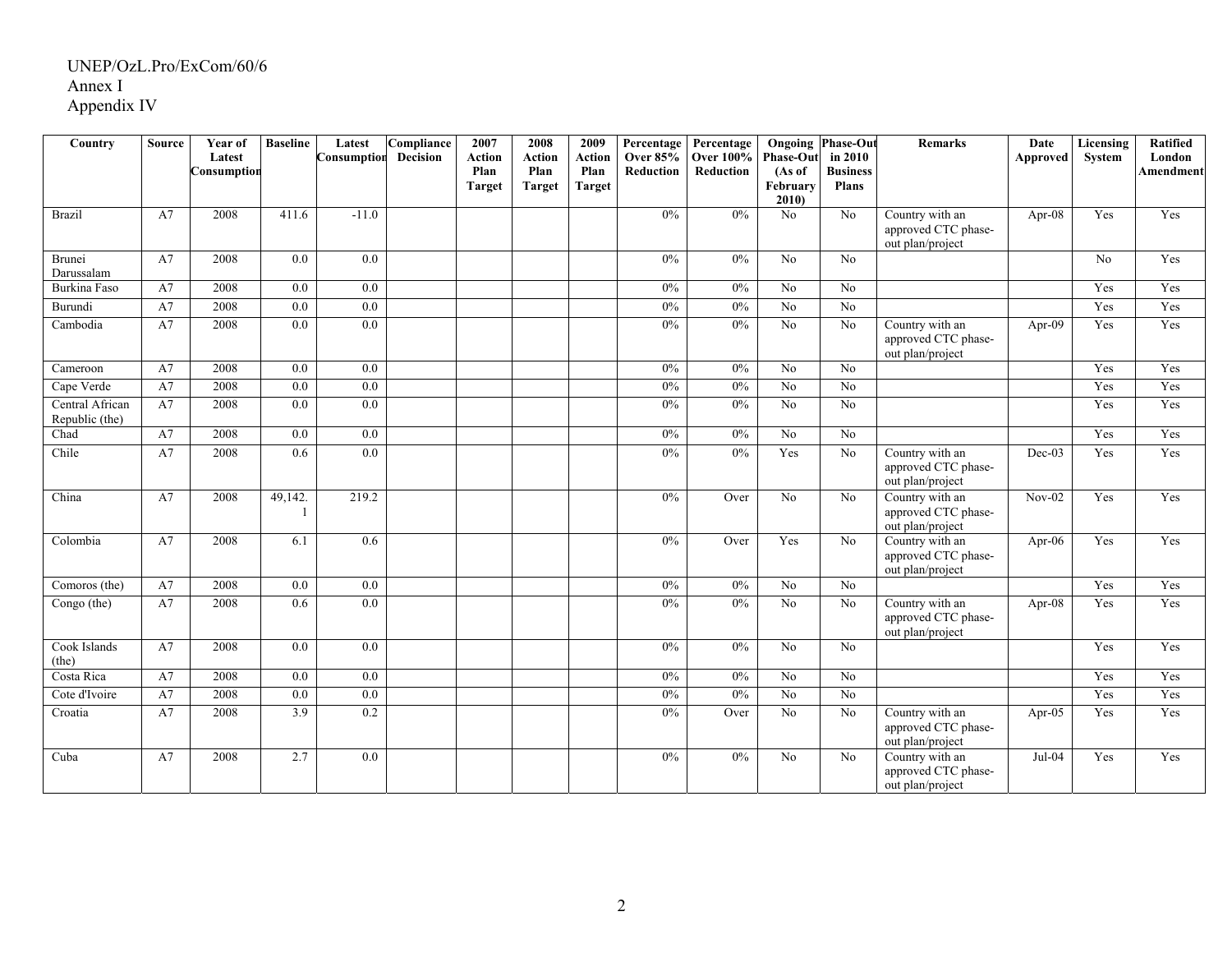| Country | Source | Year of Latest Consumption | Baseline | Latest Consumption | Compliance Decision | 2007 Action Plan Target | 2008 Action Plan Target | 2009 Action Plan Target | Percentage Over 85% Reduction | Percentage Over 100% Reduction | Ongoing Phase-Out (As of February 2010) | Phase-Out in 2010 Business Plans | Remarks | Date Approved | Licensing System | Ratified London Amendment |
|---|---|---|---|---|---|---|---|---|---|---|---|---|---|---|---|---|
| Brazil | A7 | 2008 | 411.6 | -11.0 | | | | | 0% | 0% | No | No | Country with an approved CTC phase-out plan/project | Apr-08 | Yes | Yes |
| Brunei Darussalam | A7 | 2008 | 0.0 | 0.0 | | | | | 0% | 0% | No | No | | | No | Yes |
| Burkina Faso | A7 | 2008 | 0.0 | 0.0 | | | | | 0% | 0% | No | No | | | Yes | Yes |
| Burundi | A7 | 2008 | 0.0 | 0.0 | | | | | 0% | 0% | No | No | | | Yes | Yes |
| Cambodia | A7 | 2008 | 0.0 | 0.0 | | | | | 0% | 0% | No | No | Country with an approved CTC phase-out plan/project | Apr-09 | Yes | Yes |
| Cameroon | A7 | 2008 | 0.0 | 0.0 | | | | | 0% | 0% | No | No | | | Yes | Yes |
| Cape Verde | A7 | 2008 | 0.0 | 0.0 | | | | | 0% | 0% | No | No | | | Yes | Yes |
| Central African Republic (the) | A7 | 2008 | 0.0 | 0.0 | | | | | 0% | 0% | No | No | | | Yes | Yes |
| Chad | A7 | 2008 | 0.0 | 0.0 | | | | | 0% | 0% | No | No | | | Yes | Yes |
| Chile | A7 | 2008 | 0.6 | 0.0 | | | | | 0% | 0% | Yes | No | Country with an approved CTC phase-out plan/project | Dec-03 | Yes | Yes |
| China | A7 | 2008 | 49,142.1 | 219.2 | | | | | 0% | Over | No | No | Country with an approved CTC phase-out plan/project | Nov-02 | Yes | Yes |
| Colombia | A7 | 2008 | 6.1 | 0.6 | | | | | 0% | Over | Yes | No | Country with an approved CTC phase-out plan/project | Apr-06 | Yes | Yes |
| Comoros (the) | A7 | 2008 | 0.0 | 0.0 | | | | | 0% | 0% | No | No | | | Yes | Yes |
| Congo (the) | A7 | 2008 | 0.6 | 0.0 | | | | | 0% | 0% | No | No | Country with an approved CTC phase-out plan/project | Apr-08 | Yes | Yes |
| Cook Islands (the) | A7 | 2008 | 0.0 | 0.0 | | | | | 0% | 0% | No | No | | | Yes | Yes |
| Costa Rica | A7 | 2008 | 0.0 | 0.0 | | | | | 0% | 0% | No | No | | | Yes | Yes |
| Cote d'Ivoire | A7 | 2008 | 0.0 | 0.0 | | | | | 0% | 0% | No | No | | | Yes | Yes |
| Croatia | A7 | 2008 | 3.9 | 0.2 | | | | | 0% | Over | No | No | Country with an approved CTC phase-out plan/project | Apr-05 | Yes | Yes |
| Cuba | A7 | 2008 | 2.7 | 0.0 | | | | | 0% | 0% | No | No | Country with an approved CTC phase-out plan/project | Jul-04 | Yes | Yes |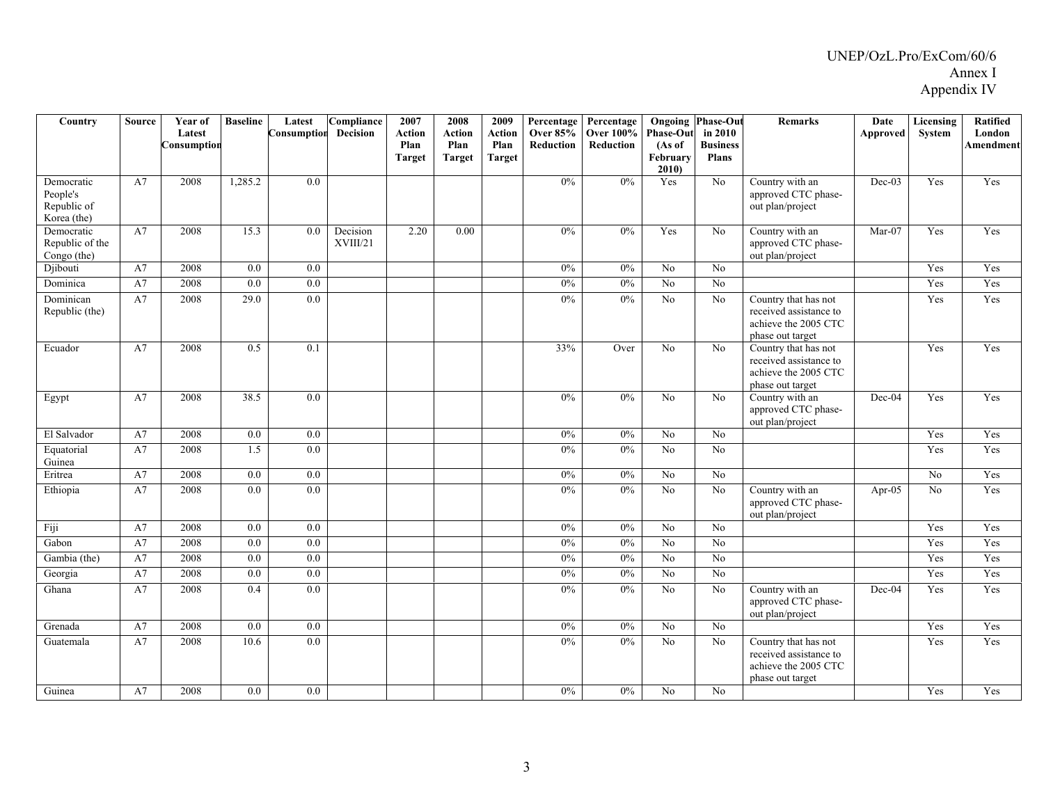| Country | Source | Year of Latest Consumption | Baseline | Latest Consumption | Compliance Decision | 2007 Action Plan Target | 2008 Action Plan Target | 2009 Action Plan Target | Percentage Over 85% Reduction | Percentage Over 100% Reduction | Ongoing Phase-Out (As of February 2010) | Phase-Out in 2010 Business Plans | Remarks | Date Approved | Licensing System | Ratified London Amendment |
|---|---|---|---|---|---|---|---|---|---|---|---|---|---|---|---|---|
| Democratic People's Republic of Korea (the) | A7 | 2008 | 1,285.2 | 0.0 | | | | | 0% | 0% | Yes | No | Country with an approved CTC phase-out plan/project | Dec-03 | Yes | Yes |
| Democratic Republic of the Congo (the) | A7 | 2008 | 15.3 | 0.0 | Decision XVIII/21 | 2.20 | 0.00 | | 0% | 0% | Yes | No | Country with an approved CTC phase-out plan/project | Mar-07 | Yes | Yes |
| Djibouti | A7 | 2008 | 0.0 | 0.0 | | | | | 0% | 0% | No | No | | | Yes | Yes |
| Dominica | A7 | 2008 | 0.0 | 0.0 | | | | | 0% | 0% | No | No | | | Yes | Yes |
| Dominican Republic (the) | A7 | 2008 | 29.0 | 0.0 | | | | | 0% | 0% | No | No | Country that has not received assistance to achieve the 2005 CTC phase out target | | Yes | Yes |
| Ecuador | A7 | 2008 | 0.5 | 0.1 | | | | | 33% | Over | No | No | Country that has not received assistance to achieve the 2005 CTC phase out target | | Yes | Yes |
| Egypt | A7 | 2008 | 38.5 | 0.0 | | | | | 0% | 0% | No | No | Country with an approved CTC phase-out plan/project | Dec-04 | Yes | Yes |
| El Salvador | A7 | 2008 | 0.0 | 0.0 | | | | | 0% | 0% | No | No | | | Yes | Yes |
| Equatorial Guinea | A7 | 2008 | 1.5 | 0.0 | | | | | 0% | 0% | No | No | | | Yes | Yes |
| Eritrea | A7 | 2008 | 0.0 | 0.0 | | | | | 0% | 0% | No | No | | | No | Yes |
| Ethiopia | A7 | 2008 | 0.0 | 0.0 | | | | | 0% | 0% | No | No | Country with an approved CTC phase-out plan/project | Apr-05 | No | Yes |
| Fiji | A7 | 2008 | 0.0 | 0.0 | | | | | 0% | 0% | No | No | | | Yes | Yes |
| Gabon | A7 | 2008 | 0.0 | 0.0 | | | | | 0% | 0% | No | No | | | Yes | Yes |
| Gambia (the) | A7 | 2008 | 0.0 | 0.0 | | | | | 0% | 0% | No | No | | | Yes | Yes |
| Georgia | A7 | 2008 | 0.0 | 0.0 | | | | | 0% | 0% | No | No | | | Yes | Yes |
| Ghana | A7 | 2008 | 0.4 | 0.0 | | | | | 0% | 0% | No | No | Country with an approved CTC phase-out plan/project | Dec-04 | Yes | Yes |
| Grenada | A7 | 2008 | 0.0 | 0.0 | | | | | 0% | 0% | No | No | | | Yes | Yes |
| Guatemala | A7 | 2008 | 10.6 | 0.0 | | | | | 0% | 0% | No | No | Country that has not received assistance to achieve the 2005 CTC phase out target | | Yes | Yes |
| Guinea | A7 | 2008 | 0.0 | 0.0 | | | | | 0% | 0% | No | No | | | Yes | Yes |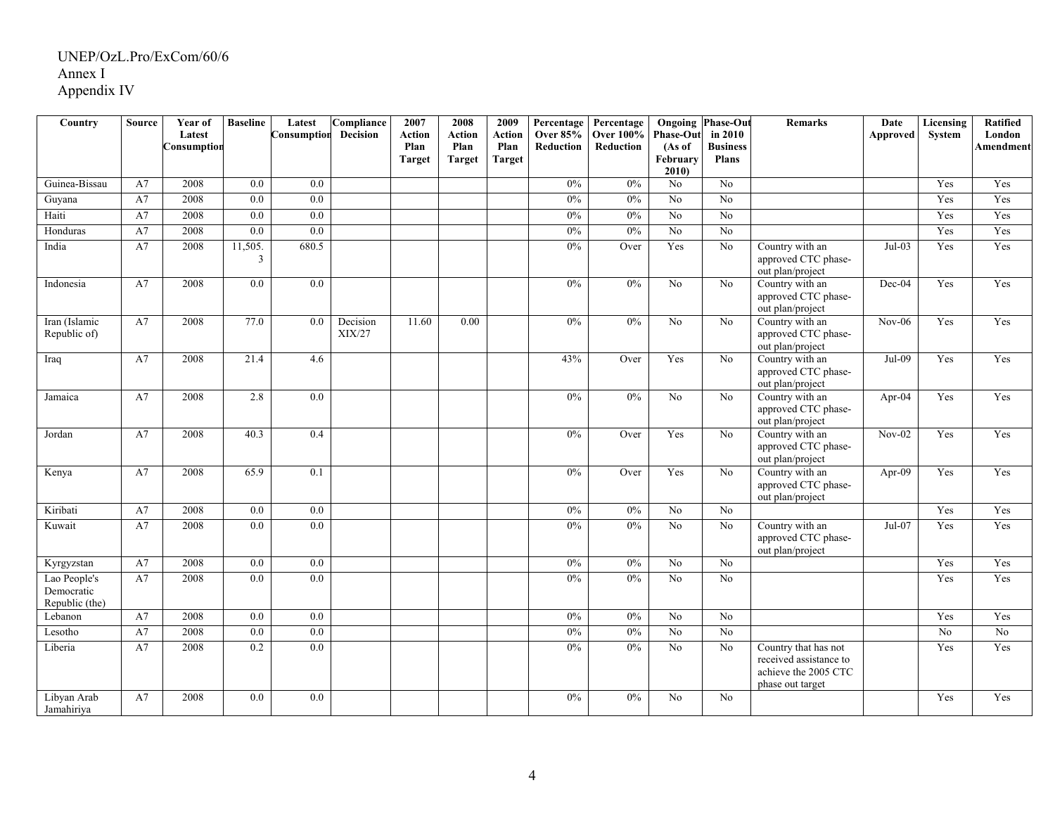UNEP/OzL.Pro/ExCom/60/6
Annex I
Appendix IV

| Country | Source | Year of Latest Consumption | Baseline | Latest Consumption | Compliance Decision | 2007 Action Plan Target | 2008 Action Plan Target | 2009 Action Plan Target | Percentage Over 85% Reduction | Percentage Over 100% Reduction | Ongoing Phase-Out (As of February 2010) | Phase-Out in 2010 Business Plans | Remarks | Date Approved | Licensing System | Ratified London Amendment |
|---|---|---|---|---|---|---|---|---|---|---|---|---|---|---|---|---|
| Guinea-Bissau | A7 | 2008 | 0.0 | 0.0 | | | | | 0% | 0% | No | No | | | Yes | Yes |
| Guyana | A7 | 2008 | 0.0 | 0.0 | | | | | 0% | 0% | No | No | | | Yes | Yes |
| Haiti | A7 | 2008 | 0.0 | 0.0 | | | | | 0% | 0% | No | No | | | Yes | Yes |
| Honduras | A7 | 2008 | 0.0 | 0.0 | | | | | 0% | 0% | No | No | | | Yes | Yes |
| India | A7 | 2008 | 11,505.3 | 680.5 | | | | | 0% | Over | Yes | No | Country with an approved CTC phase-out plan/project | Jul-03 | Yes | Yes |
| Indonesia | A7 | 2008 | 0.0 | 0.0 | | | | | 0% | 0% | No | No | Country with an approved CTC phase-out plan/project | Dec-04 | Yes | Yes |
| Iran (Islamic Republic of) | A7 | 2008 | 77.0 | 0.0 | Decision XIX/27 | 11.60 | 0.00 | | 0% | 0% | No | No | Country with an approved CTC phase-out plan/project | Nov-06 | Yes | Yes |
| Iraq | A7 | 2008 | 21.4 | 4.6 | | | | | 43% | Over | Yes | No | Country with an approved CTC phase-out plan/project | Jul-09 | Yes | Yes |
| Jamaica | A7 | 2008 | 2.8 | 0.0 | | | | | 0% | 0% | No | No | Country with an approved CTC phase-out plan/project | Apr-04 | Yes | Yes |
| Jordan | A7 | 2008 | 40.3 | 0.4 | | | | | 0% | Over | Yes | No | Country with an approved CTC phase-out plan/project | Nov-02 | Yes | Yes |
| Kenya | A7 | 2008 | 65.9 | 0.1 | | | | | 0% | Over | Yes | No | Country with an approved CTC phase-out plan/project | Apr-09 | Yes | Yes |
| Kiribati | A7 | 2008 | 0.0 | 0.0 | | | | | 0% | 0% | No | No | | | Yes | Yes |
| Kuwait | A7 | 2008 | 0.0 | 0.0 | | | | | 0% | 0% | No | No | Country with an approved CTC phase-out plan/project | Jul-07 | Yes | Yes |
| Kyrgyzstan | A7 | 2008 | 0.0 | 0.0 | | | | | 0% | 0% | No | No | | | Yes | Yes |
| Lao People's Democratic Republic (the) | A7 | 2008 | 0.0 | 0.0 | | | | | 0% | 0% | No | No | | | Yes | Yes |
| Lebanon | A7 | 2008 | 0.0 | 0.0 | | | | | 0% | 0% | No | No | | | Yes | Yes |
| Lesotho | A7 | 2008 | 0.0 | 0.0 | | | | | 0% | 0% | No | No | | | No | No |
| Liberia | A7 | 2008 | 0.2 | 0.0 | | | | | 0% | 0% | No | No | Country that has not received assistance to achieve the 2005 CTC phase out target | | Yes | Yes |
| Libyan Arab Jamahiriya | A7 | 2008 | 0.0 | 0.0 | | | | | 0% | 0% | No | No | | | Yes | Yes |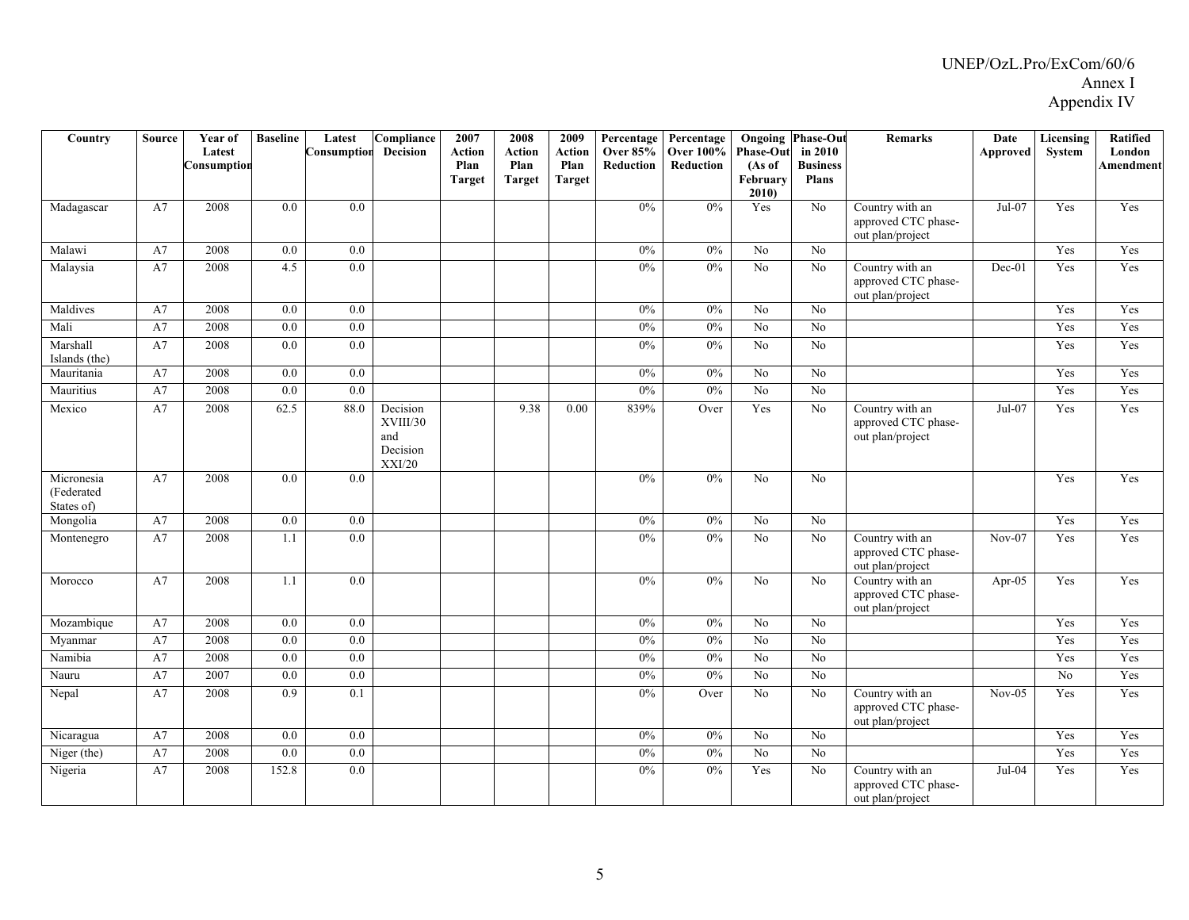| Country | Source | Year of Latest Consumption | Baseline | Latest Consumption | Compliance Decision | 2007 Action Plan Target | 2008 Action Plan Target | 2009 Action Plan Target | Percentage Over 85% Reduction | Percentage Over 100% Reduction | Ongoing Phase-Out (As of February 2010) | Phase-Out in 2010 Business Plans | Remarks | Date Approved | Licensing System | Ratified London Amendment |
|---|---|---|---|---|---|---|---|---|---|---|---|---|---|---|---|---|
| Madagascar | A7 | 2008 | 0.0 | 0.0 | | | | | 0% | 0% | Yes | No | Country with an approved CTC phase-out plan/project | Jul-07 | Yes | Yes |
| Malawi | A7 | 2008 | 0.0 | 0.0 | | | | | 0% | 0% | No | No | | | Yes | Yes |
| Malaysia | A7 | 2008 | 4.5 | 0.0 | | | | | 0% | 0% | No | No | Country with an approved CTC phase-out plan/project | Dec-01 | Yes | Yes |
| Maldives | A7 | 2008 | 0.0 | 0.0 | | | | | 0% | 0% | No | No | | | Yes | Yes |
| Mali | A7 | 2008 | 0.0 | 0.0 | | | | | 0% | 0% | No | No | | | Yes | Yes |
| Marshall Islands (the) | A7 | 2008 | 0.0 | 0.0 | | | | | 0% | 0% | No | No | | | Yes | Yes |
| Mauritania | A7 | 2008 | 0.0 | 0.0 | | | | | 0% | 0% | No | No | | | Yes | Yes |
| Mauritius | A7 | 2008 | 0.0 | 0.0 | | | | | 0% | 0% | No | No | | | Yes | Yes |
| Mexico | A7 | 2008 | 62.5 | 88.0 | Decision XVIII/30 and Decision XXI/20 | | 9.38 | 0.00 | 839% | Over | Yes | No | Country with an approved CTC phase-out plan/project | Jul-07 | Yes | Yes |
| Micronesia (Federated States of) | A7 | 2008 | 0.0 | 0.0 | | | | | 0% | 0% | No | No | | | Yes | Yes |
| Mongolia | A7 | 2008 | 0.0 | 0.0 | | | | | 0% | 0% | No | No | | | Yes | Yes |
| Montenegro | A7 | 2008 | 1.1 | 0.0 | | | | | 0% | 0% | No | No | Country with an approved CTC phase-out plan/project | Nov-07 | Yes | Yes |
| Morocco | A7 | 2008 | 1.1 | 0.0 | | | | | 0% | 0% | No | No | Country with an approved CTC phase-out plan/project | Apr-05 | Yes | Yes |
| Mozambique | A7 | 2008 | 0.0 | 0.0 | | | | | 0% | 0% | No | No | | | Yes | Yes |
| Myanmar | A7 | 2008 | 0.0 | 0.0 | | | | | 0% | 0% | No | No | | | Yes | Yes |
| Namibia | A7 | 2008 | 0.0 | 0.0 | | | | | 0% | 0% | No | No | | | Yes | Yes |
| Nauru | A7 | 2007 | 0.0 | 0.0 | | | | | 0% | 0% | No | No | | | No | Yes |
| Nepal | A7 | 2008 | 0.9 | 0.1 | | | | | 0% | Over | No | No | Country with an approved CTC phase-out plan/project | Nov-05 | Yes | Yes |
| Nicaragua | A7 | 2008 | 0.0 | 0.0 | | | | | 0% | 0% | No | No | | | Yes | Yes |
| Niger (the) | A7 | 2008 | 0.0 | 0.0 | | | | | 0% | 0% | No | No | | | Yes | Yes |
| Nigeria | A7 | 2008 | 152.8 | 0.0 | | | | | 0% | 0% | Yes | No | Country with an approved CTC phase-out plan/project | Jul-04 | Yes | Yes |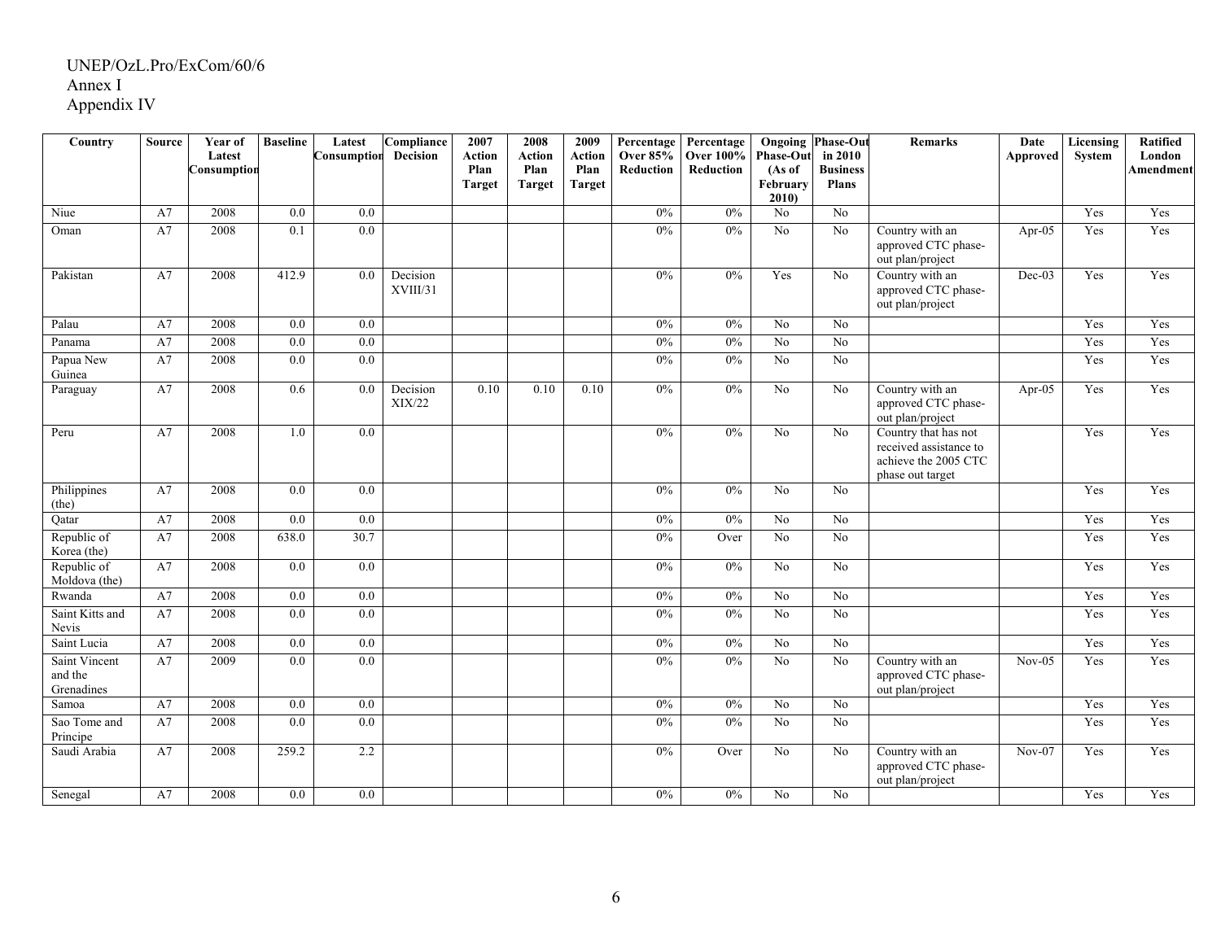UNEP/OzL.Pro/ExCom/60/6
Annex I
Appendix IV

| Country | Source | Year of Latest Consumption | Baseline | Latest Consumption | Compliance Decision | 2007 Action Plan Target | 2008 Action Plan Target | 2009 Action Plan Target | Percentage Over 85% Reduction | Percentage Over 100% Reduction | Ongoing Phase-Out (As of February 2010) | Phase-Out in 2010 Business Plans | Remarks | Date Approved | Licensing System | Ratified London Amendment |
|---|---|---|---|---|---|---|---|---|---|---|---|---|---|---|---|---|
| Niue | A7 | 2008 | 0.0 | 0.0 | | | | | 0% | 0% | No | No | | | Yes | Yes |
| Oman | A7 | 2008 | 0.1 | 0.0 | | | | | 0% | 0% | No | No | Country with an approved CTC phase-out plan/project | Apr-05 | Yes | Yes |
| Pakistan | A7 | 2008 | 412.9 | 0.0 | Decision XVIII/31 | | | | 0% | 0% | Yes | No | Country with an approved CTC phase-out plan/project | Dec-03 | Yes | Yes |
| Palau | A7 | 2008 | 0.0 | 0.0 | | | | | 0% | 0% | No | No | | | Yes | Yes |
| Panama | A7 | 2008 | 0.0 | 0.0 | | | | | 0% | 0% | No | No | | | Yes | Yes |
| Papua New Guinea | A7 | 2008 | 0.0 | 0.0 | | | | | 0% | 0% | No | No | | | Yes | Yes |
| Paraguay | A7 | 2008 | 0.6 | 0.0 | Decision XIX/22 | 0.10 | 0.10 | 0.10 | 0% | 0% | No | No | Country with an approved CTC phase-out plan/project | Apr-05 | Yes | Yes |
| Peru | A7 | 2008 | 1.0 | 0.0 | | | | | 0% | 0% | No | No | Country that has not received assistance to achieve the 2005 CTC phase out target | | Yes | Yes |
| Philippines (the) | A7 | 2008 | 0.0 | 0.0 | | | | | 0% | 0% | No | No | | | Yes | Yes |
| Qatar | A7 | 2008 | 0.0 | 0.0 | | | | | 0% | 0% | No | No | | | Yes | Yes |
| Republic of Korea (the) | A7 | 2008 | 638.0 | 30.7 | | | | | 0% | Over | No | No | | | Yes | Yes |
| Republic of Moldova (the) | A7 | 2008 | 0.0 | 0.0 | | | | | 0% | 0% | No | No | | | Yes | Yes |
| Rwanda | A7 | 2008 | 0.0 | 0.0 | | | | | 0% | 0% | No | No | | | Yes | Yes |
| Saint Kitts and Nevis | A7 | 2008 | 0.0 | 0.0 | | | | | 0% | 0% | No | No | | | Yes | Yes |
| Saint Lucia | A7 | 2008 | 0.0 | 0.0 | | | | | 0% | 0% | No | No | | | Yes | Yes |
| Saint Vincent and the Grenadines | A7 | 2009 | 0.0 | 0.0 | | | | | 0% | 0% | No | No | Country with an approved CTC phase-out plan/project | Nov-05 | Yes | Yes |
| Samoa | A7 | 2008 | 0.0 | 0.0 | | | | | 0% | 0% | No | No | | | Yes | Yes |
| Sao Tome and Principe | A7 | 2008 | 0.0 | 0.0 | | | | | 0% | 0% | No | No | | | Yes | Yes |
| Saudi Arabia | A7 | 2008 | 259.2 | 2.2 | | | | | 0% | Over | No | No | Country with an approved CTC phase-out plan/project | Nov-07 | Yes | Yes |
| Senegal | A7 | 2008 | 0.0 | 0.0 | | | | | 0% | 0% | No | No | | | Yes | Yes |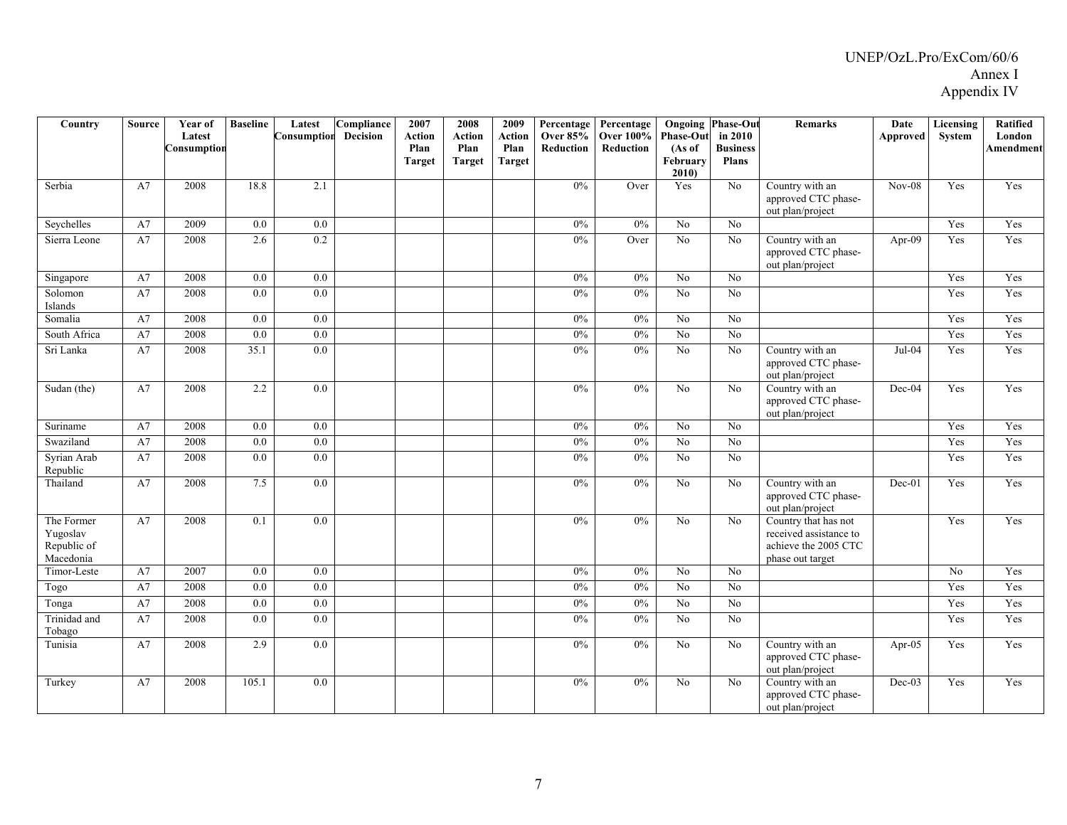| Country | Source | Year of Latest Consumption | Baseline | Latest Consumption | Compliance Decision | 2007 Action Plan Target | 2008 Action Plan Target | 2009 Action Plan Target | Percentage Over 85% Reduction | Percentage Over 100% Reduction | Ongoing Phase-Out (As of February 2010) | Phase-Out in 2010 Business Plans | Remarks | Date Approved | Licensing System | Ratified London Amendment |
|---|---|---|---|---|---|---|---|---|---|---|---|---|---|---|---|---|
| Serbia | A7 | 2008 | 18.8 | 2.1 | | | | | 0% | Over | Yes | No | Country with an approved CTC phase-out plan/project | Nov-08 | Yes | Yes |
| Seychelles | A7 | 2009 | 0.0 | 0.0 | | | | | 0% | 0% | No | No | | | Yes | Yes |
| Sierra Leone | A7 | 2008 | 2.6 | 0.2 | | | | | 0% | Over | No | No | Country with an approved CTC phase-out plan/project | Apr-09 | Yes | Yes |
| Singapore | A7 | 2008 | 0.0 | 0.0 | | | | | 0% | 0% | No | No | | | Yes | Yes |
| Solomon Islands | A7 | 2008 | 0.0 | 0.0 | | | | | 0% | 0% | No | No | | | Yes | Yes |
| Somalia | A7 | 2008 | 0.0 | 0.0 | | | | | 0% | 0% | No | No | | | Yes | Yes |
| South Africa | A7 | 2008 | 0.0 | 0.0 | | | | | 0% | 0% | No | No | | | Yes | Yes |
| Sri Lanka | A7 | 2008 | 35.1 | 0.0 | | | | | 0% | 0% | No | No | Country with an approved CTC phase-out plan/project | Jul-04 | Yes | Yes |
| Sudan (the) | A7 | 2008 | 2.2 | 0.0 | | | | | 0% | 0% | No | No | Country with an approved CTC phase-out plan/project | Dec-04 | Yes | Yes |
| Suriname | A7 | 2008 | 0.0 | 0.0 | | | | | 0% | 0% | No | No | | | Yes | Yes |
| Swaziland | A7 | 2008 | 0.0 | 0.0 | | | | | 0% | 0% | No | No | | | Yes | Yes |
| Syrian Arab Republic | A7 | 2008 | 0.0 | 0.0 | | | | | 0% | 0% | No | No | | | Yes | Yes |
| Thailand | A7 | 2008 | 7.5 | 0.0 | | | | | 0% | 0% | No | No | Country with an approved CTC phase-out plan/project | Dec-01 | Yes | Yes |
| The Former Yugoslav Republic of Macedonia | A7 | 2008 | 0.1 | 0.0 | | | | | 0% | 0% | No | No | Country that has not received assistance to achieve the 2005 CTC phase out target | | Yes | Yes |
| Timor-Leste | A7 | 2007 | 0.0 | 0.0 | | | | | 0% | 0% | No | No | | | No | Yes |
| Togo | A7 | 2008 | 0.0 | 0.0 | | | | | 0% | 0% | No | No | | | Yes | Yes |
| Tonga | A7 | 2008 | 0.0 | 0.0 | | | | | 0% | 0% | No | No | | | Yes | Yes |
| Trinidad and Tobago | A7 | 2008 | 0.0 | 0.0 | | | | | 0% | 0% | No | No | | | Yes | Yes |
| Tunisia | A7 | 2008 | 2.9 | 0.0 | | | | | 0% | 0% | No | No | Country with an approved CTC phase-out plan/project | Apr-05 | Yes | Yes |
| Turkey | A7 | 2008 | 105.1 | 0.0 | | | | | 0% | 0% | No | No | Country with an approved CTC phase-out plan/project | Dec-03 | Yes | Yes |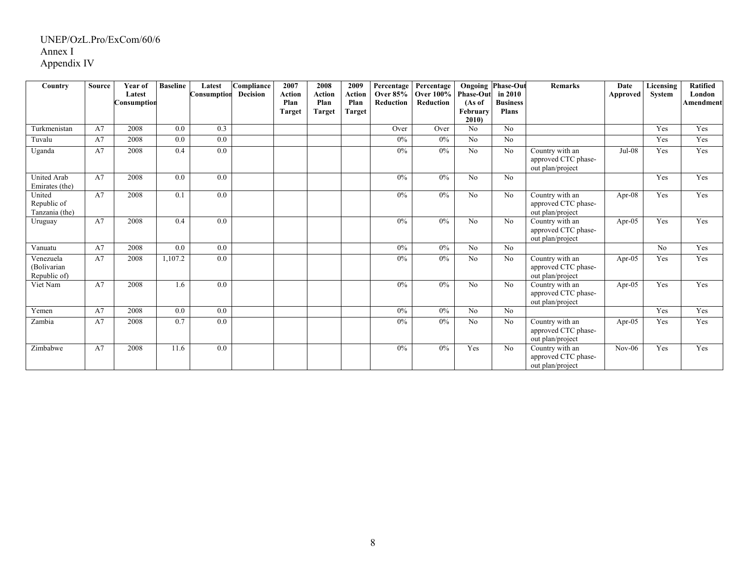UNEP/OzL.Pro/ExCom/60/6
Annex I
Appendix IV

| Country | Source | Year of Latest Consumption | Baseline | Latest Consumption | Compliance Decision | 2007 Action Plan Target | 2008 Action Plan Target | 2009 Action Plan Target | Percentage Over 85% Reduction | Percentage Over 100% Reduction | Ongoing Phase-Out (As of February 2010) | Phase-Out in 2010 Business Plans | Remarks | Date Approved | Licensing System | Ratified London Amendment |
|---|---|---|---|---|---|---|---|---|---|---|---|---|---|---|---|---|
| Turkmenistan | A7 | 2008 | 0.0 | 0.3 | | | | | Over | Over | No | No | | | Yes | Yes |
| Tuvalu | A7 | 2008 | 0.0 | 0.0 | | | | | 0% | 0% | No | No | | | Yes | Yes |
| Uganda | A7 | 2008 | 0.4 | 0.0 | | | | | 0% | 0% | No | No | Country with an approved CTC phase-out plan/project | Jul-08 | Yes | Yes |
| United Arab Emirates (the) | A7 | 2008 | 0.0 | 0.0 | | | | | 0% | 0% | No | No | | | Yes | Yes |
| United Republic of Tanzania (the) | A7 | 2008 | 0.1 | 0.0 | | | | | 0% | 0% | No | No | Country with an approved CTC phase-out plan/project | Apr-08 | Yes | Yes |
| Uruguay | A7 | 2008 | 0.4 | 0.0 | | | | | 0% | 0% | No | No | Country with an approved CTC phase-out plan/project | Apr-05 | Yes | Yes |
| Vanuatu | A7 | 2008 | 0.0 | 0.0 | | | | | 0% | 0% | No | No | | | No | Yes |
| Venezuela (Bolivarian Republic of) | A7 | 2008 | 1,107.2 | 0.0 | | | | | 0% | 0% | No | No | Country with an approved CTC phase-out plan/project | Apr-05 | Yes | Yes |
| Viet Nam | A7 | 2008 | 1.6 | 0.0 | | | | | 0% | 0% | No | No | Country with an approved CTC phase-out plan/project | Apr-05 | Yes | Yes |
| Yemen | A7 | 2008 | 0.0 | 0.0 | | | | | 0% | 0% | No | No | | | Yes | Yes |
| Zambia | A7 | 2008 | 0.7 | 0.0 | | | | | 0% | 0% | No | No | Country with an approved CTC phase-out plan/project | Apr-05 | Yes | Yes |
| Zimbabwe | A7 | 2008 | 11.6 | 0.0 | | | | | 0% | 0% | Yes | No | Country with an approved CTC phase-out plan/project | Nov-06 | Yes | Yes |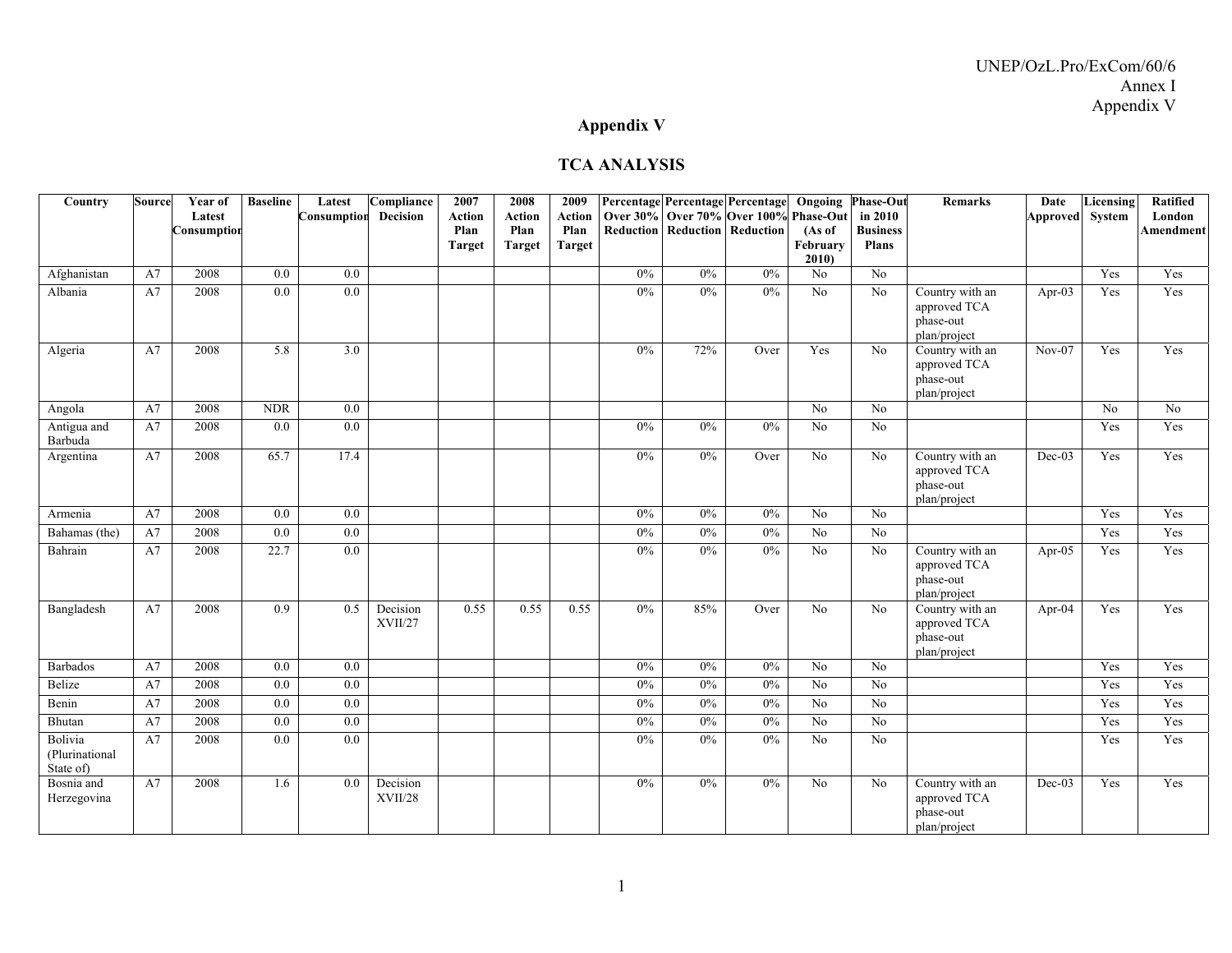## Appendix V

## TCA ANALYSIS

| Country | Source | Year of Latest Consumption | Baseline | Latest Consumption | Compliance Decision | 2007 Action Plan Target | 2008 Action Plan Target | 2009 Action Plan Target | Percentage Over 30% Reduction | Percentage Over 70% Reduction | Percentage Over 100% Reduction | Ongoing Phase-Out (As of February 2010) | Phase-Out in 2010 Business Plans | Remarks | Date Approved | Licensing System | Ratified London Amendment |
|---|---|---|---|---|---|---|---|---|---|---|---|---|---|---|---|---|---|
| Afghanistan | A7 | 2008 | 0.0 | 0.0 | | | | | 0% | 0% | 0% | No | No | | | Yes | Yes |
| Albania | A7 | 2008 | 0.0 | 0.0 | | | | | 0% | 0% | 0% | No | No | Country with an approved TCA phase-out plan/project | Apr-03 | Yes | Yes |
| Algeria | A7 | 2008 | 5.8 | 3.0 | | | | | 0% | 72% | Over | Yes | No | Country with an approved TCA phase-out plan/project | Nov-07 | Yes | Yes |
| Angola | A7 | 2008 | NDR | 0.0 | | | | | | | | No | No | | | No | No |
| Antigua and Barbuda | A7 | 2008 | 0.0 | 0.0 | | | | | 0% | 0% | 0% | No | No | | | Yes | Yes |
| Argentina | A7 | 2008 | 65.7 | 17.4 | | | | | 0% | 0% | Over | No | No | Country with an approved TCA phase-out plan/project | Dec-03 | Yes | Yes |
| Armenia | A7 | 2008 | 0.0 | 0.0 | | | | | 0% | 0% | 0% | No | No | | | Yes | Yes |
| Bahamas (the) | A7 | 2008 | 0.0 | 0.0 | | | | | 0% | 0% | 0% | No | No | | | Yes | Yes |
| Bahrain | A7 | 2008 | 22.7 | 0.0 | | | | | 0% | 0% | 0% | No | No | Country with an approved TCA phase-out plan/project | Apr-05 | Yes | Yes |
| Bangladesh | A7 | 2008 | 0.9 | 0.5 | Decision XVII/27 | 0.55 | 0.55 | 0.55 | 0% | 85% | Over | No | No | Country with an approved TCA phase-out plan/project | Apr-04 | Yes | Yes |
| Barbados | A7 | 2008 | 0.0 | 0.0 | | | | | 0% | 0% | 0% | No | No | | | Yes | Yes |
| Belize | A7 | 2008 | 0.0 | 0.0 | | | | | 0% | 0% | 0% | No | No | | | Yes | Yes |
| Benin | A7 | 2008 | 0.0 | 0.0 | | | | | 0% | 0% | 0% | No | No | | | Yes | Yes |
| Bhutan | A7 | 2008 | 0.0 | 0.0 | | | | | 0% | 0% | 0% | No | No | | | Yes | Yes |
| Bolivia (Plurinational State of) | A7 | 2008 | 0.0 | 0.0 | | | | | 0% | 0% | 0% | No | No | | | Yes | Yes |
| Bosnia and Herzegovina | A7 | 2008 | 1.6 | 0.0 | Decision XVII/28 | | | | 0% | 0% | 0% | No | No | Country with an approved TCA phase-out plan/project | Dec-03 | Yes | Yes |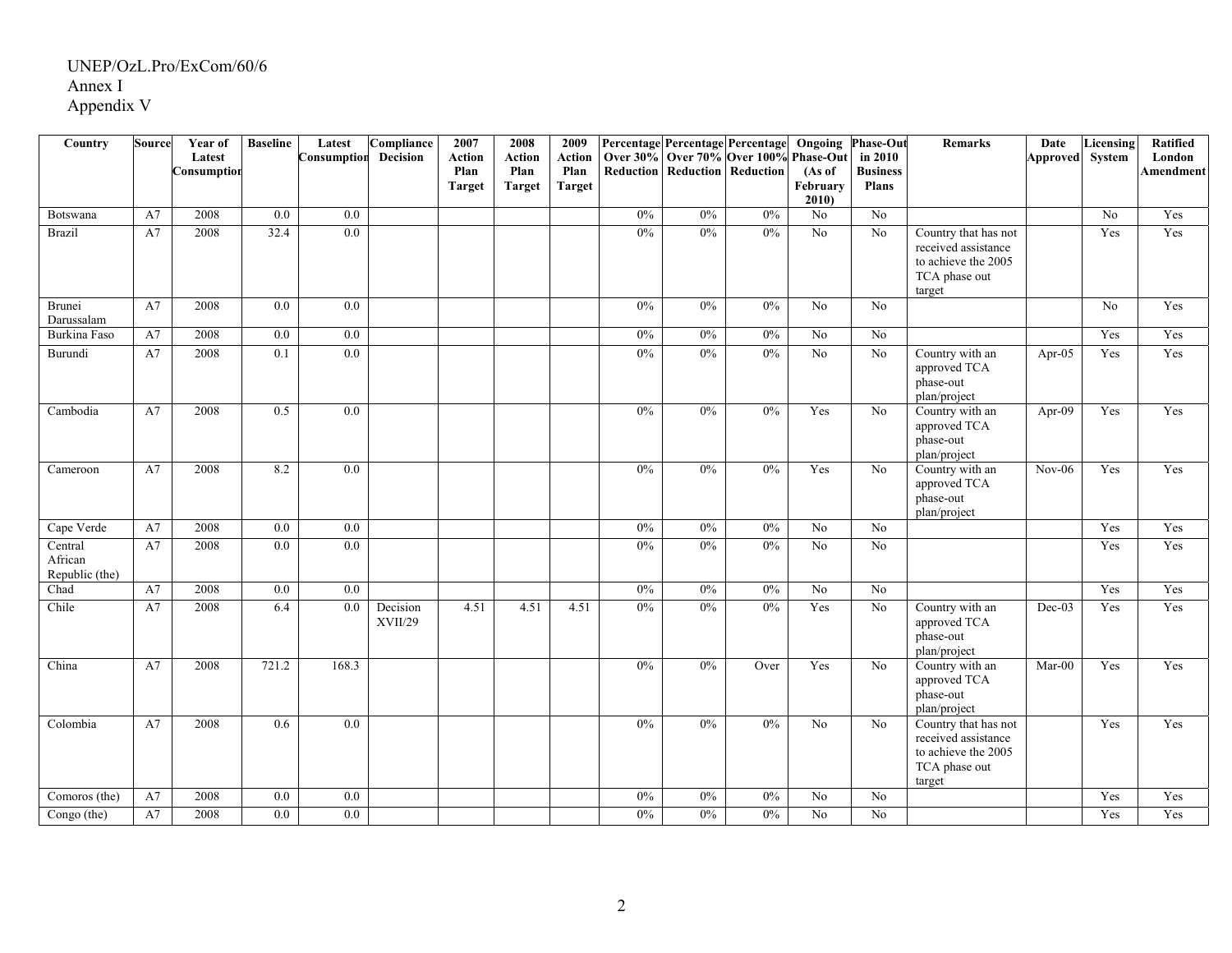UNEP/OzL.Pro/ExCom/60/6
Annex I
Appendix V

| Country | Source | Year of Latest Consumption | Baseline | Latest Consumption | Compliance Decision | 2007 Action Plan Target | 2008 Action Plan Target | 2009 Action Plan Target | Percentage Over 30% Reduction | Percentage Over 70% Reduction | Percentage Over 100% Reduction | Ongoing Phase-Out (As of February 2010) | Phase-Out in 2010 Business Plans | Remarks | Date Approved | Licensing System | Ratified London Amendment |
|---|---|---|---|---|---|---|---|---|---|---|---|---|---|---|---|---|---|
| Botswana | A7 | 2008 | 0.0 | 0.0 | | | | | 0% | 0% | 0% | No | No | | | No | Yes |
| Brazil | A7 | 2008 | 32.4 | 0.0 | | | | | 0% | 0% | 0% | No | No | Country that has not received assistance to achieve the 2005 TCA phase out target | | Yes | Yes |
| Brunei Darussalam | A7 | 2008 | 0.0 | 0.0 | | | | | 0% | 0% | 0% | No | No | | | No | Yes |
| Burkina Faso | A7 | 2008 | 0.0 | 0.0 | | | | | 0% | 0% | 0% | No | No | | | Yes | Yes |
| Burundi | A7 | 2008 | 0.1 | 0.0 | | | | | 0% | 0% | 0% | No | No | Country with an approved TCA phase-out plan/project | Apr-05 | Yes | Yes |
| Cambodia | A7 | 2008 | 0.5 | 0.0 | | | | | 0% | 0% | 0% | Yes | No | Country with an approved TCA phase-out plan/project | Apr-09 | Yes | Yes |
| Cameroon | A7 | 2008 | 8.2 | 0.0 | | | | | 0% | 0% | 0% | Yes | No | Country with an approved TCA phase-out plan/project | Nov-06 | Yes | Yes |
| Cape Verde | A7 | 2008 | 0.0 | 0.0 | | | | | 0% | 0% | 0% | No | No | | | Yes | Yes |
| Central African Republic (the) | A7 | 2008 | 0.0 | 0.0 | | | | | 0% | 0% | 0% | No | No | | | Yes | Yes |
| Chad | A7 | 2008 | 0.0 | 0.0 | | | | | 0% | 0% | 0% | No | No | | | Yes | Yes |
| Chile | A7 | 2008 | 6.4 | 0.0 | Decision XVII/29 | 4.51 | 4.51 | 4.51 | 0% | 0% | 0% | Yes | No | Country with an approved TCA phase-out plan/project | Dec-03 | Yes | Yes |
| China | A7 | 2008 | 721.2 | 168.3 | | | | | 0% | 0% | Over | Yes | No | Country with an approved TCA phase-out plan/project | Mar-00 | Yes | Yes |
| Colombia | A7 | 2008 | 0.6 | 0.0 | | | | | 0% | 0% | 0% | No | No | Country that has not received assistance to achieve the 2005 TCA phase out target | | Yes | Yes |
| Comoros (the) | A7 | 2008 | 0.0 | 0.0 | | | | | 0% | 0% | 0% | No | No | | | Yes | Yes |
| Congo (the) | A7 | 2008 | 0.0 | 0.0 | | | | | 0% | 0% | 0% | No | No | | | Yes | Yes |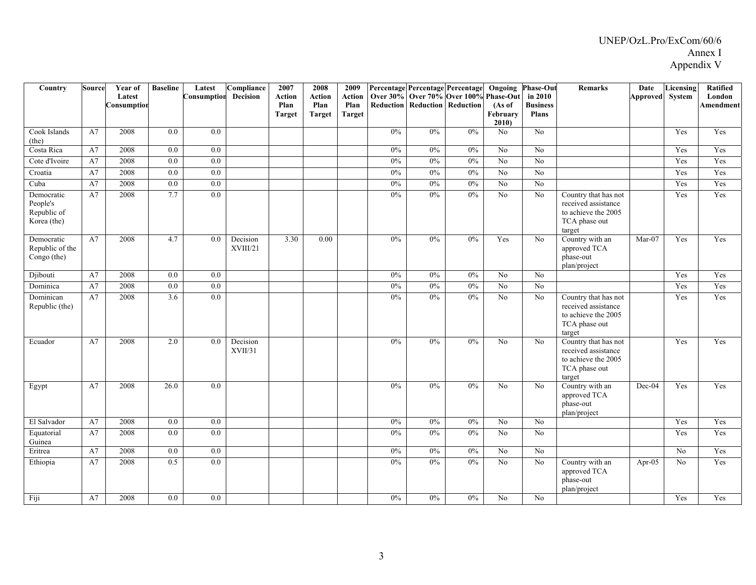| Country | Source | Year of Latest Consumption | Baseline | Latest Consumption | Compliance Decision | 2007 Action Plan Target | 2008 Action Plan Target | 2009 Action Plan Target | Percentage Over 30% Reduction | Percentage Over 70% Reduction | Percentage Over 100% Reduction | Ongoing Phase-Out (As of February 2010) | Phase-Out in 2010 Business Plans | Remarks | Date Approved | Licensing System | Ratified London Amendment |
|---|---|---|---|---|---|---|---|---|---|---|---|---|---|---|---|---|---|
| Cook Islands (the) | A7 | 2008 | 0.0 | 0.0 | | | | | 0% | 0% | 0% | No | No | | | Yes | Yes |
| Costa Rica | A7 | 2008 | 0.0 | 0.0 | | | | | 0% | 0% | 0% | No | No | | | Yes | Yes |
| Cote d'Ivoire | A7 | 2008 | 0.0 | 0.0 | | | | | 0% | 0% | 0% | No | No | | | Yes | Yes |
| Croatia | A7 | 2008 | 0.0 | 0.0 | | | | | 0% | 0% | 0% | No | No | | | Yes | Yes |
| Cuba | A7 | 2008 | 0.0 | 0.0 | | | | | 0% | 0% | 0% | No | No | | | Yes | Yes |
| Democratic People's Republic of Korea (the) | A7 | 2008 | 7.7 | 0.0 | | | | | 0% | 0% | 0% | No | No | Country that has not received assistance to achieve the 2005 TCA phase out target | | Yes | Yes |
| Democratic Republic of the Congo (the) | A7 | 2008 | 4.7 | 0.0 | Decision XVIII/21 | 3.30 | 0.00 | | 0% | 0% | 0% | Yes | No | Country with an approved TCA phase-out plan/project | Mar-07 | Yes | Yes |
| Djibouti | A7 | 2008 | 0.0 | 0.0 | | | | | 0% | 0% | 0% | No | No | | | Yes | Yes |
| Dominica | A7 | 2008 | 0.0 | 0.0 | | | | | 0% | 0% | 0% | No | No | | | Yes | Yes |
| Dominican Republic (the) | A7 | 2008 | 3.6 | 0.0 | | | | | 0% | 0% | 0% | No | No | Country that has not received assistance to achieve the 2005 TCA phase out target | | Yes | Yes |
| Ecuador | A7 | 2008 | 2.0 | 0.0 | Decision XVII/31 | | | | 0% | 0% | 0% | No | No | Country that has not received assistance to achieve the 2005 TCA phase out target | | Yes | Yes |
| Egypt | A7 | 2008 | 26.0 | 0.0 | | | | | 0% | 0% | 0% | No | No | Country with an approved TCA phase-out plan/project | Dec-04 | Yes | Yes |
| El Salvador | A7 | 2008 | 0.0 | 0.0 | | | | | 0% | 0% | 0% | No | No | | | Yes | Yes |
| Equatorial Guinea | A7 | 2008 | 0.0 | 0.0 | | | | | 0% | 0% | 0% | No | No | | | Yes | Yes |
| Eritrea | A7 | 2008 | 0.0 | 0.0 | | | | | 0% | 0% | 0% | No | No | | | No | Yes |
| Ethiopia | A7 | 2008 | 0.5 | 0.0 | | | | | 0% | 0% | 0% | No | No | Country with an approved TCA phase-out plan/project | Apr-05 | No | Yes |
| Fiji | A7 | 2008 | 0.0 | 0.0 | | | | | 0% | 0% | 0% | No | No | | | Yes | Yes |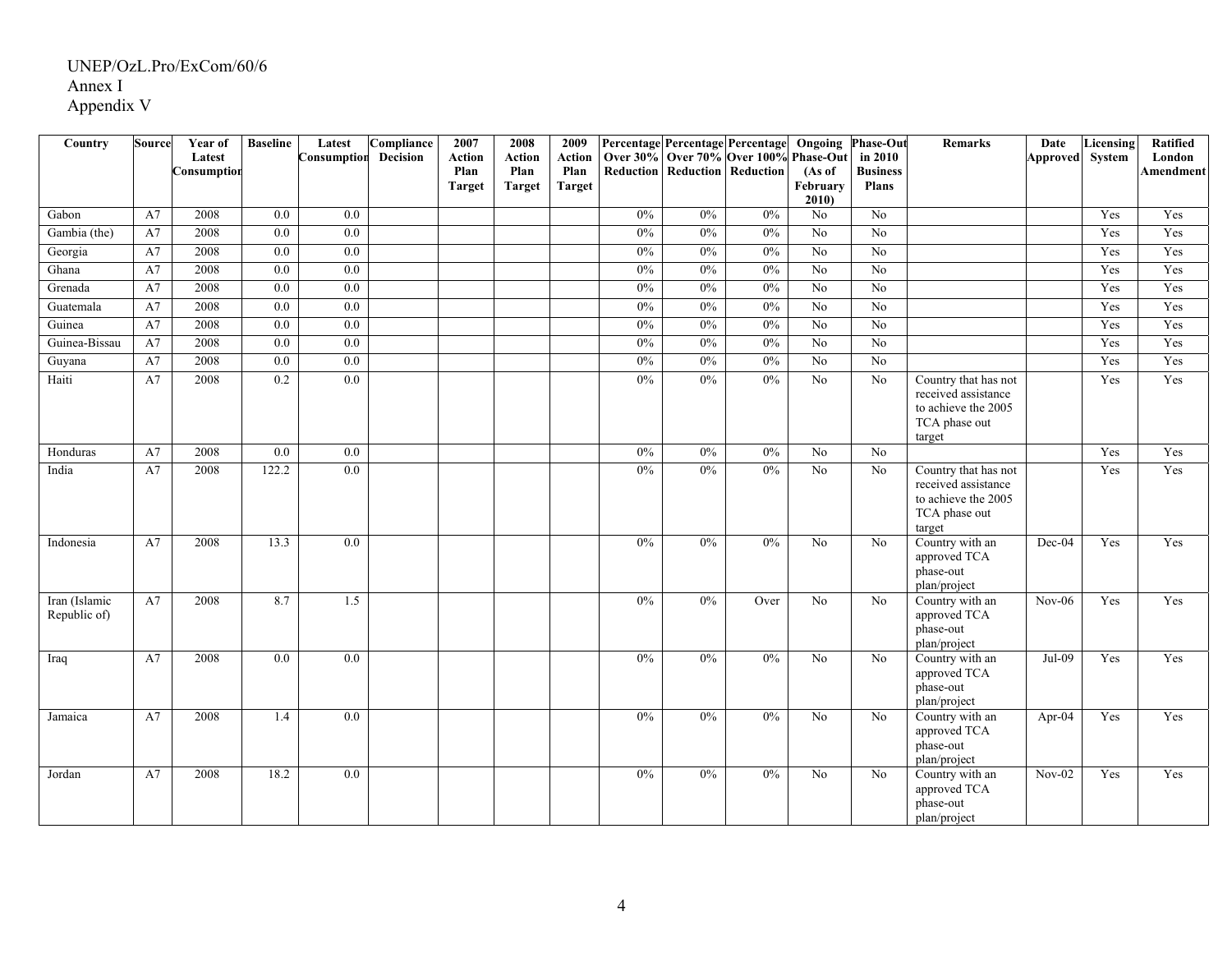UNEP/OzL.Pro/ExCom/60/6
Annex I
Appendix V

| Country | Source | Year of Latest Consumption | Baseline | Latest Consumption | Compliance Decision | 2007 Action Plan Target | 2008 Action Plan Target | 2009 Action Plan Target | Percentage Over 30% Reduction | Percentage Over 70% Reduction | Percentage Over 100% Reduction | Ongoing Phase-Out (As of February 2010) | Phase-Out in 2010 Business Plans | Remarks | Date Approved | Licensing System | Ratified London Amendment |
|---|---|---|---|---|---|---|---|---|---|---|---|---|---|---|---|---|---|
| Gabon | A7 | 2008 | 0.0 | 0.0 | | | | | 0% | 0% | 0% | No | No | | | Yes | Yes |
| Gambia (the) | A7 | 2008 | 0.0 | 0.0 | | | | | 0% | 0% | 0% | No | No | | | Yes | Yes |
| Georgia | A7 | 2008 | 0.0 | 0.0 | | | | | 0% | 0% | 0% | No | No | | | Yes | Yes |
| Ghana | A7 | 2008 | 0.0 | 0.0 | | | | | 0% | 0% | 0% | No | No | | | Yes | Yes |
| Grenada | A7 | 2008 | 0.0 | 0.0 | | | | | 0% | 0% | 0% | No | No | | | Yes | Yes |
| Guatemala | A7 | 2008 | 0.0 | 0.0 | | | | | 0% | 0% | 0% | No | No | | | Yes | Yes |
| Guinea | A7 | 2008 | 0.0 | 0.0 | | | | | 0% | 0% | 0% | No | No | | | Yes | Yes |
| Guinea-Bissau | A7 | 2008 | 0.0 | 0.0 | | | | | 0% | 0% | 0% | No | No | | | Yes | Yes |
| Guyana | A7 | 2008 | 0.0 | 0.0 | | | | | 0% | 0% | 0% | No | No | | | Yes | Yes |
| Haiti | A7 | 2008 | 0.2 | 0.0 | | | | | 0% | 0% | 0% | No | No | Country that has not received assistance to achieve the 2005 TCA phase out target | | Yes | Yes |
| Honduras | A7 | 2008 | 0.0 | 0.0 | | | | | 0% | 0% | 0% | No | No | | | Yes | Yes |
| India | A7 | 2008 | 122.2 | 0.0 | | | | | 0% | 0% | 0% | No | No | Country that has not received assistance to achieve the 2005 TCA phase out target | | Yes | Yes |
| Indonesia | A7 | 2008 | 13.3 | 0.0 | | | | | 0% | 0% | 0% | No | No | Country with an approved TCA phase-out plan/project | Dec-04 | Yes | Yes |
| Iran (Islamic Republic of) | A7 | 2008 | 8.7 | 1.5 | | | | | 0% | 0% | Over | No | No | Country with an approved TCA phase-out plan/project | Nov-06 | Yes | Yes |
| Iraq | A7 | 2008 | 0.0 | 0.0 | | | | | 0% | 0% | 0% | No | No | Country with an approved TCA phase-out plan/project | Jul-09 | Yes | Yes |
| Jamaica | A7 | 2008 | 1.4 | 0.0 | | | | | 0% | 0% | 0% | No | No | Country with an approved TCA phase-out plan/project | Apr-04 | Yes | Yes |
| Jordan | A7 | 2008 | 18.2 | 0.0 | | | | | 0% | 0% | 0% | No | No | Country with an approved TCA phase-out plan/project | Nov-02 | Yes | Yes |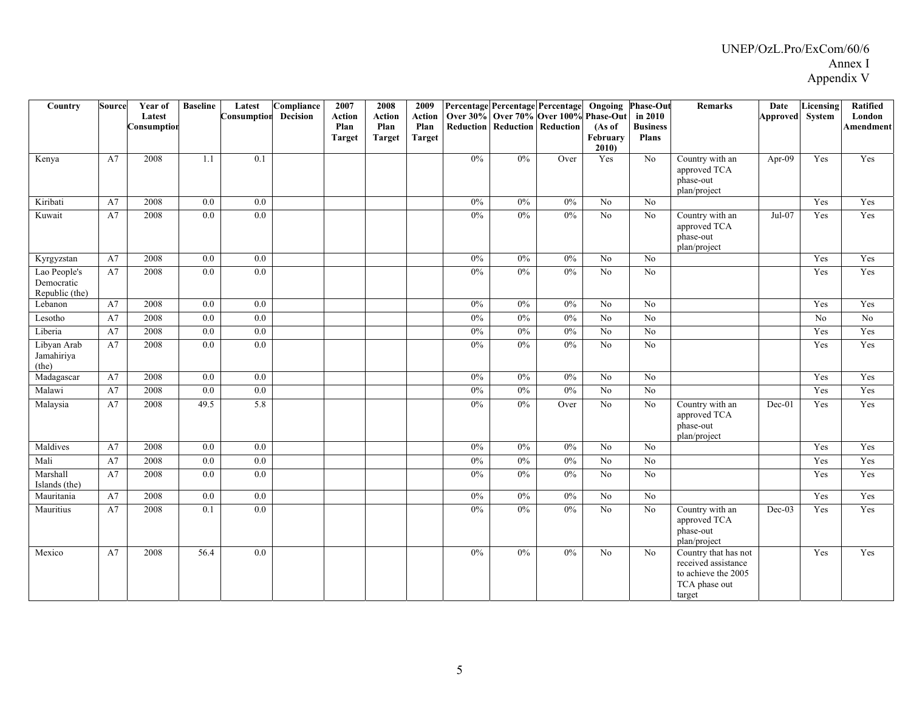UNEP/OzL.Pro/ExCom/60/6
Annex I
Appendix V

| Country | Source | Year of Latest Consumption | Baseline | Latest Consumption | Compliance Decision | 2007 Action Plan Target | 2008 Action Plan Target | 2009 Action Plan Target | Percentage Over 30% Reduction | Percentage Over 70% Reduction | Percentage Over 100% Reduction | Ongoing Phase-Out (As of February 2010) | Phase-Out in 2010 Business Plans | Remarks | Date Approved | Licensing System | Ratified London Amendment |
|---|---|---|---|---|---|---|---|---|---|---|---|---|---|---|---|---|---|
| Kenya | A7 | 2008 | 1.1 | 0.1 | | | | | 0% | 0% | Over | Yes | No | Country with an approved TCA phase-out plan/project | Apr-09 | Yes | Yes |
| Kiribati | A7 | 2008 | 0.0 | 0.0 | | | | | 0% | 0% | 0% | No | No | | | Yes | Yes |
| Kuwait | A7 | 2008 | 0.0 | 0.0 | | | | | 0% | 0% | 0% | No | No | Country with an approved TCA phase-out plan/project | Jul-07 | Yes | Yes |
| Kyrgyzstan | A7 | 2008 | 0.0 | 0.0 | | | | | 0% | 0% | 0% | No | No | | | Yes | Yes |
| Lao People's Democratic Republic (the) | A7 | 2008 | 0.0 | 0.0 | | | | | 0% | 0% | 0% | No | No | | | Yes | Yes |
| Lebanon | A7 | 2008 | 0.0 | 0.0 | | | | | 0% | 0% | 0% | No | No | | | Yes | Yes |
| Lesotho | A7 | 2008 | 0.0 | 0.0 | | | | | 0% | 0% | 0% | No | No | | | No | No |
| Liberia | A7 | 2008 | 0.0 | 0.0 | | | | | 0% | 0% | 0% | No | No | | | Yes | Yes |
| Libyan Arab Jamahiriya (the) | A7 | 2008 | 0.0 | 0.0 | | | | | 0% | 0% | 0% | No | No | | | Yes | Yes |
| Madagascar | A7 | 2008 | 0.0 | 0.0 | | | | | 0% | 0% | 0% | No | No | | | Yes | Yes |
| Malawi | A7 | 2008 | 0.0 | 0.0 | | | | | 0% | 0% | 0% | No | No | | | Yes | Yes |
| Malaysia | A7 | 2008 | 49.5 | 5.8 | | | | | 0% | 0% | Over | No | No | Country with an approved TCA phase-out plan/project | Dec-01 | Yes | Yes |
| Maldives | A7 | 2008 | 0.0 | 0.0 | | | | | 0% | 0% | 0% | No | No | | | Yes | Yes |
| Mali | A7 | 2008 | 0.0 | 0.0 | | | | | 0% | 0% | 0% | No | No | | | Yes | Yes |
| Marshall Islands (the) | A7 | 2008 | 0.0 | 0.0 | | | | | 0% | 0% | 0% | No | No | | | Yes | Yes |
| Mauritania | A7 | 2008 | 0.0 | 0.0 | | | | | 0% | 0% | 0% | No | No | | | Yes | Yes |
| Mauritius | A7 | 2008 | 0.1 | 0.0 | | | | | 0% | 0% | 0% | No | No | Country with an approved TCA phase-out plan/project | Dec-03 | Yes | Yes |
| Mexico | A7 | 2008 | 56.4 | 0.0 | | | | | 0% | 0% | 0% | No | No | Country that has not received assistance to achieve the 2005 TCA phase out target | | Yes | Yes |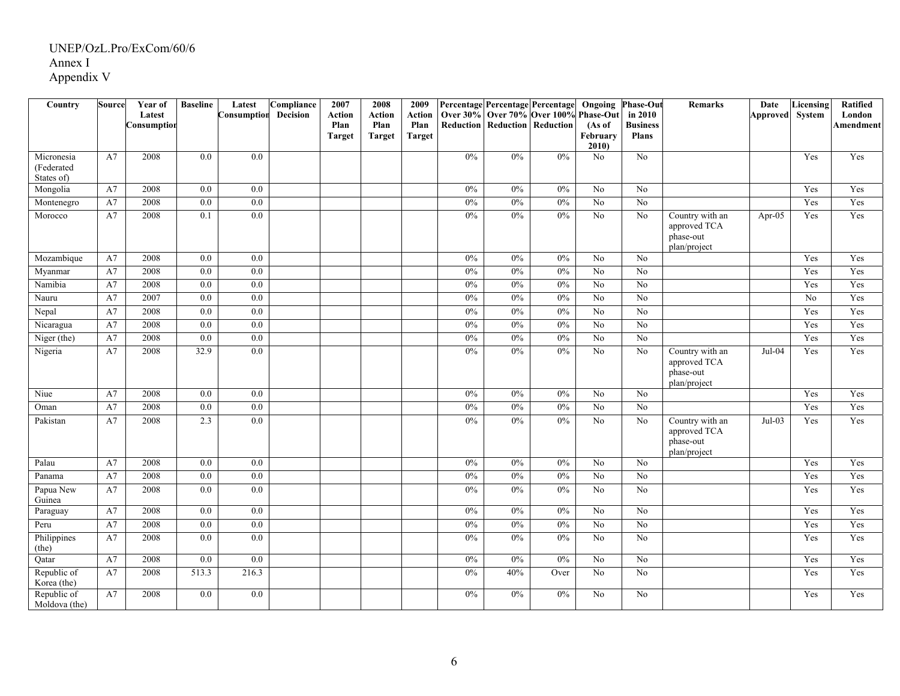UNEP/OzL.Pro/ExCom/60/6
Annex I
Appendix V

| Country | Source | Year of Latest Consumption | Baseline | Latest Consumption | Compliance Decision | 2007 Action Plan Target | 2008 Action Plan Target | 2009 Action Plan Target | Percentage Over 30% Reduction | Percentage Over 70% Reduction | Percentage Over 100% Reduction | Ongoing Phase-Out (As of February 2010) | Phase-Out in 2010 Business Plans | Remarks | Date Approved | Licensing System | Ratified London Amendment |
|---|---|---|---|---|---|---|---|---|---|---|---|---|---|---|---|---|---|
| Micronesia (Federated States of) | A7 | 2008 | 0.0 | 0.0 | | | | | 0% | 0% | 0% | No | No | | | Yes | Yes |
| Mongolia | A7 | 2008 | 0.0 | 0.0 | | | | | 0% | 0% | 0% | No | No | | | Yes | Yes |
| Montenegro | A7 | 2008 | 0.0 | 0.0 | | | | | 0% | 0% | 0% | No | No | | | Yes | Yes |
| Morocco | A7 | 2008 | 0.1 | 0.0 | | | | | 0% | 0% | 0% | No | No | Country with an approved TCA phase-out plan/project | Apr-05 | Yes | Yes |
| Mozambique | A7 | 2008 | 0.0 | 0.0 | | | | | 0% | 0% | 0% | No | No | | | Yes | Yes |
| Myanmar | A7 | 2008 | 0.0 | 0.0 | | | | | 0% | 0% | 0% | No | No | | | Yes | Yes |
| Namibia | A7 | 2008 | 0.0 | 0.0 | | | | | 0% | 0% | 0% | No | No | | | Yes | Yes |
| Nauru | A7 | 2007 | 0.0 | 0.0 | | | | | 0% | 0% | 0% | No | No | | | No | Yes |
| Nepal | A7 | 2008 | 0.0 | 0.0 | | | | | 0% | 0% | 0% | No | No | | | Yes | Yes |
| Nicaragua | A7 | 2008 | 0.0 | 0.0 | | | | | 0% | 0% | 0% | No | No | | | Yes | Yes |
| Niger (the) | A7 | 2008 | 0.0 | 0.0 | | | | | 0% | 0% | 0% | No | No | | | Yes | Yes |
| Nigeria | A7 | 2008 | 32.9 | 0.0 | | | | | 0% | 0% | 0% | No | No | Country with an approved TCA phase-out plan/project | Jul-04 | Yes | Yes |
| Niue | A7 | 2008 | 0.0 | 0.0 | | | | | 0% | 0% | 0% | No | No | | | Yes | Yes |
| Oman | A7 | 2008 | 0.0 | 0.0 | | | | | 0% | 0% | 0% | No | No | | | Yes | Yes |
| Pakistan | A7 | 2008 | 2.3 | 0.0 | | | | | 0% | 0% | 0% | No | No | Country with an approved TCA phase-out plan/project | Jul-03 | Yes | Yes |
| Palau | A7 | 2008 | 0.0 | 0.0 | | | | | 0% | 0% | 0% | No | No | | | Yes | Yes |
| Panama | A7 | 2008 | 0.0 | 0.0 | | | | | 0% | 0% | 0% | No | No | | | Yes | Yes |
| Papua New Guinea | A7 | 2008 | 0.0 | 0.0 | | | | | 0% | 0% | 0% | No | No | | | Yes | Yes |
| Paraguay | A7 | 2008 | 0.0 | 0.0 | | | | | 0% | 0% | 0% | No | No | | | Yes | Yes |
| Peru | A7 | 2008 | 0.0 | 0.0 | | | | | 0% | 0% | 0% | No | No | | | Yes | Yes |
| Philippines (the) | A7 | 2008 | 0.0 | 0.0 | | | | | 0% | 0% | 0% | No | No | | | Yes | Yes |
| Qatar | A7 | 2008 | 0.0 | 0.0 | | | | | 0% | 0% | 0% | No | No | | | Yes | Yes |
| Republic of Korea (the) | A7 | 2008 | 513.3 | 216.3 | | | | | 0% | 40% | Over | No | No | | | Yes | Yes |
| Republic of Moldova (the) | A7 | 2008 | 0.0 | 0.0 | | | | | 0% | 0% | 0% | No | No | | | Yes | Yes |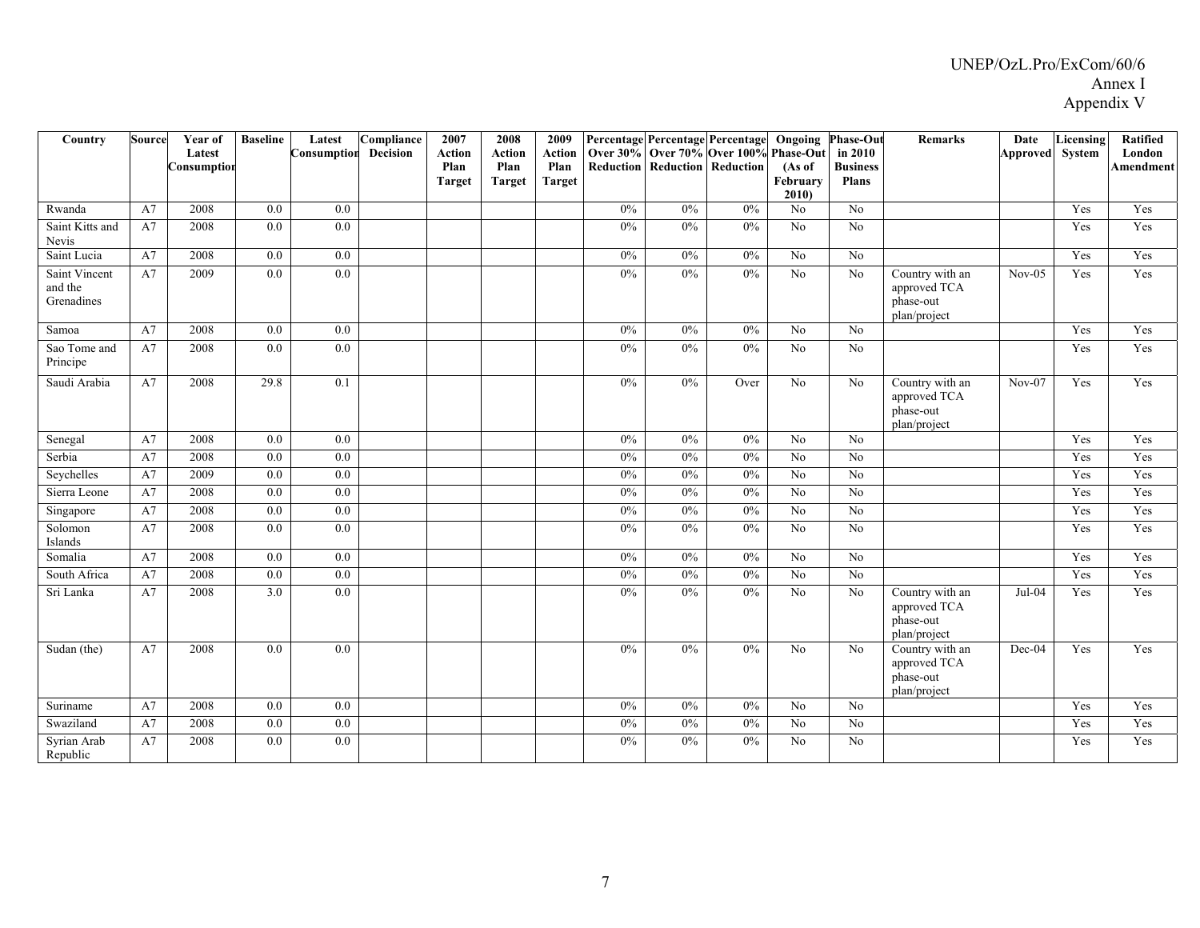| Country | Source | Year of Latest Consumption | Baseline | Latest Consumption | Compliance Decision | 2007 Action Plan Target | 2008 Action Plan Target | 2009 Action Plan Target | Percentage Over 30% Reduction | Percentage Over 70% Reduction | Percentage Over 100% Reduction | Ongoing Phase-Out (As of February 2010) | Phase-Out in 2010 Business Plans | Remarks | Date Approved | Licensing System | Ratified London Amendment |
|---|---|---|---|---|---|---|---|---|---|---|---|---|---|---|---|---|---|
| Rwanda | A7 | 2008 | 0.0 | 0.0 | | | | | 0% | 0% | 0% | No | No | | | Yes | Yes |
| Saint Kitts and Nevis | A7 | 2008 | 0.0 | 0.0 | | | | | 0% | 0% | 0% | No | No | | | Yes | Yes |
| Saint Lucia | A7 | 2008 | 0.0 | 0.0 | | | | | 0% | 0% | 0% | No | No | | | Yes | Yes |
| Saint Vincent and the Grenadines | A7 | 2009 | 0.0 | 0.0 | | | | | 0% | 0% | 0% | No | No | Country with an approved TCA phase-out plan/project | Nov-05 | Yes | Yes |
| Samoa | A7 | 2008 | 0.0 | 0.0 | | | | | 0% | 0% | 0% | No | No | | | Yes | Yes |
| Sao Tome and Principe | A7 | 2008 | 0.0 | 0.0 | | | | | 0% | 0% | 0% | No | No | | | Yes | Yes |
| Saudi Arabia | A7 | 2008 | 29.8 | 0.1 | | | | | 0% | 0% | Over | No | No | Country with an approved TCA phase-out plan/project | Nov-07 | Yes | Yes |
| Senegal | A7 | 2008 | 0.0 | 0.0 | | | | | 0% | 0% | 0% | No | No | | | Yes | Yes |
| Serbia | A7 | 2008 | 0.0 | 0.0 | | | | | 0% | 0% | 0% | No | No | | | Yes | Yes |
| Seychelles | A7 | 2009 | 0.0 | 0.0 | | | | | 0% | 0% | 0% | No | No | | | Yes | Yes |
| Sierra Leone | A7 | 2008 | 0.0 | 0.0 | | | | | 0% | 0% | 0% | No | No | | | Yes | Yes |
| Singapore | A7 | 2008 | 0.0 | 0.0 | | | | | 0% | 0% | 0% | No | No | | | Yes | Yes |
| Solomon Islands | A7 | 2008 | 0.0 | 0.0 | | | | | 0% | 0% | 0% | No | No | | | Yes | Yes |
| Somalia | A7 | 2008 | 0.0 | 0.0 | | | | | 0% | 0% | 0% | No | No | | | Yes | Yes |
| South Africa | A7 | 2008 | 0.0 | 0.0 | | | | | 0% | 0% | 0% | No | No | | | Yes | Yes |
| Sri Lanka | A7 | 2008 | 3.0 | 0.0 | | | | | 0% | 0% | 0% | No | No | Country with an approved TCA phase-out plan/project | Jul-04 | Yes | Yes |
| Sudan (the) | A7 | 2008 | 0.0 | 0.0 | | | | | 0% | 0% | 0% | No | No | Country with an approved TCA phase-out plan/project | Dec-04 | Yes | Yes |
| Suriname | A7 | 2008 | 0.0 | 0.0 | | | | | 0% | 0% | 0% | No | No | | | Yes | Yes |
| Swaziland | A7 | 2008 | 0.0 | 0.0 | | | | | 0% | 0% | 0% | No | No | | | Yes | Yes |
| Syrian Arab Republic | A7 | 2008 | 0.0 | 0.0 | | | | | 0% | 0% | 0% | No | No | | | Yes | Yes |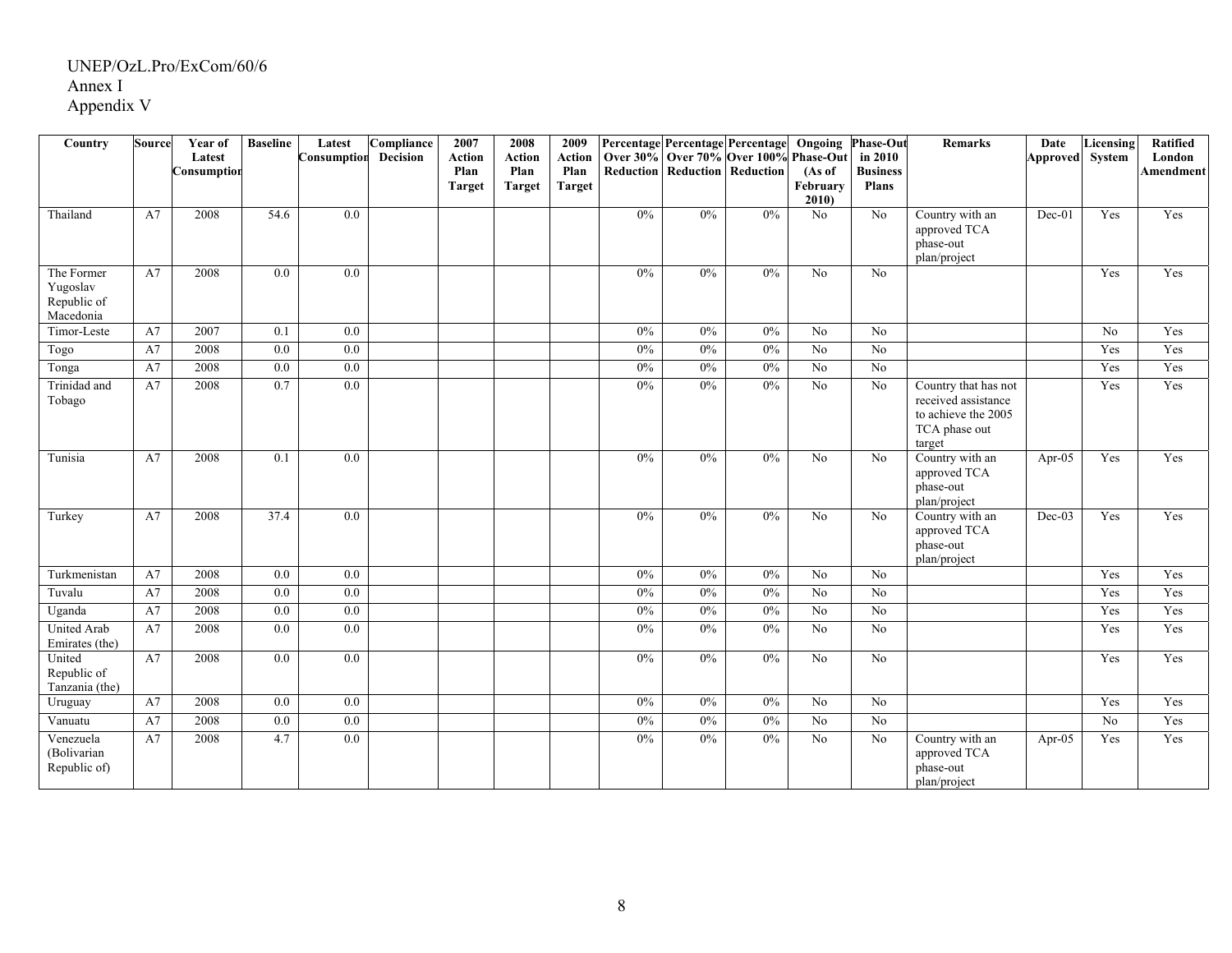UNEP/OzL.Pro/ExCom/60/6
Annex I
Appendix V

| Country | Source | Year of Latest Consumption | Baseline | Latest Consumption | Compliance Decision | 2007 Action Plan Target | 2008 Action Plan Target | 2009 Action Plan Target | Percentage Over 30% Reduction | Percentage Over 70% Reduction | Percentage Over 100% Reduction | Ongoing Phase-Out (As of February 2010) | Phase-Out in 2010 Business Plans | Remarks | Date Approved | Licensing System | Ratified London Amendment |
|---|---|---|---|---|---|---|---|---|---|---|---|---|---|---|---|---|---|
| Thailand | A7 | 2008 | 54.6 | 0.0 | | | | | 0% | 0% | 0% | No | No | Country with an approved TCA phase-out plan/project | Dec-01 | Yes | Yes |
| The Former Yugoslav Republic of Macedonia | A7 | 2008 | 0.0 | 0.0 | | | | | 0% | 0% | 0% | No | No | | | Yes | Yes |
| Timor-Leste | A7 | 2007 | 0.1 | 0.0 | | | | | 0% | 0% | 0% | No | No | | | No | Yes |
| Togo | A7 | 2008 | 0.0 | 0.0 | | | | | 0% | 0% | 0% | No | No | | | Yes | Yes |
| Tonga | A7 | 2008 | 0.0 | 0.0 | | | | | 0% | 0% | 0% | No | No | | | Yes | Yes |
| Trinidad and Tobago | A7 | 2008 | 0.7 | 0.0 | | | | | 0% | 0% | 0% | No | No | Country that has not received assistance to achieve the 2005 TCA phase out target | | Yes | Yes |
| Tunisia | A7 | 2008 | 0.1 | 0.0 | | | | | 0% | 0% | 0% | No | No | Country with an approved TCA phase-out plan/project | Apr-05 | Yes | Yes |
| Turkey | A7 | 2008 | 37.4 | 0.0 | | | | | 0% | 0% | 0% | No | No | Country with an approved TCA phase-out plan/project | Dec-03 | Yes | Yes |
| Turkmenistan | A7 | 2008 | 0.0 | 0.0 | | | | | 0% | 0% | 0% | No | No | | | Yes | Yes |
| Tuvalu | A7 | 2008 | 0.0 | 0.0 | | | | | 0% | 0% | 0% | No | No | | | Yes | Yes |
| Uganda | A7 | 2008 | 0.0 | 0.0 | | | | | 0% | 0% | 0% | No | No | | | Yes | Yes |
| United Arab Emirates (the) | A7 | 2008 | 0.0 | 0.0 | | | | | 0% | 0% | 0% | No | No | | | Yes | Yes |
| United Republic of Tanzania (the) | A7 | 2008 | 0.0 | 0.0 | | | | | 0% | 0% | 0% | No | No | | | Yes | Yes |
| Uruguay | A7 | 2008 | 0.0 | 0.0 | | | | | 0% | 0% | 0% | No | No | | | Yes | Yes |
| Vanuatu | A7 | 2008 | 0.0 | 0.0 | | | | | 0% | 0% | 0% | No | No | | | No | Yes |
| Venezuela (Bolivarian Republic of) | A7 | 2008 | 4.7 | 0.0 | | | | | 0% | 0% | 0% | No | No | Country with an approved TCA phase-out plan/project | Apr-05 | Yes | Yes |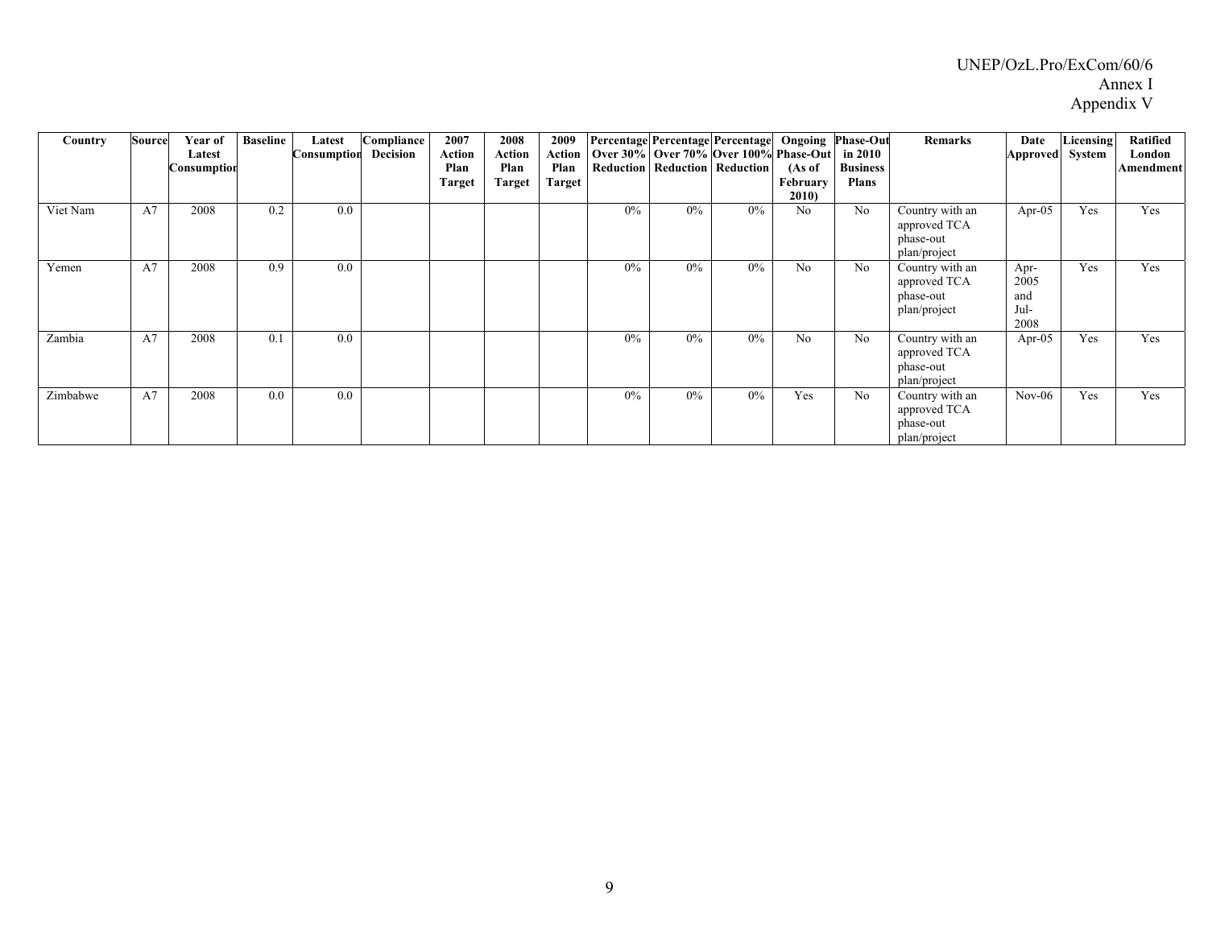| Country | Source | Year of Latest Consumption | Baseline | Latest Consumption | Compliance Decision | 2007 Action Plan Target | 2008 Action Plan Target | 2009 Action Plan Target | Percentage Over 30% Reduction | Percentage Over 70% Reduction | Percentage Over 100% Reduction | Ongoing Phase-Out (As of February 2010) | Phase-Out in 2010 Business Plans | Remarks | Date Approved | Licensing System | Ratified London Amendment |
|---|---|---|---|---|---|---|---|---|---|---|---|---|---|---|---|---|---|
| Viet Nam | A7 | 2008 | 0.2 | 0.0 | | | | | 0% | 0% | 0% | No | No | Country with an approved TCA phase-out plan/project | Apr-05 | Yes | Yes |
| Yemen | A7 | 2008 | 0.9 | 0.0 | | | | | 0% | 0% | 0% | No | No | Country with an approved TCA phase-out plan/project | Apr-2005 and Jul-2008 | Yes | Yes |
| Zambia | A7 | 2008 | 0.1 | 0.0 | | | | | 0% | 0% | 0% | No | No | Country with an approved TCA phase-out plan/project | Apr-05 | Yes | Yes |
| Zimbabwe | A7 | 2008 | 0.0 | 0.0 | | | | | 0% | 0% | 0% | Yes | No | Country with an approved TCA phase-out plan/project | Nov-06 | Yes | Yes |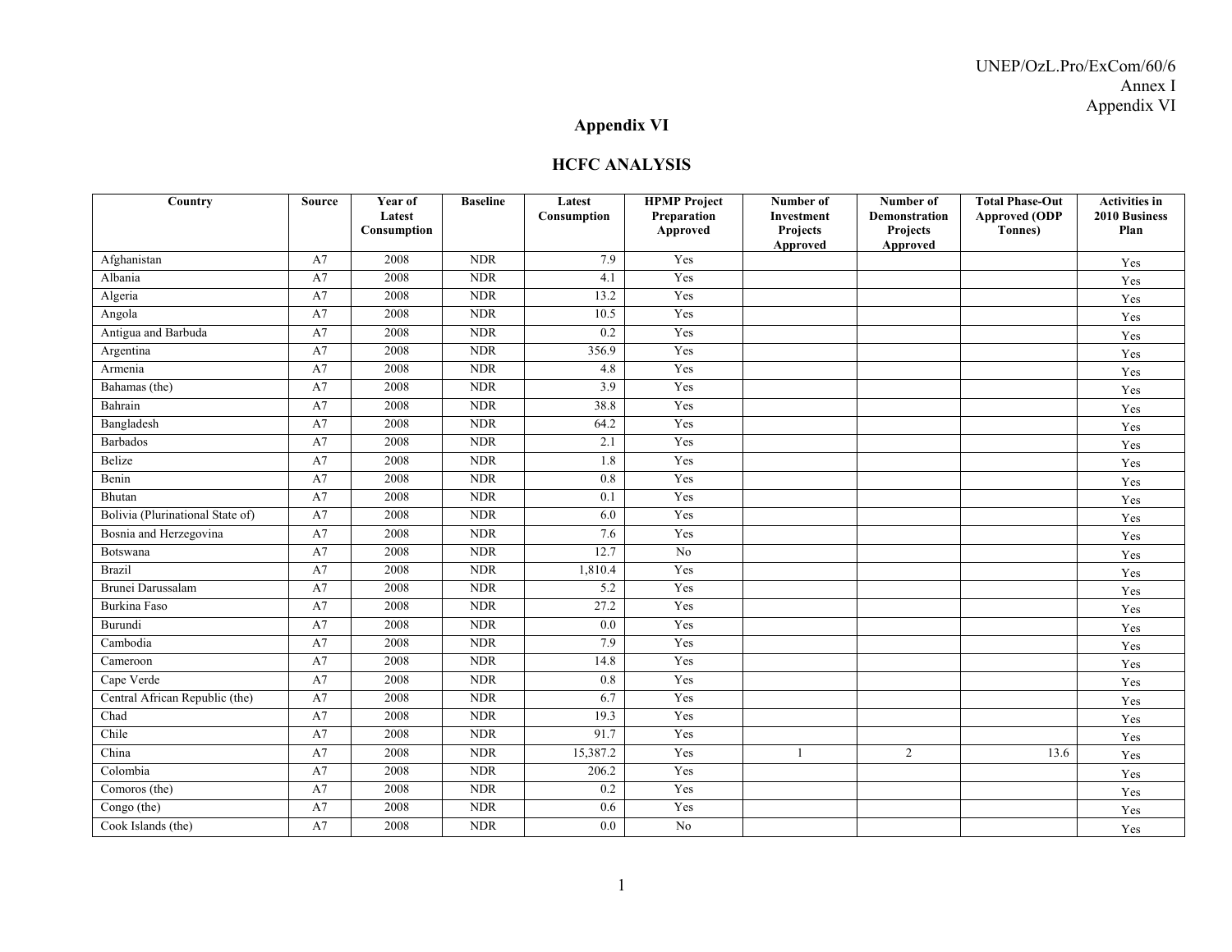UNEP/OzL.Pro/ExCom/60/6
Annex I
Appendix VI

## Appendix VI

## HCFC ANALYSIS

| Country | Source | Year of Latest Consumption | Baseline | Latest Consumption | HPMP Project Preparation Approved | Number of Investment Projects Approved | Number of Demonstration Projects Approved | Total Phase-Out Approved (ODP Tonnes) | Activities in 2010 Business Plan |
|---|---|---|---|---|---|---|---|---|---|
| Afghanistan | A7 | 2008 | NDR | 7.9 | Yes | | | | Yes |
| Albania | A7 | 2008 | NDR | 4.1 | Yes | | | | Yes |
| Algeria | A7 | 2008 | NDR | 13.2 | Yes | | | | Yes |
| Angola | A7 | 2008 | NDR | 10.5 | Yes | | | | Yes |
| Antigua and Barbuda | A7 | 2008 | NDR | 0.2 | Yes | | | | Yes |
| Argentina | A7 | 2008 | NDR | 356.9 | Yes | | | | Yes |
| Armenia | A7 | 2008 | NDR | 4.8 | Yes | | | | Yes |
| Bahamas (the) | A7 | 2008 | NDR | 3.9 | Yes | | | | Yes |
| Bahrain | A7 | 2008 | NDR | 38.8 | Yes | | | | Yes |
| Bangladesh | A7 | 2008 | NDR | 64.2 | Yes | | | | Yes |
| Barbados | A7 | 2008 | NDR | 2.1 | Yes | | | | Yes |
| Belize | A7 | 2008 | NDR | 1.8 | Yes | | | | Yes |
| Benin | A7 | 2008 | NDR | 0.8 | Yes | | | | Yes |
| Bhutan | A7 | 2008 | NDR | 0.1 | Yes | | | | Yes |
| Bolivia (Plurinational State of) | A7 | 2008 | NDR | 6.0 | Yes | | | | Yes |
| Bosnia and Herzegovina | A7 | 2008 | NDR | 7.6 | Yes | | | | Yes |
| Botswana | A7 | 2008 | NDR | 12.7 | No | | | | Yes |
| Brazil | A7 | 2008 | NDR | 1,810.4 | Yes | | | | Yes |
| Brunei Darussalam | A7 | 2008 | NDR | 5.2 | Yes | | | | Yes |
| Burkina Faso | A7 | 2008 | NDR | 27.2 | Yes | | | | Yes |
| Burundi | A7 | 2008 | NDR | 0.0 | Yes | | | | Yes |
| Cambodia | A7 | 2008 | NDR | 7.9 | Yes | | | | Yes |
| Cameroon | A7 | 2008 | NDR | 14.8 | Yes | | | | Yes |
| Cape Verde | A7 | 2008 | NDR | 0.8 | Yes | | | | Yes |
| Central African Republic (the) | A7 | 2008 | NDR | 6.7 | Yes | | | | Yes |
| Chad | A7 | 2008 | NDR | 19.3 | Yes | | | | Yes |
| Chile | A7 | 2008 | NDR | 91.7 | Yes | | | | Yes |
| China | A7 | 2008 | NDR | 15,387.2 | Yes | 1 | 2 | 13.6 | Yes |
| Colombia | A7 | 2008 | NDR | 206.2 | Yes | | | | Yes |
| Comoros (the) | A7 | 2008 | NDR | 0.2 | Yes | | | | Yes |
| Congo (the) | A7 | 2008 | NDR | 0.6 | Yes | | | | Yes |
| Cook Islands (the) | A7 | 2008 | NDR | 0.0 | No | | | | Yes |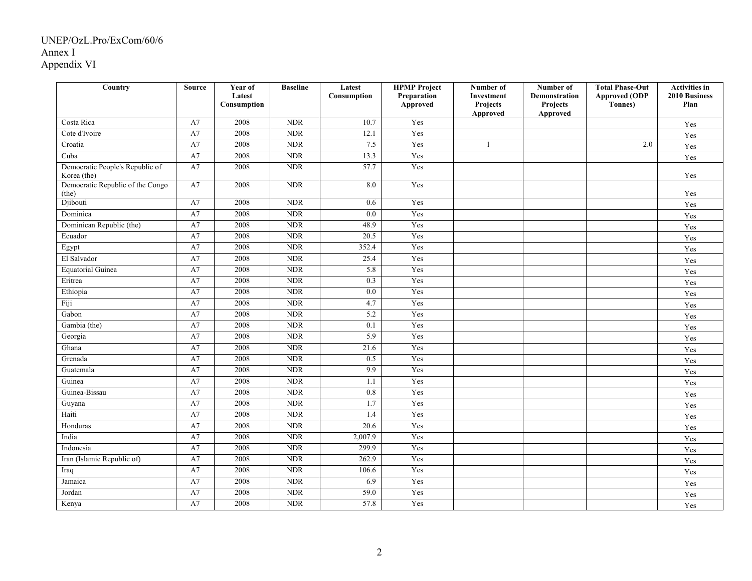UNEP/OzL.Pro/ExCom/60/6
Annex I
Appendix VI

| Country | Source | Year of Latest Consumption | Baseline | Latest Consumption | HPMP Project Preparation Approved | Number of Investment Projects Approved | Number of Demonstration Projects Approved | Total Phase-Out Approved (ODP Tonnes) | Activities in 2010 Business Plan |
|---|---|---|---|---|---|---|---|---|---|
| Costa Rica | A7 | 2008 | NDR | 10.7 | Yes | | | | Yes |
| Cote d'Ivoire | A7 | 2008 | NDR | 12.1 | Yes | | | | Yes |
| Croatia | A7 | 2008 | NDR | 7.5 | Yes | 1 | | 2.0 | Yes |
| Cuba | A7 | 2008 | NDR | 13.3 | Yes | | | | Yes |
| Democratic People's Republic of Korea (the) | A7 | 2008 | NDR | 57.7 | Yes | | | | Yes |
| Democratic Republic of the Congo (the) | A7 | 2008 | NDR | 8.0 | Yes | | | | Yes |
| Djibouti | A7 | 2008 | NDR | 0.6 | Yes | | | | Yes |
| Dominica | A7 | 2008 | NDR | 0.0 | Yes | | | | Yes |
| Dominican Republic (the) | A7 | 2008 | NDR | 48.9 | Yes | | | | Yes |
| Ecuador | A7 | 2008 | NDR | 20.5 | Yes | | | | Yes |
| Egypt | A7 | 2008 | NDR | 352.4 | Yes | | | | Yes |
| El Salvador | A7 | 2008 | NDR | 25.4 | Yes | | | | Yes |
| Equatorial Guinea | A7 | 2008 | NDR | 5.8 | Yes | | | | Yes |
| Eritrea | A7 | 2008 | NDR | 0.3 | Yes | | | | Yes |
| Ethiopia | A7 | 2008 | NDR | 0.0 | Yes | | | | Yes |
| Fiji | A7 | 2008 | NDR | 4.7 | Yes | | | | Yes |
| Gabon | A7 | 2008 | NDR | 5.2 | Yes | | | | Yes |
| Gambia (the) | A7 | 2008 | NDR | 0.1 | Yes | | | | Yes |
| Georgia | A7 | 2008 | NDR | 5.9 | Yes | | | | Yes |
| Ghana | A7 | 2008 | NDR | 21.6 | Yes | | | | Yes |
| Grenada | A7 | 2008 | NDR | 0.5 | Yes | | | | Yes |
| Guatemala | A7 | 2008 | NDR | 9.9 | Yes | | | | Yes |
| Guinea | A7 | 2008 | NDR | 1.1 | Yes | | | | Yes |
| Guinea-Bissau | A7 | 2008 | NDR | 0.8 | Yes | | | | Yes |
| Guyana | A7 | 2008 | NDR | 1.7 | Yes | | | | Yes |
| Haiti | A7 | 2008 | NDR | 1.4 | Yes | | | | Yes |
| Honduras | A7 | 2008 | NDR | 20.6 | Yes | | | | Yes |
| India | A7 | 2008 | NDR | 2,007.9 | Yes | | | | Yes |
| Indonesia | A7 | 2008 | NDR | 299.9 | Yes | | | | Yes |
| Iran (Islamic Republic of) | A7 | 2008 | NDR | 262.9 | Yes | | | | Yes |
| Iraq | A7 | 2008 | NDR | 106.6 | Yes | | | | Yes |
| Jamaica | A7 | 2008 | NDR | 6.9 | Yes | | | | Yes |
| Jordan | A7 | 2008 | NDR | 59.0 | Yes | | | | Yes |
| Kenya | A7 | 2008 | NDR | 57.8 | Yes | | | | Yes |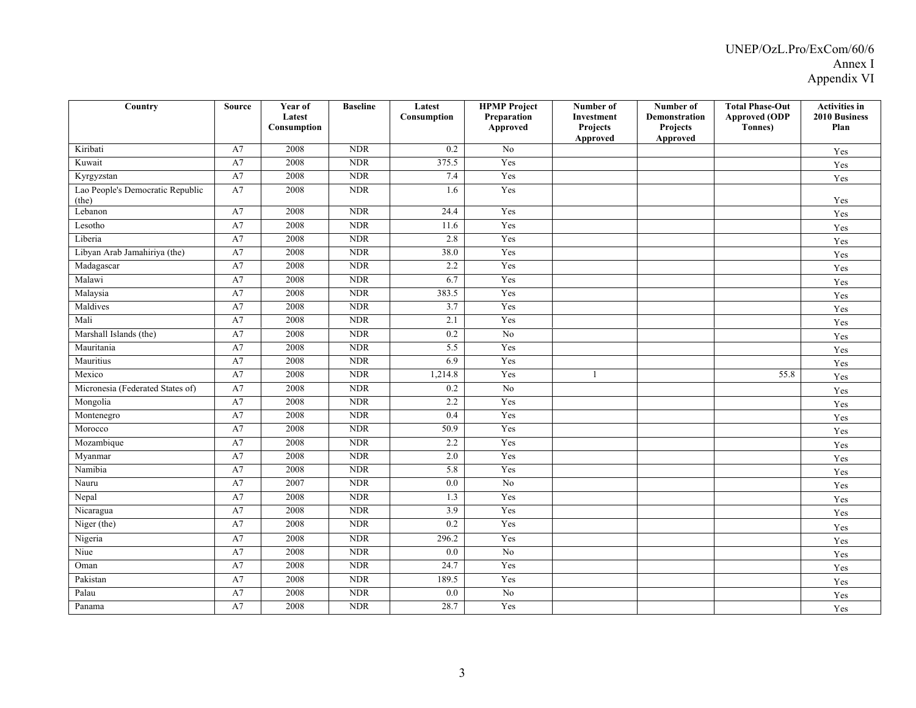| Country | Source | Year of Latest Consumption | Baseline | Latest Consumption | HPMP Project Preparation Approved | Number of Investment Projects Approved | Number of Demonstration Projects Approved | Total Phase-Out Approved (ODP Tonnes) | Activities in 2010 Business Plan |
|---|---|---|---|---|---|---|---|---|---|
| Kiribati | A7 | 2008 | NDR | 0.2 | No | | | | Yes |
| Kuwait | A7 | 2008 | NDR | 375.5 | Yes | | | | Yes |
| Kyrgyzstan | A7 | 2008 | NDR | 7.4 | Yes | | | | Yes |
| Lao People's Democratic Republic (the) | A7 | 2008 | NDR | 1.6 | Yes | | | | Yes |
| Lebanon | A7 | 2008 | NDR | 24.4 | Yes | | | | Yes |
| Lesotho | A7 | 2008 | NDR | 11.6 | Yes | | | | Yes |
| Liberia | A7 | 2008 | NDR | 2.8 | Yes | | | | Yes |
| Libyan Arab Jamahiriya (the) | A7 | 2008 | NDR | 38.0 | Yes | | | | Yes |
| Madagascar | A7 | 2008 | NDR | 2.2 | Yes | | | | Yes |
| Malawi | A7 | 2008 | NDR | 6.7 | Yes | | | | Yes |
| Malaysia | A7 | 2008 | NDR | 383.5 | Yes | | | | Yes |
| Maldives | A7 | 2008 | NDR | 3.7 | Yes | | | | Yes |
| Mali | A7 | 2008 | NDR | 2.1 | Yes | | | | Yes |
| Marshall Islands (the) | A7 | 2008 | NDR | 0.2 | No | | | | Yes |
| Mauritania | A7 | 2008 | NDR | 5.5 | Yes | | | | Yes |
| Mauritius | A7 | 2008 | NDR | 6.9 | Yes | | | | Yes |
| Mexico | A7 | 2008 | NDR | 1,214.8 | Yes | 1 | | 55.8 | Yes |
| Micronesia (Federated States of) | A7 | 2008 | NDR | 0.2 | No | | | | Yes |
| Mongolia | A7 | 2008 | NDR | 2.2 | Yes | | | | Yes |
| Montenegro | A7 | 2008 | NDR | 0.4 | Yes | | | | Yes |
| Morocco | A7 | 2008 | NDR | 50.9 | Yes | | | | Yes |
| Mozambique | A7 | 2008 | NDR | 2.2 | Yes | | | | Yes |
| Myanmar | A7 | 2008 | NDR | 2.0 | Yes | | | | Yes |
| Namibia | A7 | 2008 | NDR | 5.8 | Yes | | | | Yes |
| Nauru | A7 | 2007 | NDR | 0.0 | No | | | | Yes |
| Nepal | A7 | 2008 | NDR | 1.3 | Yes | | | | Yes |
| Nicaragua | A7 | 2008 | NDR | 3.9 | Yes | | | | Yes |
| Niger (the) | A7 | 2008 | NDR | 0.2 | Yes | | | | Yes |
| Nigeria | A7 | 2008 | NDR | 296.2 | Yes | | | | Yes |
| Niue | A7 | 2008 | NDR | 0.0 | No | | | | Yes |
| Oman | A7 | 2008 | NDR | 24.7 | Yes | | | | Yes |
| Pakistan | A7 | 2008 | NDR | 189.5 | Yes | | | | Yes |
| Palau | A7 | 2008 | NDR | 0.0 | No | | | | Yes |
| Panama | A7 | 2008 | NDR | 28.7 | Yes | | | | Yes |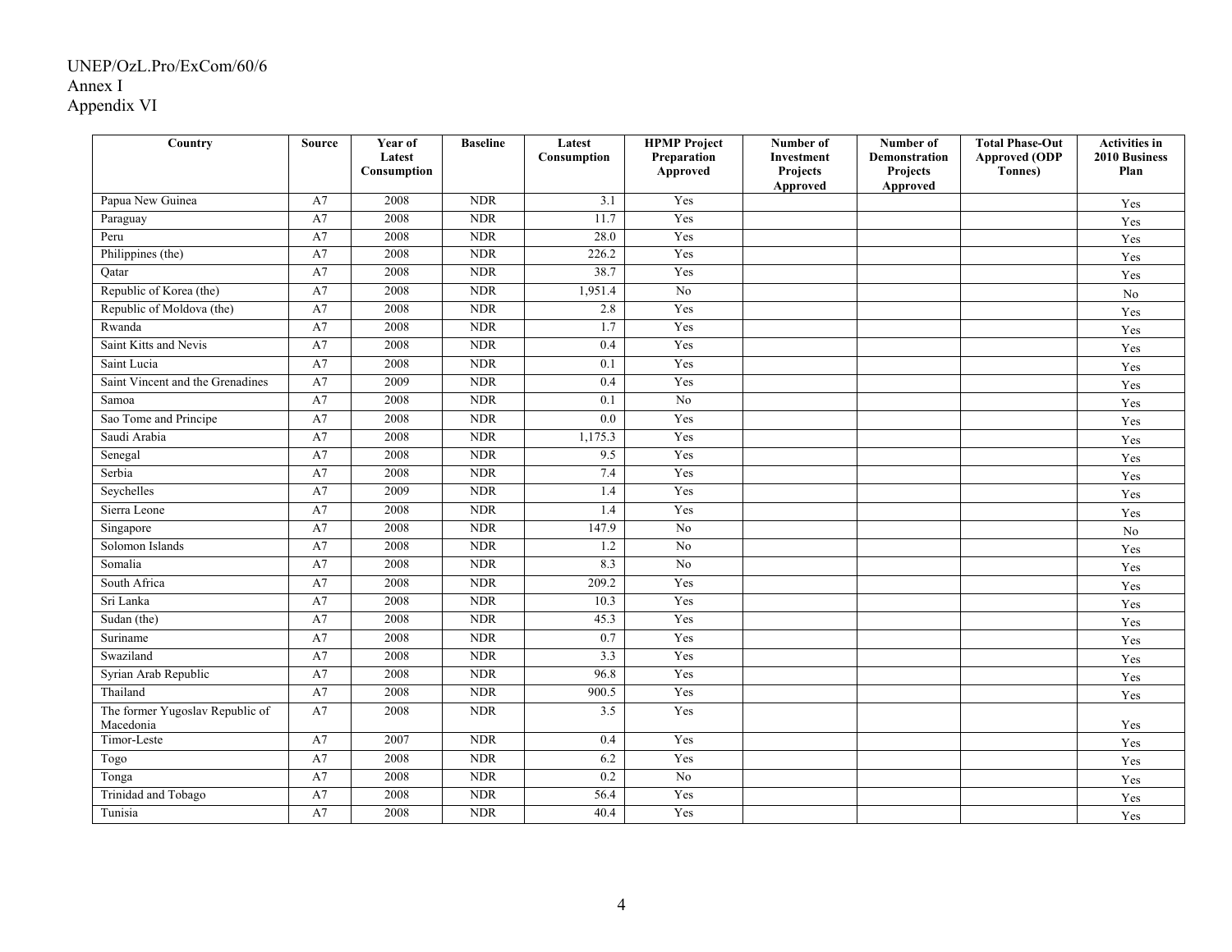| Country | Source | Year of Latest Consumption | Baseline | Latest Consumption | HPMP Project Preparation Approved | Number of Investment Projects Approved | Number of Demonstration Projects Approved | Total Phase-Out Approved (ODP Tonnes) | Activities in 2010 Business Plan |
|---|---|---|---|---|---|---|---|---|---|
| Papua New Guinea | A7 | 2008 | NDR | 3.1 | Yes | | | | Yes |
| Paraguay | A7 | 2008 | NDR | 11.7 | Yes | | | | Yes |
| Peru | A7 | 2008 | NDR | 28.0 | Yes | | | | Yes |
| Philippines (the) | A7 | 2008 | NDR | 226.2 | Yes | | | | Yes |
| Qatar | A7 | 2008 | NDR | 38.7 | Yes | | | | Yes |
| Republic of Korea (the) | A7 | 2008 | NDR | 1,951.4 | No | | | | No |
| Republic of Moldova (the) | A7 | 2008 | NDR | 2.8 | Yes | | | | Yes |
| Rwanda | A7 | 2008 | NDR | 1.7 | Yes | | | | Yes |
| Saint Kitts and Nevis | A7 | 2008 | NDR | 0.4 | Yes | | | | Yes |
| Saint Lucia | A7 | 2008 | NDR | 0.1 | Yes | | | | Yes |
| Saint Vincent and the Grenadines | A7 | 2009 | NDR | 0.4 | Yes | | | | Yes |
| Samoa | A7 | 2008 | NDR | 0.1 | No | | | | Yes |
| Sao Tome and Principe | A7 | 2008 | NDR | 0.0 | Yes | | | | Yes |
| Saudi Arabia | A7 | 2008 | NDR | 1,175.3 | Yes | | | | Yes |
| Senegal | A7 | 2008 | NDR | 9.5 | Yes | | | | Yes |
| Serbia | A7 | 2008 | NDR | 7.4 | Yes | | | | Yes |
| Seychelles | A7 | 2009 | NDR | 1.4 | Yes | | | | Yes |
| Sierra Leone | A7 | 2008 | NDR | 1.4 | Yes | | | | Yes |
| Singapore | A7 | 2008 | NDR | 147.9 | No | | | | No |
| Solomon Islands | A7 | 2008 | NDR | 1.2 | No | | | | Yes |
| Somalia | A7 | 2008 | NDR | 8.3 | No | | | | Yes |
| South Africa | A7 | 2008 | NDR | 209.2 | Yes | | | | Yes |
| Sri Lanka | A7 | 2008 | NDR | 10.3 | Yes | | | | Yes |
| Sudan (the) | A7 | 2008 | NDR | 45.3 | Yes | | | | Yes |
| Suriname | A7 | 2008 | NDR | 0.7 | Yes | | | | Yes |
| Swaziland | A7 | 2008 | NDR | 3.3 | Yes | | | | Yes |
| Syrian Arab Republic | A7 | 2008 | NDR | 96.8 | Yes | | | | Yes |
| Thailand | A7 | 2008 | NDR | 900.5 | Yes | | | | Yes |
| The former Yugoslav Republic of Macedonia | A7 | 2008 | NDR | 3.5 | Yes | | | | Yes |
| Timor-Leste | A7 | 2007 | NDR | 0.4 | Yes | | | | Yes |
| Togo | A7 | 2008 | NDR | 6.2 | Yes | | | | Yes |
| Tonga | A7 | 2008 | NDR | 0.2 | No | | | | Yes |
| Trinidad and Tobago | A7 | 2008 | NDR | 56.4 | Yes | | | | Yes |
| Tunisia | A7 | 2008 | NDR | 40.4 | Yes | | | | Yes |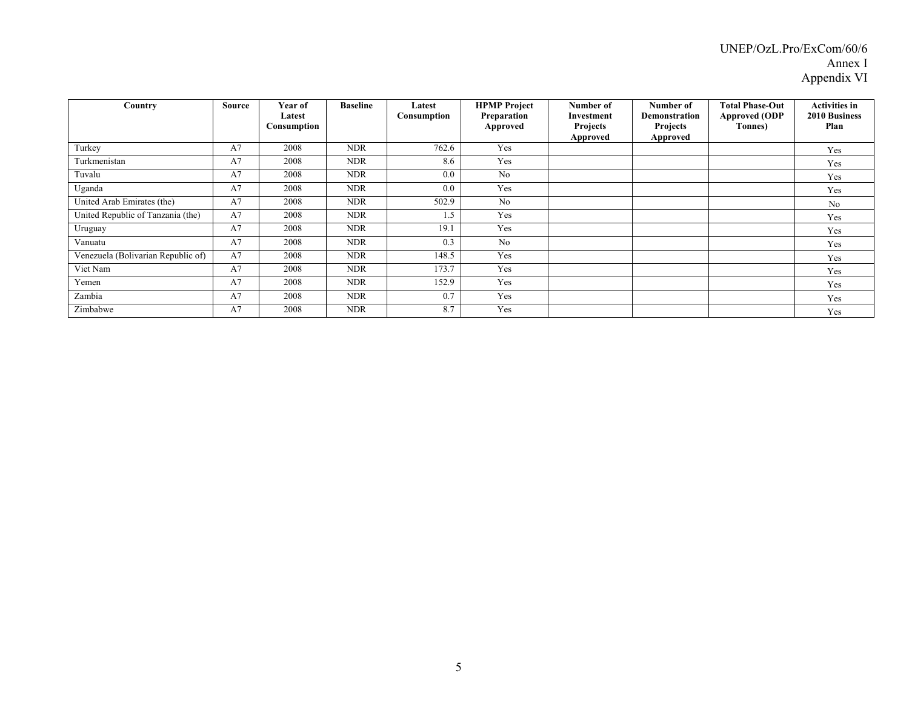| Country | Source | Year of Latest Consumption | Baseline | Latest Consumption | HPMP Project Preparation Approved | Number of Investment Projects Approved | Number of Demonstration Projects Approved | Total Phase-Out Approved (ODP Tonnes) | Activities in 2010 Business Plan |
|---|---|---|---|---|---|---|---|---|---|
| Turkey | A7 | 2008 | NDR | 762.6 | Yes | | | | Yes |
| Turkmenistan | A7 | 2008 | NDR | 8.6 | Yes | | | | Yes |
| Tuvalu | A7 | 2008 | NDR | 0.0 | No | | | | Yes |
| Uganda | A7 | 2008 | NDR | 0.0 | Yes | | | | Yes |
| United Arab Emirates (the) | A7 | 2008 | NDR | 502.9 | No | | | | No |
| United Republic of Tanzania (the) | A7 | 2008 | NDR | 1.5 | Yes | | | | Yes |
| Uruguay | A7 | 2008 | NDR | 19.1 | Yes | | | | Yes |
| Vanuatu | A7 | 2008 | NDR | 0.3 | No | | | | Yes |
| Venezuela (Bolivarian Republic of) | A7 | 2008 | NDR | 148.5 | Yes | | | | Yes |
| Viet Nam | A7 | 2008 | NDR | 173.7 | Yes | | | | Yes |
| Yemen | A7 | 2008 | NDR | 152.9 | Yes | | | | Yes |
| Zambia | A7 | 2008 | NDR | 0.7 | Yes | | | | Yes |
| Zimbabwe | A7 | 2008 | NDR | 8.7 | Yes | | | | Yes |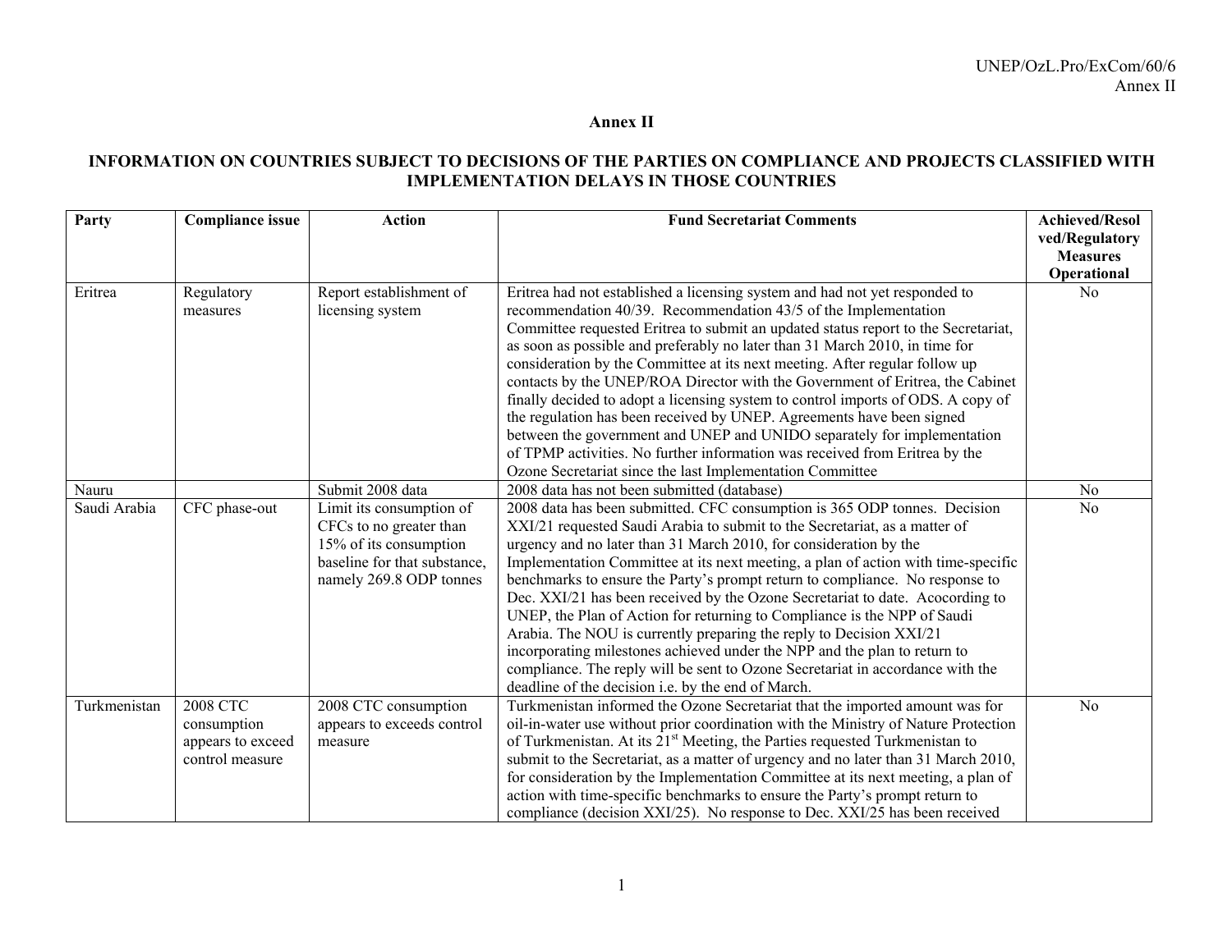# Annex II

## INFORMATION ON COUNTRIES SUBJECT TO DECISIONS OF THE PARTIES ON COMPLIANCE AND PROJECTS CLASSIFIED WITH IMPLEMENTATION DELAYS IN THOSE COUNTRIES

| Party | Compliance issue | Action | Fund Secretariat Comments | Achieved/Resolved/Regulatory Measures Operational |
|---|---|---|---|---|
| Eritrea | Regulatory measures | Report establishment of licensing system | Eritrea had not established a licensing system and had not yet responded to recommendation 40/39. Recommendation 43/5 of the Implementation Committee requested Eritrea to submit an updated status report to the Secretariat, as soon as possible and preferably no later than 31 March 2010, in time for consideration by the Committee at its next meeting. After regular follow up contacts by the UNEP/ROA Director with the Government of Eritrea, the Cabinet finally decided to adopt a licensing system to control imports of ODS. A copy of the regulation has been received by UNEP. Agreements have been signed between the government and UNEP and UNIDO separately for implementation of TPMP activities. No further information was received from Eritrea by the Ozone Secretariat since the last Implementation Committee | No |
| Nauru | | Submit 2008 data | 2008 data has not been submitted (database) | No |
| Saudi Arabia | CFC phase-out | Limit its consumption of CFCs to no greater than 15% of its consumption baseline for that substance, namely 269.8 ODP tonnes | 2008 data has been submitted. CFC consumption is 365 ODP tonnes. Decision XXI/21 requested Saudi Arabia to submit to the Secretariat, as a matter of urgency and no later than 31 March 2010, for consideration by the Implementation Committee at its next meeting, a plan of action with time-specific benchmarks to ensure the Party's prompt return to compliance. No response to Dec. XXI/21 has been received by the Ozone Secretariat to date. Acocording to UNEP, the Plan of Action for returning to Compliance is the NPP of Saudi Arabia. The NOU is currently preparing the reply to Decision XXI/21 incorporating milestones achieved under the NPP and the plan to return to compliance. The reply will be sent to Ozone Secretariat in accordance with the deadline of the decision i.e. by the end of March. | No |
| Turkmenistan | 2008 CTC consumption appears to exceed control measure | 2008 CTC consumption appears to exceeds control measure | Turkmenistan informed the Ozone Secretariat that the imported amount was for oil-in-water use without prior coordination with the Ministry of Nature Protection of Turkmenistan. At its 21st Meeting, the Parties requested Turkmenistan to submit to the Secretariat, as a matter of urgency and no later than 31 March 2010, for consideration by the Implementation Committee at its next meeting, a plan of action with time-specific benchmarks to ensure the Party's prompt return to compliance (decision XXI/25). No response to Dec. XXI/25 has been received | No |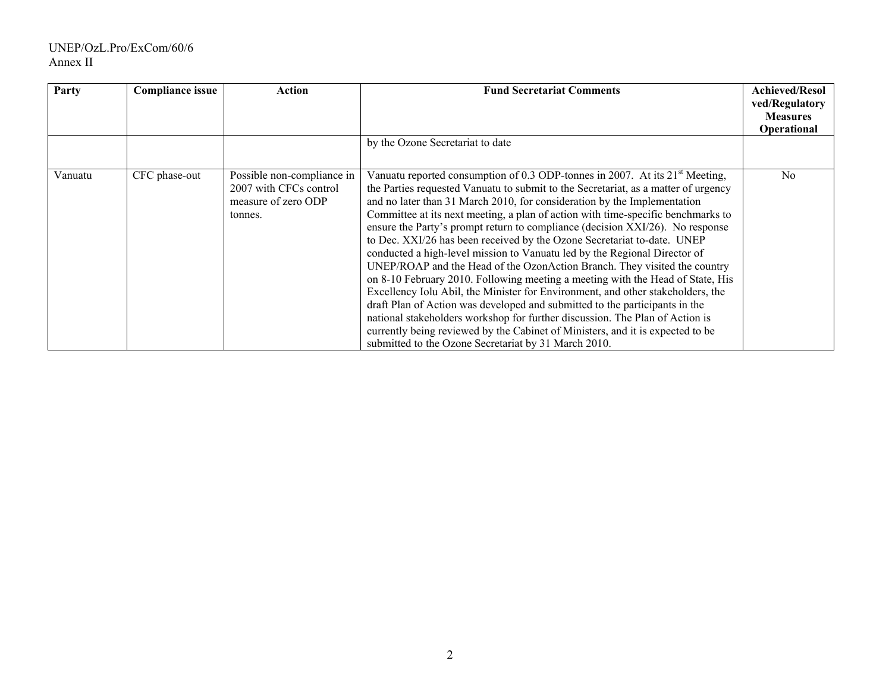| Party | Compliance issue | Action | Fund Secretariat Comments | Achieved/Resolved/Regulatory Measures Operational |
|---|---|---|---|---|
| | | | by the Ozone Secretariat to date | |
| Vanuatu | CFC phase-out | Possible non-compliance in 2007 with CFCs control measure of zero ODP tonnes. | Vanuatu reported consumption of 0.3 ODP-tonnes in 2007. At its 21st Meeting, the Parties requested Vanuatu to submit to the Secretariat, as a matter of urgency and no later than 31 March 2010, for consideration by the Implementation Committee at its next meeting, a plan of action with time-specific benchmarks to ensure the Party's prompt return to compliance (decision XXI/26). No response to Dec. XXI/26 has been received by the Ozone Secretariat to-date. UNEP conducted a high-level mission to Vanuatu led by the Regional Director of UNEP/ROAP and the Head of the OzonAction Branch. They visited the country on 8-10 February 2010. Following meeting a meeting with the Head of State, His Excellency Iolu Abil, the Minister for Environment, and other stakeholders, the draft Plan of Action was developed and submitted to the participants in the national stakeholders workshop for further discussion. The Plan of Action is currently being reviewed by the Cabinet of Ministers, and it is expected to be submitted to the Ozone Secretariat by 31 March 2010. | No |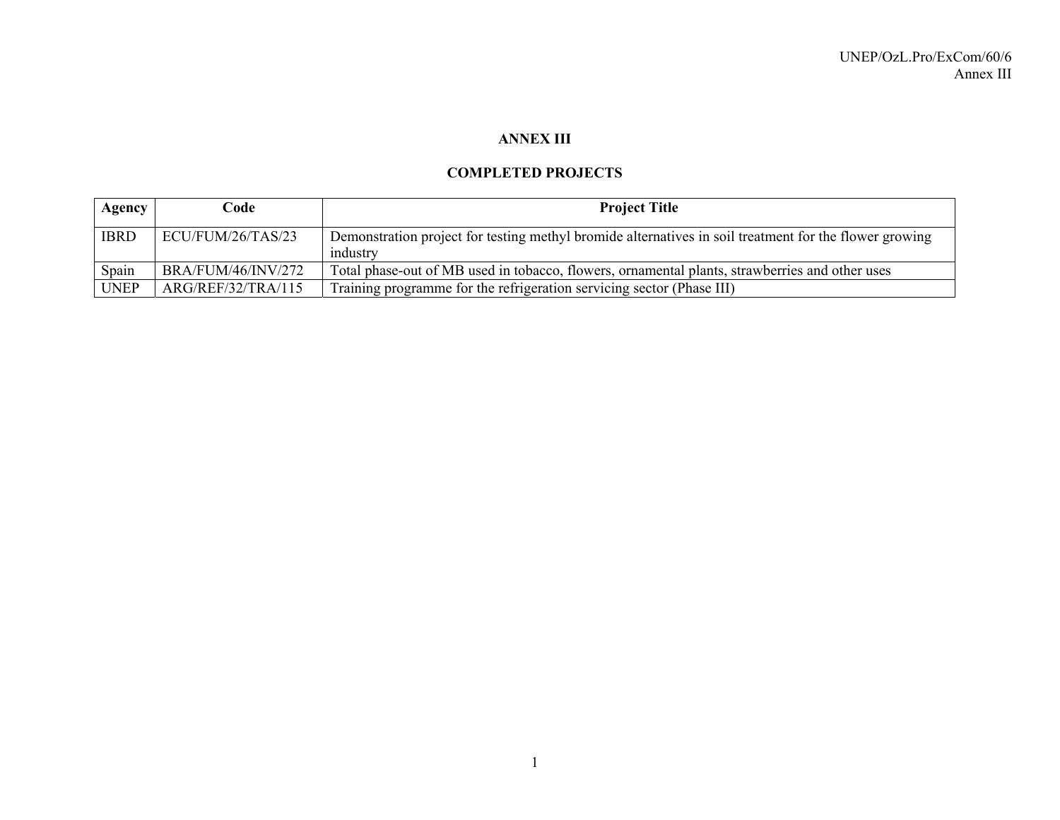# ANNEX III

## COMPLETED PROJECTS

| Agency | Code | Project Title |
|---|---|---|
| IBRD | ECU/FUM/26/TAS/23 | Demonstration project for testing methyl bromide alternatives in soil treatment for the flower growing industry |
| Spain | BRA/FUM/46/INV/272 | Total phase-out of MB used in tobacco, flowers, ornamental plants, strawberries and other uses |
| UNEP | ARG/REF/32/TRA/115 | Training programme for the refrigeration servicing sector (Phase III) |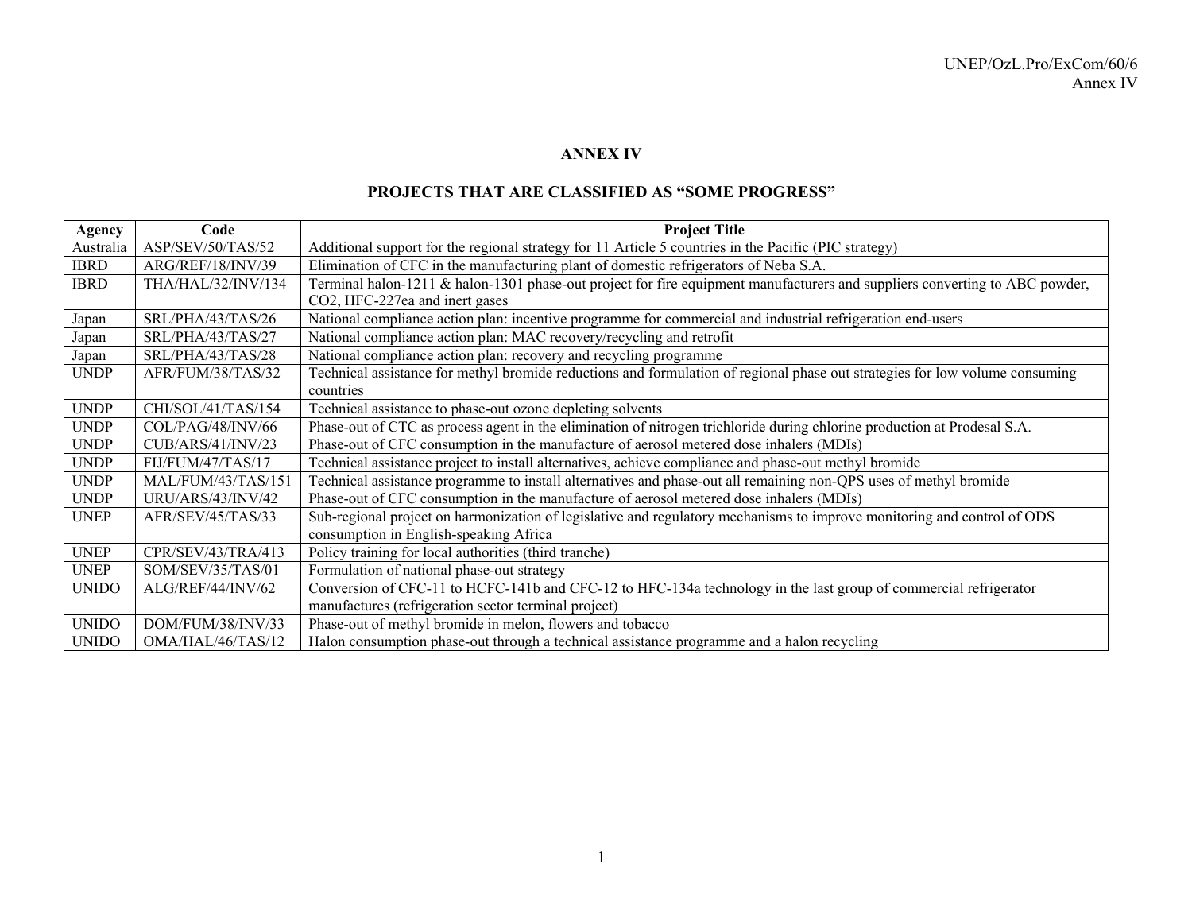# ANNEX IV

## PROJECTS THAT ARE CLASSIFIED AS "SOME PROGRESS"

| Agency | Code | Project Title |
|---|---|---|
| Australia | ASP/SEV/50/TAS/52 | Additional support for the regional strategy for 11 Article 5 countries in the Pacific (PIC strategy) |
| IBRD | ARG/REF/18/INV/39 | Elimination of CFC in the manufacturing plant of domestic refrigerators of Neba S.A. |
| IBRD | THA/HAL/32/INV/134 | Terminal halon-1211 & halon-1301 phase-out project for fire equipment manufacturers and suppliers converting to ABC powder, CO2, HFC-227ea and inert gases |
| Japan | SRL/PHA/43/TAS/26 | National compliance action plan: incentive programme for commercial and industrial refrigeration end-users |
| Japan | SRL/PHA/43/TAS/27 | National compliance action plan: MAC recovery/recycling and retrofit |
| Japan | SRL/PHA/43/TAS/28 | National compliance action plan: recovery and recycling programme |
| UNDP | AFR/FUM/38/TAS/32 | Technical assistance for methyl bromide reductions and formulation of regional phase out strategies for low volume consuming countries |
| UNDP | CHI/SOL/41/TAS/154 | Technical assistance to phase-out ozone depleting solvents |
| UNDP | COL/PAG/48/INV/66 | Phase-out of CTC as process agent in the elimination of nitrogen trichloride during chlorine production at Prodesal S.A. |
| UNDP | CUB/ARS/41/INV/23 | Phase-out of CFC consumption in the manufacture of aerosol metered dose inhalers (MDIs) |
| UNDP | FIJ/FUM/47/TAS/17 | Technical assistance project to install alternatives, achieve compliance and phase-out methyl bromide |
| UNDP | MAL/FUM/43/TAS/151 | Technical assistance programme to install alternatives and phase-out all remaining non-QPS uses of methyl bromide |
| UNDP | URU/ARS/43/INV/42 | Phase-out of CFC consumption in the manufacture of aerosol metered dose inhalers (MDIs) |
| UNEP | AFR/SEV/45/TAS/33 | Sub-regional project on harmonization of legislative and regulatory mechanisms to improve monitoring and control of ODS consumption in English-speaking Africa |
| UNEP | CPR/SEV/43/TRA/413 | Policy training for local authorities (third tranche) |
| UNEP | SOM/SEV/35/TAS/01 | Formulation of national phase-out strategy |
| UNIDO | ALG/REF/44/INV/62 | Conversion of CFC-11 to HCFC-141b and CFC-12 to HFC-134a technology in the last group of commercial refrigerator manufactures (refrigeration sector terminal project) |
| UNIDO | DOM/FUM/38/INV/33 | Phase-out of methyl bromide in melon, flowers and tobacco |
| UNIDO | OMA/HAL/46/TAS/12 | Halon consumption phase-out through a technical assistance programme and a halon recycling |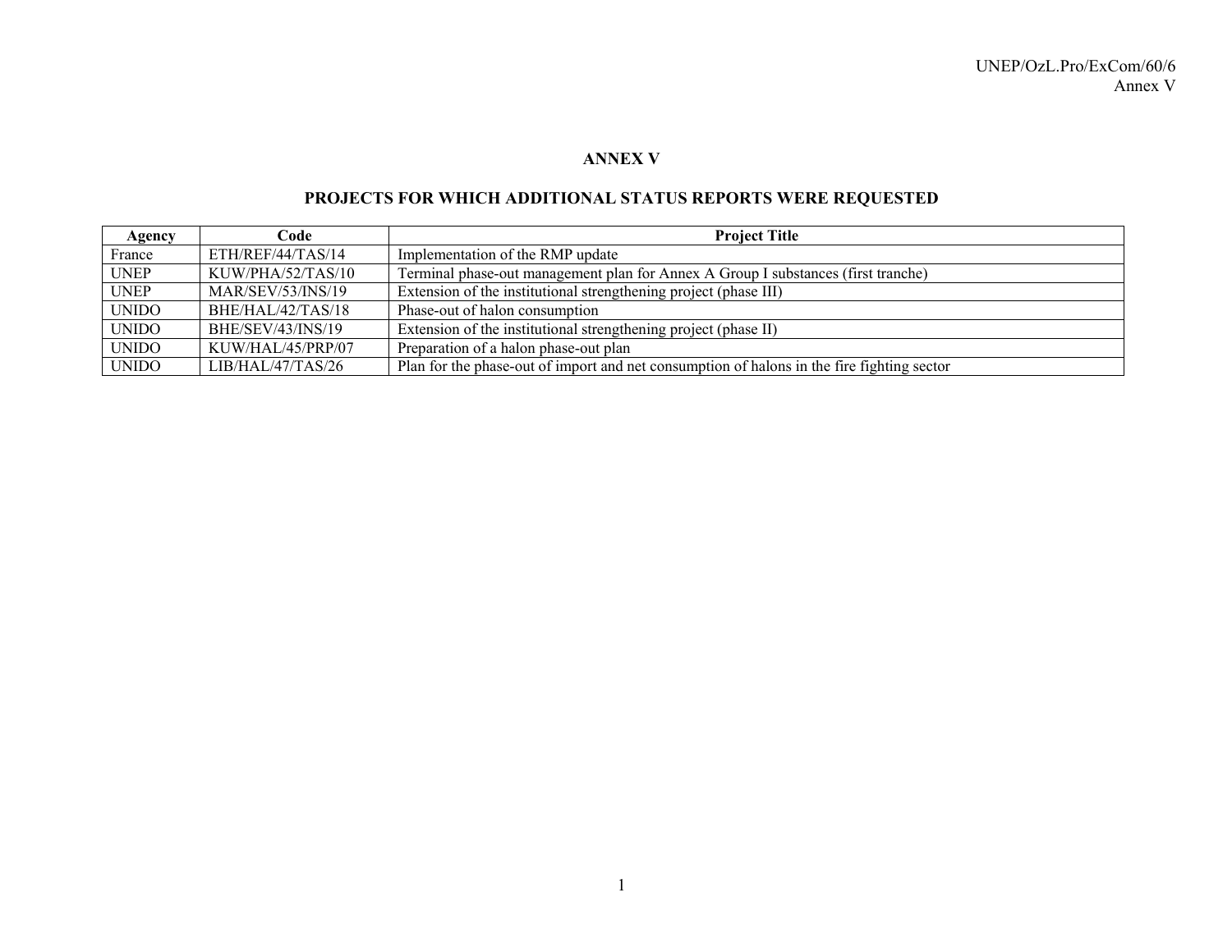# ANNEX V

## PROJECTS FOR WHICH ADDITIONAL STATUS REPORTS WERE REQUESTED

| Agency | Code | Project Title |
|---|---|---|
| France | ETH/REF/44/TAS/14 | Implementation of the RMP update |
| UNEP | KUW/PHA/52/TAS/10 | Terminal phase-out management plan for Annex A Group I substances (first tranche) |
| UNEP | MAR/SEV/53/INS/19 | Extension of the institutional strengthening project (phase III) |
| UNIDO | BHE/HAL/42/TAS/18 | Phase-out of halon consumption |
| UNIDO | BHE/SEV/43/INS/19 | Extension of the institutional strengthening project (phase II) |
| UNIDO | KUW/HAL/45/PRP/07 | Preparation of a halon phase-out plan |
| UNIDO | LIB/HAL/47/TAS/26 | Plan for the phase-out of import and net consumption of halons in the fire fighting sector |